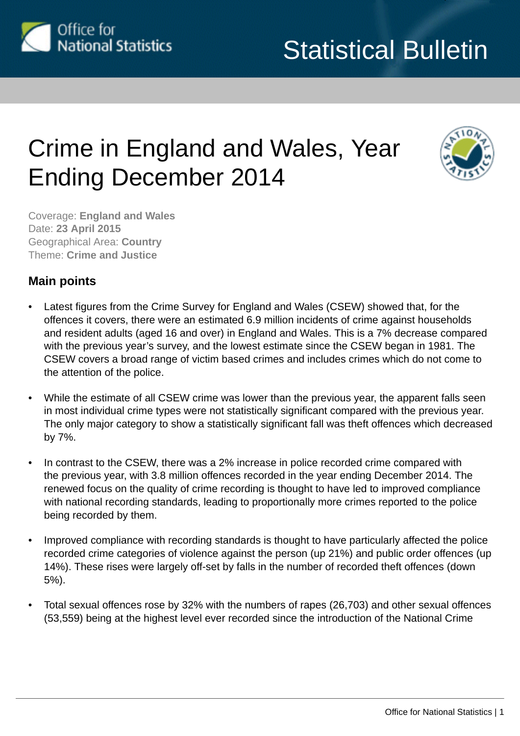Statistical Bulletin

# Crime in England and Wales, Year Ending December 2014

Coverage: **England and Wales**
Date: **23 April 2015**
Geographical Area: **Country**
Theme: **Crime and Justice**

## Main points

- Latest figures from the Crime Survey for England and Wales (CSEW) showed that, for the offences it covers, there were an estimated 6.9 million incidents of crime against households and resident adults (aged 16 and over) in England and Wales. This is a 7% decrease compared with the previous year's survey, and the lowest estimate since the CSEW began in 1981. The CSEW covers a broad range of victim based crimes and includes crimes which do not come to the attention of the police.

- While the estimate of all CSEW crime was lower than the previous year, the apparent falls seen in most individual crime types were not statistically significant compared with the previous year. The only major category to show a statistically significant fall was theft offences which decreased by 7%.

- In contrast to the CSEW, there was a 2% increase in police recorded crime compared with the previous year, with 3.8 million offences recorded in the year ending December 2014. The renewed focus on the quality of crime recording is thought to have led to improved compliance with national recording standards, leading to proportionally more crimes reported to the police being recorded by them.

- Improved compliance with recording standards is thought to have particularly affected the police recorded crime categories of violence against the person (up 21%) and public order offences (up 14%). These rises were largely off-set by falls in the number of recorded theft offences (down 5%).

- Total sexual offences rose by 32% with the numbers of rapes (26,703) and other sexual offences (53,559) being at the highest level ever recorded since the introduction of the National Crime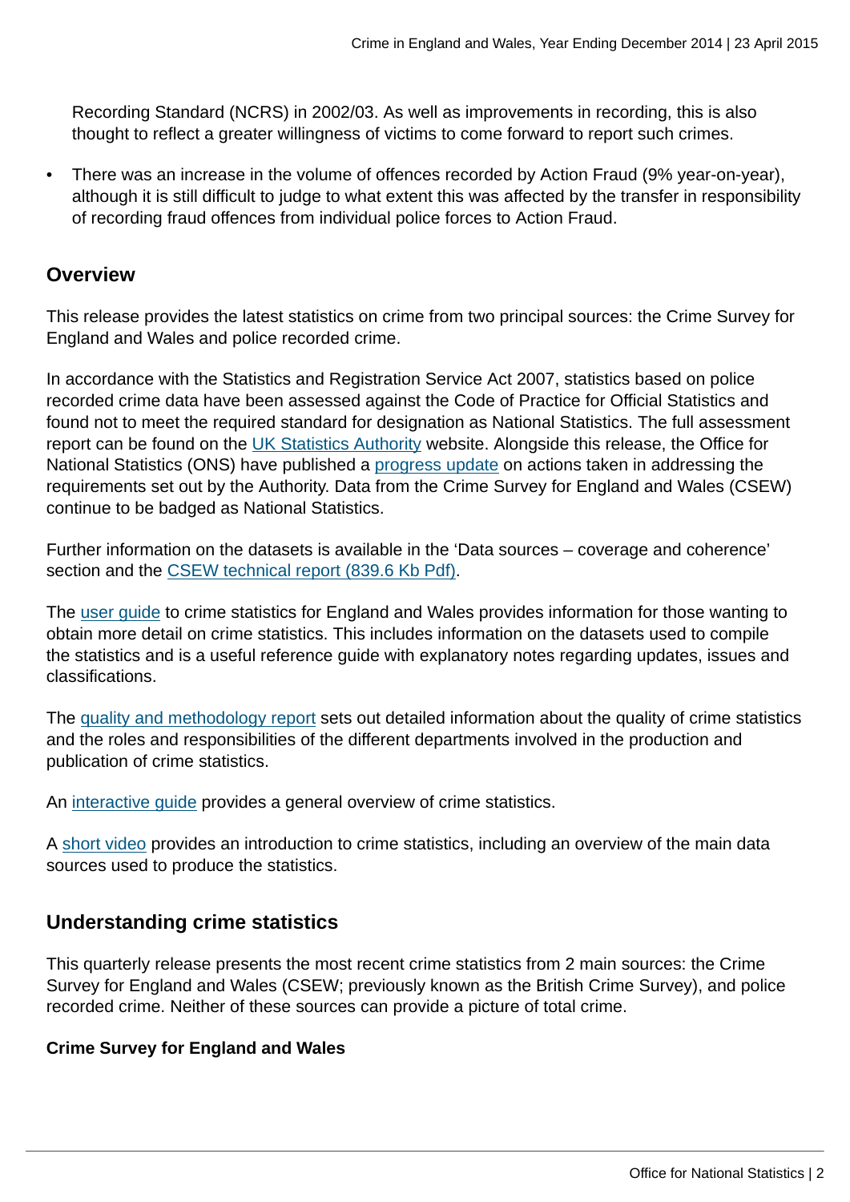Recording Standard (NCRS) in 2002/03. As well as improvements in recording, this is also thought to reflect a greater willingness of victims to come forward to report such crimes.

- There was an increase in the volume of offences recorded by Action Fraud (9% year-on-year), although it is still difficult to judge to what extent this was affected by the transfer in responsibility of recording fraud offences from individual police forces to Action Fraud.

## Overview

This release provides the latest statistics on crime from two principal sources: the Crime Survey for England and Wales and police recorded crime.

In accordance with the Statistics and Registration Service Act 2007, statistics based on police recorded crime data have been assessed against the Code of Practice for Official Statistics and found not to meet the required standard for designation as National Statistics. The full assessment report can be found on the UK Statistics Authority website. Alongside this release, the Office for National Statistics (ONS) have published a progress update on actions taken in addressing the requirements set out by the Authority. Data from the Crime Survey for England and Wales (CSEW) continue to be badged as National Statistics.

Further information on the datasets is available in the 'Data sources – coverage and coherence' section and the CSEW technical report (839.6 Kb Pdf).

The user guide to crime statistics for England and Wales provides information for those wanting to obtain more detail on crime statistics. This includes information on the datasets used to compile the statistics and is a useful reference guide with explanatory notes regarding updates, issues and classifications.

The quality and methodology report sets out detailed information about the quality of crime statistics and the roles and responsibilities of the different departments involved in the production and publication of crime statistics.

An interactive guide provides a general overview of crime statistics.

A short video provides an introduction to crime statistics, including an overview of the main data sources used to produce the statistics.

## Understanding crime statistics

This quarterly release presents the most recent crime statistics from 2 main sources: the Crime Survey for England and Wales (CSEW; previously known as the British Crime Survey), and police recorded crime. Neither of these sources can provide a picture of total crime.

**Crime Survey for England and Wales**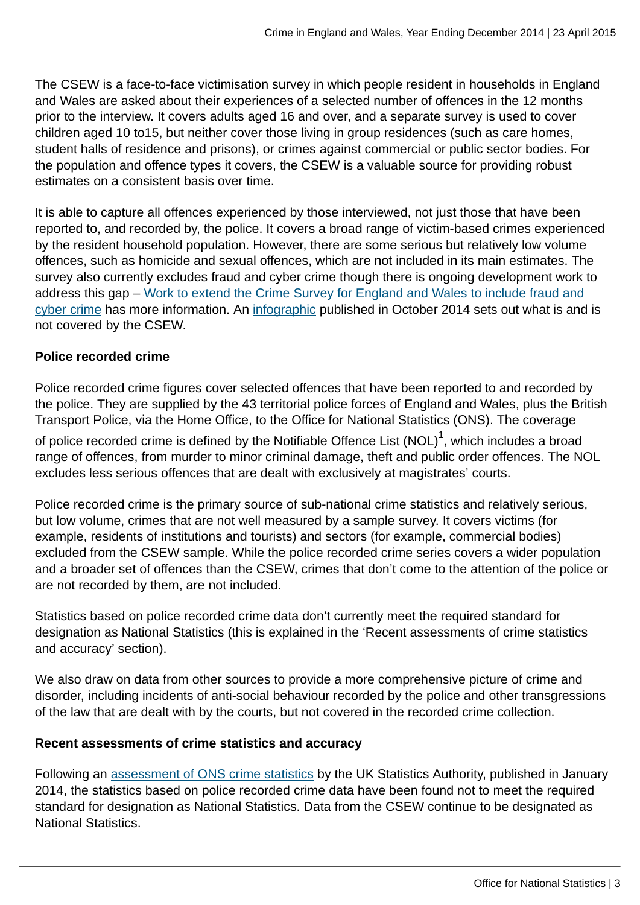The CSEW is a face-to-face victimisation survey in which people resident in households in England and Wales are asked about their experiences of a selected number of offences in the 12 months prior to the interview. It covers adults aged 16 and over, and a separate survey is used to cover children aged 10 to15, but neither cover those living in group residences (such as care homes, student halls of residence and prisons), or crimes against commercial or public sector bodies. For the population and offence types it covers, the CSEW is a valuable source for providing robust estimates on a consistent basis over time.

It is able to capture all offences experienced by those interviewed, not just those that have been reported to, and recorded by, the police. It covers a broad range of victim-based crimes experienced by the resident household population. However, there are some serious but relatively low volume offences, such as homicide and sexual offences, which are not included in its main estimates. The survey also currently excludes fraud and cyber crime though there is ongoing development work to address this gap – Work to extend the Crime Survey for England and Wales to include fraud and cyber crime has more information. An infographic published in October 2014 sets out what is and is not covered by the CSEW.

**Police recorded crime**

Police recorded crime figures cover selected offences that have been reported to and recorded by the police. They are supplied by the 43 territorial police forces of England and Wales, plus the British Transport Police, via the Home Office, to the Office for National Statistics (ONS). The coverage of police recorded crime is defined by the Notifiable Offence List (NOL)[1], which includes a broad range of offences, from murder to minor criminal damage, theft and public order offences. The NOL excludes less serious offences that are dealt with exclusively at magistrates' courts.

Police recorded crime is the primary source of sub-national crime statistics and relatively serious, but low volume, crimes that are not well measured by a sample survey. It covers victims (for example, residents of institutions and tourists) and sectors (for example, commercial bodies) excluded from the CSEW sample. While the police recorded crime series covers a wider population and a broader set of offences than the CSEW, crimes that don't come to the attention of the police or are not recorded by them, are not included.

Statistics based on police recorded crime data don't currently meet the required standard for designation as National Statistics (this is explained in the 'Recent assessments of crime statistics and accuracy' section).

We also draw on data from other sources to provide a more comprehensive picture of crime and disorder, including incidents of anti-social behaviour recorded by the police and other transgressions of the law that are dealt with by the courts, but not covered in the recorded crime collection.

**Recent assessments of crime statistics and accuracy**

Following an assessment of ONS crime statistics by the UK Statistics Authority, published in January 2014, the statistics based on police recorded crime data have been found not to meet the required standard for designation as National Statistics. Data from the CSEW continue to be designated as National Statistics.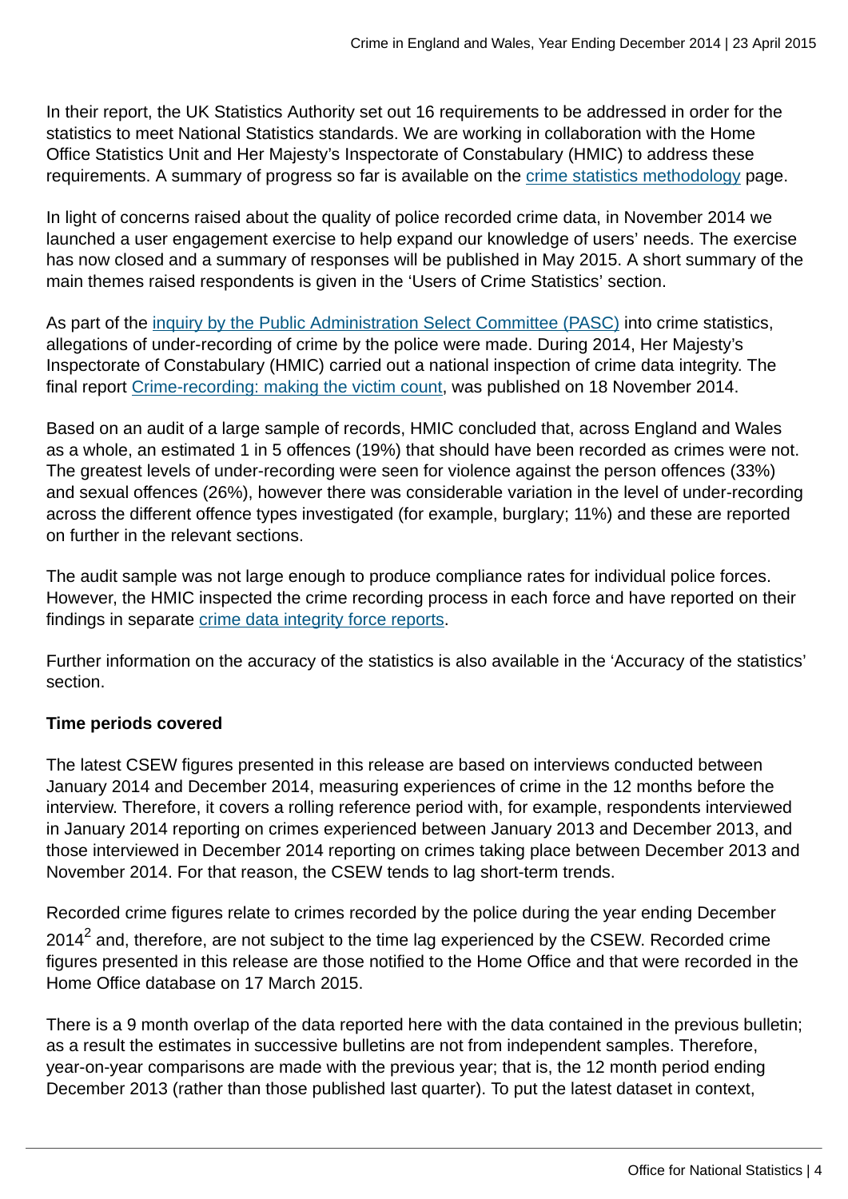In their report, the UK Statistics Authority set out 16 requirements to be addressed in order for the statistics to meet National Statistics standards. We are working in collaboration with the Home Office Statistics Unit and Her Majesty's Inspectorate of Constabulary (HMIC) to address these requirements. A summary of progress so far is available on the crime statistics methodology page.

In light of concerns raised about the quality of police recorded crime data, in November 2014 we launched a user engagement exercise to help expand our knowledge of users' needs. The exercise has now closed and a summary of responses will be published in May 2015. A short summary of the main themes raised respondents is given in the 'Users of Crime Statistics' section.

As part of the inquiry by the Public Administration Select Committee (PASC) into crime statistics, allegations of under-recording of crime by the police were made. During 2014, Her Majesty's Inspectorate of Constabulary (HMIC) carried out a national inspection of crime data integrity. The final report Crime-recording: making the victim count, was published on 18 November 2014.

Based on an audit of a large sample of records, HMIC concluded that, across England and Wales as a whole, an estimated 1 in 5 offences (19%) that should have been recorded as crimes were not. The greatest levels of under-recording were seen for violence against the person offences (33%) and sexual offences (26%), however there was considerable variation in the level of under-recording across the different offence types investigated (for example, burglary; 11%) and these are reported on further in the relevant sections.

The audit sample was not large enough to produce compliance rates for individual police forces. However, the HMIC inspected the crime recording process in each force and have reported on their findings in separate crime data integrity force reports.

Further information on the accuracy of the statistics is also available in the 'Accuracy of the statistics' section.

**Time periods covered**

The latest CSEW figures presented in this release are based on interviews conducted between January 2014 and December 2014, measuring experiences of crime in the 12 months before the interview. Therefore, it covers a rolling reference period with, for example, respondents interviewed in January 2014 reporting on crimes experienced between January 2013 and December 2013, and those interviewed in December 2014 reporting on crimes taking place between December 2013 and November 2014. For that reason, the CSEW tends to lag short-term trends.

Recorded crime figures relate to crimes recorded by the police during the year ending December 2014[2] and, therefore, are not subject to the time lag experienced by the CSEW. Recorded crime figures presented in this release are those notified to the Home Office and that were recorded in the Home Office database on 17 March 2015.

There is a 9 month overlap of the data reported here with the data contained in the previous bulletin; as a result the estimates in successive bulletins are not from independent samples. Therefore, year-on-year comparisons are made with the previous year; that is, the 12 month period ending December 2013 (rather than those published last quarter). To put the latest dataset in context,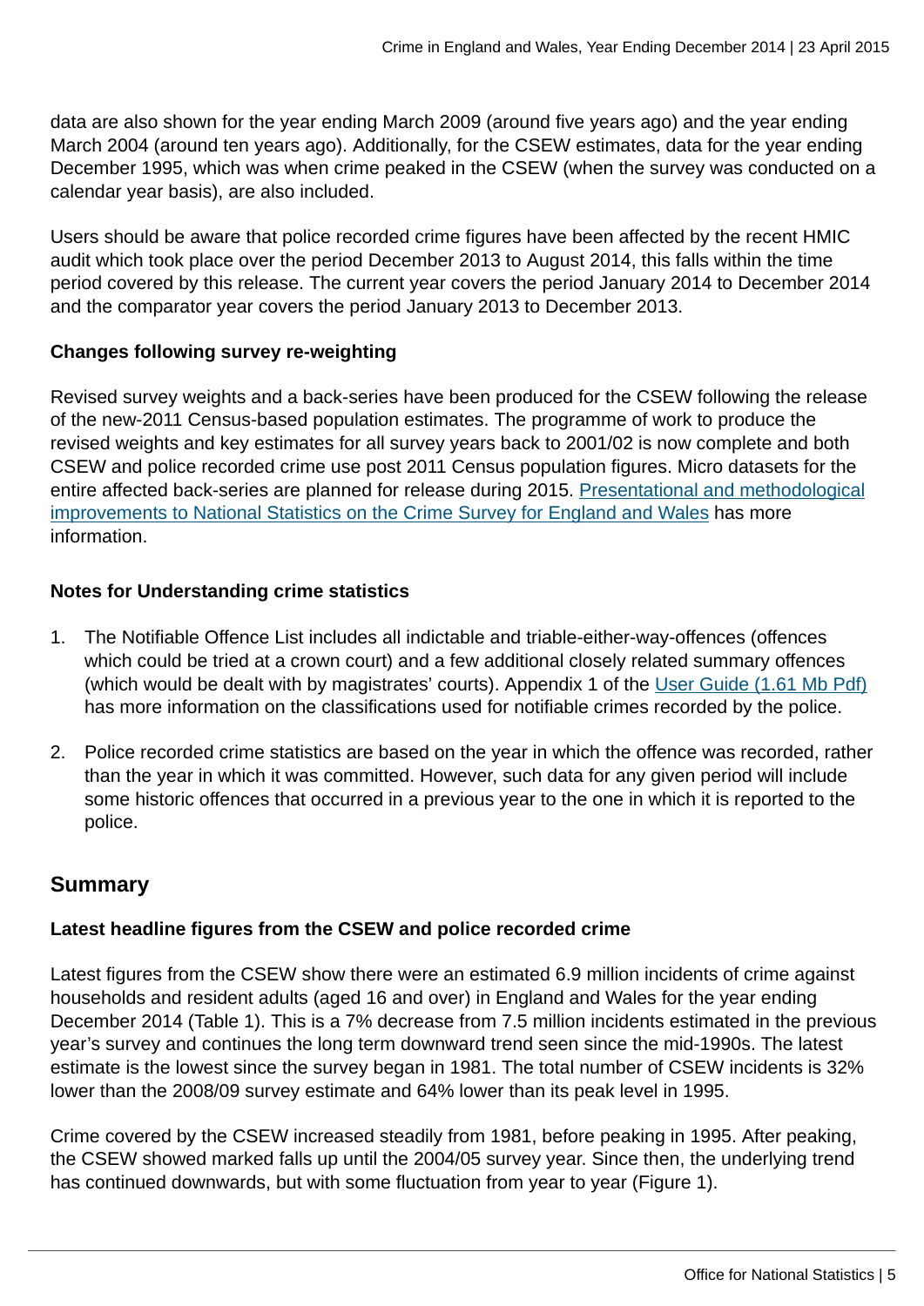data are also shown for the year ending March 2009 (around five years ago) and the year ending March 2004 (around ten years ago). Additionally, for the CSEW estimates, data for the year ending December 1995, which was when crime peaked in the CSEW (when the survey was conducted on a calendar year basis), are also included.

Users should be aware that police recorded crime figures have been affected by the recent HMIC audit which took place over the period December 2013 to August 2014, this falls within the time period covered by this release. The current year covers the period January 2014 to December 2014 and the comparator year covers the period January 2013 to December 2013.

**Changes following survey re-weighting**

Revised survey weights and a back-series have been produced for the CSEW following the release of the new-2011 Census-based population estimates. The programme of work to produce the revised weights and key estimates for all survey years back to 2001/02 is now complete and both CSEW and police recorded crime use post 2011 Census population figures. Micro datasets for the entire affected back-series are planned for release during 2015. Presentational and methodological improvements to National Statistics on the Crime Survey for England and Wales has more information.

**Notes for Understanding crime statistics**

1. The Notifiable Offence List includes all indictable and triable-either-way-offences (offences which could be tried at a crown court) and a few additional closely related summary offences (which would be dealt with by magistrates' courts). Appendix 1 of the User Guide (1.61 Mb Pdf) has more information on the classifications used for notifiable crimes recorded by the police.

2. Police recorded crime statistics are based on the year in which the offence was recorded, rather than the year in which it was committed. However, such data for any given period will include some historic offences that occurred in a previous year to the one in which it is reported to the police.

## Summary

**Latest headline figures from the CSEW and police recorded crime**

Latest figures from the CSEW show there were an estimated 6.9 million incidents of crime against households and resident adults (aged 16 and over) in England and Wales for the year ending December 2014 (Table 1). This is a 7% decrease from 7.5 million incidents estimated in the previous year's survey and continues the long term downward trend seen since the mid-1990s. The latest estimate is the lowest since the survey began in 1981. The total number of CSEW incidents is 32% lower than the 2008/09 survey estimate and 64% lower than its peak level in 1995.

Crime covered by the CSEW increased steadily from 1981, before peaking in 1995. After peaking, the CSEW showed marked falls up until the 2004/05 survey year. Since then, the underlying trend has continued downwards, but with some fluctuation from year to year (Figure 1).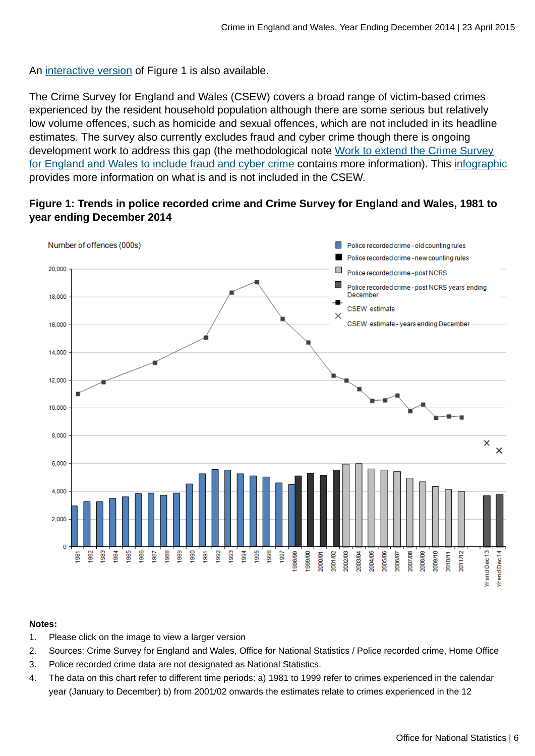An interactive version of Figure 1 is also available.

The Crime Survey for England and Wales (CSEW) covers a broad range of victim-based crimes experienced by the resident household population although there are some serious but relatively low volume offences, such as homicide and sexual offences, which are not included in its headline estimates. The survey also currently excludes fraud and cyber crime though there is ongoing development work to address this gap (the methodological note Work to extend the Crime Survey for England and Wales to include fraud and cyber crime contains more information). This infographic provides more information on what is and is not included in the CSEW.

**Figure 1: Trends in police recorded crime and Crime Survey for England and Wales, 1981 to year ending December 2014**

**Notes:**

1. Please click on the image to view a larger version
2. Sources: Crime Survey for England and Wales, Office for National Statistics / Police recorded crime, Home Office
3. Police recorded crime data are not designated as National Statistics.
4. The data on this chart refer to different time periods: a) 1981 to 1999 refer to crimes experienced in the calendar year (January to December) b) from 2001/02 onwards the estimates relate to crimes experienced in the 12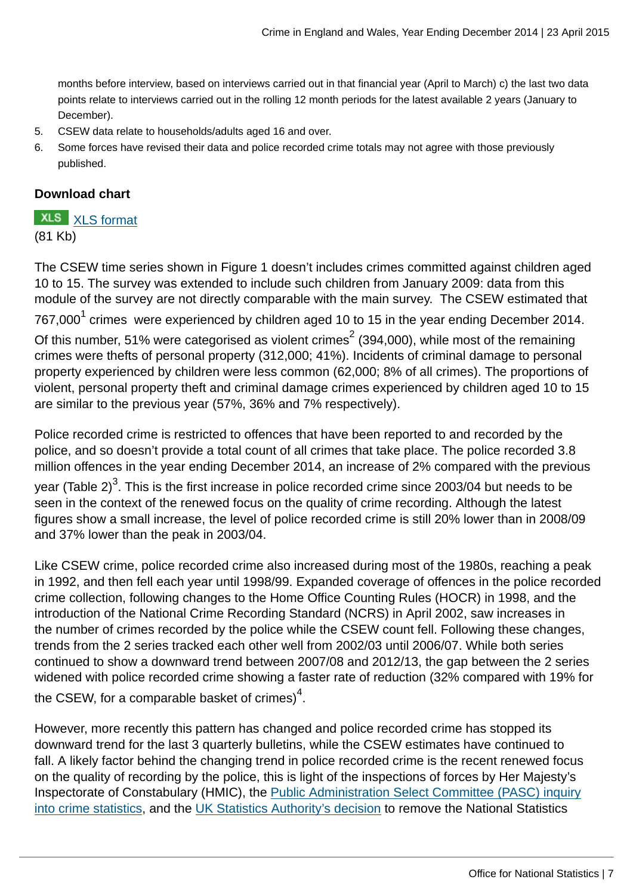months before interview, based on interviews carried out in that financial year (April to March) c) the last two data points relate to interviews carried out in the rolling 12 month periods for the latest available 2 years (January to December).

5. CSEW data relate to households/adults aged 16 and over.
6. Some forces have revised their data and police recorded crime totals may not agree with those previously published.

**Download chart**

XLS [XLS format](#)
(81 Kb)

The CSEW time series shown in Figure 1 doesn't includes crimes committed against children aged 10 to 15. The survey was extended to include such children from January 2009: data from this module of the survey are not directly comparable with the main survey. The CSEW estimated that 767,000[1] crimes were experienced by children aged 10 to 15 in the year ending December 2014. Of this number, 51% were categorised as violent crimes[2] (394,000), while most of the remaining crimes were thefts of personal property (312,000; 41%). Incidents of criminal damage to personal property experienced by children were less common (62,000; 8% of all crimes). The proportions of violent, personal property theft and criminal damage crimes experienced by children aged 10 to 15 are similar to the previous year (57%, 36% and 7% respectively).

Police recorded crime is restricted to offences that have been reported to and recorded by the police, and so doesn't provide a total count of all crimes that take place. The police recorded 3.8 million offences in the year ending December 2014, an increase of 2% compared with the previous year (Table 2)[3]. This is the first increase in police recorded crime since 2003/04 but needs to be seen in the context of the renewed focus on the quality of crime recording. Although the latest figures show a small increase, the level of police recorded crime is still 20% lower than in 2008/09 and 37% lower than the peak in 2003/04.

Like CSEW crime, police recorded crime also increased during most of the 1980s, reaching a peak in 1992, and then fell each year until 1998/99. Expanded coverage of offences in the police recorded crime collection, following changes to the Home Office Counting Rules (HOCR) in 1998, and the introduction of the National Crime Recording Standard (NCRS) in April 2002, saw increases in the number of crimes recorded by the police while the CSEW count fell. Following these changes, trends from the 2 series tracked each other well from 2002/03 until 2006/07. While both series continued to show a downward trend between 2007/08 and 2012/13, the gap between the 2 series widened with police recorded crime showing a faster rate of reduction (32% compared with 19% for the CSEW, for a comparable basket of crimes)[4].

However, more recently this pattern has changed and police recorded crime has stopped its downward trend for the last 3 quarterly bulletins, while the CSEW estimates have continued to fall. A likely factor behind the changing trend in police recorded crime is the recent renewed focus on the quality of recording by the police, this is light of the inspections of forces by Her Majesty's Inspectorate of Constabulary (HMIC), the [Public Administration Select Committee (PASC) inquiry into crime statistics](#), and the [UK Statistics Authority's decision](#) to remove the National Statistics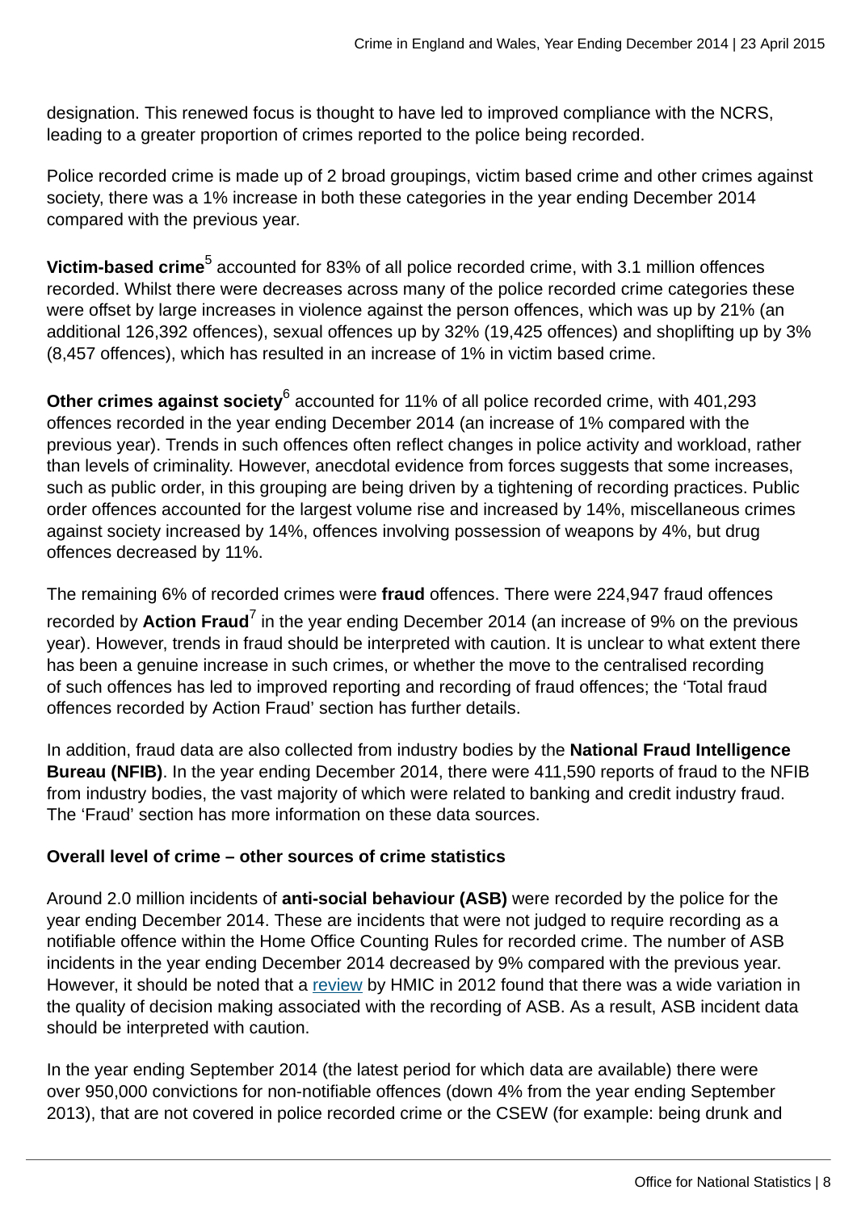designation. This renewed focus is thought to have led to improved compliance with the NCRS, leading to a greater proportion of crimes reported to the police being recorded.

Police recorded crime is made up of 2 broad groupings, victim based crime and other crimes against society, there was a 1% increase in both these categories in the year ending December 2014 compared with the previous year.

**Victim-based crime**[5] accounted for 83% of all police recorded crime, with 3.1 million offences recorded. Whilst there were decreases across many of the police recorded crime categories these were offset by large increases in violence against the person offences, which was up by 21% (an additional 126,392 offences), sexual offences up by 32% (19,425 offences) and shoplifting up by 3% (8,457 offences), which has resulted in an increase of 1% in victim based crime.

**Other crimes against society**[6] accounted for 11% of all police recorded crime, with 401,293 offences recorded in the year ending December 2014 (an increase of 1% compared with the previous year). Trends in such offences often reflect changes in police activity and workload, rather than levels of criminality. However, anecdotal evidence from forces suggests that some increases, such as public order, in this grouping are being driven by a tightening of recording practices. Public order offences accounted for the largest volume rise and increased by 14%, miscellaneous crimes against society increased by 14%, offences involving possession of weapons by 4%, but drug offences decreased by 11%.

The remaining 6% of recorded crimes were **fraud** offences. There were 224,947 fraud offences recorded by **Action Fraud**[7] in the year ending December 2014 (an increase of 9% on the previous year). However, trends in fraud should be interpreted with caution. It is unclear to what extent there has been a genuine increase in such crimes, or whether the move to the centralised recording of such offences has led to improved reporting and recording of fraud offences; the 'Total fraud offences recorded by Action Fraud' section has further details.

In addition, fraud data are also collected from industry bodies by the **National Fraud Intelligence Bureau (NFIB)**. In the year ending December 2014, there were 411,590 reports of fraud to the NFIB from industry bodies, the vast majority of which were related to banking and credit industry fraud. The 'Fraud' section has more information on these data sources.

**Overall level of crime – other sources of crime statistics**

Around 2.0 million incidents of **anti-social behaviour (ASB)** were recorded by the police for the year ending December 2014. These are incidents that were not judged to require recording as a notifiable offence within the Home Office Counting Rules for recorded crime. The number of ASB incidents in the year ending December 2014 decreased by 9% compared with the previous year. However, it should be noted that a review by HMIC in 2012 found that there was a wide variation in the quality of decision making associated with the recording of ASB. As a result, ASB incident data should be interpreted with caution.

In the year ending September 2014 (the latest period for which data are available) there were over 950,000 convictions for non-notifiable offences (down 4% from the year ending September 2013), that are not covered in police recorded crime or the CSEW (for example: being drunk and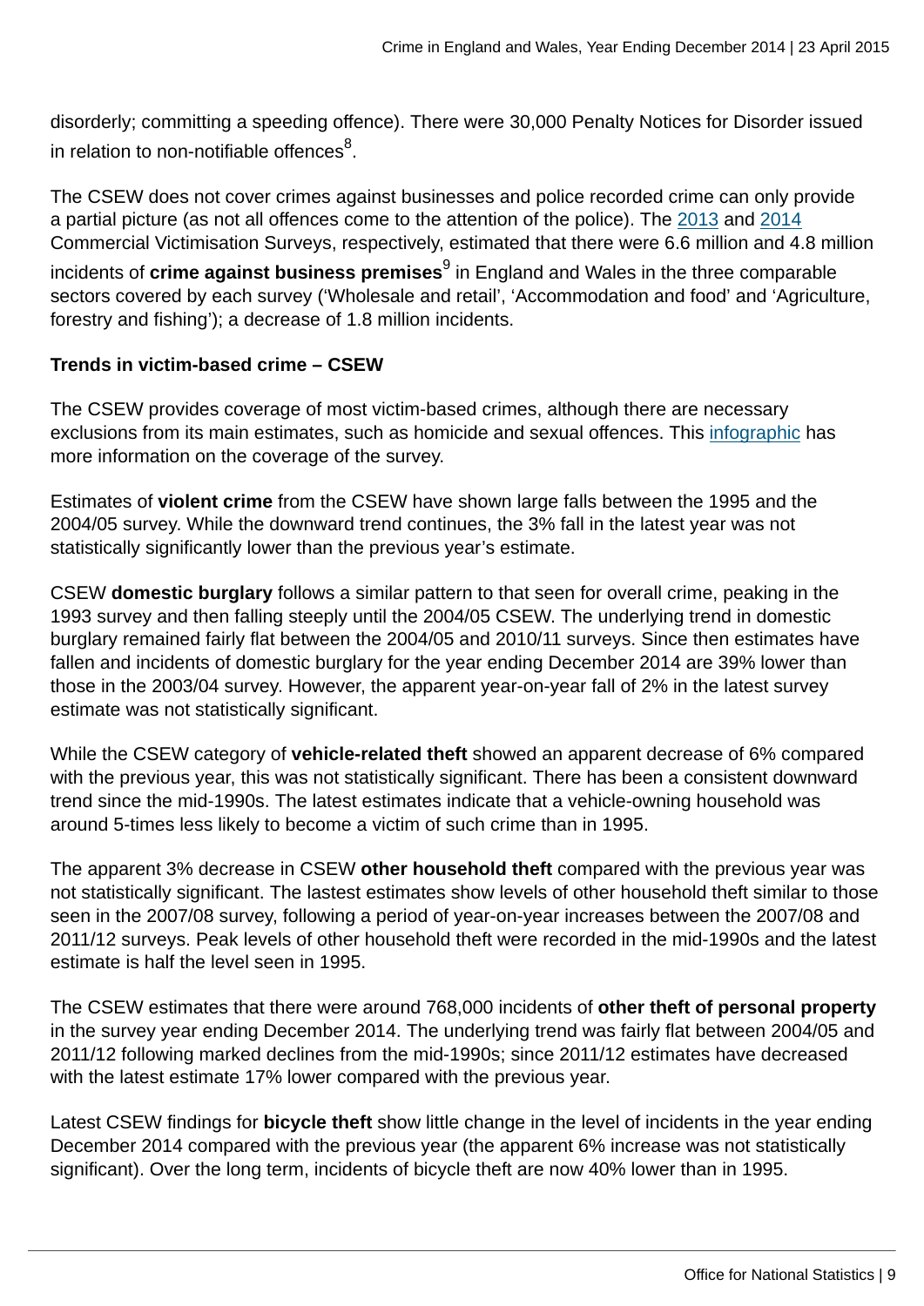disorderly; committing a speeding offence). There were 30,000 Penalty Notices for Disorder issued in relation to non-notifiable offences[8].

The CSEW does not cover crimes against businesses and police recorded crime can only provide a partial picture (as not all offences come to the attention of the police). The 2013 and 2014 Commercial Victimisation Surveys, respectively, estimated that there were 6.6 million and 4.8 million incidents of **crime against business premises**[9] in England and Wales in the three comparable sectors covered by each survey ('Wholesale and retail', 'Accommodation and food' and 'Agriculture, forestry and fishing'); a decrease of 1.8 million incidents.

**Trends in victim-based crime – CSEW**

The CSEW provides coverage of most victim-based crimes, although there are necessary exclusions from its main estimates, such as homicide and sexual offences. This infographic has more information on the coverage of the survey.

Estimates of **violent crime** from the CSEW have shown large falls between the 1995 and the 2004/05 survey. While the downward trend continues, the 3% fall in the latest year was not statistically significantly lower than the previous year's estimate.

CSEW **domestic burglary** follows a similar pattern to that seen for overall crime, peaking in the 1993 survey and then falling steeply until the 2004/05 CSEW. The underlying trend in domestic burglary remained fairly flat between the 2004/05 and 2010/11 surveys. Since then estimates have fallen and incidents of domestic burglary for the year ending December 2014 are 39% lower than those in the 2003/04 survey. However, the apparent year-on-year fall of 2% in the latest survey estimate was not statistically significant.

While the CSEW category of **vehicle-related theft** showed an apparent decrease of 6% compared with the previous year, this was not statistically significant. There has been a consistent downward trend since the mid-1990s. The latest estimates indicate that a vehicle-owning household was around 5-times less likely to become a victim of such crime than in 1995.

The apparent 3% decrease in CSEW **other household theft** compared with the previous year was not statistically significant. The lastest estimates show levels of other household theft similar to those seen in the 2007/08 survey, following a period of year-on-year increases between the 2007/08 and 2011/12 surveys. Peak levels of other household theft were recorded in the mid-1990s and the latest estimate is half the level seen in 1995.

The CSEW estimates that there were around 768,000 incidents of **other theft of personal property** in the survey year ending December 2014. The underlying trend was fairly flat between 2004/05 and 2011/12 following marked declines from the mid-1990s; since 2011/12 estimates have decreased with the latest estimate 17% lower compared with the previous year.

Latest CSEW findings for **bicycle theft** show little change in the level of incidents in the year ending December 2014 compared with the previous year (the apparent 6% increase was not statistically significant). Over the long term, incidents of bicycle theft are now 40% lower than in 1995.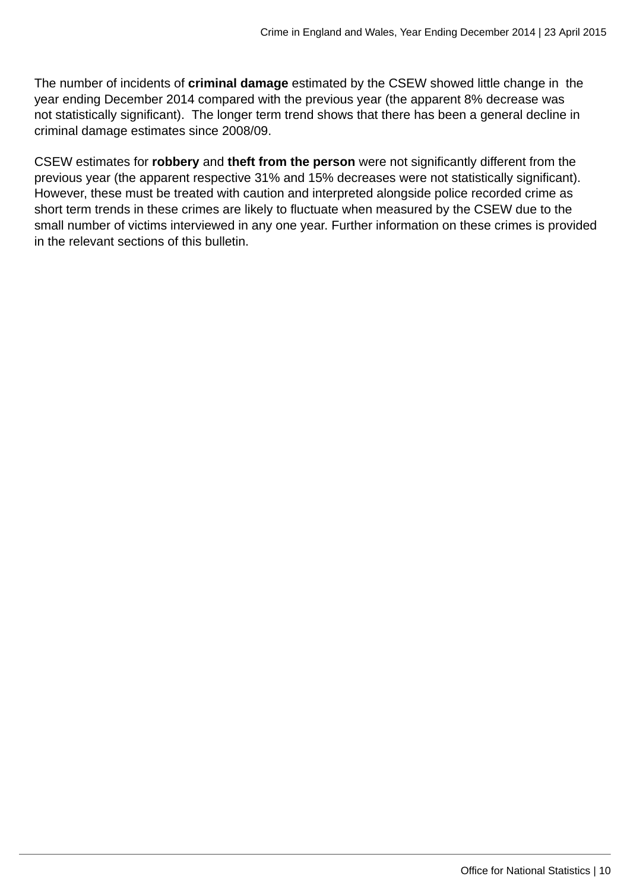The number of incidents of **criminal damage** estimated by the CSEW showed little change in the year ending December 2014 compared with the previous year (the apparent 8% decrease was not statistically significant). The longer term trend shows that there has been a general decline in criminal damage estimates since 2008/09.

CSEW estimates for **robbery** and **theft from the person** were not significantly different from the previous year (the apparent respective 31% and 15% decreases were not statistically significant). However, these must be treated with caution and interpreted alongside police recorded crime as short term trends in these crimes are likely to fluctuate when measured by the CSEW due to the small number of victims interviewed in any one year. Further information on these crimes is provided in the relevant sections of this bulletin.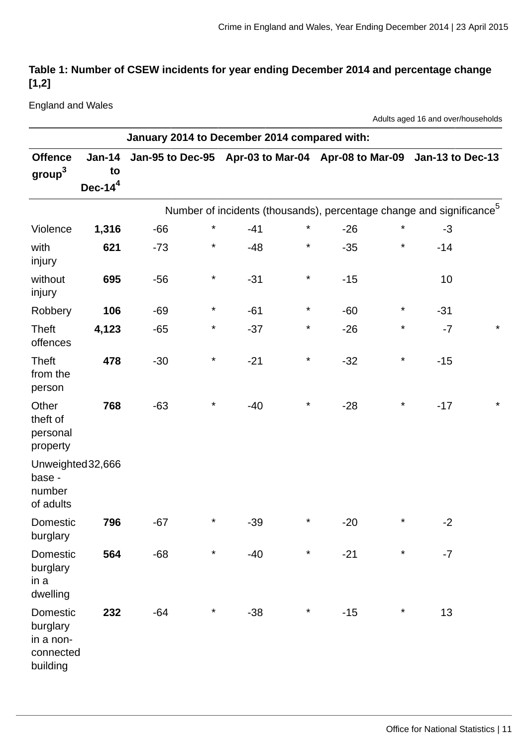**Table 1: Number of CSEW incidents for year ending December 2014 and percentage change [1,2]**

England and Wales

Adults aged 16 and over/households

| | | January 2014 to December 2014 compared with: | | | | | | | |
|---|---|---|---|---|---|---|---|---|---|
| Offence group[3] | Jan-14 to Dec-14[4] | Jan-95 to Dec-95 | | Apr-03 to Mar-04 | | Apr-08 to Mar-09 | | Jan-13 to Dec-13 | |
| | Number of incidents (thousands), percentage change and significance[5] | | | | | | | | |
| Violence | **1,316** | -66 | * | -41 | * | -26 | * | -3 | |
| with injury | **621** | -73 | * | -48 | * | -35 | * | -14 | |
| without injury | **695** | -56 | * | -31 | * | -15 | | 10 | |
| Robbery | **106** | -69 | * | -61 | * | -60 | * | -31 | |
| Theft offences | **4,123** | -65 | * | -37 | * | -26 | * | -7 | * |
| Theft from the person | **478** | -30 | * | -21 | * | -32 | * | -15 | |
| Other theft of personal property | **768** | -63 | * | -40 | * | -28 | * | -17 | * |
| Unweighted base - number of adults | 32,666 | | | | | | | | |
| Domestic burglary | **796** | -67 | * | -39 | * | -20 | * | -2 | |
| Domestic burglary in a dwelling | **564** | -68 | * | -40 | * | -21 | * | -7 | |
| Domestic burglary in a non-connected building | **232** | -64 | * | -38 | * | -15 | * | 13 | |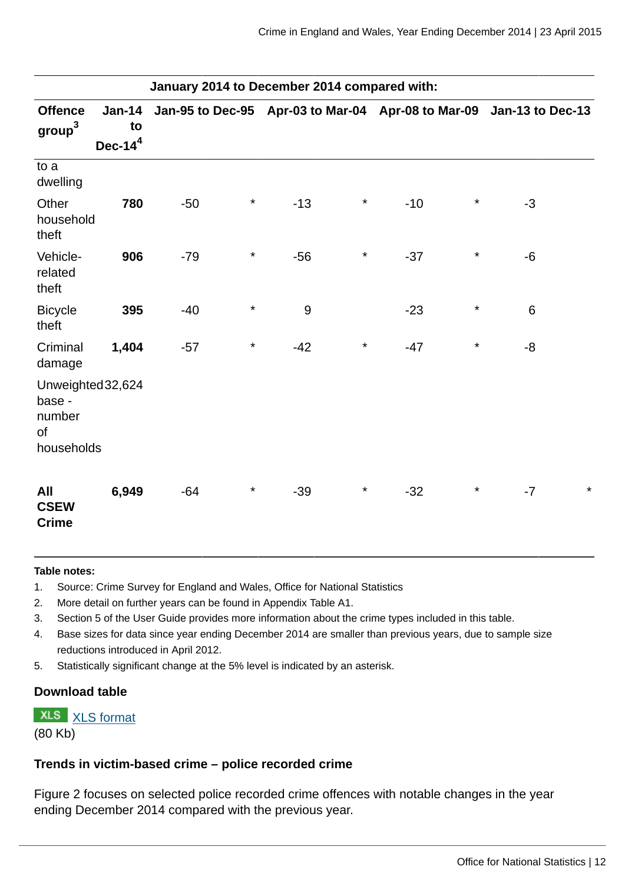| January 2014 to December 2014 compared with: | | | | | | | | | |
|---|---|---|---|---|---|---|---|---|---|
| Offence group[3] | Jan-14 to Dec-14[4] | Jan-95 to Dec-95 | | Apr-03 to Mar-04 | | Apr-08 to Mar-09 | | Jan-13 to Dec-13 | |
| to a dwelling | | | | | | | | | |
| Other household theft | **780** | -50 | * | -13 | * | -10 | * | -3 | |
| Vehicle-related theft | **906** | -79 | * | -56 | * | -37 | * | -6 | |
| Bicycle theft | **395** | -40 | * | 9 | | -23 | * | 6 | |
| Criminal damage | **1,404** | -57 | * | -42 | * | -47 | * | -8 | |
| Unweighted base - number of households | 32,624 | | | | | | | | |
| **All CSEW Crime** | **6,949** | -64 | * | -39 | * | -32 | * | -7 | * |

**Table notes:**

1. Source: Crime Survey for England and Wales, Office for National Statistics
2. More detail on further years can be found in Appendix Table A1.
3. Section 5 of the User Guide provides more information about the crime types included in this table.
4. Base sizes for data since year ending December 2014 are smaller than previous years, due to sample size reductions introduced in April 2012.
5. Statistically significant change at the 5% level is indicated by an asterisk.

### Download table

XLS [XLS format](#)
(80 Kb)

### Trends in victim-based crime – police recorded crime

Figure 2 focuses on selected police recorded crime offences with notable changes in the year ending December 2014 compared with the previous year.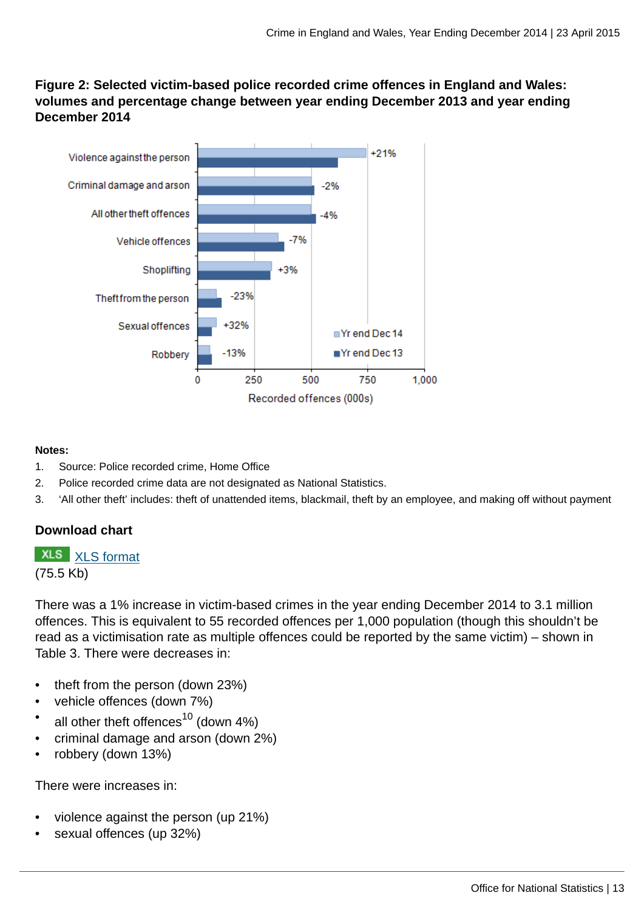**Figure 2: Selected victim-based police recorded crime offences in England and Wales: volumes and percentage change between year ending December 2013 and year ending December 2014**

| Offence | Change |
|---|---|
| Violence against the person | +21% |
| Criminal damage and arson | -2% |
| All other theft offences | -4% |
| Vehicle offences | -7% |
| Shoplifting | +3% |
| Theft from the person | -23% |
| Sexual offences | +32% |
| Robbery | -13% |

Recorded offences (000s); Yr end Dec 14, Yr end Dec 13

**Notes:**

1. Source: Police recorded crime, Home Office
2. Police recorded crime data are not designated as National Statistics.
3. 'All other theft' includes: theft of unattended items, blackmail, theft by an employee, and making off without payment

**Download chart**

XLS XLS format
(75.5 Kb)

There was a 1% increase in victim-based crimes in the year ending December 2014 to 3.1 million offences. This is equivalent to 55 recorded offences per 1,000 population (though this shouldn't be read as a victimisation rate as multiple offences could be reported by the same victim) – shown in Table 3. There were decreases in:

- theft from the person (down 23%)
- vehicle offences (down 7%)
- all other theft offences[10] (down 4%)
- criminal damage and arson (down 2%)
- robbery (down 13%)

There were increases in:

- violence against the person (up 21%)
- sexual offences (up 32%)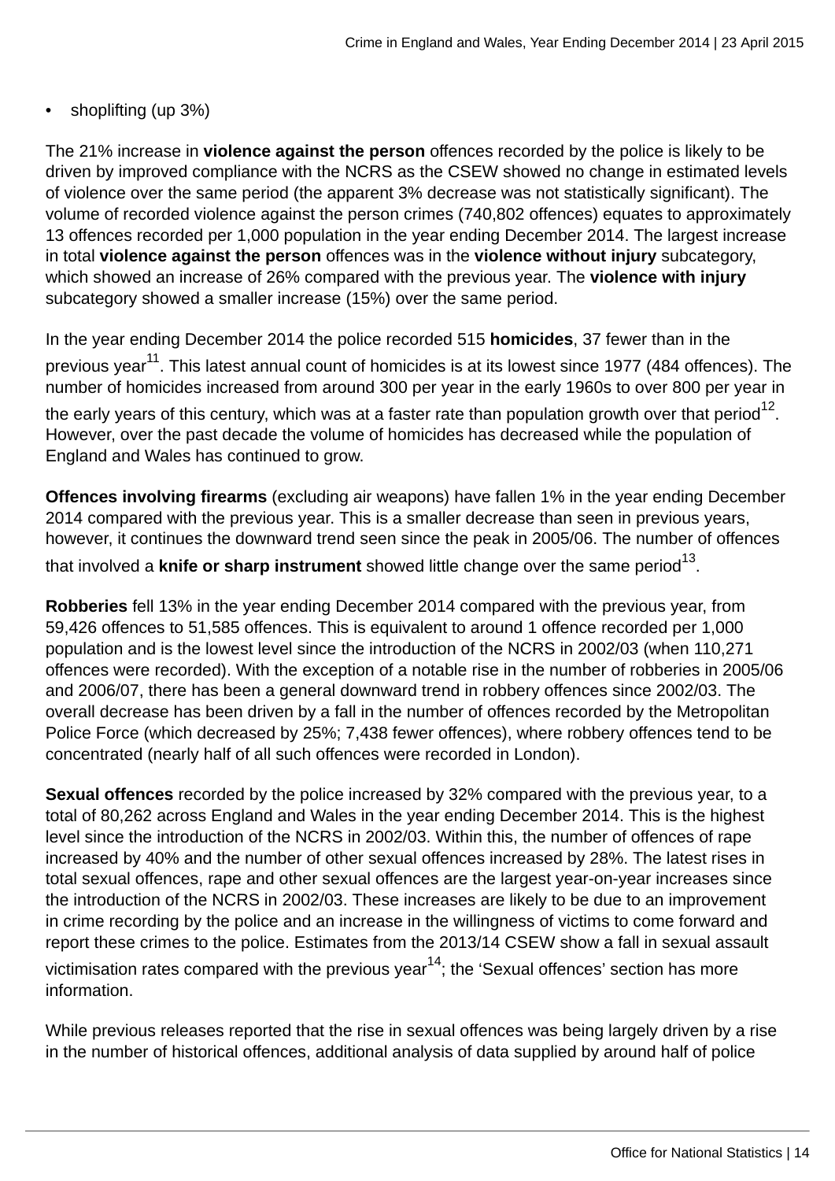- shoplifting (up 3%)

The 21% increase in **violence against the person** offences recorded by the police is likely to be driven by improved compliance with the NCRS as the CSEW showed no change in estimated levels of violence over the same period (the apparent 3% decrease was not statistically significant). The volume of recorded violence against the person crimes (740,802 offences) equates to approximately 13 offences recorded per 1,000 population in the year ending December 2014. The largest increase in total **violence against the person** offences was in the **violence without injury** subcategory, which showed an increase of 26% compared with the previous year. The **violence with injury** subcategory showed a smaller increase (15%) over the same period.

In the year ending December 2014 the police recorded 515 **homicides**, 37 fewer than in the previous year[11]. This latest annual count of homicides is at its lowest since 1977 (484 offences). The number of homicides increased from around 300 per year in the early 1960s to over 800 per year in the early years of this century, which was at a faster rate than population growth over that period[12]. However, over the past decade the volume of homicides has decreased while the population of England and Wales has continued to grow.

**Offences involving firearms** (excluding air weapons) have fallen 1% in the year ending December 2014 compared with the previous year. This is a smaller decrease than seen in previous years, however, it continues the downward trend seen since the peak in 2005/06. The number of offences that involved a **knife or sharp instrument** showed little change over the same period[13].

**Robberies** fell 13% in the year ending December 2014 compared with the previous year, from 59,426 offences to 51,585 offences. This is equivalent to around 1 offence recorded per 1,000 population and is the lowest level since the introduction of the NCRS in 2002/03 (when 110,271 offences were recorded). With the exception of a notable rise in the number of robberies in 2005/06 and 2006/07, there has been a general downward trend in robbery offences since 2002/03. The overall decrease has been driven by a fall in the number of offences recorded by the Metropolitan Police Force (which decreased by 25%; 7,438 fewer offences), where robbery offences tend to be concentrated (nearly half of all such offences were recorded in London).

**Sexual offences** recorded by the police increased by 32% compared with the previous year, to a total of 80,262 across England and Wales in the year ending December 2014. This is the highest level since the introduction of the NCRS in 2002/03. Within this, the number of offences of rape increased by 40% and the number of other sexual offences increased by 28%. The latest rises in total sexual offences, rape and other sexual offences are the largest year-on-year increases since the introduction of the NCRS in 2002/03. These increases are likely to be due to an improvement in crime recording by the police and an increase in the willingness of victims to come forward and report these crimes to the police. Estimates from the 2013/14 CSEW show a fall in sexual assault victimisation rates compared with the previous year[14]; the 'Sexual offences' section has more information.

While previous releases reported that the rise in sexual offences was being largely driven by a rise in the number of historical offences, additional analysis of data supplied by around half of police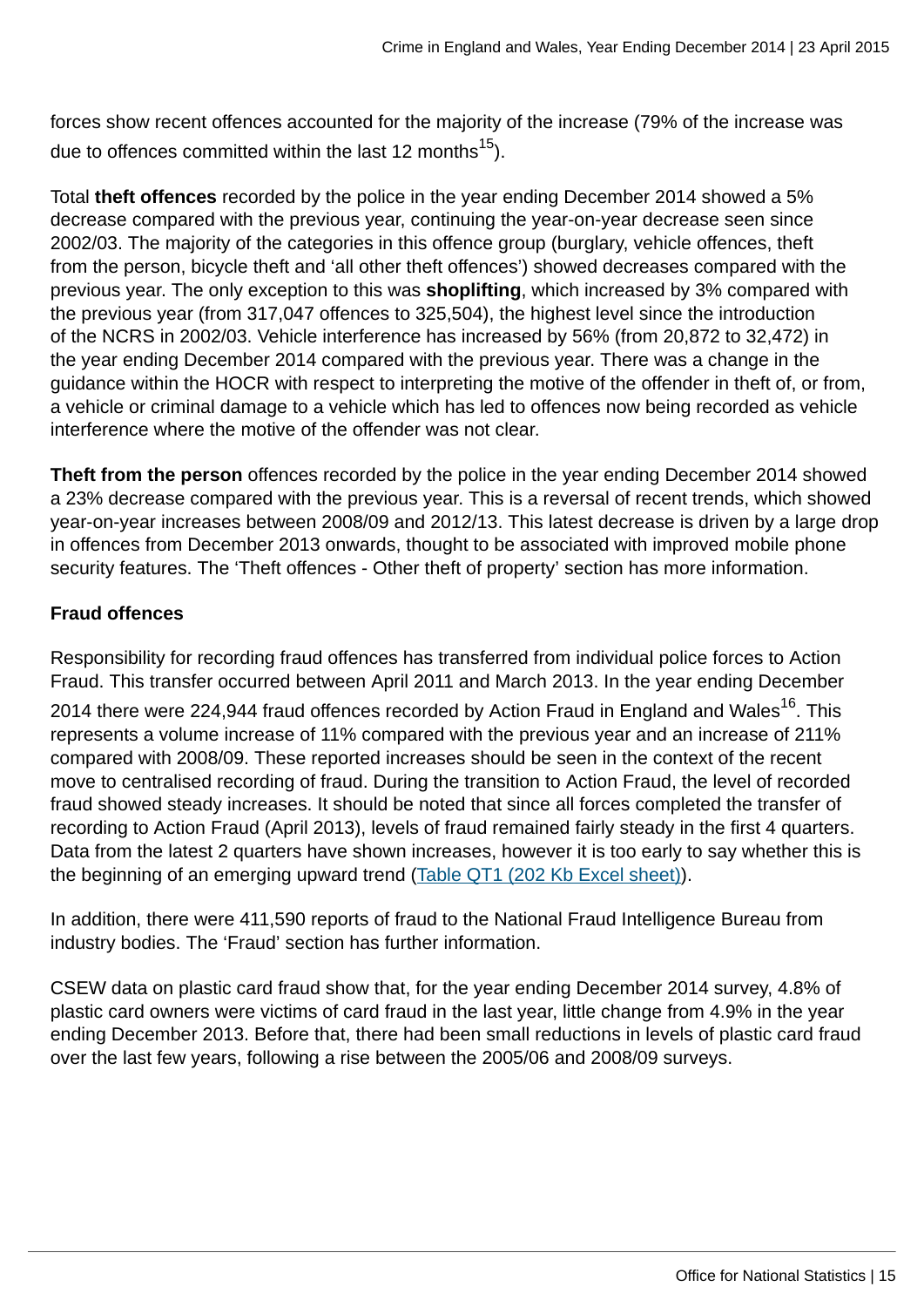forces show recent offences accounted for the majority of the increase (79% of the increase was due to offences committed within the last 12 months[15]).

Total **theft offences** recorded by the police in the year ending December 2014 showed a 5% decrease compared with the previous year, continuing the year-on-year decrease seen since 2002/03. The majority of the categories in this offence group (burglary, vehicle offences, theft from the person, bicycle theft and 'all other theft offences') showed decreases compared with the previous year. The only exception to this was **shoplifting**, which increased by 3% compared with the previous year (from 317,047 offences to 325,504), the highest level since the introduction of the NCRS in 2002/03. Vehicle interference has increased by 56% (from 20,872 to 32,472) in the year ending December 2014 compared with the previous year. There was a change in the guidance within the HOCR with respect to interpreting the motive of the offender in theft of, or from, a vehicle or criminal damage to a vehicle which has led to offences now being recorded as vehicle interference where the motive of the offender was not clear.

**Theft from the person** offences recorded by the police in the year ending December 2014 showed a 23% decrease compared with the previous year. This is a reversal of recent trends, which showed year-on-year increases between 2008/09 and 2012/13. This latest decrease is driven by a large drop in offences from December 2013 onwards, thought to be associated with improved mobile phone security features. The 'Theft offences - Other theft of property' section has more information.

**Fraud offences**

Responsibility for recording fraud offences has transferred from individual police forces to Action Fraud. This transfer occurred between April 2011 and March 2013. In the year ending December 2014 there were 224,944 fraud offences recorded by Action Fraud in England and Wales[16]. This represents a volume increase of 11% compared with the previous year and an increase of 211% compared with 2008/09. These reported increases should be seen in the context of the recent move to centralised recording of fraud. During the transition to Action Fraud, the level of recorded fraud showed steady increases. It should be noted that since all forces completed the transfer of recording to Action Fraud (April 2013), levels of fraud remained fairly steady in the first 4 quarters. Data from the latest 2 quarters have shown increases, however it is too early to say whether this is the beginning of an emerging upward trend (Table QT1 (202 Kb Excel sheet)).

In addition, there were 411,590 reports of fraud to the National Fraud Intelligence Bureau from industry bodies. The 'Fraud' section has further information.

CSEW data on plastic card fraud show that, for the year ending December 2014 survey, 4.8% of plastic card owners were victims of card fraud in the last year, little change from 4.9% in the year ending December 2013. Before that, there had been small reductions in levels of plastic card fraud over the last few years, following a rise between the 2005/06 and 2008/09 surveys.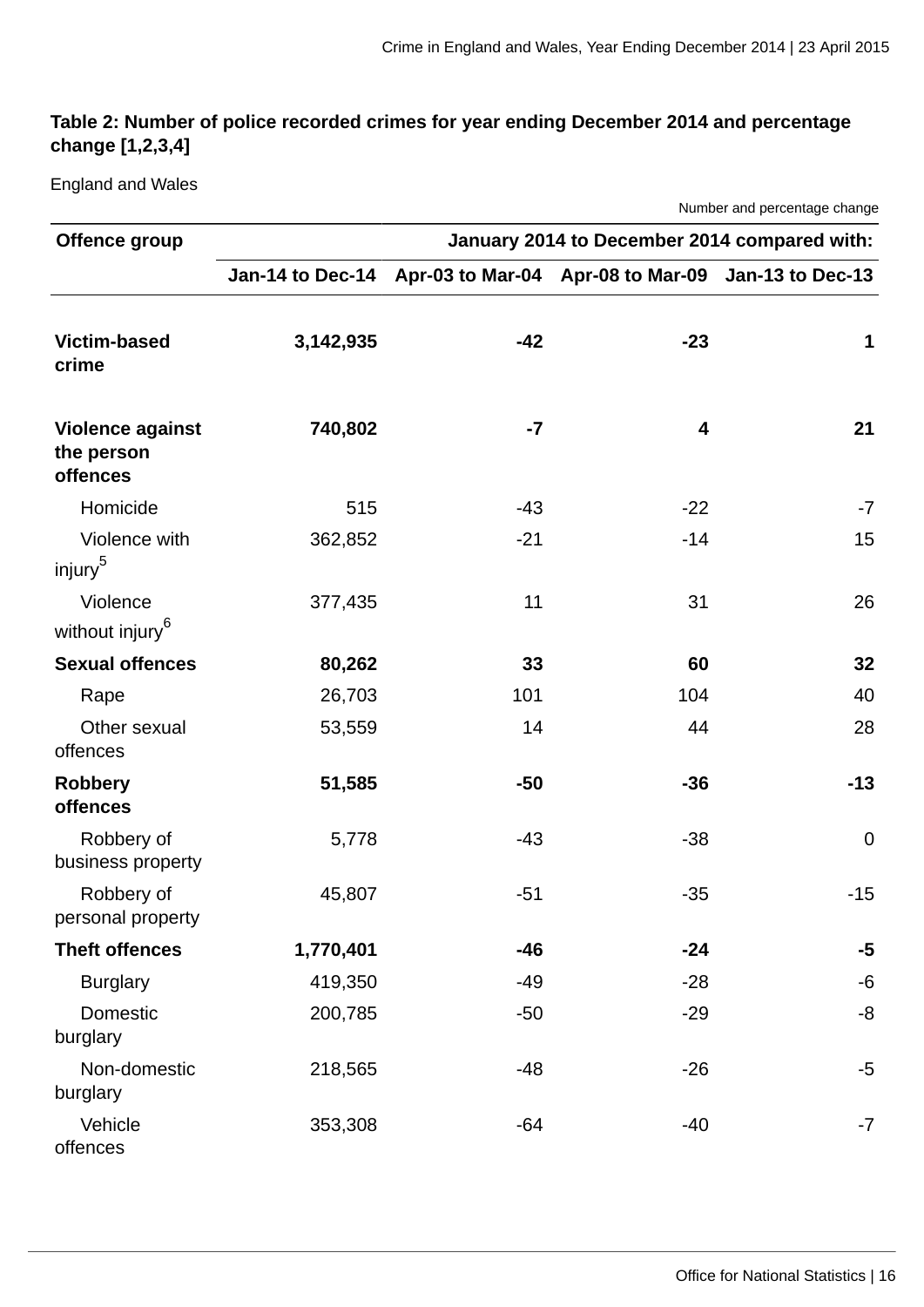**Table 2: Number of police recorded crimes for year ending December 2014 and percentage change [1,2,3,4]**

England and Wales

Number and percentage change

| Offence group | | January 2014 to December 2014 compared with: | | |
|---|---|---|---|---|
| | Jan-14 to Dec-14 | Apr-03 to Mar-04 | Apr-08 to Mar-09 | Jan-13 to Dec-13 |
| **Victim-based crime** | **3,142,935** | **-42** | **-23** | **1** |
| **Violence against the person offences** | **740,802** | **-7** | **4** | **21** |
| Homicide | 515 | -43 | -22 | -7 |
| Violence with injury[5] | 362,852 | -21 | -14 | 15 |
| Violence without injury[6] | 377,435 | 11 | 31 | 26 |
| **Sexual offences** | **80,262** | **33** | **60** | **32** |
| Rape | 26,703 | 101 | 104 | 40 |
| Other sexual offences | 53,559 | 14 | 44 | 28 |
| **Robbery offences** | **51,585** | **-50** | **-36** | **-13** |
| Robbery of business property | 5,778 | -43 | -38 | 0 |
| Robbery of personal property | 45,807 | -51 | -35 | -15 |
| **Theft offences** | **1,770,401** | **-46** | **-24** | **-5** |
| Burglary | 419,350 | -49 | -28 | -6 |
| Domestic burglary | 200,785 | -50 | -29 | -8 |
| Non-domestic burglary | 218,565 | -48 | -26 | -5 |
| Vehicle offences | 353,308 | -64 | -40 | -7 |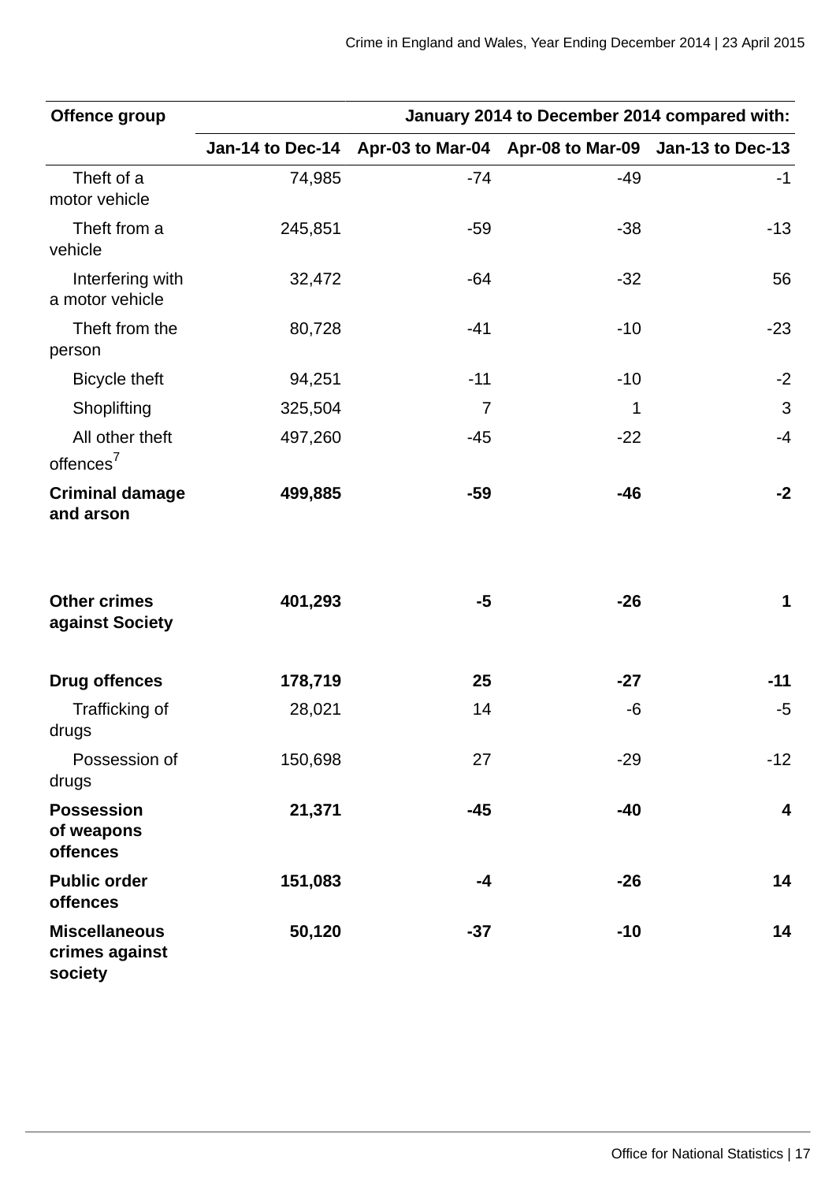| Offence group | January 2014 to December 2014 compared with: | | | |
|---|---|---|---|---|
| | Jan-14 to Dec-14 | Apr-03 to Mar-04 | Apr-08 to Mar-09 | Jan-13 to Dec-13 |
| Theft of a motor vehicle | 74,985 | -74 | -49 | -1 |
| Theft from a vehicle | 245,851 | -59 | -38 | -13 |
| Interfering with a motor vehicle | 32,472 | -64 | -32 | 56 |
| Theft from the person | 80,728 | -41 | -10 | -23 |
| Bicycle theft | 94,251 | -11 | -10 | -2 |
| Shoplifting | 325,504 | 7 | 1 | 3 |
| All other theft offences[7] | 497,260 | -45 | -22 | -4 |
| **Criminal damage and arson** | **499,885** | **-59** | **-46** | **-2** |
| **Other crimes against Society** | **401,293** | **-5** | **-26** | **1** |
| **Drug offences** | **178,719** | **25** | **-27** | **-11** |
| Trafficking of drugs | 28,021 | 14 | -6 | -5 |
| Possession of drugs | 150,698 | 27 | -29 | -12 |
| **Possession of weapons offences** | **21,371** | **-45** | **-40** | **4** |
| **Public order offences** | **151,083** | **-4** | **-26** | **14** |
| **Miscellaneous crimes against society** | **50,120** | **-37** | **-10** | **14** |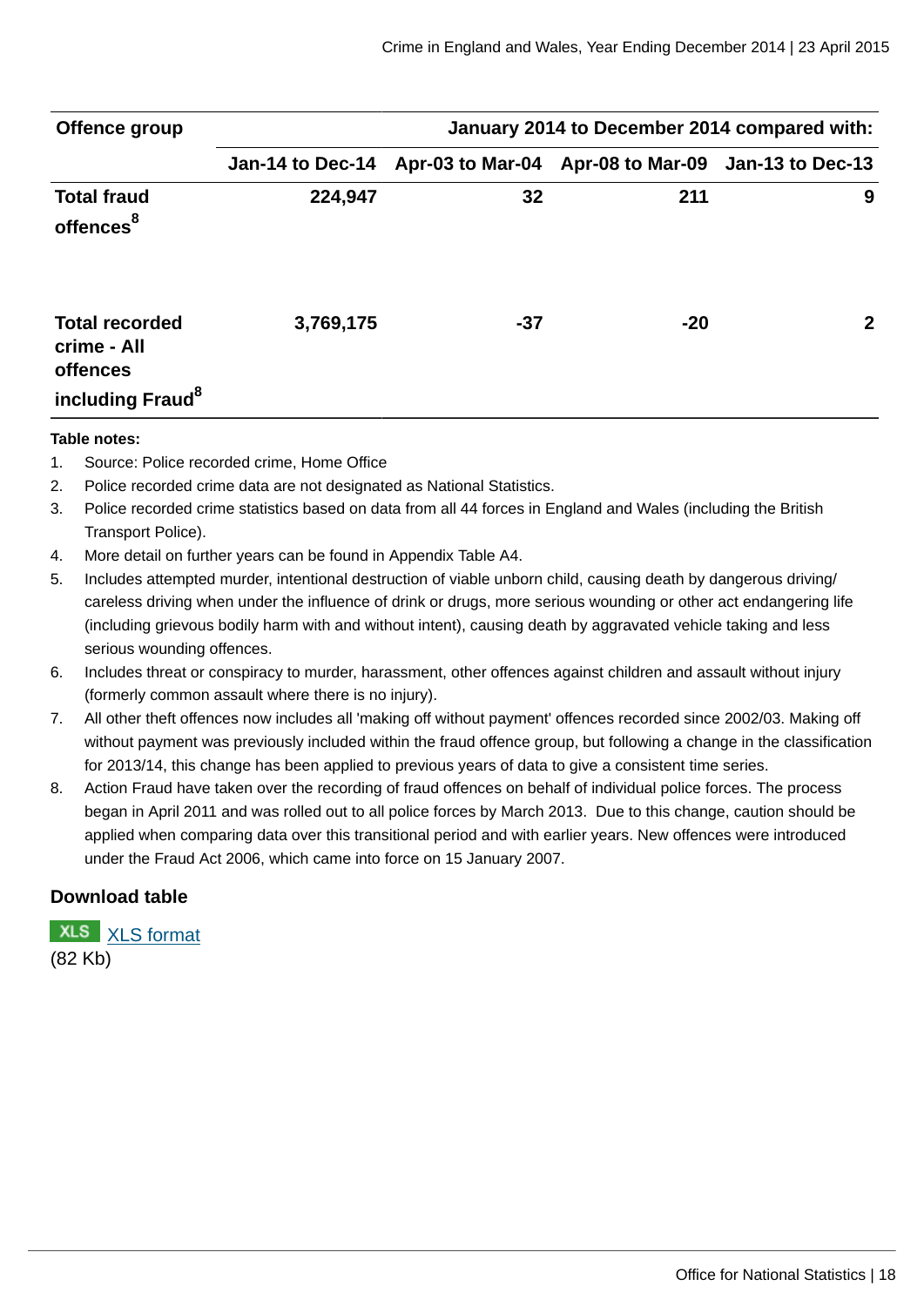| Offence group | January 2014 to December 2014 compared with: | | | |
|---|---|---|---|---|
| | Jan-14 to Dec-14 | Apr-03 to Mar-04 | Apr-08 to Mar-09 | Jan-13 to Dec-13 |
| **Total fraud offences[8]** | **224,947** | **32** | **211** | **9** |
| **Total recorded crime - All offences including Fraud[8]** | **3,769,175** | **-37** | **-20** | **2** |

**Table notes:**

1. Source: Police recorded crime, Home Office
2. Police recorded crime data are not designated as National Statistics.
3. Police recorded crime statistics based on data from all 44 forces in England and Wales (including the British Transport Police).
4. More detail on further years can be found in Appendix Table A4.
5. Includes attempted murder, intentional destruction of viable unborn child, causing death by dangerous driving/ careless driving when under the influence of drink or drugs, more serious wounding or other act endangering life (including grievous bodily harm with and without intent), causing death by aggravated vehicle taking and less serious wounding offences.
6. Includes threat or conspiracy to murder, harassment, other offences against children and assault without injury (formerly common assault where there is no injury).
7. All other theft offences now includes all 'making off without payment' offences recorded since 2002/03. Making off without payment was previously included within the fraud offence group, but following a change in the classification for 2013/14, this change has been applied to previous years of data to give a consistent time series.
8. Action Fraud have taken over the recording of fraud offences on behalf of individual police forces. The process began in April 2011 and was rolled out to all police forces by March 2013. Due to this change, caution should be applied when comparing data over this transitional period and with earlier years. New offences were introduced under the Fraud Act 2006, which came into force on 15 January 2007.

### Download table

XLS [XLS format]
(82 Kb)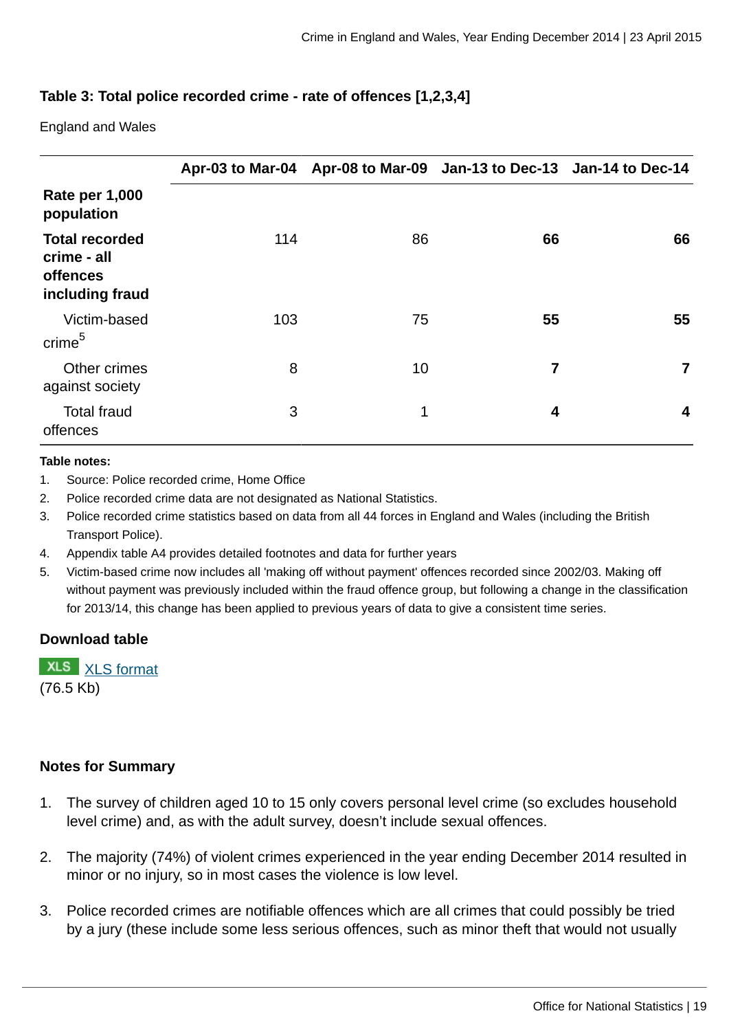### Table 3: Total police recorded crime - rate of offences [1,2,3,4]

England and Wales

| | Apr-03 to Mar-04 | Apr-08 to Mar-09 | Jan-13 to Dec-13 | Jan-14 to Dec-14 |
|---|---|---|---|---|
| **Rate per 1,000 population** | | | | |
| **Total recorded crime - all offences including fraud** | 114 | 86 | **66** | **66** |
| Victim-based crime[5] | 103 | 75 | **55** | **55** |
| Other crimes against society | 8 | 10 | **7** | **7** |
| Total fraud offences | 3 | 1 | **4** | **4** |

**Table notes:**

1. Source: Police recorded crime, Home Office
2. Police recorded crime data are not designated as National Statistics.
3. Police recorded crime statistics based on data from all 44 forces in England and Wales (including the British Transport Police).
4. Appendix table A4 provides detailed footnotes and data for further years
5. Victim-based crime now includes all 'making off without payment' offences recorded since 2002/03. Making off without payment was previously included within the fraud offence group, but following a change in the classification for 2013/14, this change has been applied to previous years of data to give a consistent time series.

**Download table**

XLS XLS format
(76.5 Kb)

### Notes for Summary

1. The survey of children aged 10 to 15 only covers personal level crime (so excludes household level crime) and, as with the adult survey, doesn't include sexual offences.

2. The majority (74%) of violent crimes experienced in the year ending December 2014 resulted in minor or no injury, so in most cases the violence is low level.

3. Police recorded crimes are notifiable offences which are all crimes that could possibly be tried by a jury (these include some less serious offences, such as minor theft that would not usually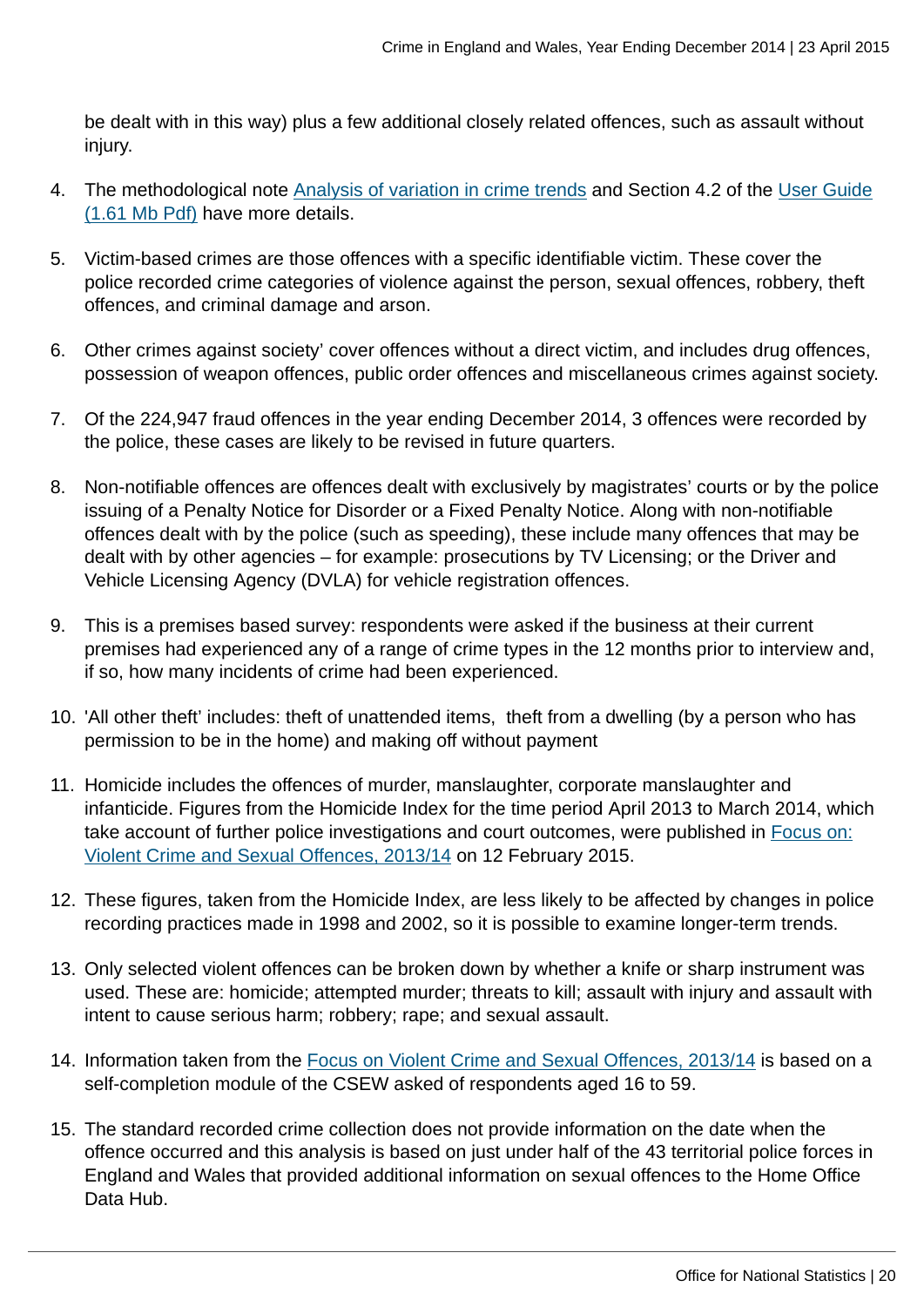be dealt with in this way) plus a few additional closely related offences, such as assault without injury.

4. The methodological note [Analysis of variation in crime trends](#) and Section 4.2 of the [User Guide (1.61 Mb Pdf)](#) have more details.

5. Victim-based crimes are those offences with a specific identifiable victim. These cover the police recorded crime categories of violence against the person, sexual offences, robbery, theft offences, and criminal damage and arson.

6. Other crimes against society' cover offences without a direct victim, and includes drug offences, possession of weapon offences, public order offences and miscellaneous crimes against society.

7. Of the 224,947 fraud offences in the year ending December 2014, 3 offences were recorded by the police, these cases are likely to be revised in future quarters.

8. Non-notifiable offences are offences dealt with exclusively by magistrates' courts or by the police issuing of a Penalty Notice for Disorder or a Fixed Penalty Notice. Along with non-notifiable offences dealt with by the police (such as speeding), these include many offences that may be dealt with by other agencies – for example: prosecutions by TV Licensing; or the Driver and Vehicle Licensing Agency (DVLA) for vehicle registration offences.

9. This is a premises based survey: respondents were asked if the business at their current premises had experienced any of a range of crime types in the 12 months prior to interview and, if so, how many incidents of crime had been experienced.

10. 'All other theft' includes: theft of unattended items, theft from a dwelling (by a person who has permission to be in the home) and making off without payment

11. Homicide includes the offences of murder, manslaughter, corporate manslaughter and infanticide. Figures from the Homicide Index for the time period April 2013 to March 2014, which take account of further police investigations and court outcomes, were published in [Focus on: Violent Crime and Sexual Offences, 2013/14](#) on 12 February 2015.

12. These figures, taken from the Homicide Index, are less likely to be affected by changes in police recording practices made in 1998 and 2002, so it is possible to examine longer-term trends.

13. Only selected violent offences can be broken down by whether a knife or sharp instrument was used. These are: homicide; attempted murder; threats to kill; assault with injury and assault with intent to cause serious harm; robbery; rape; and sexual assault.

14. Information taken from the [Focus on Violent Crime and Sexual Offences, 2013/14](#) is based on a self-completion module of the CSEW asked of respondents aged 16 to 59.

15. The standard recorded crime collection does not provide information on the date when the offence occurred and this analysis is based on just under half of the 43 territorial police forces in England and Wales that provided additional information on sexual offences to the Home Office Data Hub.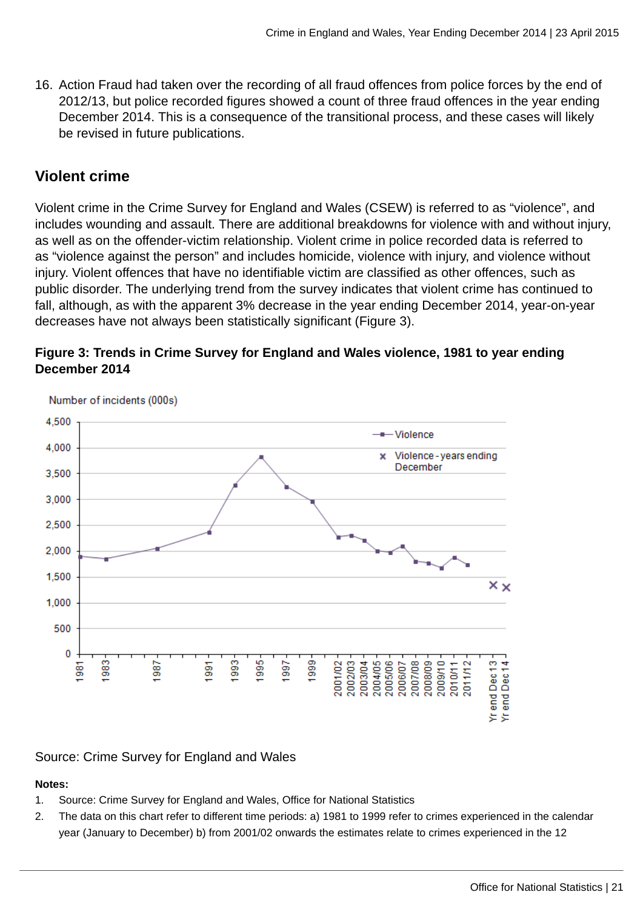16. Action Fraud had taken over the recording of all fraud offences from police forces by the end of 2012/13, but police recorded figures showed a count of three fraud offences in the year ending December 2014. This is a consequence of the transitional process, and these cases will likely be revised in future publications.

## Violent crime

Violent crime in the Crime Survey for England and Wales (CSEW) is referred to as "violence", and includes wounding and assault. There are additional breakdowns for violence with and without injury, as well as on the offender-victim relationship. Violent crime in police recorded data is referred to as "violence against the person" and includes homicide, violence with injury, and violence without injury. Violent offences that have no identifiable victim are classified as other offences, such as public disorder. The underlying trend from the survey indicates that violent crime has continued to fall, although, as with the apparent 3% decrease in the year ending December 2014, year-on-year decreases have not always been statistically significant (Figure 3).

### Figure 3: Trends in Crime Survey for England and Wales violence, 1981 to year ending December 2014

Source: Crime Survey for England and Wales

**Notes:**

1. Source: Crime Survey for England and Wales, Office for National Statistics
2. The data on this chart refer to different time periods: a) 1981 to 1999 refer to crimes experienced in the calendar year (January to December) b) from 2001/02 onwards the estimates relate to crimes experienced in the 12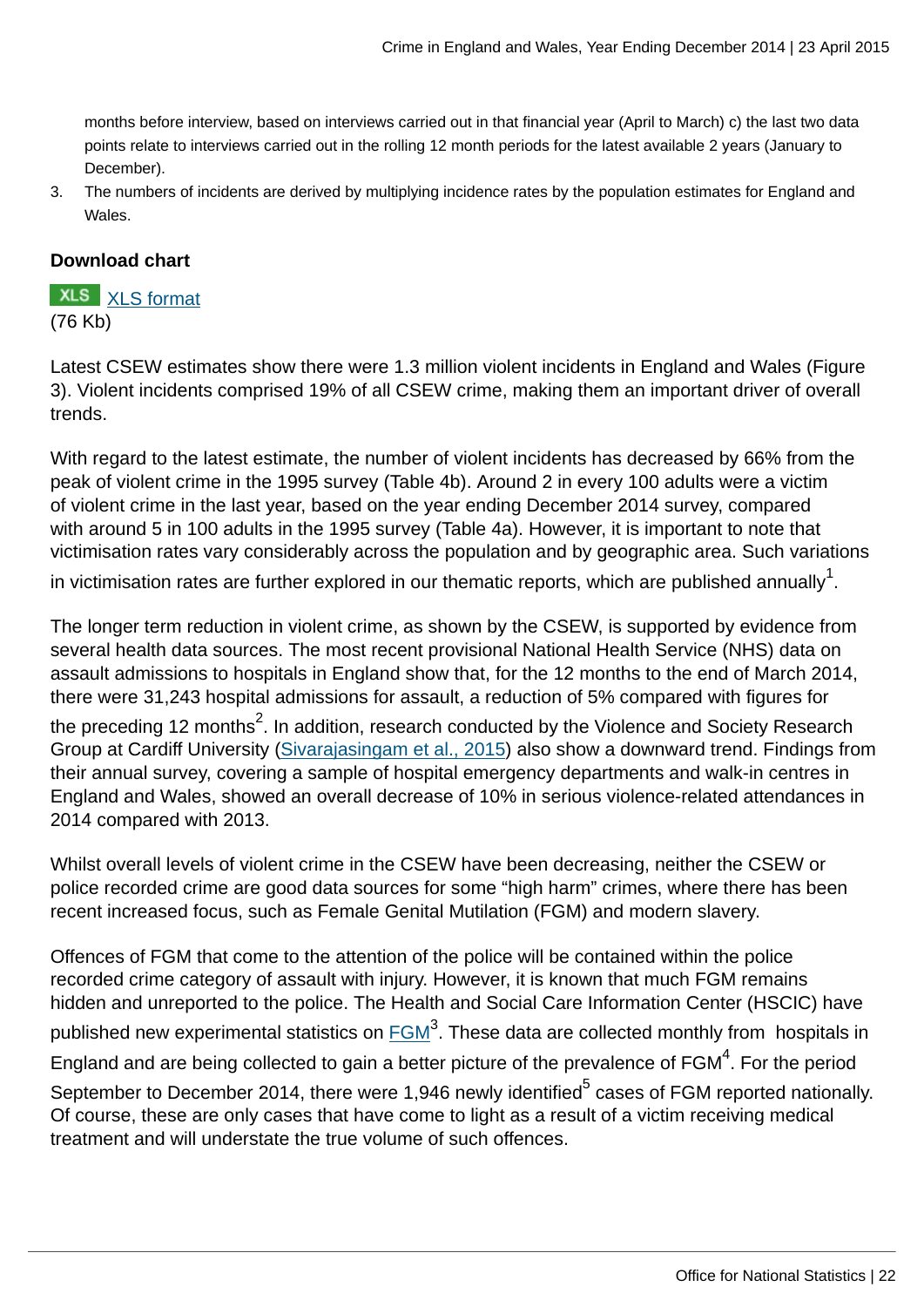months before interview, based on interviews carried out in that financial year (April to March) c) the last two data points relate to interviews carried out in the rolling 12 month periods for the latest available 2 years (January to December).

3. The numbers of incidents are derived by multiplying incidence rates by the population estimates for England and Wales.

**Download chart**

XLS [XLS format](#)
(76 Kb)

Latest CSEW estimates show there were 1.3 million violent incidents in England and Wales (Figure 3). Violent incidents comprised 19% of all CSEW crime, making them an important driver of overall trends.

With regard to the latest estimate, the number of violent incidents has decreased by 66% from the peak of violent crime in the 1995 survey (Table 4b). Around 2 in every 100 adults were a victim of violent crime in the last year, based on the year ending December 2014 survey, compared with around 5 in 100 adults in the 1995 survey (Table 4a). However, it is important to note that victimisation rates vary considerably across the population and by geographic area. Such variations in victimisation rates are further explored in our thematic reports, which are published annually[1].

The longer term reduction in violent crime, as shown by the CSEW, is supported by evidence from several health data sources. The most recent provisional National Health Service (NHS) data on assault admissions to hospitals in England show that, for the 12 months to the end of March 2014, there were 31,243 hospital admissions for assault, a reduction of 5% compared with figures for the preceding 12 months[2]. In addition, research conducted by the Violence and Society Research Group at Cardiff University ([Sivarajasingam et al., 2015](#)) also show a downward trend. Findings from their annual survey, covering a sample of hospital emergency departments and walk-in centres in England and Wales, showed an overall decrease of 10% in serious violence-related attendances in 2014 compared with 2013.

Whilst overall levels of violent crime in the CSEW have been decreasing, neither the CSEW or police recorded crime are good data sources for some “high harm” crimes, where there has been recent increased focus, such as Female Genital Mutilation (FGM) and modern slavery.

Offences of FGM that come to the attention of the police will be contained within the police recorded crime category of assault with injury. However, it is known that much FGM remains hidden and unreported to the police. The Health and Social Care Information Center (HSCIC) have published new experimental statistics on [FGM](#)[3]. These data are collected monthly from hospitals in England and are being collected to gain a better picture of the prevalence of FGM[4]. For the period September to December 2014, there were 1,946 newly identified[5] cases of FGM reported nationally. Of course, these are only cases that have come to light as a result of a victim receiving medical treatment and will understate the true volume of such offences.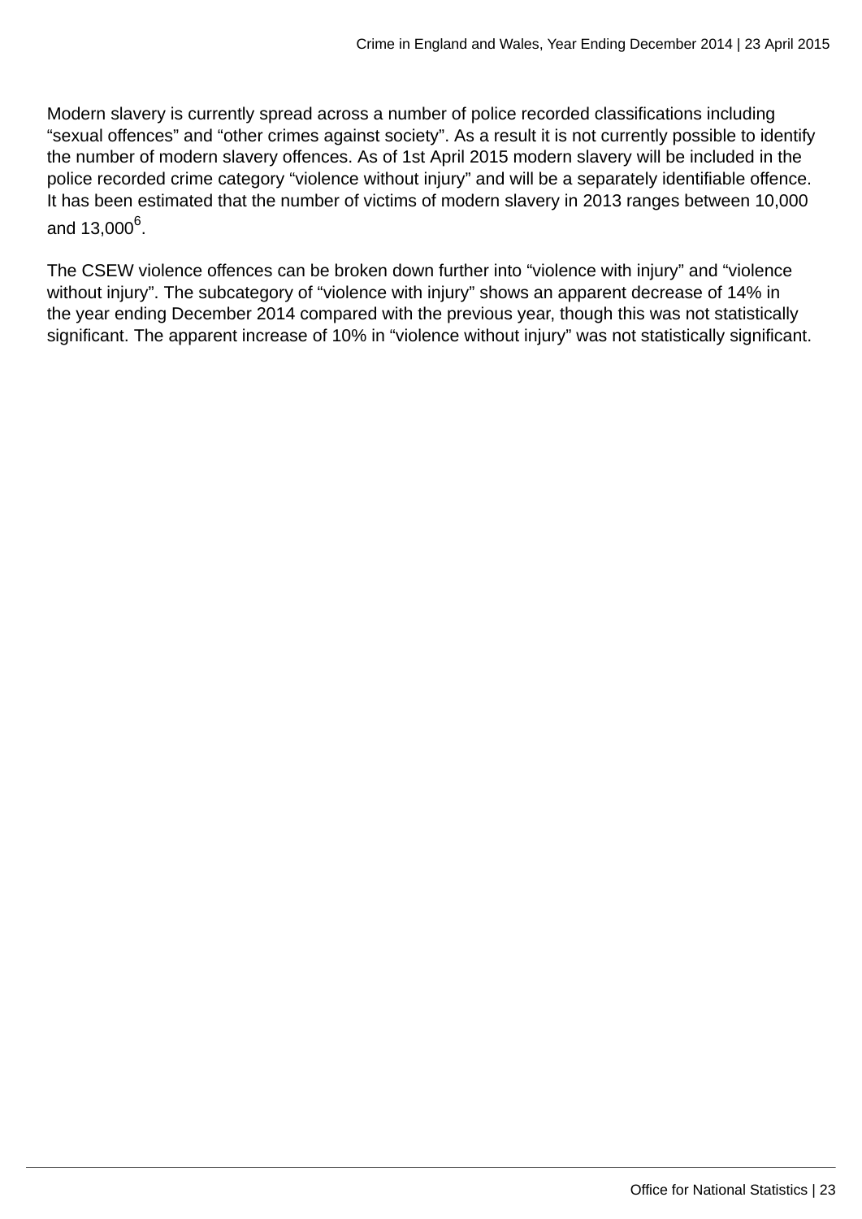Modern slavery is currently spread across a number of police recorded classifications including “sexual offences” and “other crimes against society”. As a result it is not currently possible to identify the number of modern slavery offences. As of 1st April 2015 modern slavery will be included in the police recorded crime category “violence without injury” and will be a separately identifiable offence. It has been estimated that the number of victims of modern slavery in 2013 ranges between 10,000 and 13,000[6].

The CSEW violence offences can be broken down further into “violence with injury” and “violence without injury”. The subcategory of “violence with injury” shows an apparent decrease of 14% in the year ending December 2014 compared with the previous year, though this was not statistically significant. The apparent increase of 10% in “violence without injury” was not statistically significant.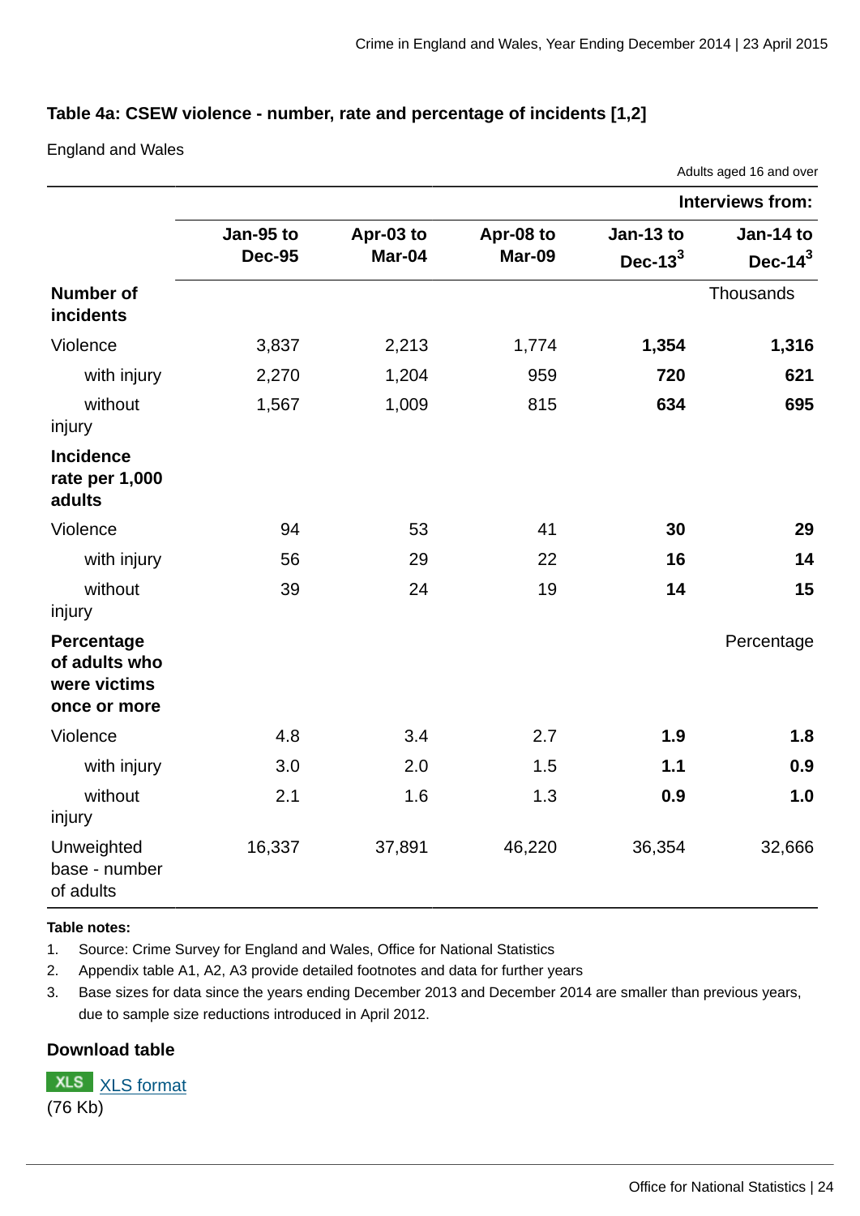### Table 4a: CSEW violence - number, rate and percentage of incidents [1,2]

England and Wales

Adults aged 16 and over

| | Interviews from: | | | | |
|---|---|---|---|---|---|
| | **Jan-95 to Dec-95** | **Apr-03 to Mar-04** | **Apr-08 to Mar-09** | **Jan-13 to Dec-13[3]** | **Jan-14 to Dec-14[3]** |
| **Number of incidents** | | | | | Thousands |
| Violence | 3,837 | 2,213 | 1,774 | **1,354** | **1,316** |
| with injury | 2,270 | 1,204 | 959 | **720** | **621** |
| without injury | 1,567 | 1,009 | 815 | **634** | **695** |
| **Incidence rate per 1,000 adults** | | | | | |
| Violence | 94 | 53 | 41 | **30** | **29** |
| with injury | 56 | 29 | 22 | **16** | **14** |
| without injury | 39 | 24 | 19 | **14** | **15** |
| **Percentage of adults who were victims once or more** | | | | | Percentage |
| Violence | 4.8 | 3.4 | 2.7 | **1.9** | **1.8** |
| with injury | 3.0 | 2.0 | 1.5 | **1.1** | **0.9** |
| without injury | 2.1 | 1.6 | 1.3 | **0.9** | **1.0** |
| Unweighted base - number of adults | 16,337 | 37,891 | 46,220 | 36,354 | 32,666 |

**Table notes:**

1. Source: Crime Survey for England and Wales, Office for National Statistics
2. Appendix table A1, A2, A3 provide detailed footnotes and data for further years
3. Base sizes for data since the years ending December 2013 and December 2014 are smaller than previous years, due to sample size reductions introduced in April 2012.

**Download table**

XLS [XLS format](#)
(76 Kb)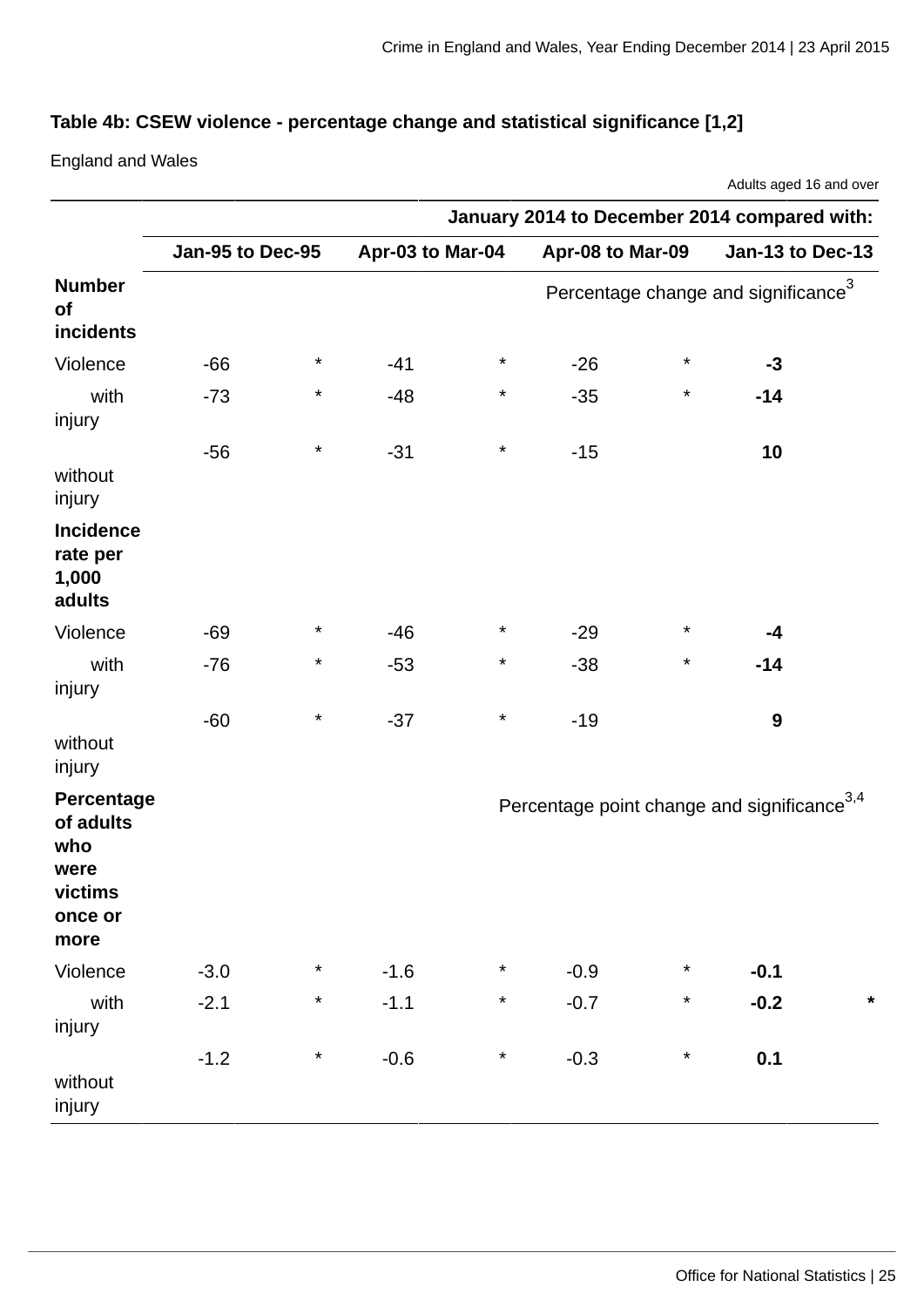### Table 4b: CSEW violence - percentage change and statistical significance [1,2]

England and Wales

Adults aged 16 and over

| | January 2014 to December 2014 compared with: | | | | | | | |
|---|---|---|---|---|---|---|---|---|
| | Jan-95 to Dec-95 | | Apr-03 to Mar-04 | | Apr-08 to Mar-09 | | Jan-13 to Dec-13 | |
| **Number of incidents** | Percentage change and significance[3] | | | | | | | |
| Violence | -66 | * | -41 | * | -26 | * | **-3** | |
| with injury | -73 | * | -48 | * | -35 | * | **-14** | |
| without injury | -56 | * | -31 | * | -15 | | **10** | |
| **Incidence rate per 1,000 adults** | | | | | | | | |
| Violence | -69 | * | -46 | * | -29 | * | **-4** | |
| with injury | -76 | * | -53 | * | -38 | * | **-14** | |
| without injury | -60 | * | -37 | * | -19 | | **9** | |
| **Percentage of adults who were victims once or more** | Percentage point change and significance[3,4] | | | | | | | |
| Violence | -3.0 | * | -1.6 | * | -0.9 | * | **-0.1** | |
| with injury | -2.1 | * | -1.1 | * | -0.7 | * | **-0.2** | **\*** |
| without injury | -1.2 | * | -0.6 | * | -0.3 | * | **0.1** | |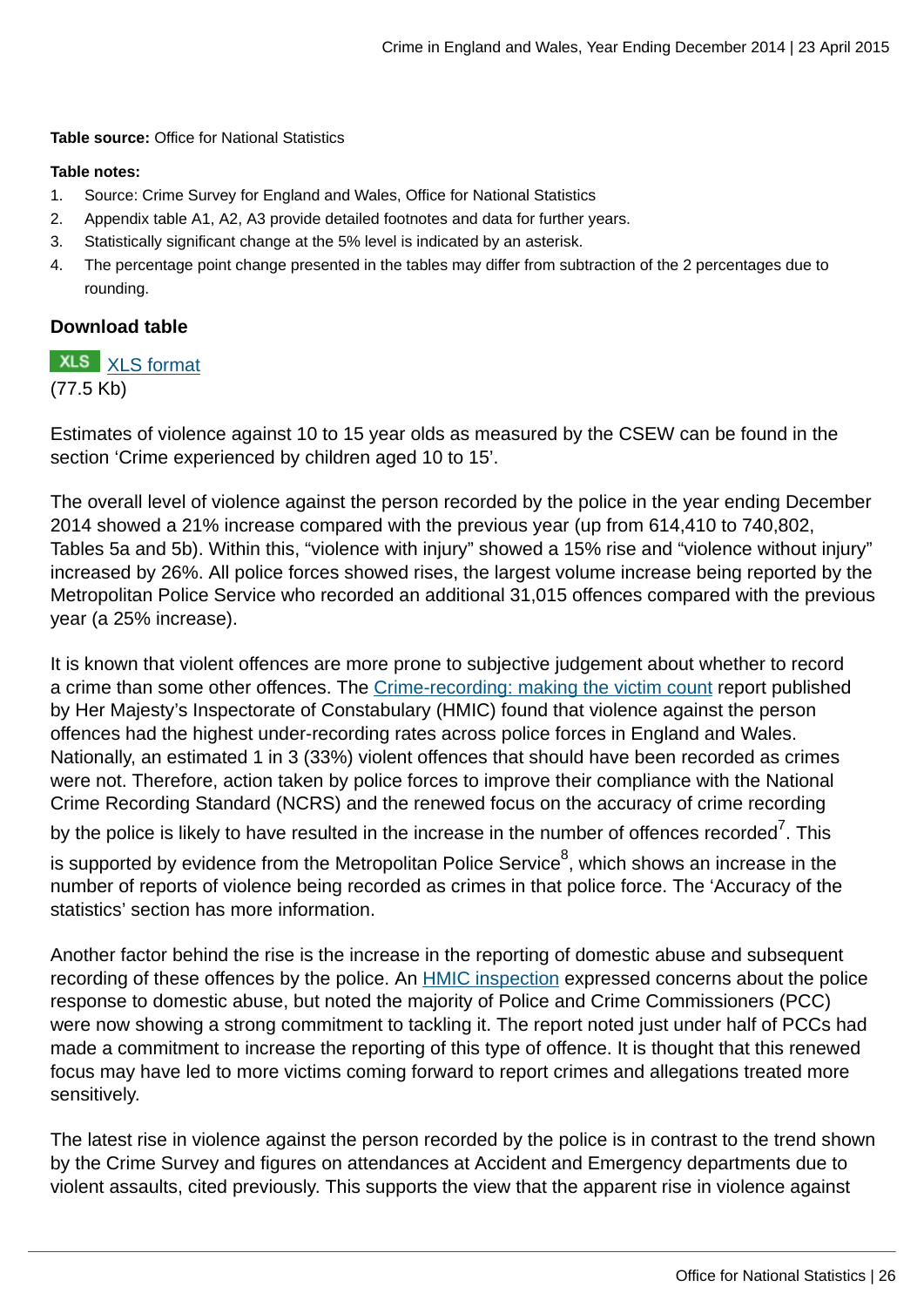**Table source:** Office for National Statistics

**Table notes:**

1. Source: Crime Survey for England and Wales, Office for National Statistics
2. Appendix table A1, A2, A3 provide detailed footnotes and data for further years.
3. Statistically significant change at the 5% level is indicated by an asterisk.
4. The percentage point change presented in the tables may differ from subtraction of the 2 percentages due to rounding.

**Download table**

XLS [XLS format](#)
(77.5 Kb)

Estimates of violence against 10 to 15 year olds as measured by the CSEW can be found in the section 'Crime experienced by children aged 10 to 15'.

The overall level of violence against the person recorded by the police in the year ending December 2014 showed a 21% increase compared with the previous year (up from 614,410 to 740,802, Tables 5a and 5b). Within this, "violence with injury" showed a 15% rise and "violence without injury" increased by 26%. All police forces showed rises, the largest volume increase being reported by the Metropolitan Police Service who recorded an additional 31,015 offences compared with the previous year (a 25% increase).

It is known that violent offences are more prone to subjective judgement about whether to record a crime than some other offences. The [Crime-recording: making the victim count](#) report published by Her Majesty's Inspectorate of Constabulary (HMIC) found that violence against the person offences had the highest under-recording rates across police forces in England and Wales. Nationally, an estimated 1 in 3 (33%) violent offences that should have been recorded as crimes were not. Therefore, action taken by police forces to improve their compliance with the National Crime Recording Standard (NCRS) and the renewed focus on the accuracy of crime recording by the police is likely to have resulted in the increase in the number of offences recorded[7]. This is supported by evidence from the Metropolitan Police Service[8], which shows an increase in the number of reports of violence being recorded as crimes in that police force. The 'Accuracy of the statistics' section has more information.

Another factor behind the rise is the increase in the reporting of domestic abuse and subsequent recording of these offences by the police. An [HMIC inspection](#) expressed concerns about the police response to domestic abuse, but noted the majority of Police and Crime Commissioners (PCC) were now showing a strong commitment to tackling it. The report noted just under half of PCCs had made a commitment to increase the reporting of this type of offence. It is thought that this renewed focus may have led to more victims coming forward to report crimes and allegations treated more sensitively.

The latest rise in violence against the person recorded by the police is in contrast to the trend shown by the Crime Survey and figures on attendances at Accident and Emergency departments due to violent assaults, cited previously. This supports the view that the apparent rise in violence against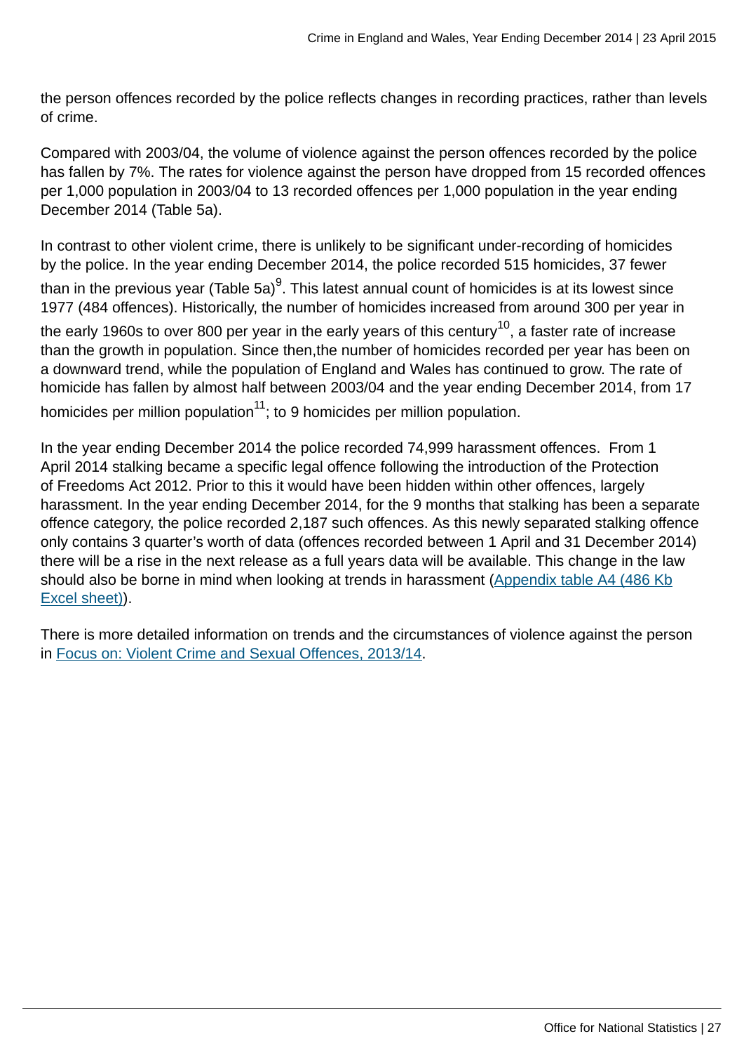the person offences recorded by the police reflects changes in recording practices, rather than levels of crime.

Compared with 2003/04, the volume of violence against the person offences recorded by the police has fallen by 7%. The rates for violence against the person have dropped from 15 recorded offences per 1,000 population in 2003/04 to 13 recorded offences per 1,000 population in the year ending December 2014 (Table 5a).

In contrast to other violent crime, there is unlikely to be significant under-recording of homicides by the police. In the year ending December 2014, the police recorded 515 homicides, 37 fewer than in the previous year (Table 5a)[9]. This latest annual count of homicides is at its lowest since 1977 (484 offences). Historically, the number of homicides increased from around 300 per year in the early 1960s to over 800 per year in the early years of this century[10], a faster rate of increase than the growth in population. Since then,the number of homicides recorded per year has been on a downward trend, while the population of England and Wales has continued to grow. The rate of homicide has fallen by almost half between 2003/04 and the year ending December 2014, from 17 homicides per million population[11]; to 9 homicides per million population.

In the year ending December 2014 the police recorded 74,999 harassment offences. From 1 April 2014 stalking became a specific legal offence following the introduction of the Protection of Freedoms Act 2012. Prior to this it would have been hidden within other offences, largely harassment. In the year ending December 2014, for the 9 months that stalking has been a separate offence category, the police recorded 2,187 such offences. As this newly separated stalking offence only contains 3 quarter's worth of data (offences recorded between 1 April and 31 December 2014) there will be a rise in the next release as a full years data will be available. This change in the law should also be borne in mind when looking at trends in harassment (Appendix table A4 (486 Kb Excel sheet)).

There is more detailed information on trends and the circumstances of violence against the person in Focus on: Violent Crime and Sexual Offences, 2013/14.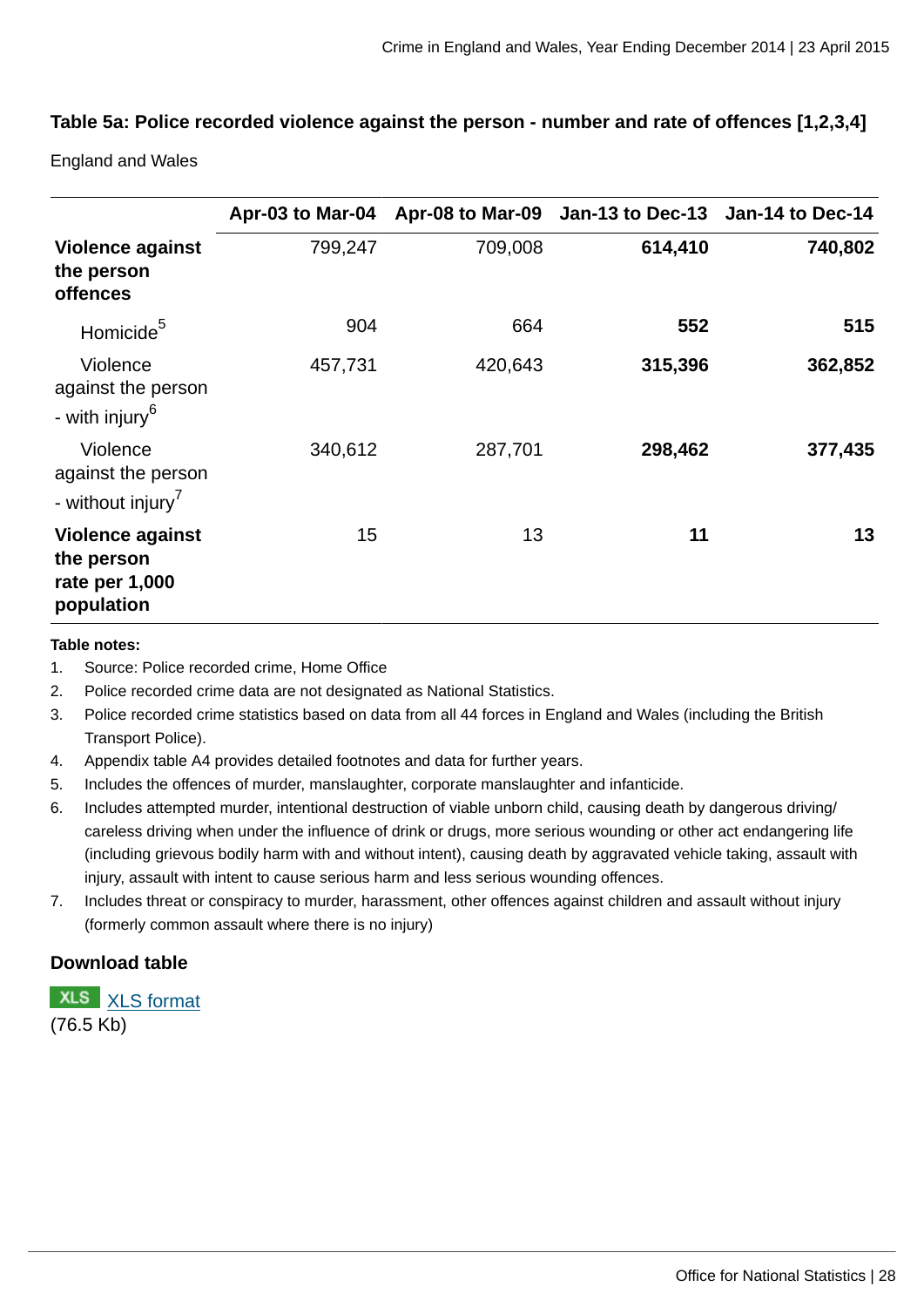### Table 5a: Police recorded violence against the person - number and rate of offences [1,2,3,4]

England and Wales

| | Apr-03 to Mar-04 | Apr-08 to Mar-09 | Jan-13 to Dec-13 | Jan-14 to Dec-14 |
|---|---|---|---|---|
| **Violence against the person offences** | 799,247 | 709,008 | **614,410** | **740,802** |
| Homicide[5] | 904 | 664 | **552** | **515** |
| Violence against the person - with injury[6] | 457,731 | 420,643 | **315,396** | **362,852** |
| Violence against the person - without injury[7] | 340,612 | 287,701 | **298,462** | **377,435** |
| **Violence against the person rate per 1,000 population** | 15 | 13 | **11** | **13** |

**Table notes:**

1. Source: Police recorded crime, Home Office
2. Police recorded crime data are not designated as National Statistics.
3. Police recorded crime statistics based on data from all 44 forces in England and Wales (including the British Transport Police).
4. Appendix table A4 provides detailed footnotes and data for further years.
5. Includes the offences of murder, manslaughter, corporate manslaughter and infanticide.
6. Includes attempted murder, intentional destruction of viable unborn child, causing death by dangerous driving/ careless driving when under the influence of drink or drugs, more serious wounding or other act endangering life (including grievous bodily harm with and without intent), causing death by aggravated vehicle taking, assault with injury, assault with intent to cause serious harm and less serious wounding offences.
7. Includes threat or conspiracy to murder, harassment, other offences against children and assault without injury (formerly common assault where there is no injury)

**Download table**

XLS XLS format
(76.5 Kb)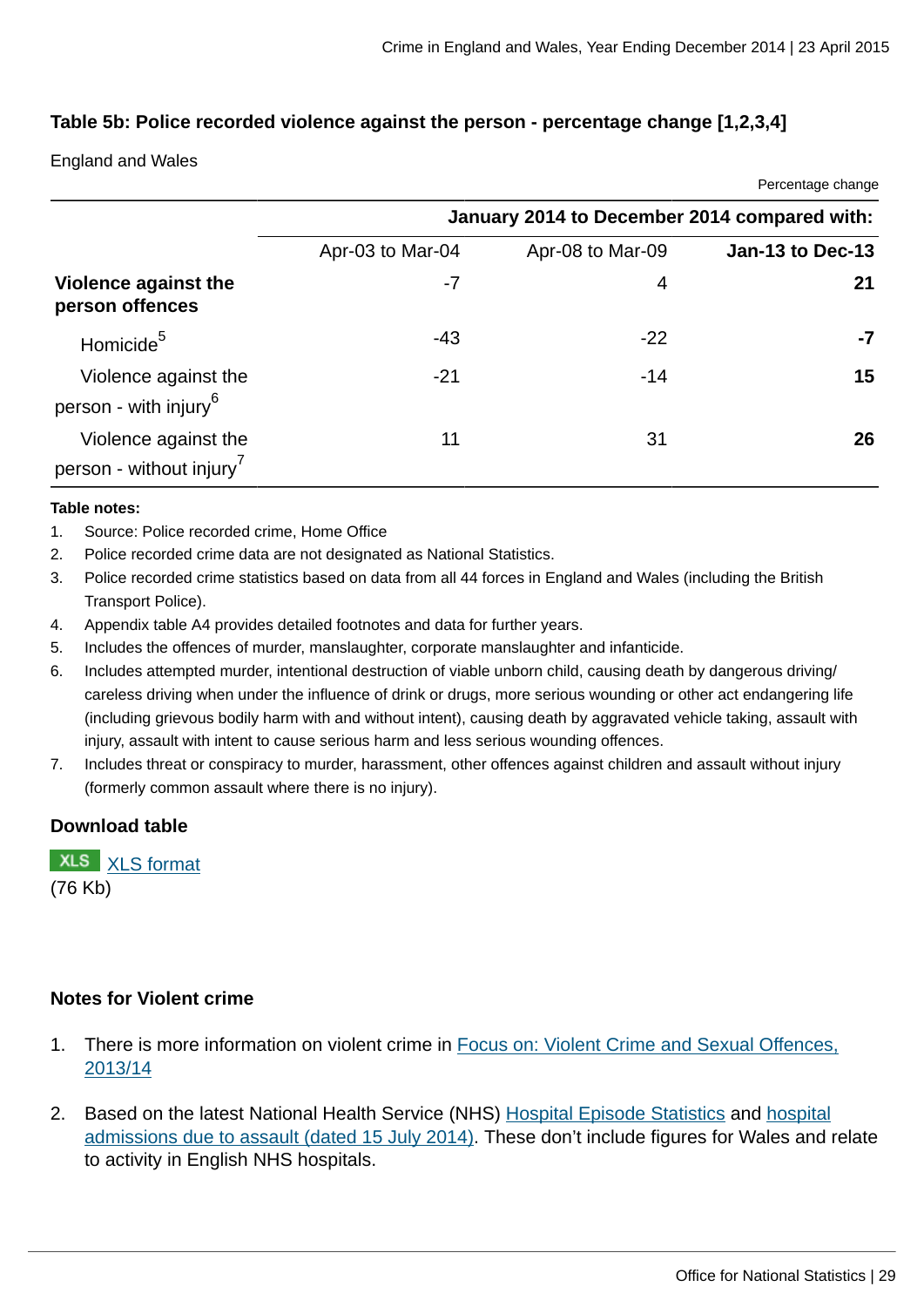### Table 5b: Police recorded violence against the person - percentage change [1,2,3,4]

England and Wales

Percentage change

| | January 2014 to December 2014 compared with: | | |
|---|---|---|---|
| | Apr-03 to Mar-04 | Apr-08 to Mar-09 | **Jan-13 to Dec-13** |
| **Violence against the person offences** | -7 | 4 | **21** |
| Homicide[5] | -43 | -22 | **-7** |
| Violence against the person - with injury[6] | -21 | -14 | **15** |
| Violence against the person - without injury[7] | 11 | 31 | **26** |

**Table notes:**

1. Source: Police recorded crime, Home Office
2. Police recorded crime data are not designated as National Statistics.
3. Police recorded crime statistics based on data from all 44 forces in England and Wales (including the British Transport Police).
4. Appendix table A4 provides detailed footnotes and data for further years.
5. Includes the offences of murder, manslaughter, corporate manslaughter and infanticide.
6. Includes attempted murder, intentional destruction of viable unborn child, causing death by dangerous driving/ careless driving when under the influence of drink or drugs, more serious wounding or other act endangering life (including grievous bodily harm with and without intent), causing death by aggravated vehicle taking, assault with injury, assault with intent to cause serious harm and less serious wounding offences.
7. Includes threat or conspiracy to murder, harassment, other offences against children and assault without injury (formerly common assault where there is no injury).

### Download table

XLS [XLS format](#)
(76 Kb)

### Notes for Violent crime

1. There is more information on violent crime in [Focus on: Violent Crime and Sexual Offences, 2013/14](#)
2. Based on the latest National Health Service (NHS) [Hospital Episode Statistics](#) and [hospital admissions due to assault (dated 15 July 2014)](#). These don't include figures for Wales and relate to activity in English NHS hospitals.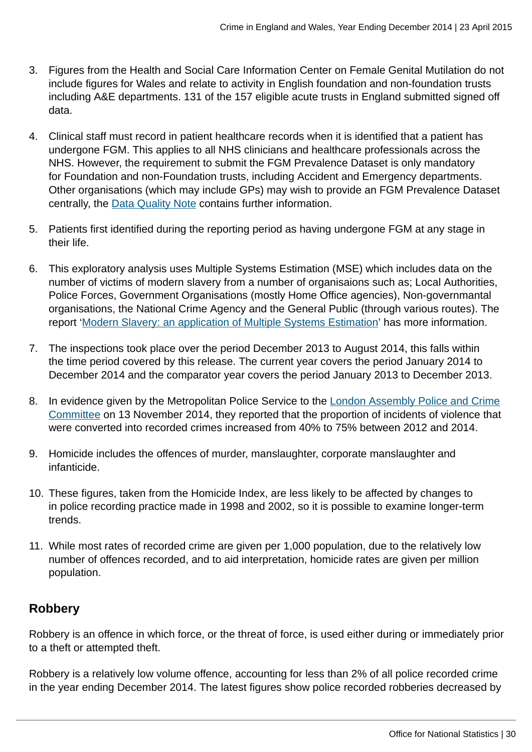3. Figures from the Health and Social Care Information Center on Female Genital Mutilation do not include figures for Wales and relate to activity in English foundation and non-foundation trusts including A&E departments. 131 of the 157 eligible acute trusts in England submitted signed off data.

4. Clinical staff must record in patient healthcare records when it is identified that a patient has undergone FGM. This applies to all NHS clinicians and healthcare professionals across the NHS. However, the requirement to submit the FGM Prevalence Dataset is only mandatory for Foundation and non-Foundation trusts, including Accident and Emergency departments. Other organisations (which may include GPs) may wish to provide an FGM Prevalence Dataset centrally, the Data Quality Note contains further information.

5. Patients first identified during the reporting period as having undergone FGM at any stage in their life.

6. This exploratory analysis uses Multiple Systems Estimation (MSE) which includes data on the number of victims of modern slavery from a number of organisaions such as; Local Authorities, Police Forces, Government Organisations (mostly Home Office agencies), Non-governmantal organisations, the National Crime Agency and the General Public (through various routes). The report 'Modern Slavery: an application of Multiple Systems Estimation' has more information.

7. The inspections took place over the period December 2013 to August 2014, this falls within the time period covered by this release. The current year covers the period January 2014 to December 2014 and the comparator year covers the period January 2013 to December 2013.

8. In evidence given by the Metropolitan Police Service to the London Assembly Police and Crime Committee on 13 November 2014, they reported that the proportion of incidents of violence that were converted into recorded crimes increased from 40% to 75% between 2012 and 2014.

9. Homicide includes the offences of murder, manslaughter, corporate manslaughter and infanticide.

10. These figures, taken from the Homicide Index, are less likely to be affected by changes to in police recording practice made in 1998 and 2002, so it is possible to examine longer-term trends.

11. While most rates of recorded crime are given per 1,000 population, due to the relatively low number of offences recorded, and to aid interpretation, homicide rates are given per million population.

## Robbery

Robbery is an offence in which force, or the threat of force, is used either during or immediately prior to a theft or attempted theft.

Robbery is a relatively low volume offence, accounting for less than 2% of all police recorded crime in the year ending December 2014. The latest figures show police recorded robberies decreased by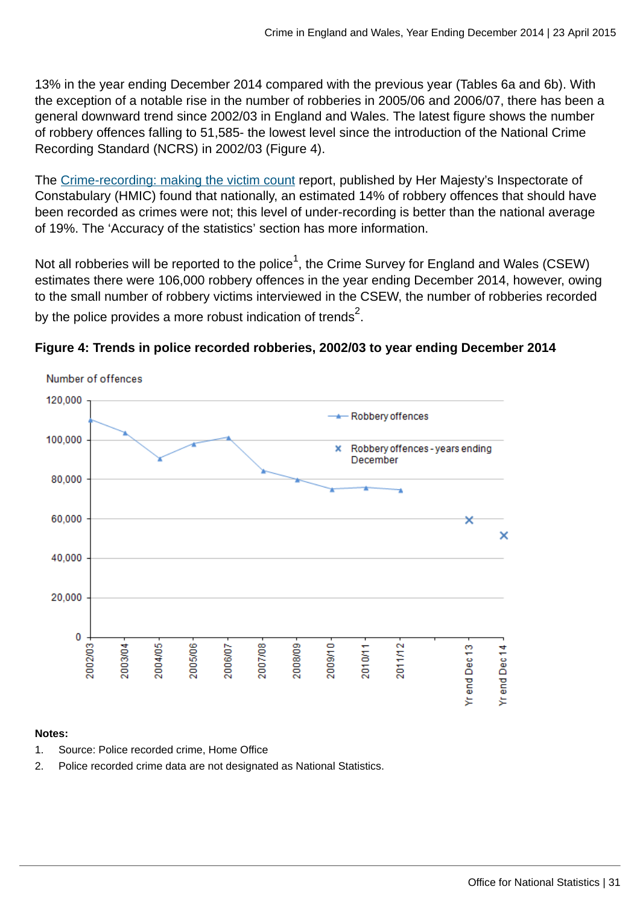13% in the year ending December 2014 compared with the previous year (Tables 6a and 6b). With the exception of a notable rise in the number of robberies in 2005/06 and 2006/07, there has been a general downward trend since 2002/03 in England and Wales. The latest figure shows the number of robbery offences falling to 51,585- the lowest level since the introduction of the National Crime Recording Standard (NCRS) in 2002/03 (Figure 4).

The Crime-recording: making the victim count report, published by Her Majesty's Inspectorate of Constabulary (HMIC) found that nationally, an estimated 14% of robbery offences that should have been recorded as crimes were not; this level of under-recording is better than the national average of 19%. The 'Accuracy of the statistics' section has more information.

Not all robberies will be reported to the police[1], the Crime Survey for England and Wales (CSEW) estimates there were 106,000 robbery offences in the year ending December 2014, however, owing to the small number of robbery victims interviewed in the CSEW, the number of robberies recorded by the police provides a more robust indication of trends[2].

**Figure 4: Trends in police recorded robberies, 2002/03 to year ending December 2014**

**Notes:**

1. Source: Police recorded crime, Home Office
2. Police recorded crime data are not designated as National Statistics.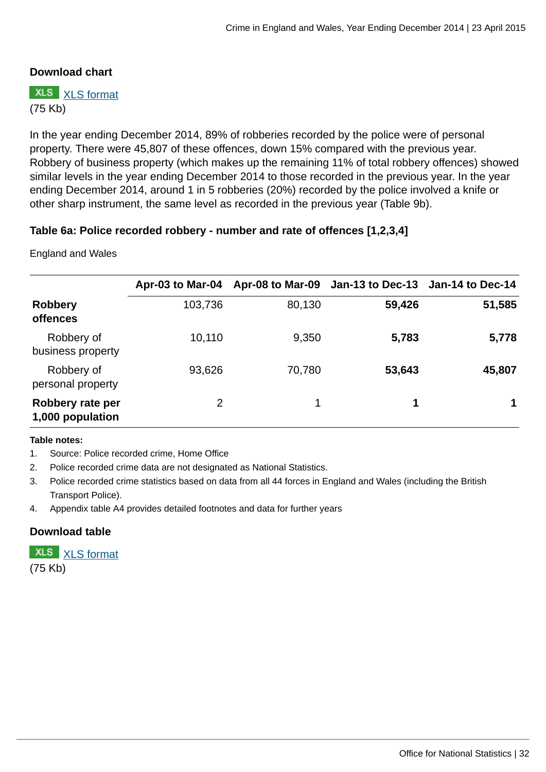### Download chart

XLS [XLS format](#)
(75 Kb)

In the year ending December 2014, 89% of robberies recorded by the police were of personal property. There were 45,807 of these offences, down 15% compared with the previous year. Robbery of business property (which makes up the remaining 11% of total robbery offences) showed similar levels in the year ending December 2014 to those recorded in the previous year. In the year ending December 2014, around 1 in 5 robberies (20%) recorded by the police involved a knife or other sharp instrument, the same level as recorded in the previous year (Table 9b).

### Table 6a: Police recorded robbery - number and rate of offences [1,2,3,4]

England and Wales

| | Apr-03 to Mar-04 | Apr-08 to Mar-09 | Jan-13 to Dec-13 | Jan-14 to Dec-14 |
|---|---|---|---|---|
| **Robbery offences** | 103,736 | 80,130 | **59,426** | **51,585** |
| Robbery of business property | 10,110 | 9,350 | **5,783** | **5,778** |
| Robbery of personal property | 93,626 | 70,780 | **53,643** | **45,807** |
| **Robbery rate per 1,000 population** | 2 | 1 | **1** | **1** |

**Table notes:**

1. Source: Police recorded crime, Home Office
2. Police recorded crime data are not designated as National Statistics.
3. Police recorded crime statistics based on data from all 44 forces in England and Wales (including the British Transport Police).
4. Appendix table A4 provides detailed footnotes and data for further years

### Download table

XLS [XLS format](#)
(75 Kb)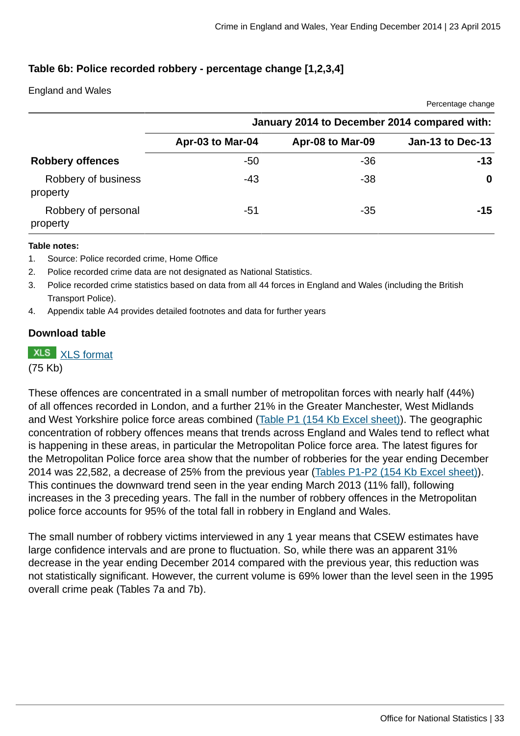### Table 6b: Police recorded robbery - percentage change [1,2,3,4]

England and Wales

Percentage change

| | January 2014 to December 2014 compared with: | | |
|---|---|---|---|
| | Apr-03 to Mar-04 | Apr-08 to Mar-09 | Jan-13 to Dec-13 |
| **Robbery offences** | -50 | -36 | **-13** |
| Robbery of business property | -43 | -38 | **0** |
| Robbery of personal property | -51 | -35 | **-15** |

**Table notes:**

1. Source: Police recorded crime, Home Office
2. Police recorded crime data are not designated as National Statistics.
3. Police recorded crime statistics based on data from all 44 forces in England and Wales (including the British Transport Police).
4. Appendix table A4 provides detailed footnotes and data for further years

**Download table**

XLS [XLS format](#)
(75 Kb)

These offences are concentrated in a small number of metropolitan forces with nearly half (44%) of all offences recorded in London, and a further 21% in the Greater Manchester, West Midlands and West Yorkshire police force areas combined ([Table P1 (154 Kb Excel sheet)](#)). The geographic concentration of robbery offences means that trends across England and Wales tend to reflect what is happening in these areas, in particular the Metropolitan Police force area. The latest figures for the Metropolitan Police force area show that the number of robberies for the year ending December 2014 was 22,582, a decrease of 25% from the previous year ([Tables P1-P2 (154 Kb Excel sheet)](#)). This continues the downward trend seen in the year ending March 2013 (11% fall), following increases in the 3 preceding years. The fall in the number of robbery offences in the Metropolitan police force accounts for 95% of the total fall in robbery in England and Wales.

The small number of robbery victims interviewed in any 1 year means that CSEW estimates have large confidence intervals and are prone to fluctuation. So, while there was an apparent 31% decrease in the year ending December 2014 compared with the previous year, this reduction was not statistically significant. However, the current volume is 69% lower than the level seen in the 1995 overall crime peak (Tables 7a and 7b).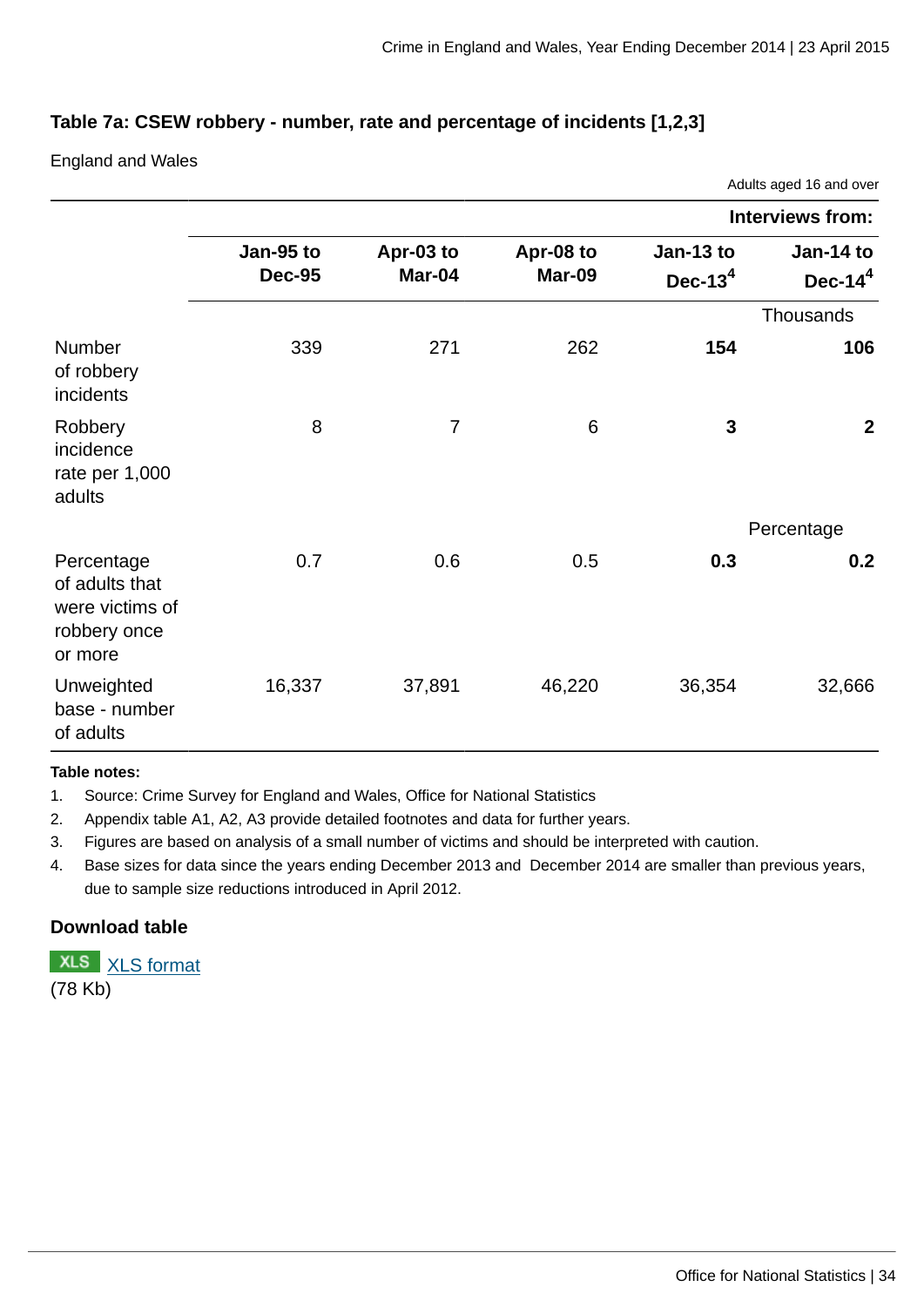### Table 7a: CSEW robbery - number, rate and percentage of incidents [1,2,3]

England and Wales

Adults aged 16 and over

| | Interviews from: | | | | |
|---|---|---|---|---|---|
| | Jan-95 to Dec-95 | Apr-03 to Mar-04 | Apr-08 to Mar-09 | Jan-13 to Dec-13[4] | Jan-14 to Dec-14[4] |
| | | | | | Thousands |
| Number of robbery incidents | 339 | 271 | 262 | **154** | **106** |
| Robbery incidence rate per 1,000 adults | 8 | 7 | 6 | **3** | **2** |
| | | | | | Percentage |
| Percentage of adults that were victims of robbery once or more | 0.7 | 0.6 | 0.5 | **0.3** | **0.2** |
| Unweighted base - number of adults | 16,337 | 37,891 | 46,220 | 36,354 | 32,666 |

**Table notes:**

1. Source: Crime Survey for England and Wales, Office for National Statistics
2. Appendix table A1, A2, A3 provide detailed footnotes and data for further years.
3. Figures are based on analysis of a small number of victims and should be interpreted with caution.
4. Base sizes for data since the years ending December 2013 and December 2014 are smaller than previous years, due to sample size reductions introduced in April 2012.

#### Download table

XLS [XLS format](#)
(78 Kb)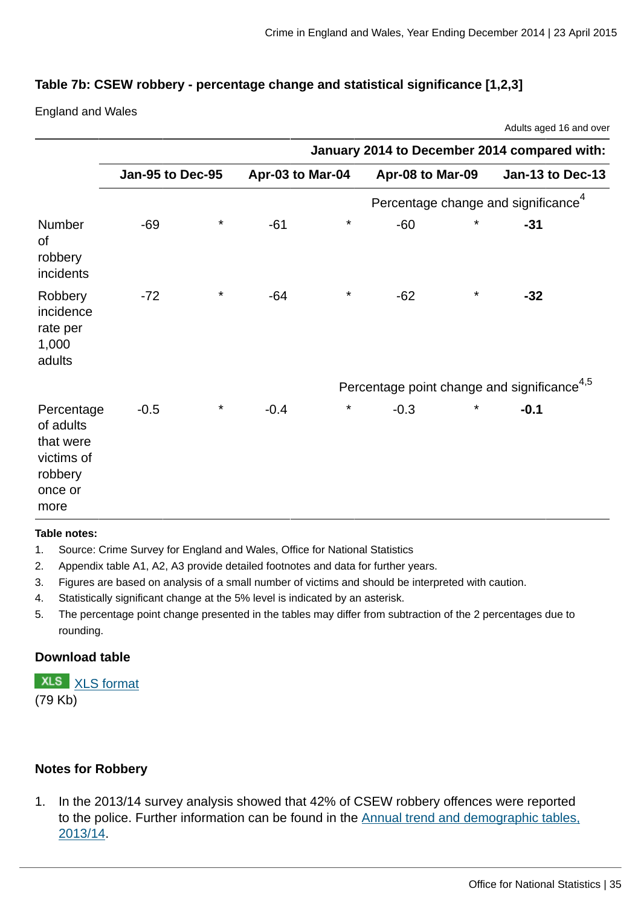### Table 7b: CSEW robbery - percentage change and statistical significance [1,2,3]

England and Wales

Adults aged 16 and over

| | January 2014 to December 2014 compared with: | | | | | | |
|---|---|---|---|---|---|---|---|
| | Jan-95 to Dec-95 | | Apr-03 to Mar-04 | | Apr-08 to Mar-09 | | Jan-13 to Dec-13 |
| | Percentage change and significance[4] | | | | | | |
| Number of robbery incidents | -69 | * | -61 | * | -60 | * | **-31** |
| Robbery incidence rate per 1,000 adults | -72 | * | -64 | * | -62 | * | **-32** |
| | Percentage point change and significance[4,5] | | | | | | |
| Percentage of adults that were victims of robbery once or more | -0.5 | * | -0.4 | * | -0.3 | * | **-0.1** |

**Table notes:**

1. Source: Crime Survey for England and Wales, Office for National Statistics
2. Appendix table A1, A2, A3 provide detailed footnotes and data for further years.
3. Figures are based on analysis of a small number of victims and should be interpreted with caution.
4. Statistically significant change at the 5% level is indicated by an asterisk.
5. The percentage point change presented in the tables may differ from subtraction of the 2 percentages due to rounding.

**Download table**

XLS [XLS format](#)
(79 Kb)

### Notes for Robbery

1. In the 2013/14 survey analysis showed that 42% of CSEW robbery offences were reported to the police. Further information can be found in the [Annual trend and demographic tables, 2013/14](#).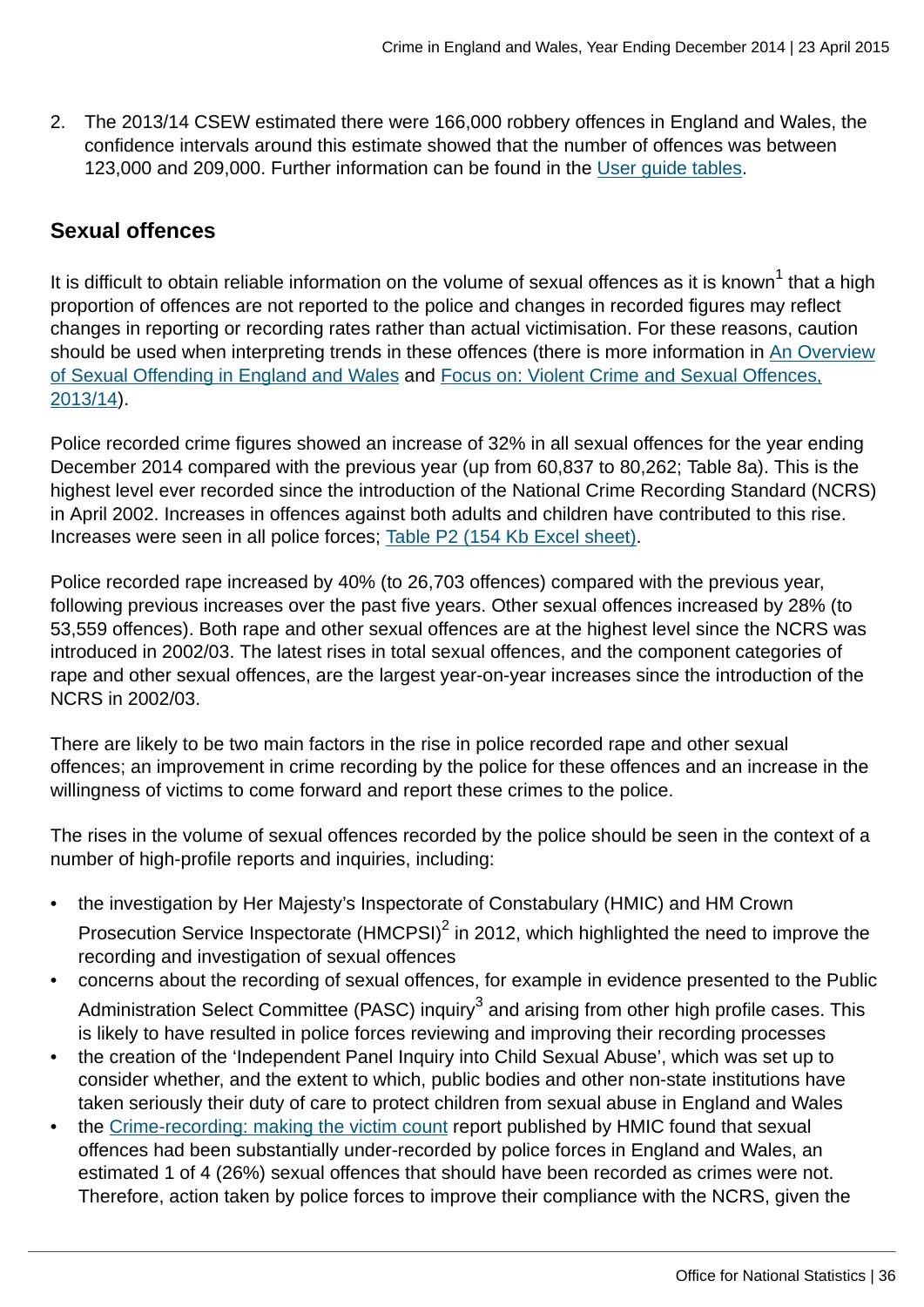2. The 2013/14 CSEW estimated there were 166,000 robbery offences in England and Wales, the confidence intervals around this estimate showed that the number of offences was between 123,000 and 209,000. Further information can be found in the User guide tables.

## Sexual offences

It is difficult to obtain reliable information on the volume of sexual offences as it is known[1] that a high proportion of offences are not reported to the police and changes in recorded figures may reflect changes in reporting or recording rates rather than actual victimisation. For these reasons, caution should be used when interpreting trends in these offences (there is more information in An Overview of Sexual Offending in England and Wales and Focus on: Violent Crime and Sexual Offences, 2013/14).

Police recorded crime figures showed an increase of 32% in all sexual offences for the year ending December 2014 compared with the previous year (up from 60,837 to 80,262; Table 8a). This is the highest level ever recorded since the introduction of the National Crime Recording Standard (NCRS) in April 2002. Increases in offences against both adults and children have contributed to this rise. Increases were seen in all police forces; Table P2 (154 Kb Excel sheet).

Police recorded rape increased by 40% (to 26,703 offences) compared with the previous year, following previous increases over the past five years. Other sexual offences increased by 28% (to 53,559 offences). Both rape and other sexual offences are at the highest level since the NCRS was introduced in 2002/03. The latest rises in total sexual offences, and the component categories of rape and other sexual offences, are the largest year-on-year increases since the introduction of the NCRS in 2002/03.

There are likely to be two main factors in the rise in police recorded rape and other sexual offences; an improvement in crime recording by the police for these offences and an increase in the willingness of victims to come forward and report these crimes to the police.

The rises in the volume of sexual offences recorded by the police should be seen in the context of a number of high-profile reports and inquiries, including:

- the investigation by Her Majesty's Inspectorate of Constabulary (HMIC) and HM Crown Prosecution Service Inspectorate (HMCPSI)[2] in 2012, which highlighted the need to improve the recording and investigation of sexual offences
- concerns about the recording of sexual offences, for example in evidence presented to the Public Administration Select Committee (PASC) inquiry[3] and arising from other high profile cases. This is likely to have resulted in police forces reviewing and improving their recording processes
- the creation of the 'Independent Panel Inquiry into Child Sexual Abuse', which was set up to consider whether, and the extent to which, public bodies and other non-state institutions have taken seriously their duty of care to protect children from sexual abuse in England and Wales
- the Crime-recording: making the victim count report published by HMIC found that sexual offences had been substantially under-recorded by police forces in England and Wales, an estimated 1 of 4 (26%) sexual offences that should have been recorded as crimes were not. Therefore, action taken by police forces to improve their compliance with the NCRS, given the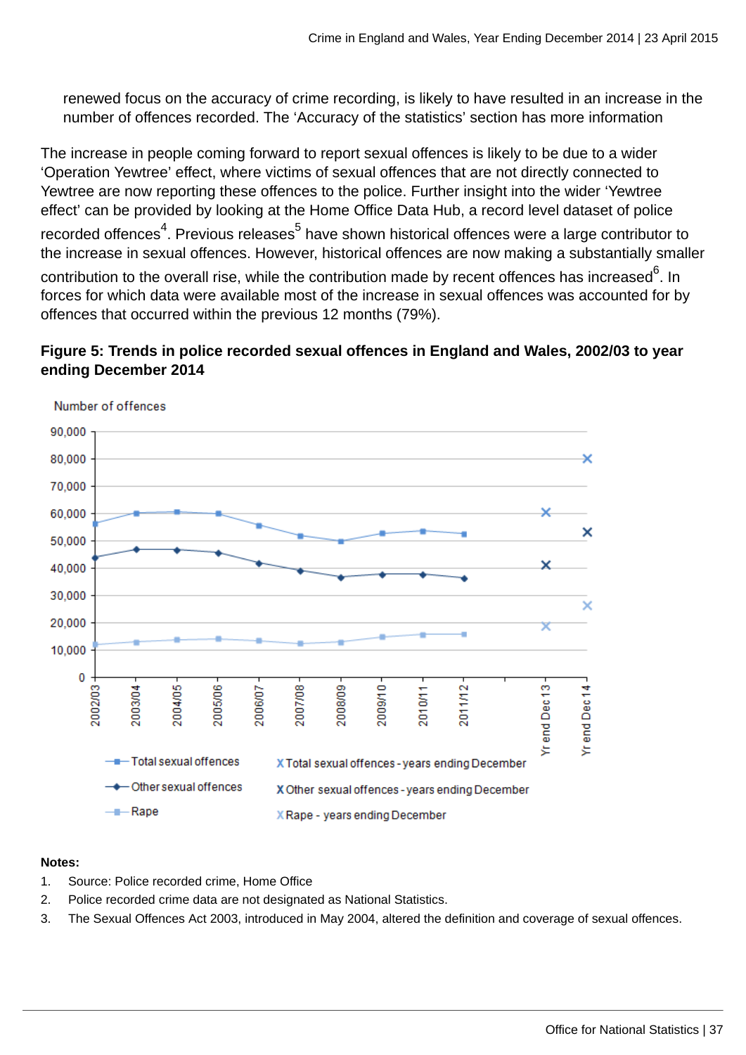renewed focus on the accuracy of crime recording, is likely to have resulted in an increase in the number of offences recorded. The 'Accuracy of the statistics' section has more information

The increase in people coming forward to report sexual offences is likely to be due to a wider 'Operation Yewtree' effect, where victims of sexual offences that are not directly connected to Yewtree are now reporting these offences to the police. Further insight into the wider 'Yewtree effect' can be provided by looking at the Home Office Data Hub, a record level dataset of police recorded offences[4]. Previous releases[5] have shown historical offences were a large contributor to the increase in sexual offences. However, historical offences are now making a substantially smaller contribution to the overall rise, while the contribution made by recent offences has increased[6]. In forces for which data were available most of the increase in sexual offences was accounted for by offences that occurred within the previous 12 months (79%).

**Figure 5: Trends in police recorded sexual offences in England and Wales, 2002/03 to year ending December 2014**

**Notes:**

1. Source: Police recorded crime, Home Office
2. Police recorded crime data are not designated as National Statistics.
3. The Sexual Offences Act 2003, introduced in May 2004, altered the definition and coverage of sexual offences.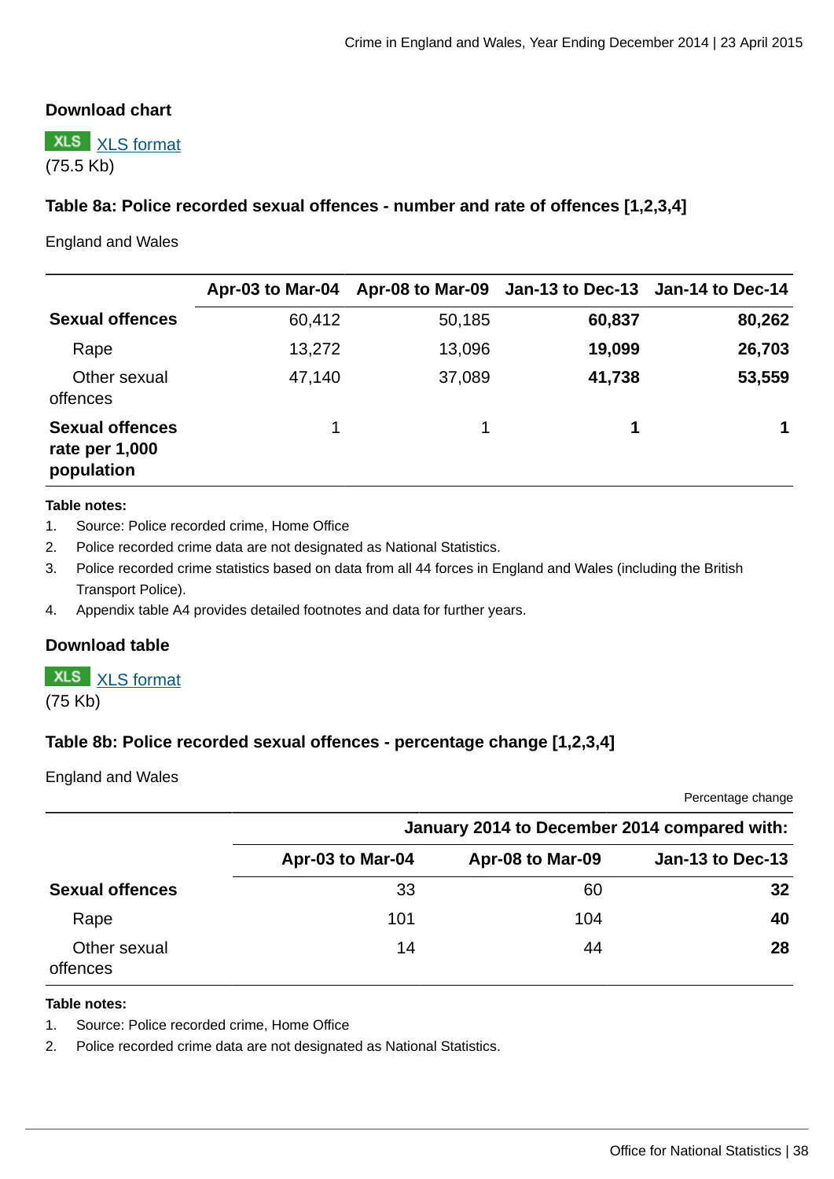### Download chart

XLS [XLS format](#)
(75.5 Kb)

### Table 8a: Police recorded sexual offences - number and rate of offences [1,2,3,4]

England and Wales

| | Apr-03 to Mar-04 | Apr-08 to Mar-09 | Jan-13 to Dec-13 | Jan-14 to Dec-14 |
|---|---|---|---|---|
| **Sexual offences** | 60,412 | 50,185 | **60,837** | **80,262** |
| Rape | 13,272 | 13,096 | **19,099** | **26,703** |
| Other sexual offences | 47,140 | 37,089 | **41,738** | **53,559** |
| **Sexual offences rate per 1,000 population** | 1 | 1 | **1** | **1** |

**Table notes:**

1. Source: Police recorded crime, Home Office
2. Police recorded crime data are not designated as National Statistics.
3. Police recorded crime statistics based on data from all 44 forces in England and Wales (including the British Transport Police).
4. Appendix table A4 provides detailed footnotes and data for further years.

### Download table

XLS [XLS format](#)
(75 Kb)

### Table 8b: Police recorded sexual offences - percentage change [1,2,3,4]

England and Wales

Percentage change

| | January 2014 to December 2014 compared with: | | |
|---|---|---|---|
| | Apr-03 to Mar-04 | Apr-08 to Mar-09 | Jan-13 to Dec-13 |
| **Sexual offences** | 33 | 60 | **32** |
| Rape | 101 | 104 | **40** |
| Other sexual offences | 14 | 44 | **28** |

**Table notes:**

1. Source: Police recorded crime, Home Office
2. Police recorded crime data are not designated as National Statistics.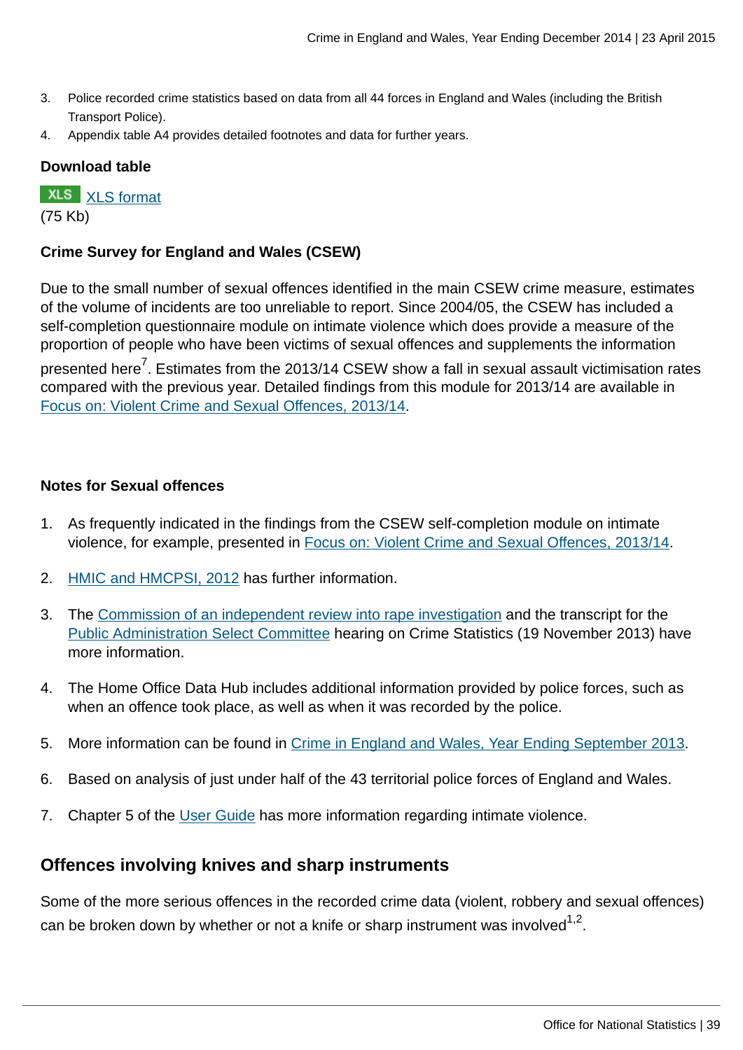3. Police recorded crime statistics based on data from all 44 forces in England and Wales (including the British Transport Police).
4. Appendix table A4 provides detailed footnotes and data for further years.

**Download table**

XLS format
(75 Kb)

**Crime Survey for England and Wales (CSEW)**

Due to the small number of sexual offences identified in the main CSEW crime measure, estimates of the volume of incidents are too unreliable to report. Since 2004/05, the CSEW has included a self-completion questionnaire module on intimate violence which does provide a measure of the proportion of people who have been victims of sexual offences and supplements the information presented here[7]. Estimates from the 2013/14 CSEW show a fall in sexual assault victimisation rates compared with the previous year. Detailed findings from this module for 2013/14 are available in Focus on: Violent Crime and Sexual Offences, 2013/14.

**Notes for Sexual offences**

1. As frequently indicated in the findings from the CSEW self-completion module on intimate violence, for example, presented in Focus on: Violent Crime and Sexual Offences, 2013/14.
2. HMIC and HMCPSI, 2012 has further information.
3. The Commission of an independent review into rape investigation and the transcript for the Public Administration Select Committee hearing on Crime Statistics (19 November 2013) have more information.
4. The Home Office Data Hub includes additional information provided by police forces, such as when an offence took place, as well as when it was recorded by the police.
5. More information can be found in Crime in England and Wales, Year Ending September 2013.
6. Based on analysis of just under half of the 43 territorial police forces of England and Wales.
7. Chapter 5 of the User Guide has more information regarding intimate violence.

## Offences involving knives and sharp instruments

Some of the more serious offences in the recorded crime data (violent, robbery and sexual offences) can be broken down by whether or not a knife or sharp instrument was involved[1,2].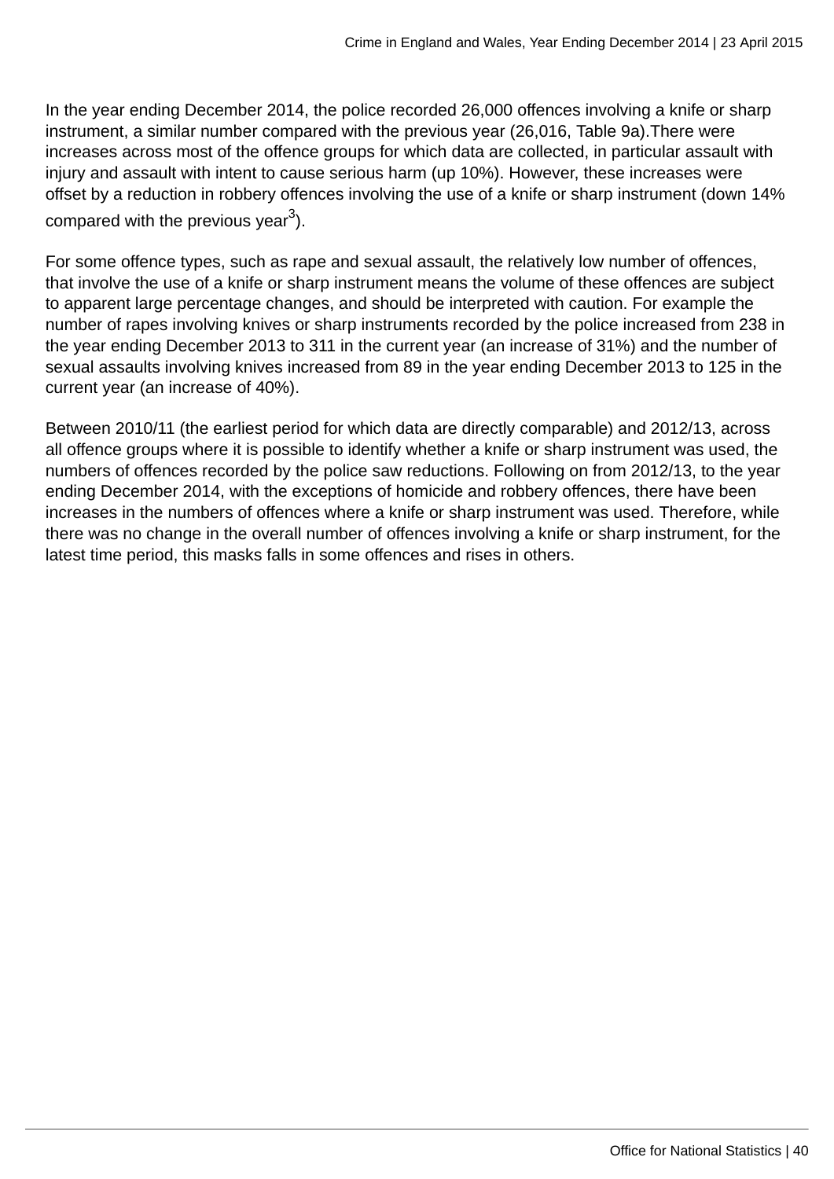In the year ending December 2014, the police recorded 26,000 offences involving a knife or sharp instrument, a similar number compared with the previous year (26,016, Table 9a).There were increases across most of the offence groups for which data are collected, in particular assault with injury and assault with intent to cause serious harm (up 10%). However, these increases were offset by a reduction in robbery offences involving the use of a knife or sharp instrument (down 14% compared with the previous year[3]).

For some offence types, such as rape and sexual assault, the relatively low number of offences, that involve the use of a knife or sharp instrument means the volume of these offences are subject to apparent large percentage changes, and should be interpreted with caution. For example the number of rapes involving knives or sharp instruments recorded by the police increased from 238 in the year ending December 2013 to 311 in the current year (an increase of 31%) and the number of sexual assaults involving knives increased from 89 in the year ending December 2013 to 125 in the current year (an increase of 40%).

Between 2010/11 (the earliest period for which data are directly comparable) and 2012/13, across all offence groups where it is possible to identify whether a knife or sharp instrument was used, the numbers of offences recorded by the police saw reductions. Following on from 2012/13, to the year ending December 2014, with the exceptions of homicide and robbery offences, there have been increases in the numbers of offences where a knife or sharp instrument was used. Therefore, while there was no change in the overall number of offences involving a knife or sharp instrument, for the latest time period, this masks falls in some offences and rises in others.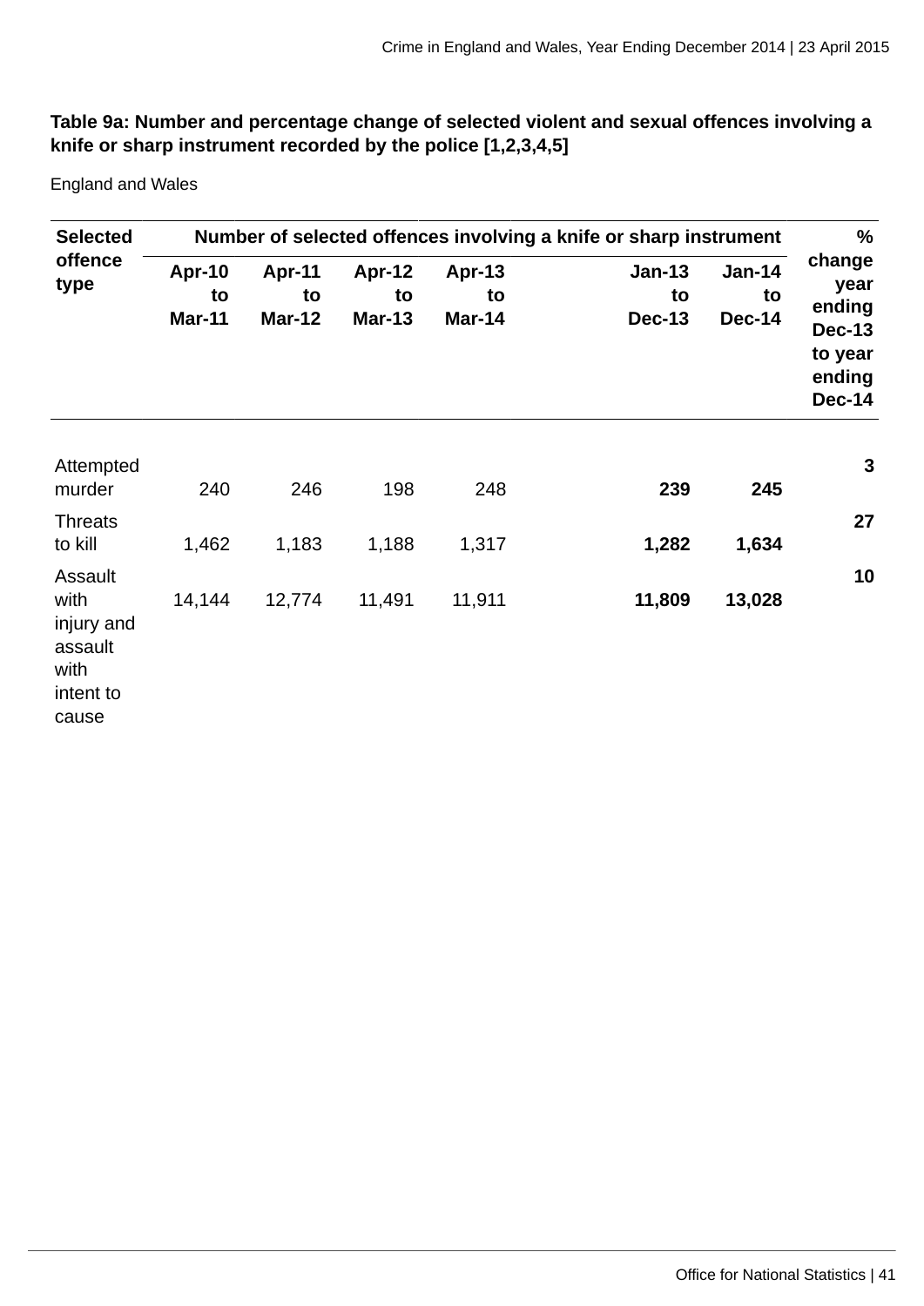**Table 9a: Number and percentage change of selected violent and sexual offences involving a knife or sharp instrument recorded by the police [1,2,3,4,5]**

England and Wales

| Selected offence type | Number of selected offences involving a knife or sharp instrument | | | | | | % change year ending Dec-13 to year ending Dec-14 |
|---|---|---|---|---|---|---|---|
| | Apr-10 to Mar-11 | Apr-11 to Mar-12 | Apr-12 to Mar-13 | Apr-13 to Mar-14 | Jan-13 to Dec-13 | Jan-14 to Dec-14 | |
| Attempted murder | 240 | 246 | 198 | 248 | **239** | **245** | **3** |
| Threats to kill | 1,462 | 1,183 | 1,188 | 1,317 | **1,282** | **1,634** | **27** |
| Assault with injury and assault with intent to cause | 14,144 | 12,774 | 11,491 | 11,911 | **11,809** | **13,028** | **10** |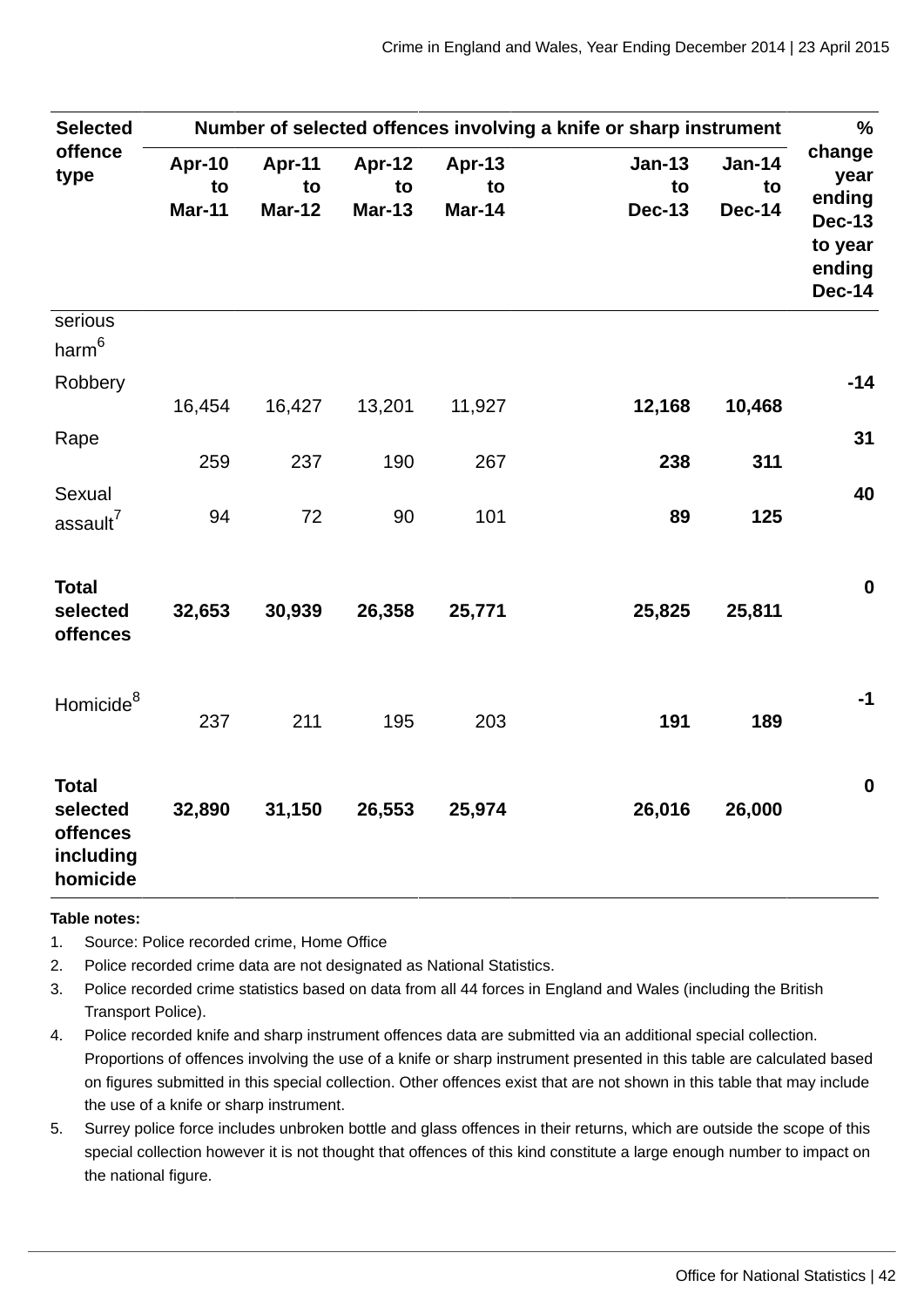| Selected offence type | Number of selected offences involving a knife or sharp instrument | | | | | | % change year ending Dec-13 to year ending Dec-14 |
|---|---|---|---|---|---|---|---|
| | Apr-10 to Mar-11 | Apr-11 to Mar-12 | Apr-12 to Mar-13 | Apr-13 to Mar-14 | Jan-13 to Dec-13 | Jan-14 to Dec-14 | |
| serious harm[6] | | | | | | | |
| Robbery | 16,454 | 16,427 | 13,201 | 11,927 | **12,168** | **10,468** | **-14** |
| Rape | 259 | 237 | 190 | 267 | **238** | **311** | **31** |
| Sexual assault[7] | 94 | 72 | 90 | 101 | **89** | **125** | **40** |
| **Total selected offences** | **32,653** | **30,939** | **26,358** | **25,771** | **25,825** | **25,811** | **0** |
| Homicide[8] | 237 | 211 | 195 | 203 | **191** | **189** | **-1** |
| **Total selected offences including homicide** | **32,890** | **31,150** | **26,553** | **25,974** | **26,016** | **26,000** | **0** |

**Table notes:**

1. Source: Police recorded crime, Home Office
2. Police recorded crime data are not designated as National Statistics.
3. Police recorded crime statistics based on data from all 44 forces in England and Wales (including the British Transport Police).
4. Police recorded knife and sharp instrument offences data are submitted via an additional special collection. Proportions of offences involving the use of a knife or sharp instrument presented in this table are calculated based on figures submitted in this special collection. Other offences exist that are not shown in this table that may include the use of a knife or sharp instrument.
5. Surrey police force includes unbroken bottle and glass offences in their returns, which are outside the scope of this special collection however it is not thought that offences of this kind constitute a large enough number to impact on the national figure.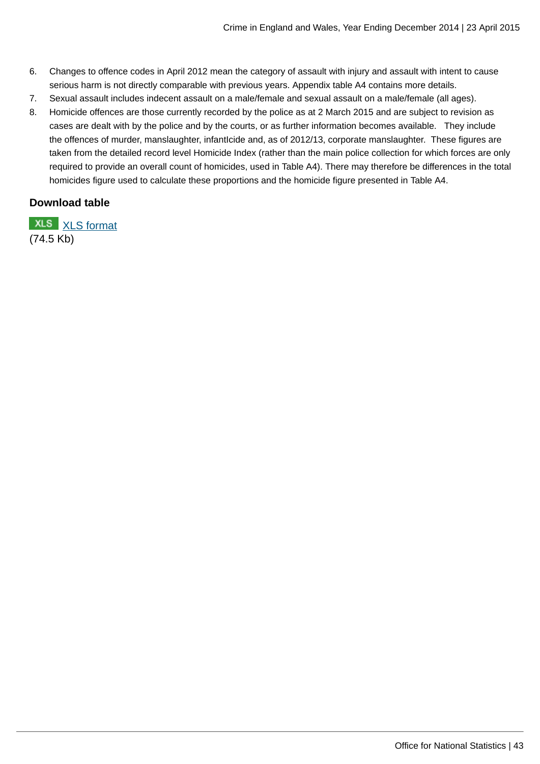6. Changes to offence codes in April 2012 mean the category of assault with injury and assault with intent to cause serious harm is not directly comparable with previous years. Appendix table A4 contains more details.
7. Sexual assault includes indecent assault on a male/female and sexual assault on a male/female (all ages).
8. Homicide offences are those currently recorded by the police as at 2 March 2015 and are subject to revision as cases are dealt with by the police and by the courts, or as further information becomes available. They include the offences of murder, manslaughter, infantIcide and, as of 2012/13, corporate manslaughter. These figures are taken from the detailed record level Homicide Index (rather than the main police collection for which forces are only required to provide an overall count of homicides, used in Table A4). There may therefore be differences in the total homicides figure used to calculate these proportions and the homicide figure presented in Table A4.

**Download table**

XLS [XLS format](#)
(74.5 Kb)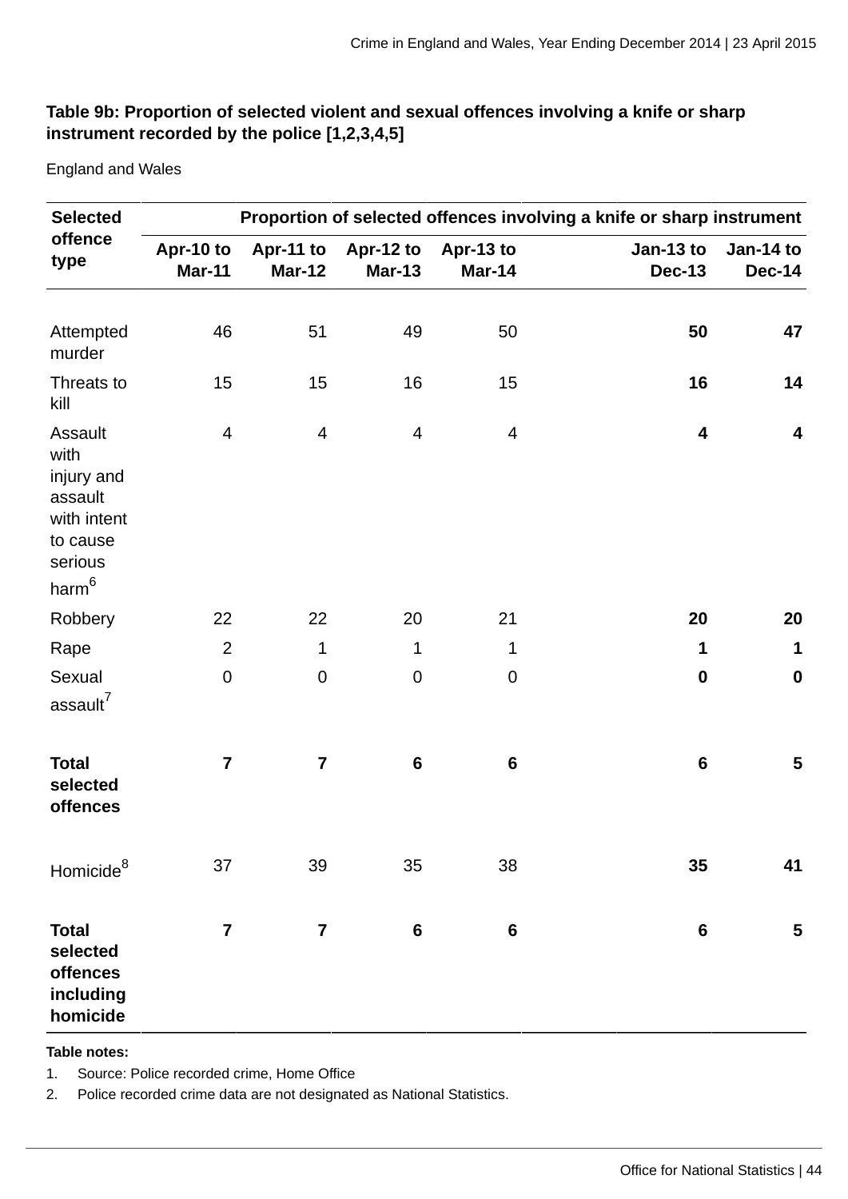**Table 9b: Proportion of selected violent and sexual offences involving a knife or sharp instrument recorded by the police [1,2,3,4,5]**

England and Wales

| Selected offence type | Proportion of selected offences involving a knife or sharp instrument | | | | | |
|---|---|---|---|---|---|---|
| | Apr-10 to Mar-11 | Apr-11 to Mar-12 | Apr-12 to Mar-13 | Apr-13 to Mar-14 | Jan-13 to Dec-13 | Jan-14 to Dec-14 |
| Attempted murder | 46 | 51 | 49 | 50 | **50** | **47** |
| Threats to kill | 15 | 15 | 16 | 15 | **16** | **14** |
| Assault with injury and assault with intent to cause serious harm[6] | 4 | 4 | 4 | 4 | **4** | **4** |
| Robbery | 22 | 22 | 20 | 21 | **20** | **20** |
| Rape | 2 | 1 | 1 | 1 | **1** | **1** |
| Sexual assault[7] | 0 | 0 | 0 | 0 | **0** | **0** |
| **Total selected offences** | **7** | **7** | **6** | **6** | **6** | **5** |
| Homicide[8] | 37 | 39 | 35 | 38 | **35** | **41** |
| **Total selected offences including homicide** | **7** | **7** | **6** | **6** | **6** | **5** |

**Table notes:**

1. Source: Police recorded crime, Home Office
2. Police recorded crime data are not designated as National Statistics.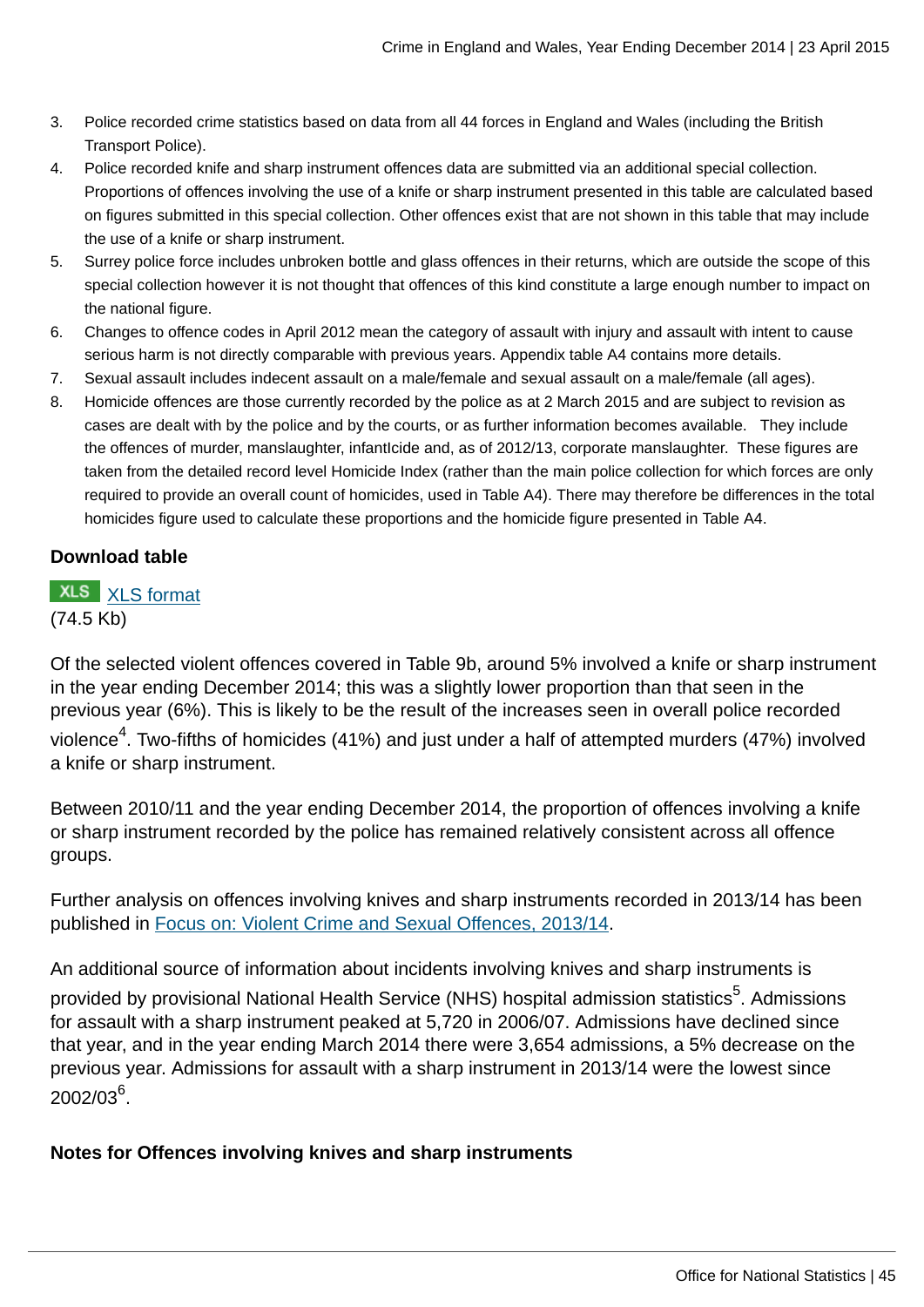3. Police recorded crime statistics based on data from all 44 forces in England and Wales (including the British Transport Police).
4. Police recorded knife and sharp instrument offences data are submitted via an additional special collection. Proportions of offences involving the use of a knife or sharp instrument presented in this table are calculated based on figures submitted in this special collection. Other offences exist that are not shown in this table that may include the use of a knife or sharp instrument.
5. Surrey police force includes unbroken bottle and glass offences in their returns, which are outside the scope of this special collection however it is not thought that offences of this kind constitute a large enough number to impact on the national figure.
6. Changes to offence codes in April 2012 mean the category of assault with injury and assault with intent to cause serious harm is not directly comparable with previous years. Appendix table A4 contains more details.
7. Sexual assault includes indecent assault on a male/female and sexual assault on a male/female (all ages).
8. Homicide offences are those currently recorded by the police as at 2 March 2015 and are subject to revision as cases are dealt with by the police and by the courts, or as further information becomes available. They include the offences of murder, manslaughter, infantlcide and, as of 2012/13, corporate manslaughter. These figures are taken from the detailed record level Homicide Index (rather than the main police collection for which forces are only required to provide an overall count of homicides, used in Table A4). There may therefore be differences in the total homicides figure used to calculate these proportions and the homicide figure presented in Table A4.

**Download table**

XLS [XLS format](#)
(74.5 Kb)

Of the selected violent offences covered in Table 9b, around 5% involved a knife or sharp instrument in the year ending December 2014; this was a slightly lower proportion than that seen in the previous year (6%). This is likely to be the result of the increases seen in overall police recorded violence[4]. Two-fifths of homicides (41%) and just under a half of attempted murders (47%) involved a knife or sharp instrument.

Between 2010/11 and the year ending December 2014, the proportion of offences involving a knife or sharp instrument recorded by the police has remained relatively consistent across all offence groups.

Further analysis on offences involving knives and sharp instruments recorded in 2013/14 has been published in [Focus on: Violent Crime and Sexual Offences, 2013/14](#).

An additional source of information about incidents involving knives and sharp instruments is provided by provisional National Health Service (NHS) hospital admission statistics[5]. Admissions for assault with a sharp instrument peaked at 5,720 in 2006/07. Admissions have declined since that year, and in the year ending March 2014 there were 3,654 admissions, a 5% decrease on the previous year. Admissions for assault with a sharp instrument in 2013/14 were the lowest since 2002/03[6].

**Notes for Offences involving knives and sharp instruments**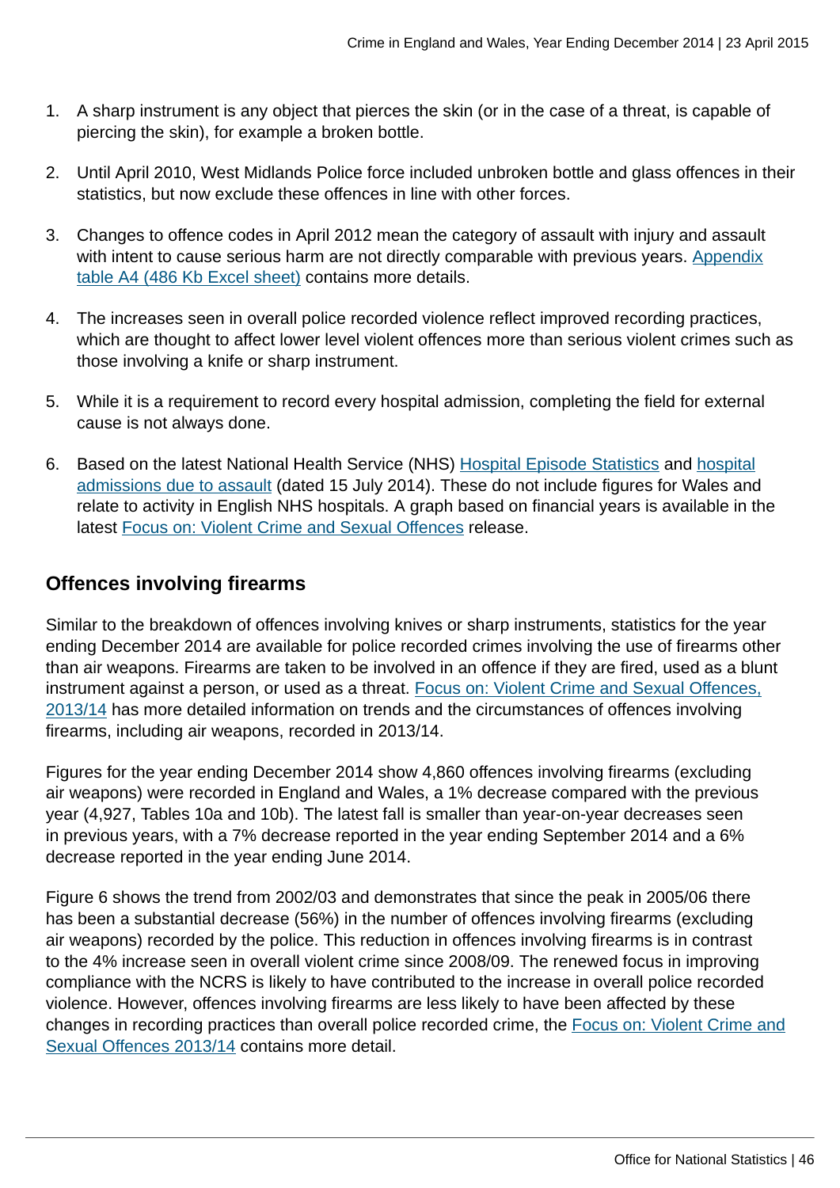1. A sharp instrument is any object that pierces the skin (or in the case of a threat, is capable of piercing the skin), for example a broken bottle.

2. Until April 2010, West Midlands Police force included unbroken bottle and glass offences in their statistics, but now exclude these offences in line with other forces.

3. Changes to offence codes in April 2012 mean the category of assault with injury and assault with intent to cause serious harm are not directly comparable with previous years. Appendix table A4 (486 Kb Excel sheet) contains more details.

4. The increases seen in overall police recorded violence reflect improved recording practices, which are thought to affect lower level violent offences more than serious violent crimes such as those involving a knife or sharp instrument.

5. While it is a requirement to record every hospital admission, completing the field for external cause is not always done.

6. Based on the latest National Health Service (NHS) Hospital Episode Statistics and hospital admissions due to assault (dated 15 July 2014). These do not include figures for Wales and relate to activity in English NHS hospitals. A graph based on financial years is available in the latest Focus on: Violent Crime and Sexual Offences release.

## Offences involving firearms

Similar to the breakdown of offences involving knives or sharp instruments, statistics for the year ending December 2014 are available for police recorded crimes involving the use of firearms other than air weapons. Firearms are taken to be involved in an offence if they are fired, used as a blunt instrument against a person, or used as a threat. Focus on: Violent Crime and Sexual Offences, 2013/14 has more detailed information on trends and the circumstances of offences involving firearms, including air weapons, recorded in 2013/14.

Figures for the year ending December 2014 show 4,860 offences involving firearms (excluding air weapons) were recorded in England and Wales, a 1% decrease compared with the previous year (4,927, Tables 10a and 10b). The latest fall is smaller than year-on-year decreases seen in previous years, with a 7% decrease reported in the year ending September 2014 and a 6% decrease reported in the year ending June 2014.

Figure 6 shows the trend from 2002/03 and demonstrates that since the peak in 2005/06 there has been a substantial decrease (56%) in the number of offences involving firearms (excluding air weapons) recorded by the police. This reduction in offences involving firearms is in contrast to the 4% increase seen in overall violent crime since 2008/09. The renewed focus in improving compliance with the NCRS is likely to have contributed to the increase in overall police recorded violence. However, offences involving firearms are less likely to have been affected by these changes in recording practices than overall police recorded crime, the Focus on: Violent Crime and Sexual Offences 2013/14 contains more detail.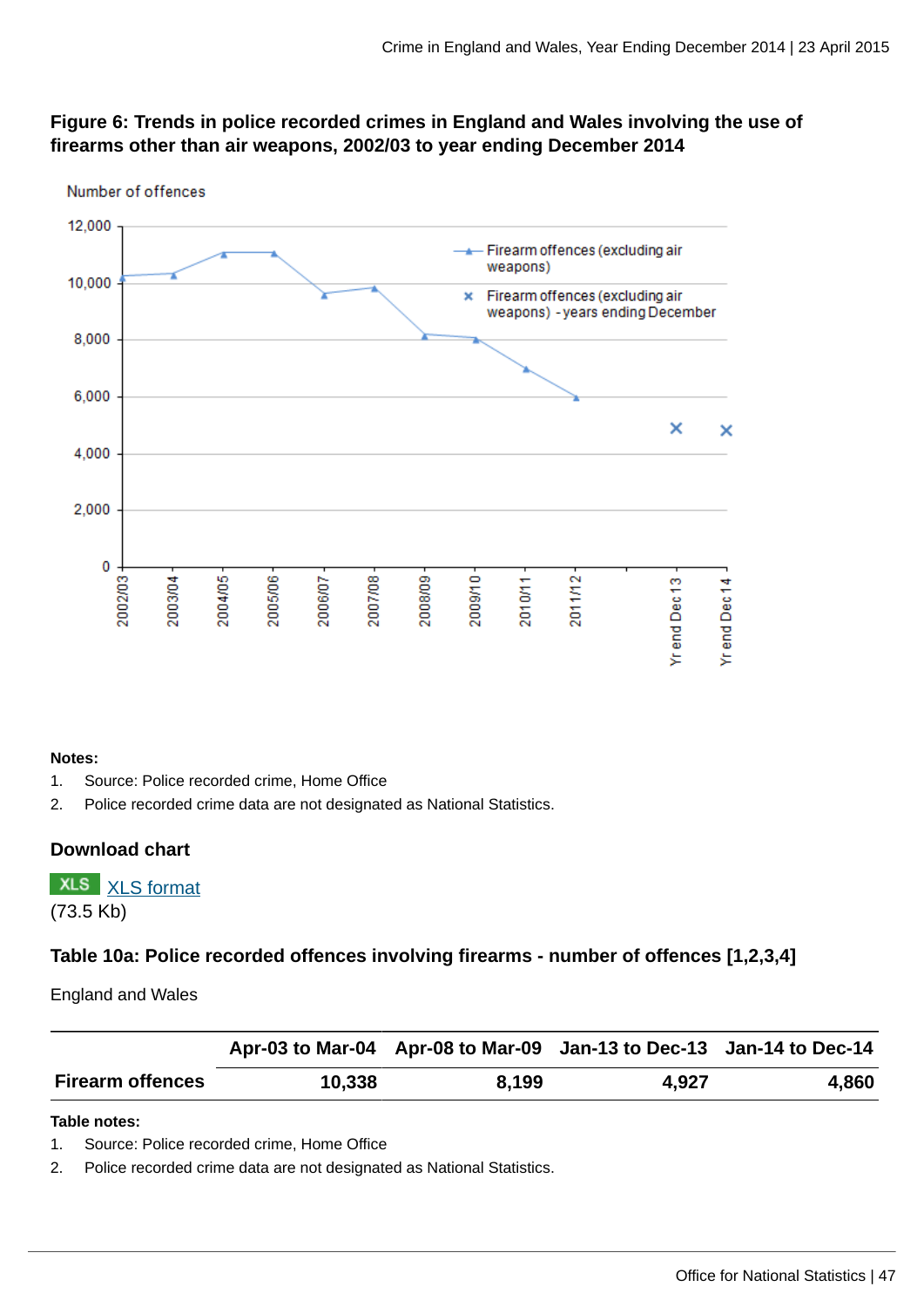**Figure 6: Trends in police recorded crimes in England and Wales involving the use of firearms other than air weapons, 2002/03 to year ending December 2014**

Number of offences

**Notes:**

1. Source: Police recorded crime, Home Office
2. Police recorded crime data are not designated as National Statistics.

### Download chart

XLS [XLS format](#)
(73.5 Kb)

### Table 10a: Police recorded offences involving firearms - number of offences [1,2,3,4]

England and Wales

| | Apr-03 to Mar-04 | Apr-08 to Mar-09 | Jan-13 to Dec-13 | Jan-14 to Dec-14 |
|---|---|---|---|---|
| Firearm offences | 10,338 | 8,199 | 4,927 | 4,860 |

**Table notes:**

1. Source: Police recorded crime, Home Office
2. Police recorded crime data are not designated as National Statistics.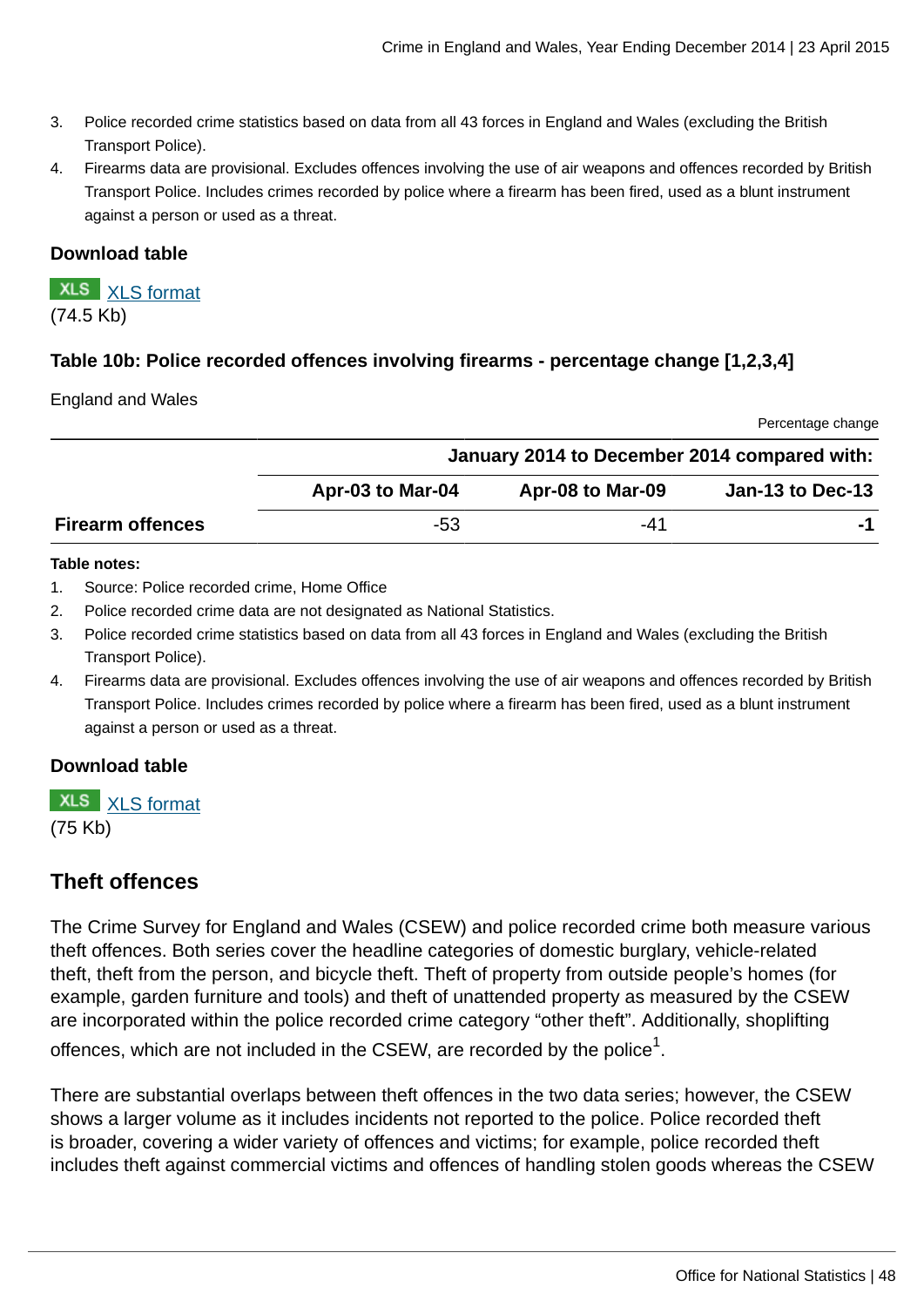3. Police recorded crime statistics based on data from all 43 forces in England and Wales (excluding the British Transport Police).
4. Firearms data are provisional. Excludes offences involving the use of air weapons and offences recorded by British Transport Police. Includes crimes recorded by police where a firearm has been fired, used as a blunt instrument against a person or used as a threat.

**Download table**

XLS XLS format
(74.5 Kb)

### Table 10b: Police recorded offences involving firearms - percentage change [1,2,3,4]

England and Wales

Percentage change

| | January 2014 to December 2014 compared with: | | |
|---|---|---|---|
| | Apr-03 to Mar-04 | Apr-08 to Mar-09 | Jan-13 to Dec-13 |
| **Firearm offences** | -53 | -41 | **-1** |

**Table notes:**

1. Source: Police recorded crime, Home Office
2. Police recorded crime data are not designated as National Statistics.
3. Police recorded crime statistics based on data from all 43 forces in England and Wales (excluding the British Transport Police).
4. Firearms data are provisional. Excludes offences involving the use of air weapons and offences recorded by British Transport Police. Includes crimes recorded by police where a firearm has been fired, used as a blunt instrument against a person or used as a threat.

**Download table**

XLS XLS format
(75 Kb)

## Theft offences

The Crime Survey for England and Wales (CSEW) and police recorded crime both measure various theft offences. Both series cover the headline categories of domestic burglary, vehicle-related theft, theft from the person, and bicycle theft. Theft of property from outside people's homes (for example, garden furniture and tools) and theft of unattended property as measured by the CSEW are incorporated within the police recorded crime category "other theft". Additionally, shoplifting offences, which are not included in the CSEW, are recorded by the police[1].

There are substantial overlaps between theft offences in the two data series; however, the CSEW shows a larger volume as it includes incidents not reported to the police. Police recorded theft is broader, covering a wider variety of offences and victims; for example, police recorded theft includes theft against commercial victims and offences of handling stolen goods whereas the CSEW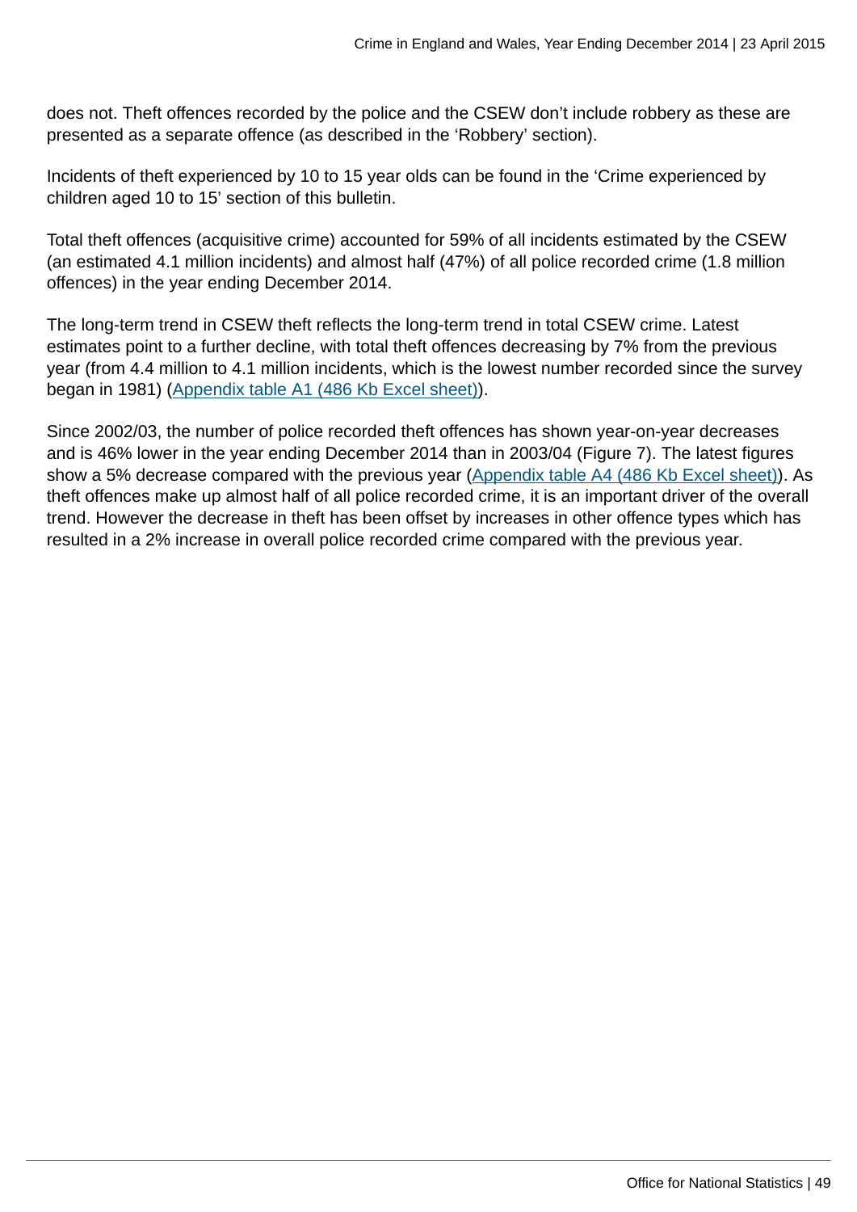does not. Theft offences recorded by the police and the CSEW don't include robbery as these are presented as a separate offence (as described in the 'Robbery' section).

Incidents of theft experienced by 10 to 15 year olds can be found in the 'Crime experienced by children aged 10 to 15' section of this bulletin.

Total theft offences (acquisitive crime) accounted for 59% of all incidents estimated by the CSEW (an estimated 4.1 million incidents) and almost half (47%) of all police recorded crime (1.8 million offences) in the year ending December 2014.

The long-term trend in CSEW theft reflects the long-term trend in total CSEW crime. Latest estimates point to a further decline, with total theft offences decreasing by 7% from the previous year (from 4.4 million to 4.1 million incidents, which is the lowest number recorded since the survey began in 1981) (Appendix table A1 (486 Kb Excel sheet)).

Since 2002/03, the number of police recorded theft offences has shown year-on-year decreases and is 46% lower in the year ending December 2014 than in 2003/04 (Figure 7). The latest figures show a 5% decrease compared with the previous year (Appendix table A4 (486 Kb Excel sheet)). As theft offences make up almost half of all police recorded crime, it is an important driver of the overall trend. However the decrease in theft has been offset by increases in other offence types which has resulted in a 2% increase in overall police recorded crime compared with the previous year.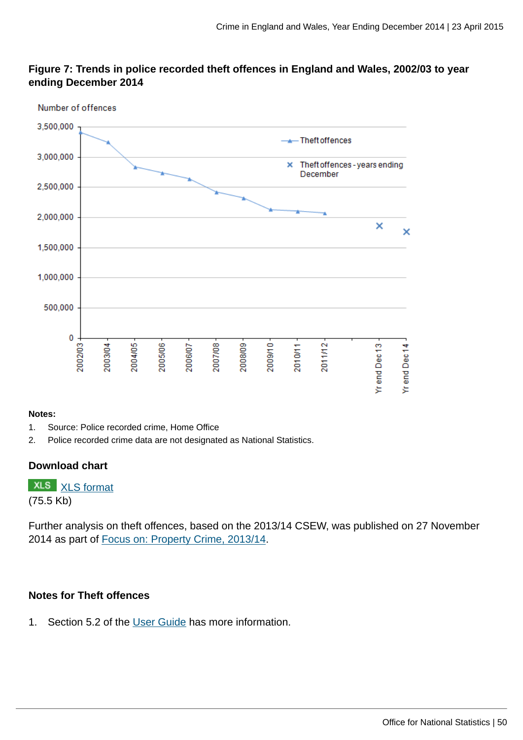**Figure 7: Trends in police recorded theft offences in England and Wales, 2002/03 to year ending December 2014**

**Notes:**

1. Source: Police recorded crime, Home Office
2. Police recorded crime data are not designated as National Statistics.

### Download chart

XLS [XLS format](#)
(75.5 Kb)

Further analysis on theft offences, based on the 2013/14 CSEW, was published on 27 November 2014 as part of [Focus on: Property Crime, 2013/14](#).

### Notes for Theft offences

1. Section 5.2 of the [User Guide](#) has more information.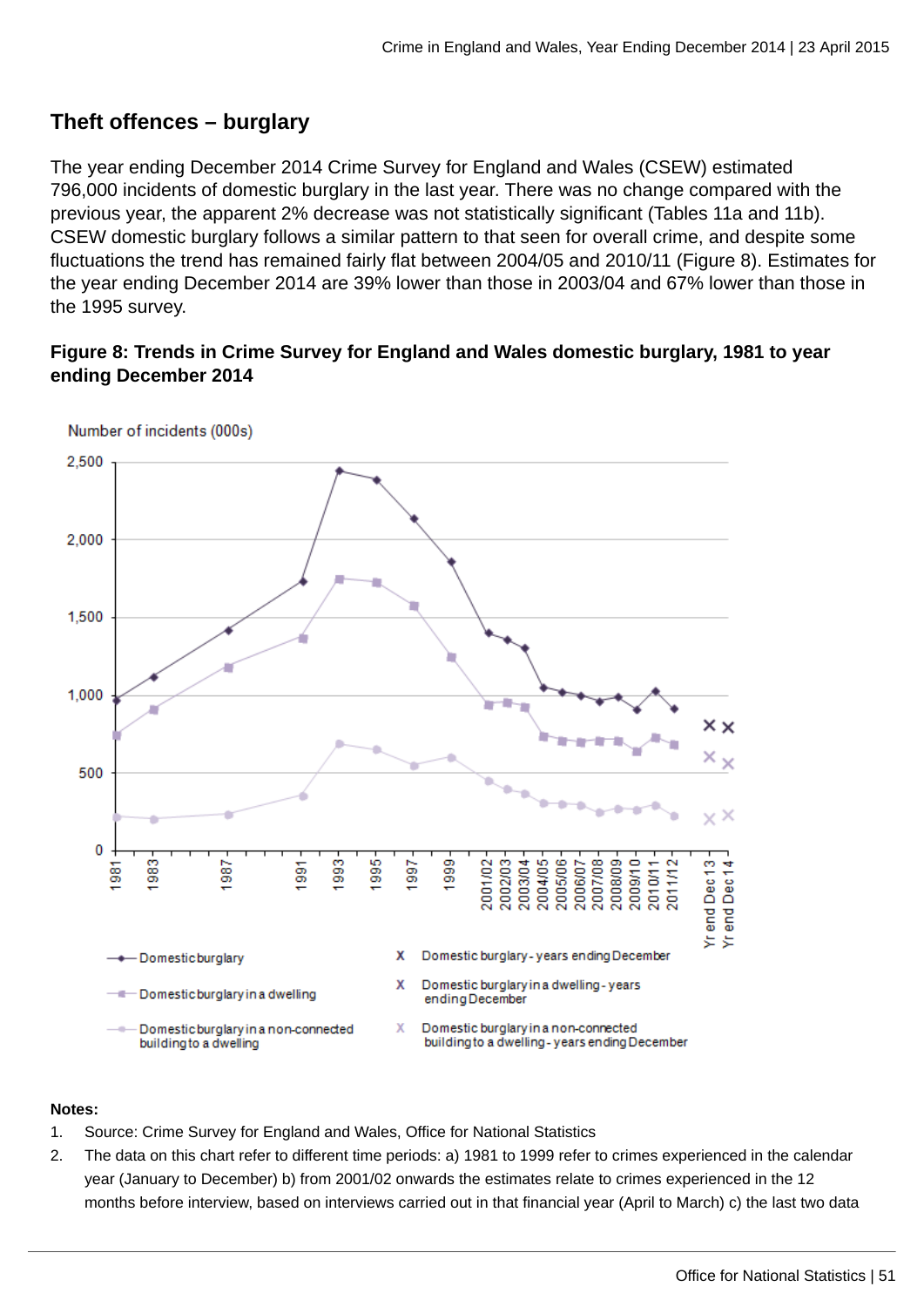## Theft offences – burglary

The year ending December 2014 Crime Survey for England and Wales (CSEW) estimated 796,000 incidents of domestic burglary in the last year. There was no change compared with the previous year, the apparent 2% decrease was not statistically significant (Tables 11a and 11b). CSEW domestic burglary follows a similar pattern to that seen for overall crime, and despite some fluctuations the trend has remained fairly flat between 2004/05 and 2010/11 (Figure 8). Estimates for the year ending December 2014 are 39% lower than those in 2003/04 and 67% lower than those in the 1995 survey.

**Figure 8: Trends in Crime Survey for England and Wales domestic burglary, 1981 to year ending December 2014**

**Notes:**

1. Source: Crime Survey for England and Wales, Office for National Statistics
2. The data on this chart refer to different time periods: a) 1981 to 1999 refer to crimes experienced in the calendar year (January to December) b) from 2001/02 onwards the estimates relate to crimes experienced in the 12 months before interview, based on interviews carried out in that financial year (April to March) c) the last two data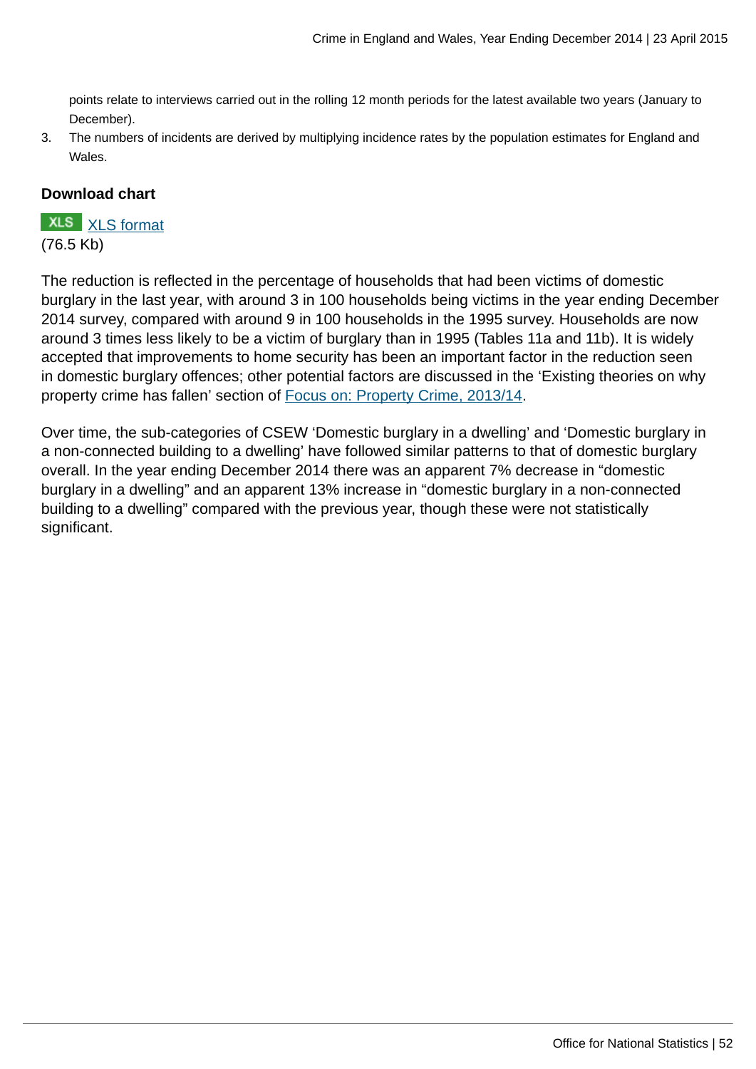points relate to interviews carried out in the rolling 12 month periods for the latest available two years (January to December).

3. The numbers of incidents are derived by multiplying incidence rates by the population estimates for England and Wales.

**Download chart**

XLS [XLS format](#)
(76.5 Kb)

The reduction is reflected in the percentage of households that had been victims of domestic burglary in the last year, with around 3 in 100 households being victims in the year ending December 2014 survey, compared with around 9 in 100 households in the 1995 survey. Households are now around 3 times less likely to be a victim of burglary than in 1995 (Tables 11a and 11b). It is widely accepted that improvements to home security has been an important factor in the reduction seen in domestic burglary offences; other potential factors are discussed in the 'Existing theories on why property crime has fallen' section of [Focus on: Property Crime, 2013/14](#).

Over time, the sub-categories of CSEW 'Domestic burglary in a dwelling' and 'Domestic burglary in a non-connected building to a dwelling' have followed similar patterns to that of domestic burglary overall. In the year ending December 2014 there was an apparent 7% decrease in "domestic burglary in a dwelling" and an apparent 13% increase in "domestic burglary in a non-connected building to a dwelling" compared with the previous year, though these were not statistically significant.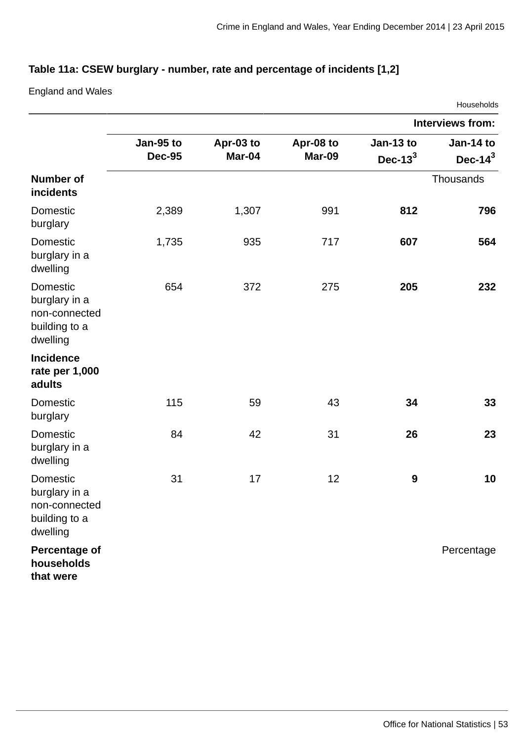### Table 11a: CSEW burglary - number, rate and percentage of incidents [1,2]

England and Wales

Households

| | Interviews from: | | | | |
|---|---|---|---|---|---|
| | Jan-95 to Dec-95 | Apr-03 to Mar-04 | Apr-08 to Mar-09 | Jan-13 to Dec-13[3] | Jan-14 to Dec-14[3] |
| **Number of incidents** | | | | | Thousands |
| Domestic burglary | 2,389 | 1,307 | 991 | **812** | **796** |
| Domestic burglary in a dwelling | 1,735 | 935 | 717 | **607** | **564** |
| Domestic burglary in a non-connected building to a dwelling | 654 | 372 | 275 | **205** | **232** |
| **Incidence rate per 1,000 adults** | | | | | |
| Domestic burglary | 115 | 59 | 43 | **34** | **33** |
| Domestic burglary in a dwelling | 84 | 42 | 31 | **26** | **23** |
| Domestic burglary in a non-connected building to a dwelling | 31 | 17 | 12 | **9** | **10** |
| **Percentage of households that were** | | | | | Percentage |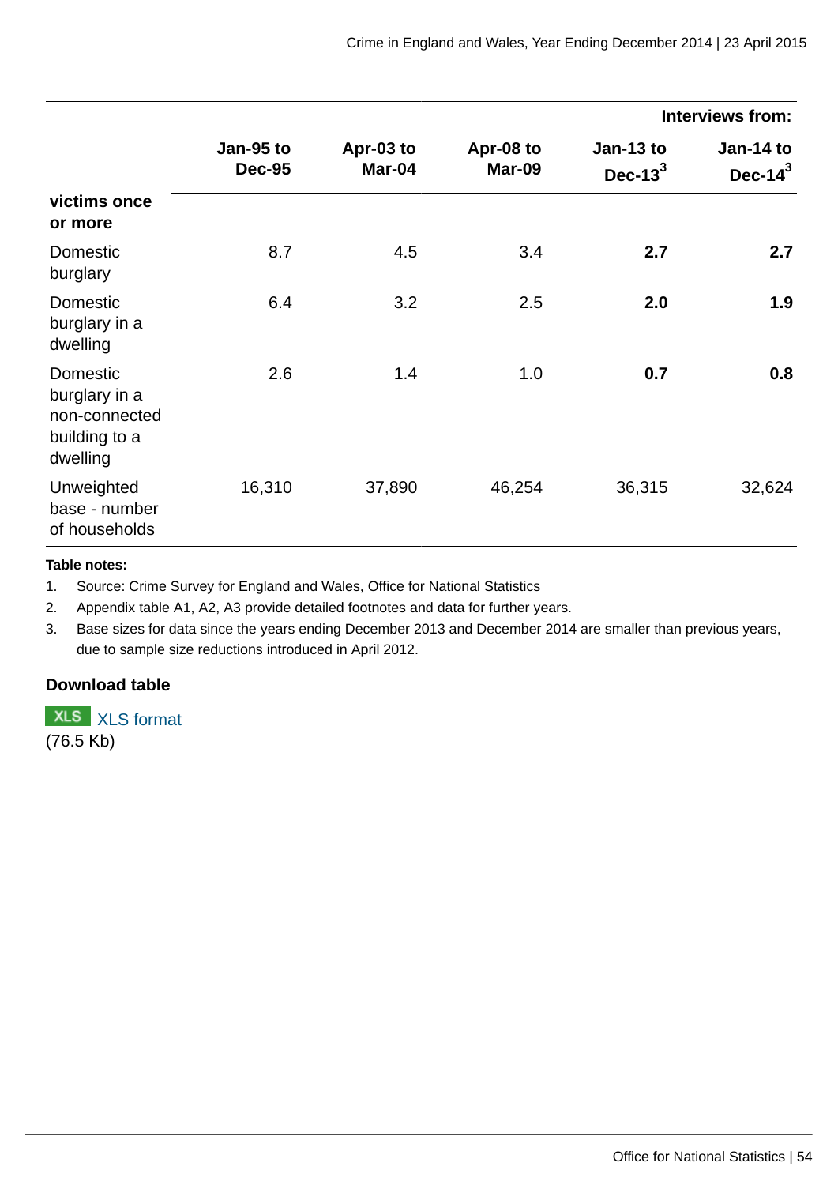| | Interviews from: | | | | |
|---|---|---|---|---|---|
| | Jan-95 to Dec-95 | Apr-03 to Mar-04 | Apr-08 to Mar-09 | Jan-13 to Dec-13[3] | Jan-14 to Dec-14[3] |
| **victims once or more** | | | | | |
| Domestic burglary | 8.7 | 4.5 | 3.4 | **2.7** | **2.7** |
| Domestic burglary in a dwelling | 6.4 | 3.2 | 2.5 | **2.0** | **1.9** |
| Domestic burglary in a non-connected building to a dwelling | 2.6 | 1.4 | 1.0 | **0.7** | **0.8** |
| Unweighted base - number of households | 16,310 | 37,890 | 46,254 | 36,315 | 32,624 |

**Table notes:**

1. Source: Crime Survey for England and Wales, Office for National Statistics
2. Appendix table A1, A2, A3 provide detailed footnotes and data for further years.
3. Base sizes for data since the years ending December 2013 and December 2014 are smaller than previous years, due to sample size reductions introduced in April 2012.

**Download table**

XLS XLS format
(76.5 Kb)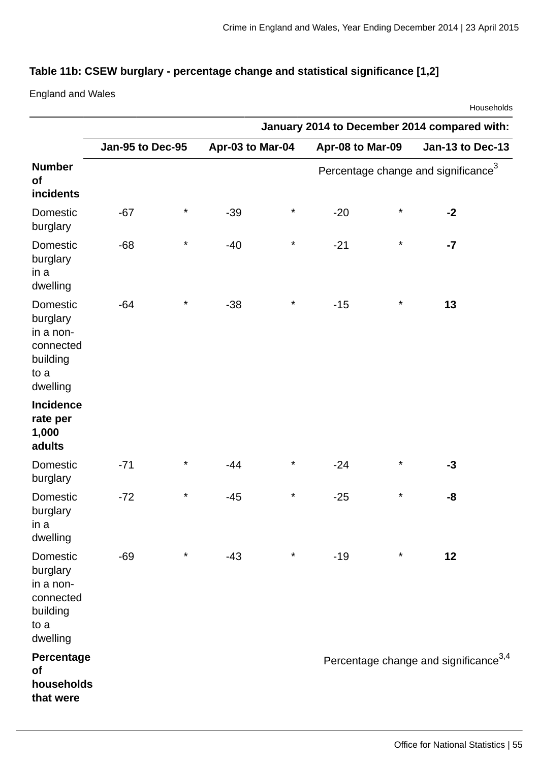**Table 11b: CSEW burglary - percentage change and statistical significance [1,2]**

England and Wales

Households

| | January 2014 to December 2014 compared with: | | | | | | | |
|---|---|---|---|---|---|---|---|---|
| | Jan-95 to Dec-95 | | Apr-03 to Mar-04 | | Apr-08 to Mar-09 | | Jan-13 to Dec-13 | |
| **Number of incidents** | Percentage change and significance[3] | | | | | | | |
| Domestic burglary | -67 | * | -39 | * | -20 | * | **-2** | |
| Domestic burglary in a dwelling | -68 | * | -40 | * | -21 | * | **-7** | |
| Domestic burglary in a non-connected building to a dwelling | -64 | * | -38 | * | -15 | * | **13** | |
| **Incidence rate per 1,000 adults** | | | | | | | | |
| Domestic burglary | -71 | * | -44 | * | -24 | * | **-3** | |
| Domestic burglary in a dwelling | -72 | * | -45 | * | -25 | * | **-8** | |
| Domestic burglary in a non-connected building to a dwelling | -69 | * | -43 | * | -19 | * | **12** | |
| **Percentage of households that were** | Percentage change and significance[3,4] | | | | | | | |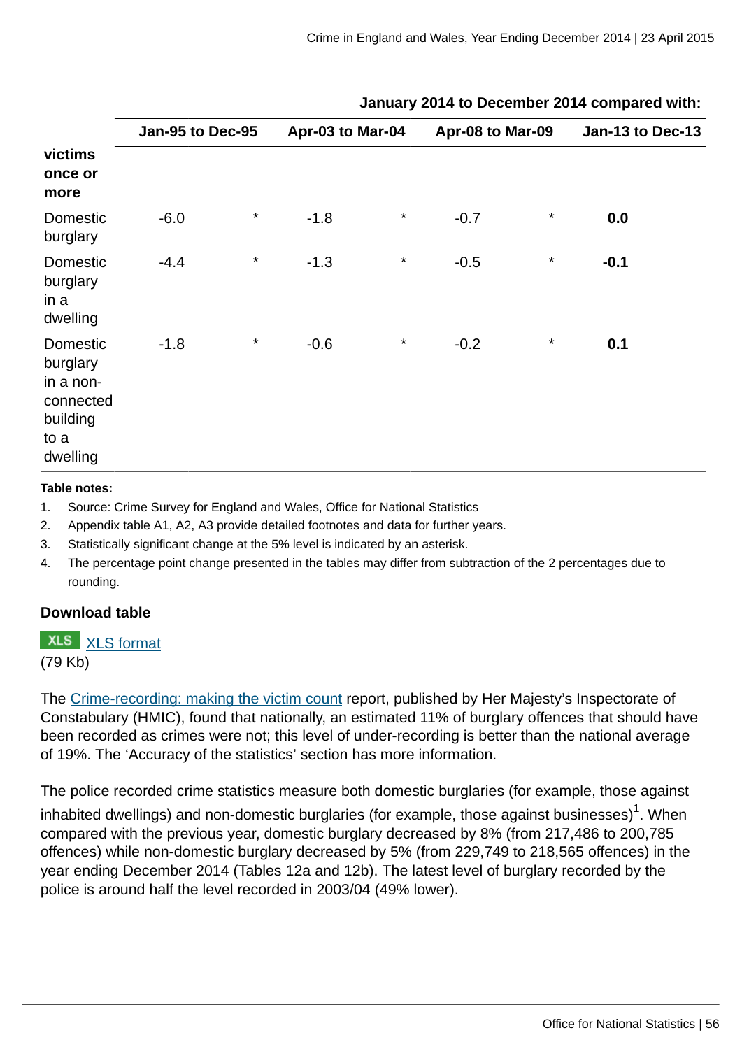| | January 2014 to December 2014 compared with: | | | | | | | |
|---|---|---|---|---|---|---|---|---|
| | Jan-95 to Dec-95 | | Apr-03 to Mar-04 | | Apr-08 to Mar-09 | | Jan-13 to Dec-13 | |
| **victims once or more** | | | | | | | | |
| Domestic burglary | -6.0 | * | -1.8 | * | -0.7 | * | **0.0** | |
| Domestic burglary in a dwelling | -4.4 | * | -1.3 | * | -0.5 | * | **-0.1** | |
| Domestic burglary in a non-connected building to a dwelling | -1.8 | * | -0.6 | * | -0.2 | * | **0.1** | |

**Table notes:**

1. Source: Crime Survey for England and Wales, Office for National Statistics
2. Appendix table A1, A2, A3 provide detailed footnotes and data for further years.
3. Statistically significant change at the 5% level is indicated by an asterisk.
4. The percentage point change presented in the tables may differ from subtraction of the 2 percentages due to rounding.

**Download table**

XLS [XLS format](XLS format)
(79 Kb)

The [Crime-recording: making the victim count](Crime-recording: making the victim count) report, published by Her Majesty's Inspectorate of Constabulary (HMIC), found that nationally, an estimated 11% of burglary offences that should have been recorded as crimes were not; this level of under-recording is better than the national average of 19%. The 'Accuracy of the statistics' section has more information.

The police recorded crime statistics measure both domestic burglaries (for example, those against inhabited dwellings) and non-domestic burglaries (for example, those against businesses)[1]. When compared with the previous year, domestic burglary decreased by 8% (from 217,486 to 200,785 offences) while non-domestic burglary decreased by 5% (from 229,749 to 218,565 offences) in the year ending December 2014 (Tables 12a and 12b). The latest level of burglary recorded by the police is around half the level recorded in 2003/04 (49% lower).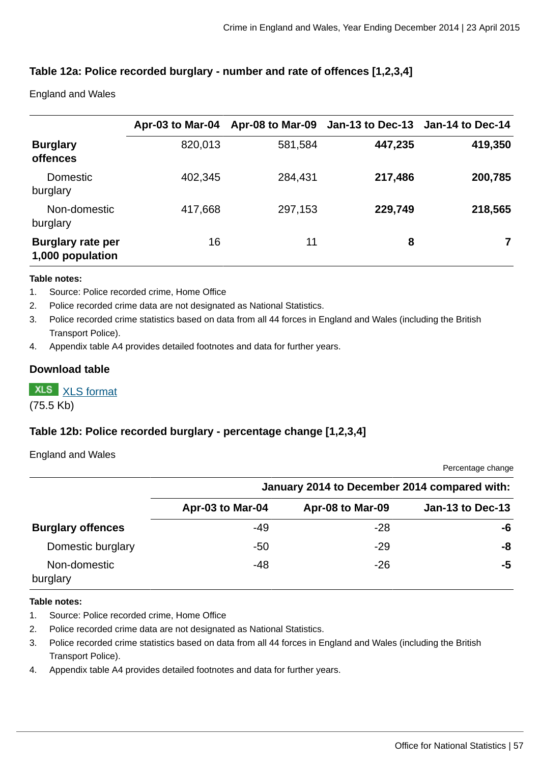### Table 12a: Police recorded burglary - number and rate of offences [1,2,3,4]

England and Wales

| | Apr-03 to Mar-04 | Apr-08 to Mar-09 | Jan-13 to Dec-13 | Jan-14 to Dec-14 |
|---|---|---|---|---|
| **Burglary offences** | 820,013 | 581,584 | **447,235** | **419,350** |
| Domestic burglary | 402,345 | 284,431 | **217,486** | **200,785** |
| Non-domestic burglary | 417,668 | 297,153 | **229,749** | **218,565** |
| **Burglary rate per 1,000 population** | 16 | 11 | **8** | **7** |

**Table notes:**

1. Source: Police recorded crime, Home Office
2. Police recorded crime data are not designated as National Statistics.
3. Police recorded crime statistics based on data from all 44 forces in England and Wales (including the British Transport Police).
4. Appendix table A4 provides detailed footnotes and data for further years.

**Download table**

XLS [XLS format](#)
(75.5 Kb)

### Table 12b: Police recorded burglary - percentage change [1,2,3,4]

England and Wales

Percentage change

| | January 2014 to December 2014 compared with: | | |
|---|---|---|---|
| | Apr-03 to Mar-04 | Apr-08 to Mar-09 | Jan-13 to Dec-13 |
| **Burglary offences** | -49 | -28 | **-6** |
| Domestic burglary | -50 | -29 | **-8** |
| Non-domestic burglary | -48 | -26 | **-5** |

**Table notes:**

1. Source: Police recorded crime, Home Office
2. Police recorded crime data are not designated as National Statistics.
3. Police recorded crime statistics based on data from all 44 forces in England and Wales (including the British Transport Police).
4. Appendix table A4 provides detailed footnotes and data for further years.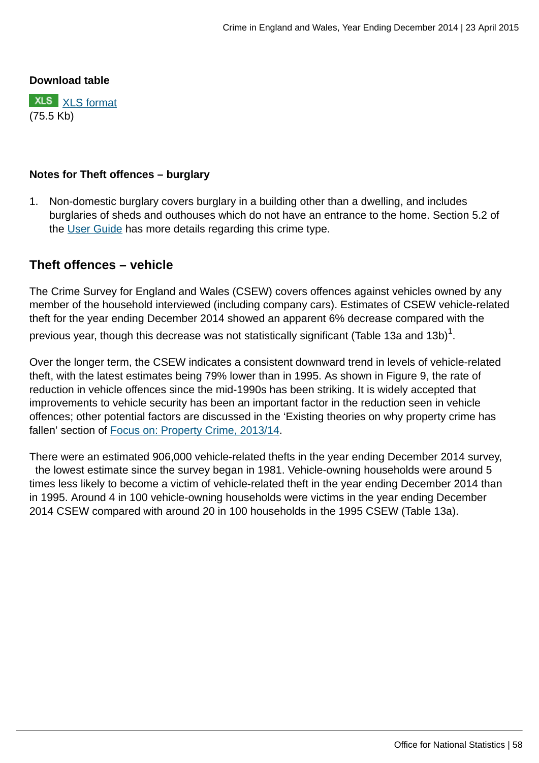**Download table**

XLS [XLS format](#)
(75.5 Kb)

**Notes for Theft offences – burglary**

1. Non-domestic burglary covers burglary in a building other than a dwelling, and includes burglaries of sheds and outhouses which do not have an entrance to the home. Section 5.2 of the User Guide has more details regarding this crime type.

## Theft offences – vehicle

The Crime Survey for England and Wales (CSEW) covers offences against vehicles owned by any member of the household interviewed (including company cars). Estimates of CSEW vehicle-related theft for the year ending December 2014 showed an apparent 6% decrease compared with the previous year, though this decrease was not statistically significant (Table 13a and 13b)[1].

Over the longer term, the CSEW indicates a consistent downward trend in levels of vehicle-related theft, with the latest estimates being 79% lower than in 1995. As shown in Figure 9, the rate of reduction in vehicle offences since the mid-1990s has been striking. It is widely accepted that improvements to vehicle security has been an important factor in the reduction seen in vehicle offences; other potential factors are discussed in the 'Existing theories on why property crime has fallen' section of Focus on: Property Crime, 2013/14.

There were an estimated 906,000 vehicle-related thefts in the year ending December 2014 survey, the lowest estimate since the survey began in 1981. Vehicle-owning households were around 5 times less likely to become a victim of vehicle-related theft in the year ending December 2014 than in 1995. Around 4 in 100 vehicle-owning households were victims in the year ending December 2014 CSEW compared with around 20 in 100 households in the 1995 CSEW (Table 13a).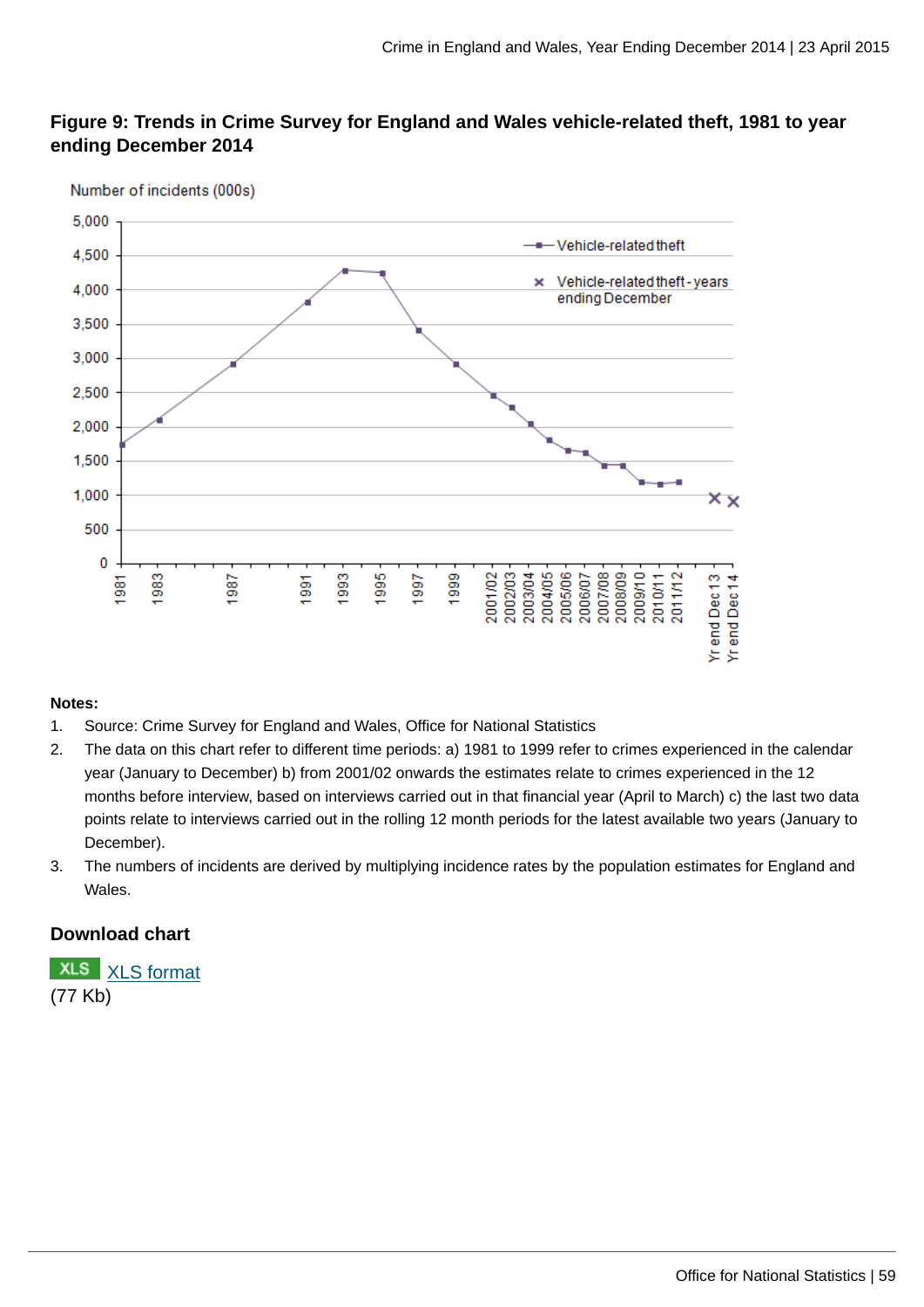### Figure 9: Trends in Crime Survey for England and Wales vehicle-related theft, 1981 to year ending December 2014

**Notes:**

1. Source: Crime Survey for England and Wales, Office for National Statistics
2. The data on this chart refer to different time periods: a) 1981 to 1999 refer to crimes experienced in the calendar year (January to December) b) from 2001/02 onwards the estimates relate to crimes experienced in the 12 months before interview, based on interviews carried out in that financial year (April to March) c) the last two data points relate to interviews carried out in the rolling 12 month periods for the latest available two years (January to December).
3. The numbers of incidents are derived by multiplying incidence rates by the population estimates for England and Wales.

### Download chart

XLS [XLS format](XLS format)
(77 Kb)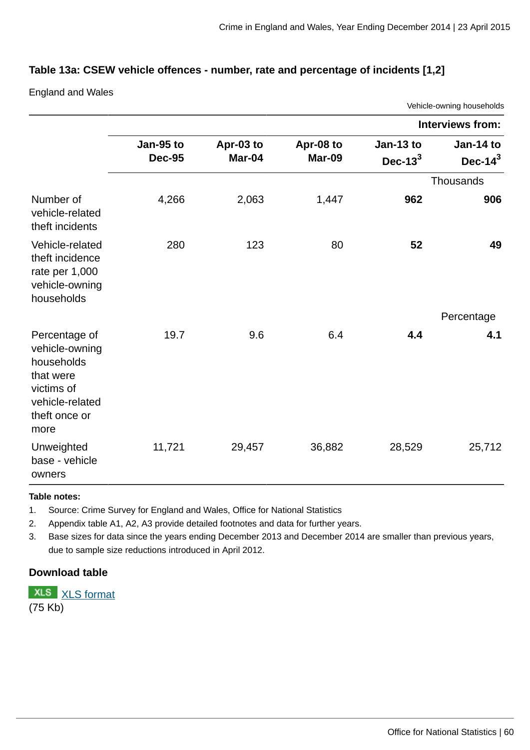### Table 13a: CSEW vehicle offences - number, rate and percentage of incidents [1,2]

England and Wales

Vehicle-owning households

| | Interviews from: | | | | |
|---|---|---|---|---|---|
| | Jan-95 to Dec-95 | Apr-03 to Mar-04 | Apr-08 to Mar-09 | Jan-13 to Dec-13[3] | Jan-14 to Dec-14[3] |
| | | | | | Thousands |
| Number of vehicle-related theft incidents | 4,266 | 2,063 | 1,447 | **962** | **906** |
| Vehicle-related theft incidence rate per 1,000 vehicle-owning households | 280 | 123 | 80 | **52** | **49** |
| | | | | | Percentage |
| Percentage of vehicle-owning households that were victims of vehicle-related theft once or more | 19.7 | 9.6 | 6.4 | **4.4** | **4.1** |
| Unweighted base - vehicle owners | 11,721 | 29,457 | 36,882 | 28,529 | 25,712 |

**Table notes:**

1. Source: Crime Survey for England and Wales, Office for National Statistics
2. Appendix table A1, A2, A3 provide detailed footnotes and data for further years.
3. Base sizes for data since the years ending December 2013 and December 2014 are smaller than previous years, due to sample size reductions introduced in April 2012.

**Download table**

XLS XLS format
(75 Kb)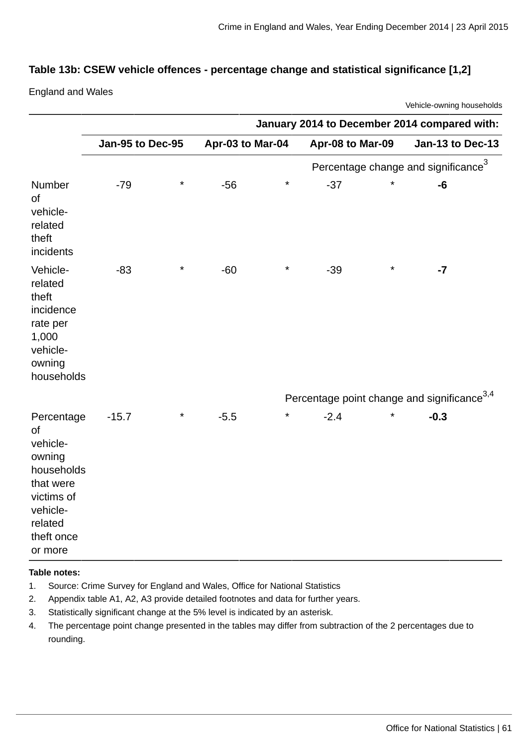**Table 13b: CSEW vehicle offences - percentage change and statistical significance [1,2]**

England and Wales

Vehicle-owning households

| | January 2014 to December 2014 compared with: | | | | | | | |
|---|---|---|---|---|---|---|---|---|
| | Jan-95 to Dec-95 | | Apr-03 to Mar-04 | | Apr-08 to Mar-09 | | Jan-13 to Dec-13 | |
| | Percentage change and significance[3] | | | | | | | |
| Number of vehicle-related theft incidents | -79 | * | -56 | * | -37 | * | **-6** | |
| Vehicle-related theft incidence rate per 1,000 vehicle-owning households | -83 | * | -60 | * | -39 | * | **-7** | |
| | Percentage point change and significance[3,4] | | | | | | | |
| Percentage of vehicle-owning households that were victims of vehicle-related theft once or more | -15.7 | * | -5.5 | * | -2.4 | * | **-0.3** | |

**Table notes:**

1. Source: Crime Survey for England and Wales, Office for National Statistics
2. Appendix table A1, A2, A3 provide detailed footnotes and data for further years.
3. Statistically significant change at the 5% level is indicated by an asterisk.
4. The percentage point change presented in the tables may differ from subtraction of the 2 percentages due to rounding.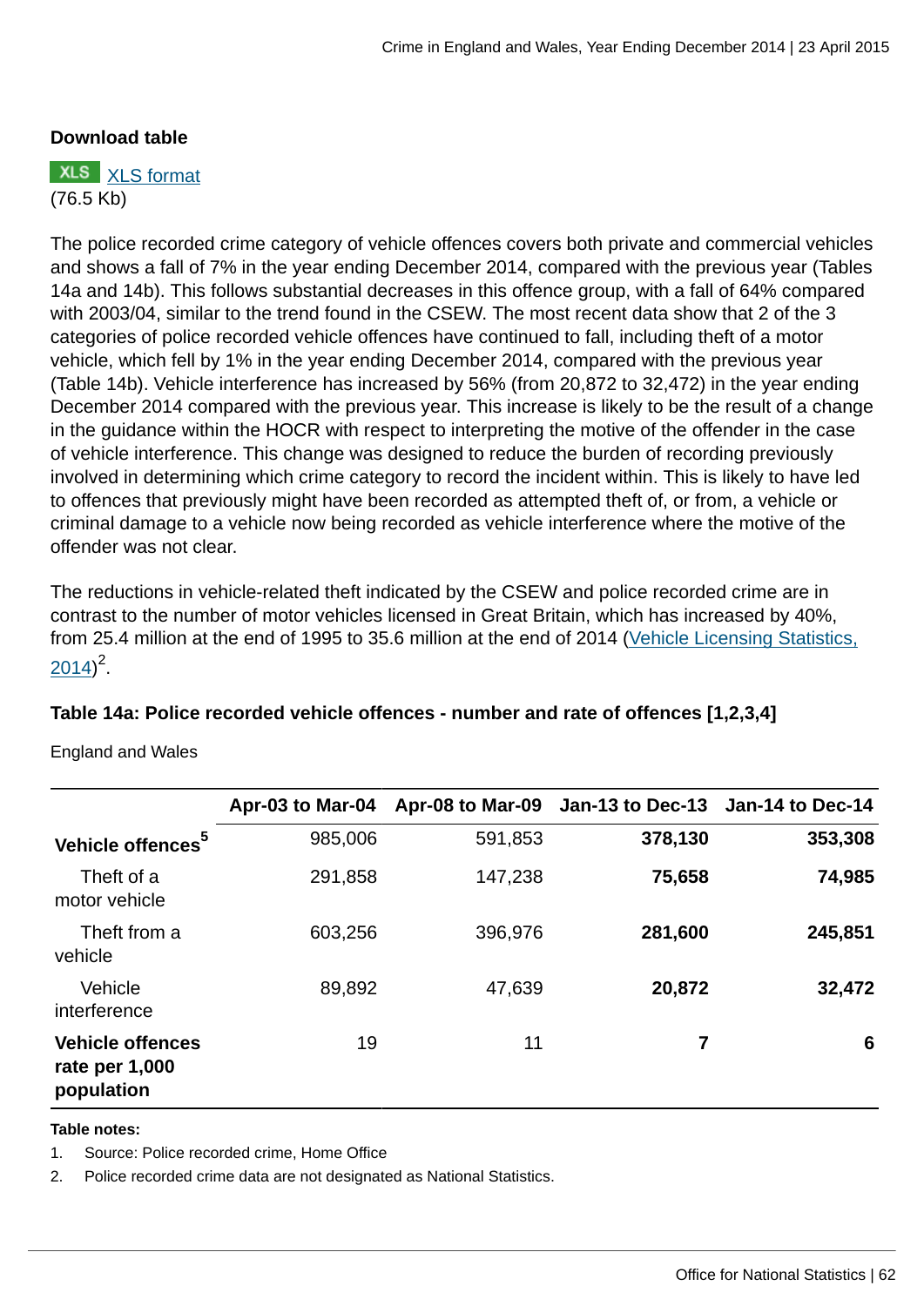**Download table**

XLS [XLS format](#)
(76.5 Kb)

The police recorded crime category of vehicle offences covers both private and commercial vehicles and shows a fall of 7% in the year ending December 2014, compared with the previous year (Tables 14a and 14b). This follows substantial decreases in this offence group, with a fall of 64% compared with 2003/04, similar to the trend found in the CSEW. The most recent data show that 2 of the 3 categories of police recorded vehicle offences have continued to fall, including theft of a motor vehicle, which fell by 1% in the year ending December 2014, compared with the previous year (Table 14b). Vehicle interference has increased by 56% (from 20,872 to 32,472) in the year ending December 2014 compared with the previous year. This increase is likely to be the result of a change in the guidance within the HOCR with respect to interpreting the motive of the offender in the case of vehicle interference. This change was designed to reduce the burden of recording previously involved in determining which crime category to record the incident within. This is likely to have led to offences that previously might have been recorded as attempted theft of, or from, a vehicle or criminal damage to a vehicle now being recorded as vehicle interference where the motive of the offender was not clear.

The reductions in vehicle-related theft indicated by the CSEW and police recorded crime are in contrast to the number of motor vehicles licensed in Great Britain, which has increased by 40%, from 25.4 million at the end of 1995 to 35.6 million at the end of 2014 ([Vehicle Licensing Statistics, 2014](#))[2].

**Table 14a: Police recorded vehicle offences - number and rate of offences [1,2,3,4]**

England and Wales

| | Apr-03 to Mar-04 | Apr-08 to Mar-09 | Jan-13 to Dec-13 | Jan-14 to Dec-14 |
|---|---|---|---|---|
| **Vehicle offences[5]** | 985,006 | 591,853 | **378,130** | **353,308** |
| Theft of a motor vehicle | 291,858 | 147,238 | **75,658** | **74,985** |
| Theft from a vehicle | 603,256 | 396,976 | **281,600** | **245,851** |
| Vehicle interference | 89,892 | 47,639 | **20,872** | **32,472** |
| **Vehicle offences rate per 1,000 population** | 19 | 11 | **7** | **6** |

**Table notes:**

1. Source: Police recorded crime, Home Office
2. Police recorded crime data are not designated as National Statistics.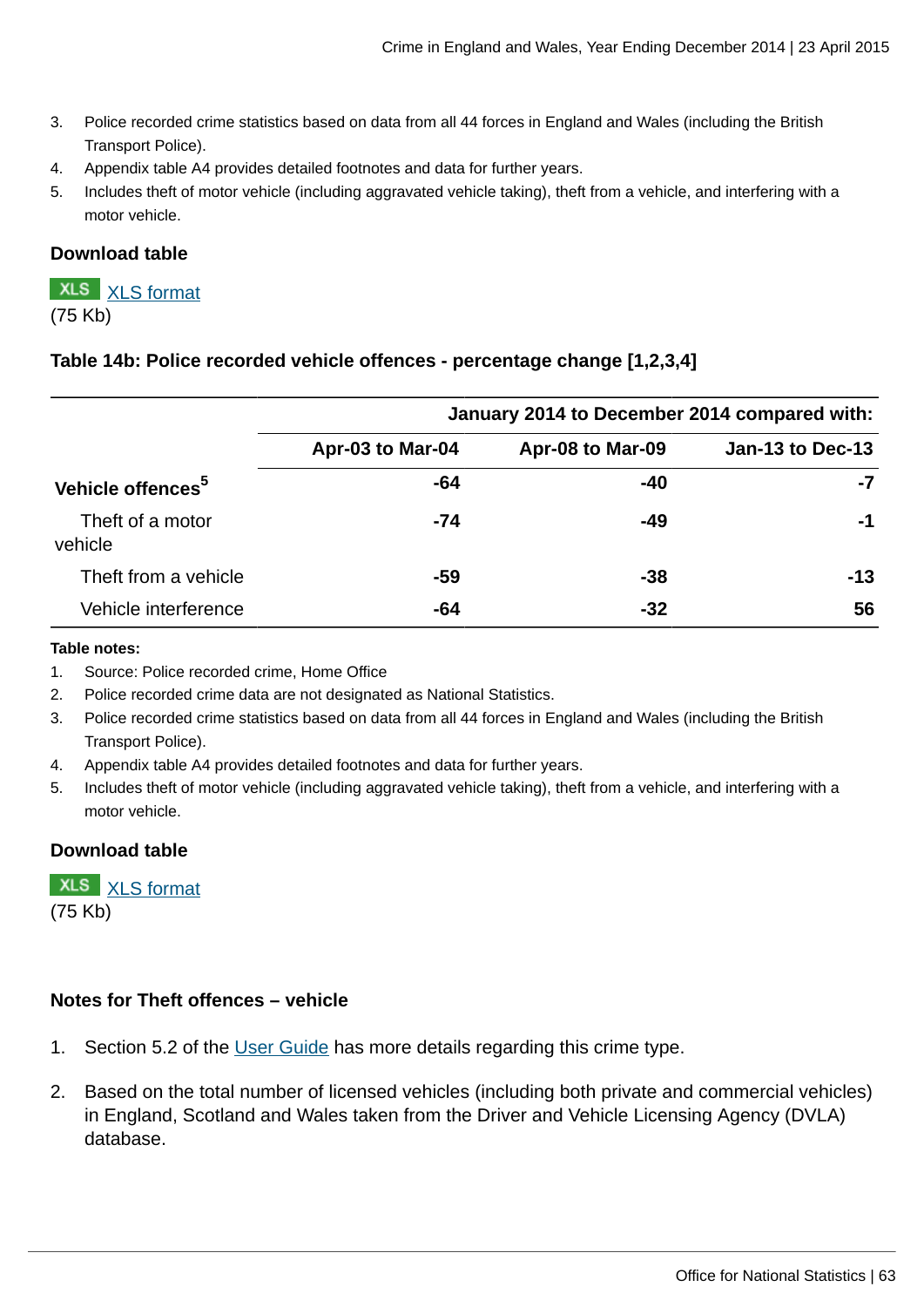3. Police recorded crime statistics based on data from all 44 forces in England and Wales (including the British Transport Police).
4. Appendix table A4 provides detailed footnotes and data for further years.
5. Includes theft of motor vehicle (including aggravated vehicle taking), theft from a vehicle, and interfering with a motor vehicle.

#### Download table

XLS [XLS format](#)
(75 Kb)

### Table 14b: Police recorded vehicle offences - percentage change [1,2,3,4]

| | January 2014 to December 2014 compared with: | | |
|---|---|---|---|
| | Apr-03 to Mar-04 | Apr-08 to Mar-09 | Jan-13 to Dec-13 |
| **Vehicle offences[5]** | **-64** | **-40** | **-7** |
| Theft of a motor vehicle | **-74** | **-49** | **-1** |
| Theft from a vehicle | **-59** | **-38** | **-13** |
| Vehicle interference | **-64** | **-32** | **56** |

**Table notes:**

1. Source: Police recorded crime, Home Office
2. Police recorded crime data are not designated as National Statistics.
3. Police recorded crime statistics based on data from all 44 forces in England and Wales (including the British Transport Police).
4. Appendix table A4 provides detailed footnotes and data for further years.
5. Includes theft of motor vehicle (including aggravated vehicle taking), theft from a vehicle, and interfering with a motor vehicle.

#### Download table

XLS [XLS format](#)
(75 Kb)

#### Notes for Theft offences – vehicle

1. Section 5.2 of the [User Guide](#) has more details regarding this crime type.
2. Based on the total number of licensed vehicles (including both private and commercial vehicles) in England, Scotland and Wales taken from the Driver and Vehicle Licensing Agency (DVLA) database.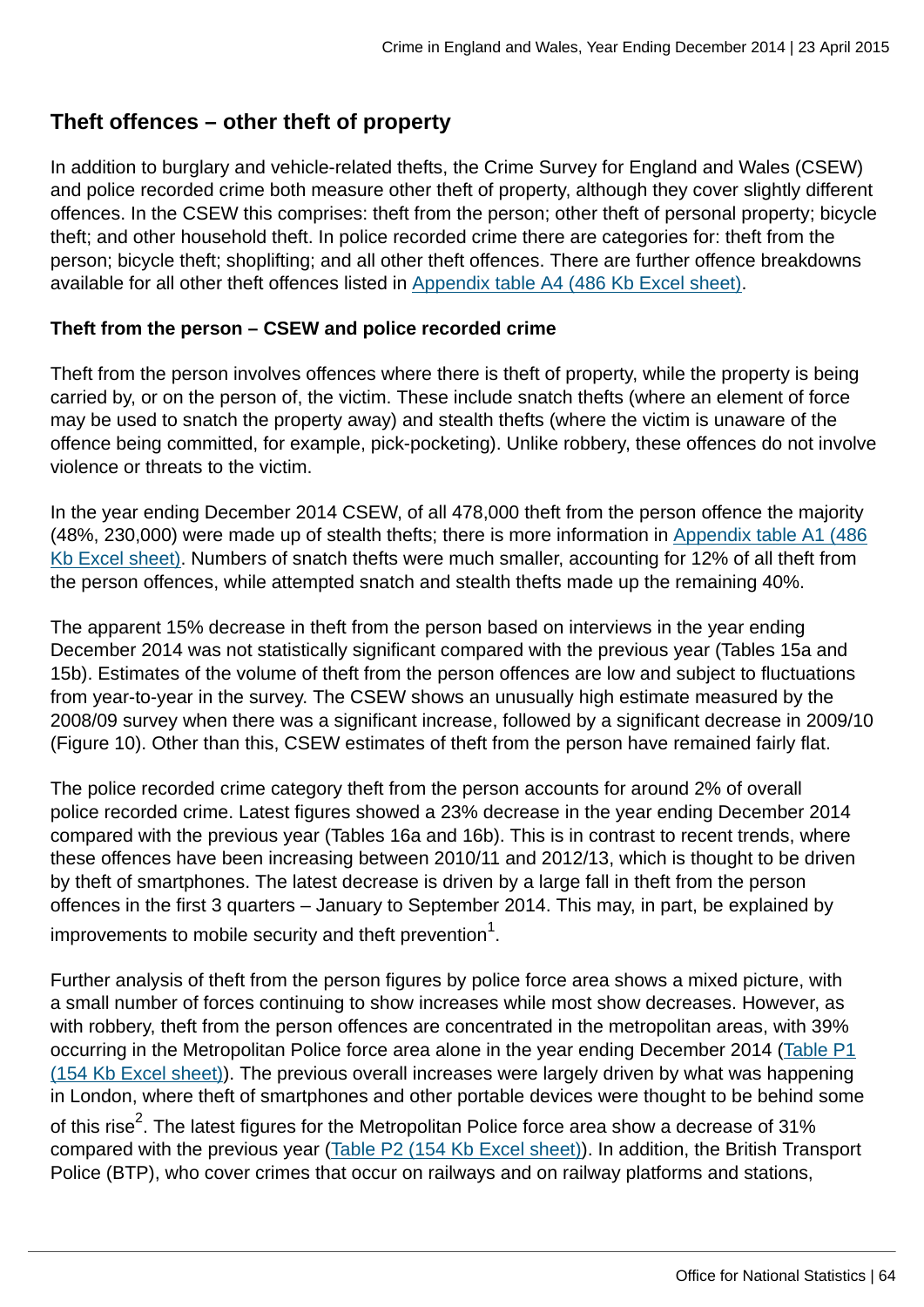## Theft offences – other theft of property

In addition to burglary and vehicle-related thefts, the Crime Survey for England and Wales (CSEW) and police recorded crime both measure other theft of property, although they cover slightly different offences. In the CSEW this comprises: theft from the person; other theft of personal property; bicycle theft; and other household theft. In police recorded crime there are categories for: theft from the person; bicycle theft; shoplifting; and all other theft offences. There are further offence breakdowns available for all other theft offences listed in Appendix table A4 (486 Kb Excel sheet).

### Theft from the person – CSEW and police recorded crime

Theft from the person involves offences where there is theft of property, while the property is being carried by, or on the person of, the victim. These include snatch thefts (where an element of force may be used to snatch the property away) and stealth thefts (where the victim is unaware of the offence being committed, for example, pick-pocketing). Unlike robbery, these offences do not involve violence or threats to the victim.

In the year ending December 2014 CSEW, of all 478,000 theft from the person offence the majority (48%, 230,000) were made up of stealth thefts; there is more information in Appendix table A1 (486 Kb Excel sheet). Numbers of snatch thefts were much smaller, accounting for 12% of all theft from the person offences, while attempted snatch and stealth thefts made up the remaining 40%.

The apparent 15% decrease in theft from the person based on interviews in the year ending December 2014 was not statistically significant compared with the previous year (Tables 15a and 15b). Estimates of the volume of theft from the person offences are low and subject to fluctuations from year-to-year in the survey. The CSEW shows an unusually high estimate measured by the 2008/09 survey when there was a significant increase, followed by a significant decrease in 2009/10 (Figure 10). Other than this, CSEW estimates of theft from the person have remained fairly flat.

The police recorded crime category theft from the person accounts for around 2% of overall police recorded crime. Latest figures showed a 23% decrease in the year ending December 2014 compared with the previous year (Tables 16a and 16b). This is in contrast to recent trends, where these offences have been increasing between 2010/11 and 2012/13, which is thought to be driven by theft of smartphones. The latest decrease is driven by a large fall in theft from the person offences in the first 3 quarters – January to September 2014. This may, in part, be explained by improvements to mobile security and theft prevention[1].

Further analysis of theft from the person figures by police force area shows a mixed picture, with a small number of forces continuing to show increases while most show decreases. However, as with robbery, theft from the person offences are concentrated in the metropolitan areas, with 39% occurring in the Metropolitan Police force area alone in the year ending December 2014 (Table P1 (154 Kb Excel sheet)). The previous overall increases were largely driven by what was happening in London, where theft of smartphones and other portable devices were thought to be behind some of this rise[2]. The latest figures for the Metropolitan Police force area show a decrease of 31% compared with the previous year (Table P2 (154 Kb Excel sheet)). In addition, the British Transport Police (BTP), who cover crimes that occur on railways and on railway platforms and stations,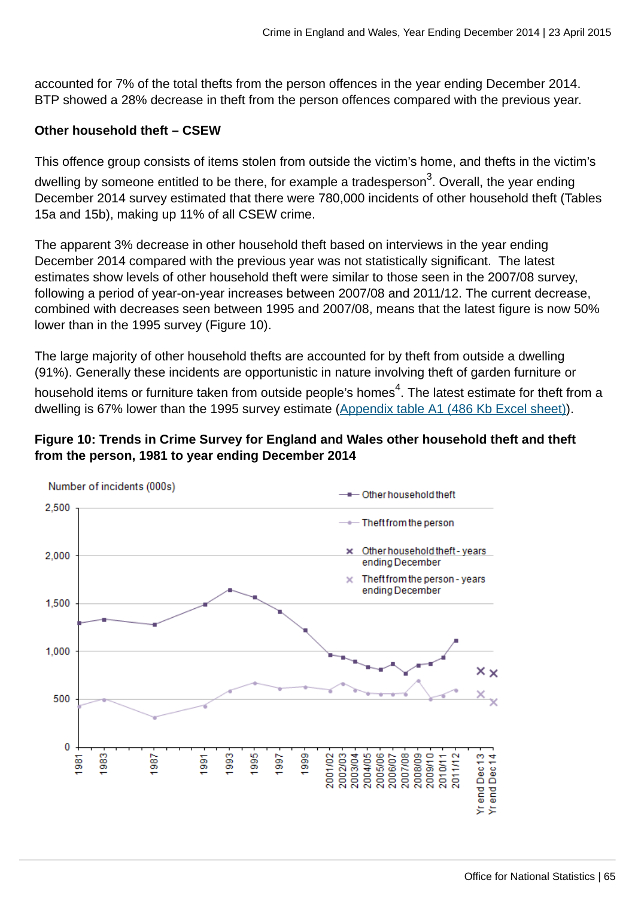accounted for 7% of the total thefts from the person offences in the year ending December 2014. BTP showed a 28% decrease in theft from the person offences compared with the previous year.

**Other household theft – CSEW**

This offence group consists of items stolen from outside the victim's home, and thefts in the victim's dwelling by someone entitled to be there, for example a tradesperson[3]. Overall, the year ending December 2014 survey estimated that there were 780,000 incidents of other household theft (Tables 15a and 15b), making up 11% of all CSEW crime.

The apparent 3% decrease in other household theft based on interviews in the year ending December 2014 compared with the previous year was not statistically significant. The latest estimates show levels of other household theft were similar to those seen in the 2007/08 survey, following a period of year-on-year increases between 2007/08 and 2011/12. The current decrease, combined with decreases seen between 1995 and 2007/08, means that the latest figure is now 50% lower than in the 1995 survey (Figure 10).

The large majority of other household thefts are accounted for by theft from outside a dwelling (91%). Generally these incidents are opportunistic in nature involving theft of garden furniture or household items or furniture taken from outside people's homes[4]. The latest estimate for theft from a dwelling is 67% lower than the 1995 survey estimate (Appendix table A1 (486 Kb Excel sheet)).

**Figure 10: Trends in Crime Survey for England and Wales other household theft and theft from the person, 1981 to year ending December 2014**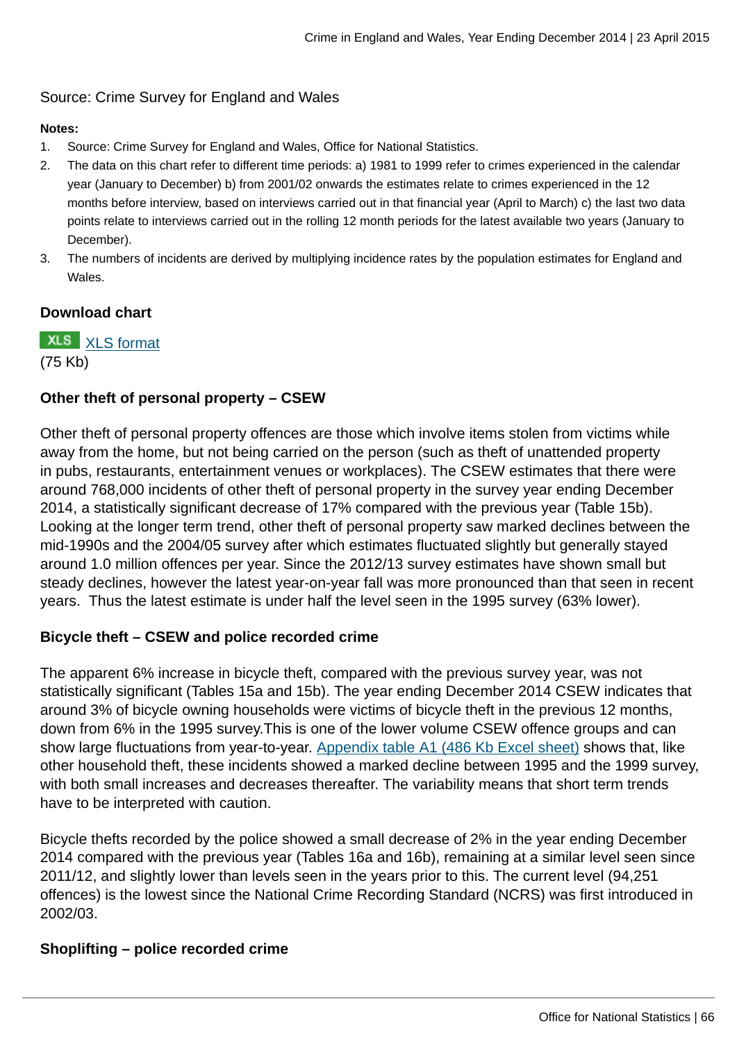Source: Crime Survey for England and Wales

**Notes:**

1. Source: Crime Survey for England and Wales, Office for National Statistics.
2. The data on this chart refer to different time periods: a) 1981 to 1999 refer to crimes experienced in the calendar year (January to December) b) from 2001/02 onwards the estimates relate to crimes experienced in the 12 months before interview, based on interviews carried out in that financial year (April to March) c) the last two data points relate to interviews carried out in the rolling 12 month periods for the latest available two years (January to December).
3. The numbers of incidents are derived by multiplying incidence rates by the population estimates for England and Wales.

**Download chart**

XLS [XLS format](XLS format)
(75 Kb)

### Other theft of personal property – CSEW

Other theft of personal property offences are those which involve items stolen from victims while away from the home, but not being carried on the person (such as theft of unattended property in pubs, restaurants, entertainment venues or workplaces). The CSEW estimates that there were around 768,000 incidents of other theft of personal property in the survey year ending December 2014, a statistically significant decrease of 17% compared with the previous year (Table 15b). Looking at the longer term trend, other theft of personal property saw marked declines between the mid-1990s and the 2004/05 survey after which estimates fluctuated slightly but generally stayed around 1.0 million offences per year. Since the 2012/13 survey estimates have shown small but steady declines, however the latest year-on-year fall was more pronounced than that seen in recent years. Thus the latest estimate is under half the level seen in the 1995 survey (63% lower).

### Bicycle theft – CSEW and police recorded crime

The apparent 6% increase in bicycle theft, compared with the previous survey year, was not statistically significant (Tables 15a and 15b). The year ending December 2014 CSEW indicates that around 3% of bicycle owning households were victims of bicycle theft in the previous 12 months, down from 6% in the 1995 survey.This is one of the lower volume CSEW offence groups and can show large fluctuations from year-to-year. [Appendix table A1 (486 Kb Excel sheet)](Appendix table A1 (486 Kb Excel sheet)) shows that, like other household theft, these incidents showed a marked decline between 1995 and the 1999 survey, with both small increases and decreases thereafter. The variability means that short term trends have to be interpreted with caution.

Bicycle thefts recorded by the police showed a small decrease of 2% in the year ending December 2014 compared with the previous year (Tables 16a and 16b), remaining at a similar level seen since 2011/12, and slightly lower than levels seen in the years prior to this. The current level (94,251 offences) is the lowest since the National Crime Recording Standard (NCRS) was first introduced in 2002/03.

### Shoplifting – police recorded crime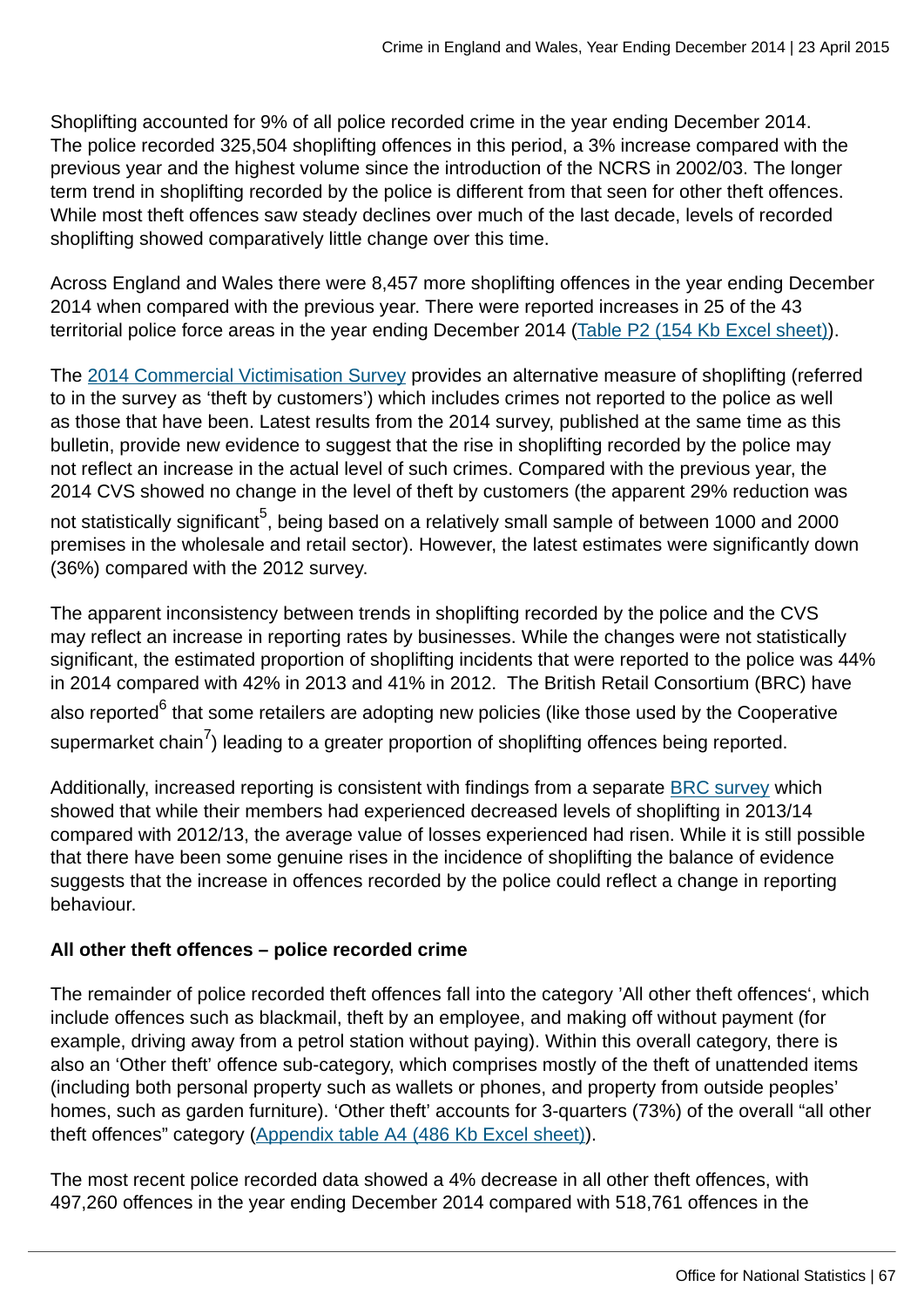Shoplifting accounted for 9% of all police recorded crime in the year ending December 2014. The police recorded 325,504 shoplifting offences in this period, a 3% increase compared with the previous year and the highest volume since the introduction of the NCRS in 2002/03. The longer term trend in shoplifting recorded by the police is different from that seen for other theft offences. While most theft offences saw steady declines over much of the last decade, levels of recorded shoplifting showed comparatively little change over this time.

Across England and Wales there were 8,457 more shoplifting offences in the year ending December 2014 when compared with the previous year. There were reported increases in 25 of the 43 territorial police force areas in the year ending December 2014 (Table P2 (154 Kb Excel sheet)).

The 2014 Commercial Victimisation Survey provides an alternative measure of shoplifting (referred to in the survey as 'theft by customers') which includes crimes not reported to the police as well as those that have been. Latest results from the 2014 survey, published at the same time as this bulletin, provide new evidence to suggest that the rise in shoplifting recorded by the police may not reflect an increase in the actual level of such crimes. Compared with the previous year, the 2014 CVS showed no change in the level of theft by customers (the apparent 29% reduction was not statistically significant[5], being based on a relatively small sample of between 1000 and 2000 premises in the wholesale and retail sector). However, the latest estimates were significantly down (36%) compared with the 2012 survey.

The apparent inconsistency between trends in shoplifting recorded by the police and the CVS may reflect an increase in reporting rates by businesses. While the changes were not statistically significant, the estimated proportion of shoplifting incidents that were reported to the police was 44% in 2014 compared with 42% in 2013 and 41% in 2012. The British Retail Consortium (BRC) have also reported[6] that some retailers are adopting new policies (like those used by the Cooperative supermarket chain[7]) leading to a greater proportion of shoplifting offences being reported.

Additionally, increased reporting is consistent with findings from a separate BRC survey which showed that while their members had experienced decreased levels of shoplifting in 2013/14 compared with 2012/13, the average value of losses experienced had risen. While it is still possible that there have been some genuine rises in the incidence of shoplifting the balance of evidence suggests that the increase in offences recorded by the police could reflect a change in reporting behaviour.

**All other theft offences – police recorded crime**

The remainder of police recorded theft offences fall into the category 'All other theft offences', which include offences such as blackmail, theft by an employee, and making off without payment (for example, driving away from a petrol station without paying). Within this overall category, there is also an 'Other theft' offence sub-category, which comprises mostly of the theft of unattended items (including both personal property such as wallets or phones, and property from outside peoples' homes, such as garden furniture). 'Other theft' accounts for 3-quarters (73%) of the overall "all other theft offences" category (Appendix table A4 (486 Kb Excel sheet)).

The most recent police recorded data showed a 4% decrease in all other theft offences, with 497,260 offences in the year ending December 2014 compared with 518,761 offences in the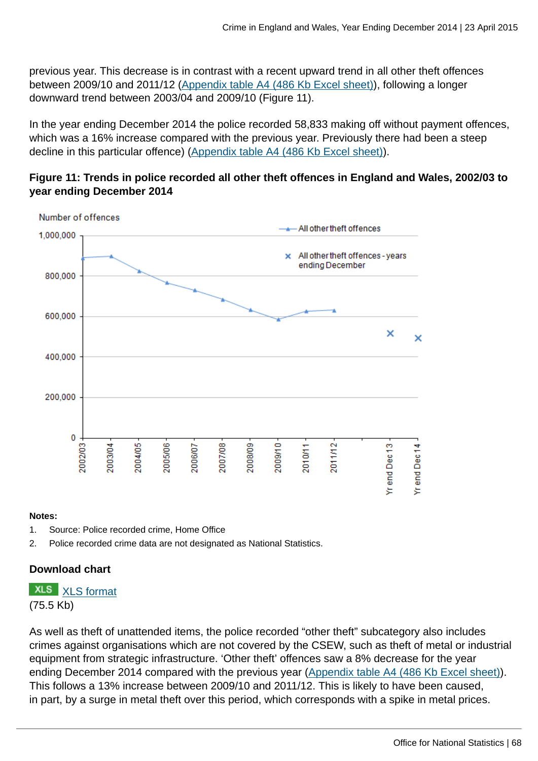previous year. This decrease is in contrast with a recent upward trend in all other theft offences between 2009/10 and 2011/12 (Appendix table A4 (486 Kb Excel sheet)), following a longer downward trend between 2003/04 and 2009/10 (Figure 11).

In the year ending December 2014 the police recorded 58,833 making off without payment offences, which was a 16% increase compared with the previous year. Previously there had been a steep decline in this particular offence) (Appendix table A4 (486 Kb Excel sheet)).

**Figure 11: Trends in police recorded all other theft offences in England and Wales, 2002/03 to year ending December 2014**

**Notes:**

1. Source: Police recorded crime, Home Office
2. Police recorded crime data are not designated as National Statistics.

**Download chart**

XLS format
(75.5 Kb)

As well as theft of unattended items, the police recorded "other theft" subcategory also includes crimes against organisations which are not covered by the CSEW, such as theft of metal or industrial equipment from strategic infrastructure. 'Other theft' offences saw a 8% decrease for the year ending December 2014 compared with the previous year (Appendix table A4 (486 Kb Excel sheet)). This follows a 13% increase between 2009/10 and 2011/12. This is likely to have been caused, in part, by a surge in metal theft over this period, which corresponds with a spike in metal prices.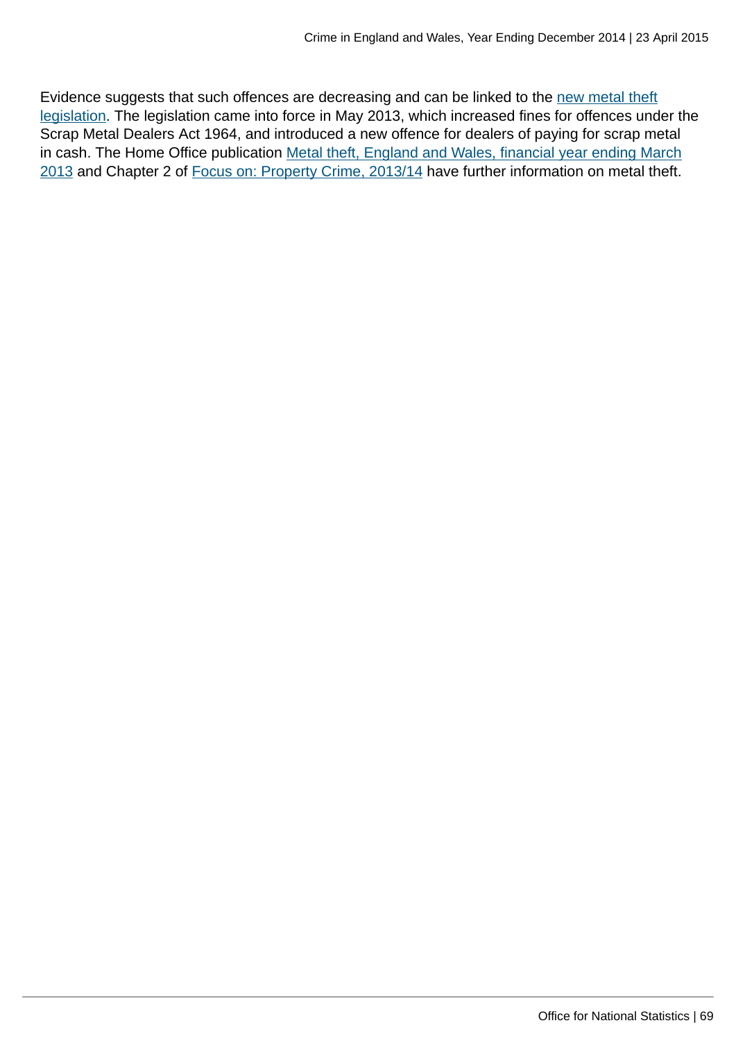Evidence suggests that such offences are decreasing and can be linked to the new metal theft legislation. The legislation came into force in May 2013, which increased fines for offences under the Scrap Metal Dealers Act 1964, and introduced a new offence for dealers of paying for scrap metal in cash. The Home Office publication Metal theft, England and Wales, financial year ending March 2013 and Chapter 2 of Focus on: Property Crime, 2013/14 have further information on metal theft.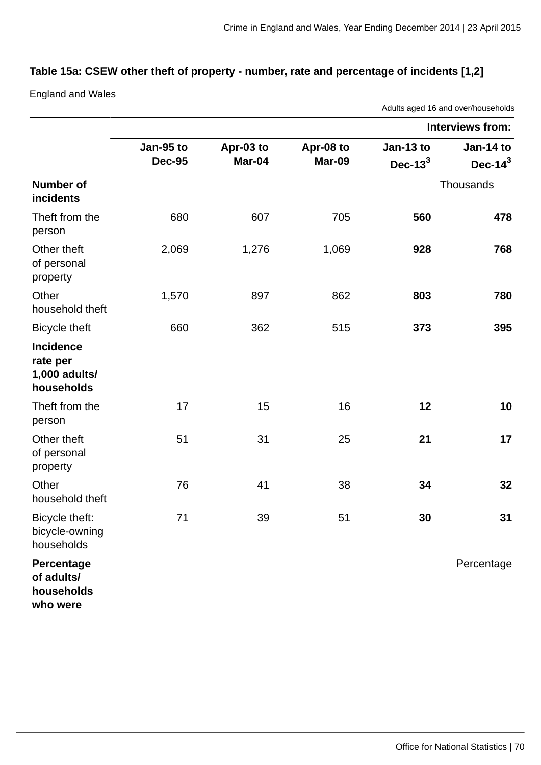### Table 15a: CSEW other theft of property - number, rate and percentage of incidents [1,2]

England and Wales

Adults aged 16 and over/households

| | Interviews from: | | | | |
|---|---|---|---|---|---|
| | Jan-95 to Dec-95 | Apr-03 to Mar-04 | Apr-08 to Mar-09 | Jan-13 to Dec-13[3] | Jan-14 to Dec-14[3] |
| **Number of incidents** | | | | | Thousands |
| Theft from the person | 680 | 607 | 705 | **560** | **478** |
| Other theft of personal property | 2,069 | 1,276 | 1,069 | **928** | **768** |
| Other household theft | 1,570 | 897 | 862 | **803** | **780** |
| Bicycle theft | 660 | 362 | 515 | **373** | **395** |
| **Incidence rate per 1,000 adults/ households** | | | | | |
| Theft from the person | 17 | 15 | 16 | **12** | **10** |
| Other theft of personal property | 51 | 31 | 25 | **21** | **17** |
| Other household theft | 76 | 41 | 38 | **34** | **32** |
| Bicycle theft: bicycle-owning households | 71 | 39 | 51 | **30** | **31** |
| **Percentage of adults/ households who were** | | | | | Percentage |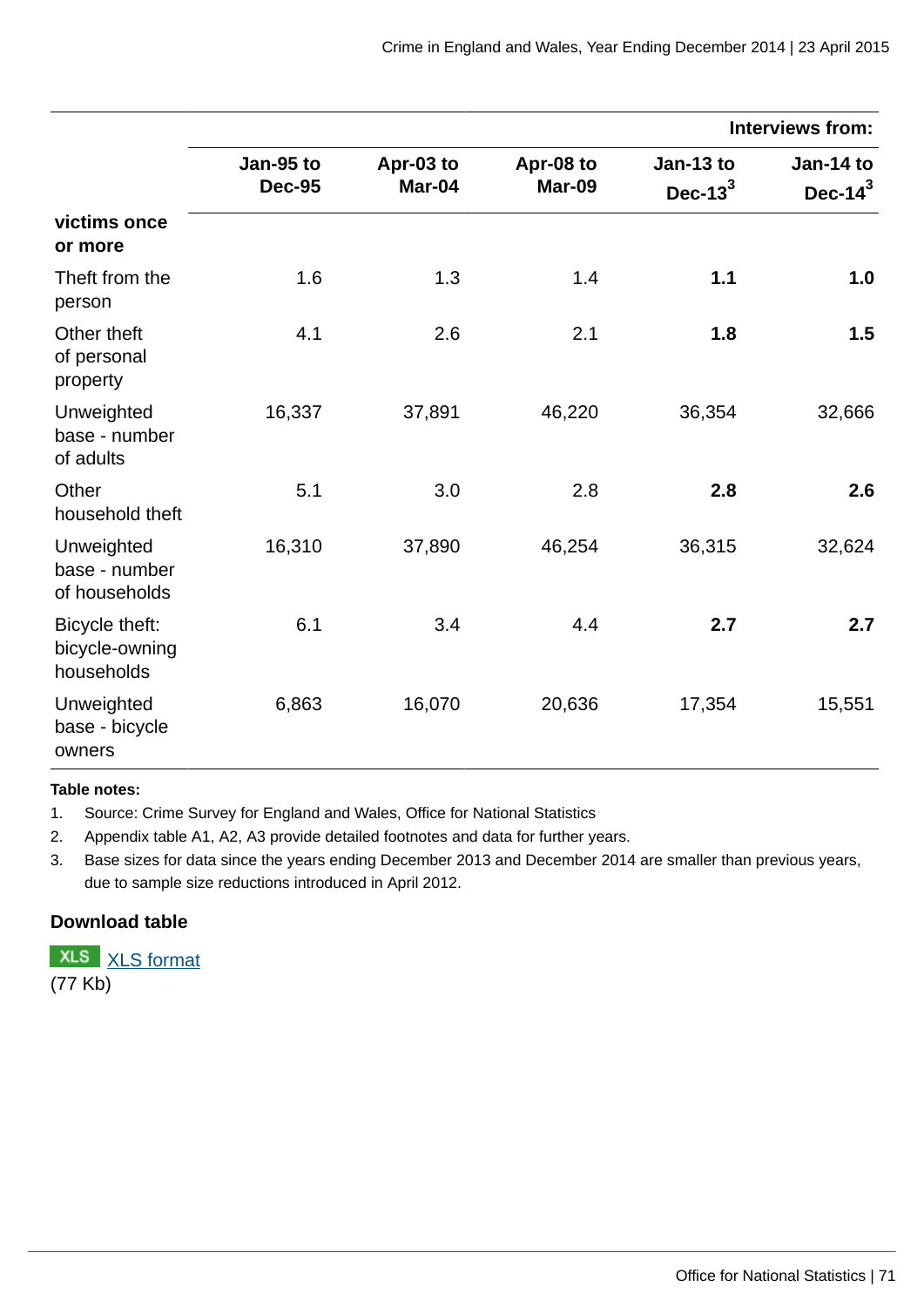| | | | | Interviews from: | |
|---|---|---|---|---|---|
| | Jan-95 to Dec-95 | Apr-03 to Mar-04 | Apr-08 to Mar-09 | Jan-13 to Dec-13[3] | Jan-14 to Dec-14[3] |
| **victims once or more** | | | | | |
| Theft from the person | 1.6 | 1.3 | 1.4 | **1.1** | **1.0** |
| Other theft of personal property | 4.1 | 2.6 | 2.1 | **1.8** | **1.5** |
| Unweighted base - number of adults | 16,337 | 37,891 | 46,220 | 36,354 | 32,666 |
| Other household theft | 5.1 | 3.0 | 2.8 | **2.8** | **2.6** |
| Unweighted base - number of households | 16,310 | 37,890 | 46,254 | 36,315 | 32,624 |
| Bicycle theft: bicycle-owning households | 6.1 | 3.4 | 4.4 | **2.7** | **2.7** |
| Unweighted base - bicycle owners | 6,863 | 16,070 | 20,636 | 17,354 | 15,551 |

**Table notes:**

1. Source: Crime Survey for England and Wales, Office for National Statistics
2. Appendix table A1, A2, A3 provide detailed footnotes and data for further years.
3. Base sizes for data since the years ending December 2013 and December 2014 are smaller than previous years, due to sample size reductions introduced in April 2012.

**Download table**

XLS XLS format
(77 Kb)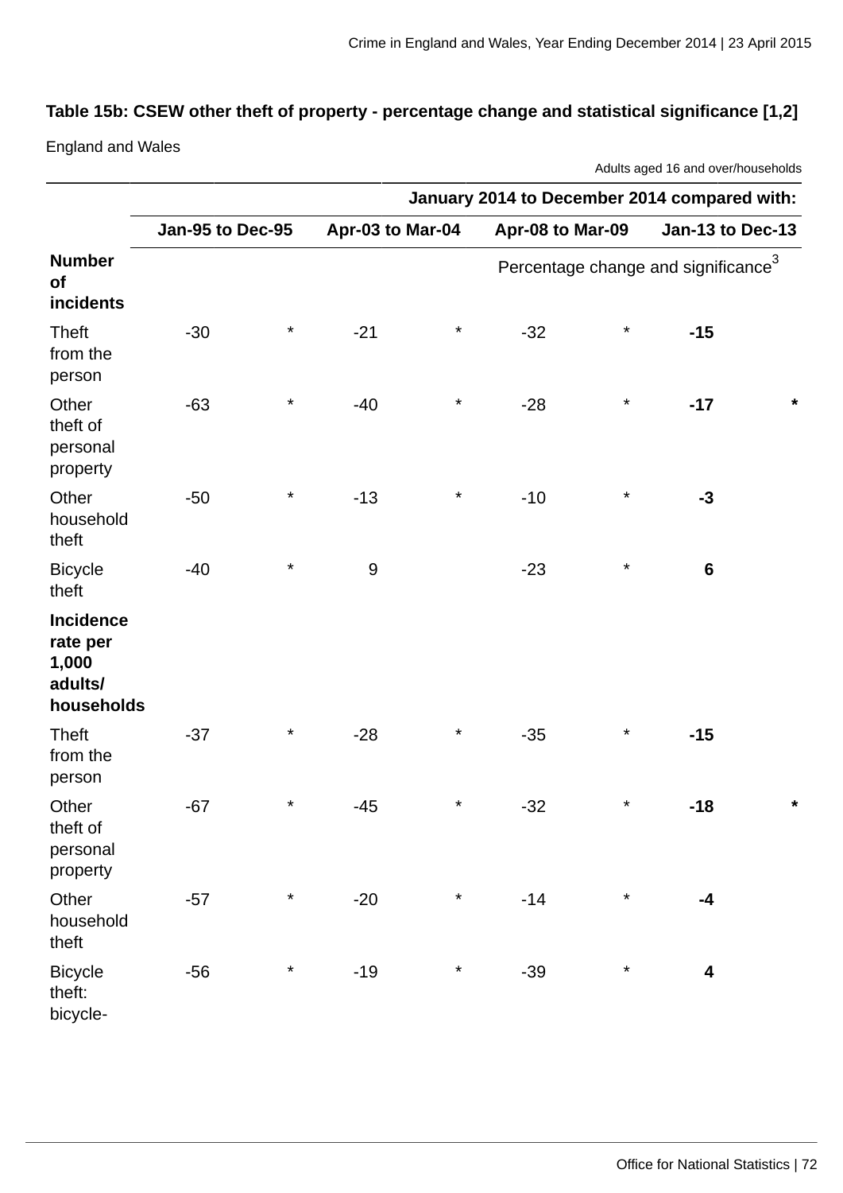**Table 15b: CSEW other theft of property - percentage change and statistical significance [1,2]**

England and Wales

Adults aged 16 and over/households

| | January 2014 to December 2014 compared with: | | | | | | | |
|---|---|---|---|---|---|---|---|---|
| | Jan-95 to Dec-95 | | Apr-03 to Mar-04 | | Apr-08 to Mar-09 | | Jan-13 to Dec-13 | |
| **Number of incidents** | Percentage change and significance[3] | | | | | | | |
| Theft from the person | -30 | * | -21 | * | -32 | * | **-15** | |
| Other theft of personal property | -63 | * | -40 | * | -28 | * | **-17** | **\*** |
| Other household theft | -50 | * | -13 | * | -10 | * | **-3** | |
| Bicycle theft | -40 | * | 9 | | -23 | * | **6** | |
| **Incidence rate per 1,000 adults/ households** | | | | | | | | |
| Theft from the person | -37 | * | -28 | * | -35 | * | **-15** | |
| Other theft of personal property | -67 | * | -45 | * | -32 | * | **-18** | **\*** |
| Other household theft | -57 | * | -20 | * | -14 | * | **-4** | |
| Bicycle theft: bicycle- | -56 | * | -19 | * | -39 | * | **4** | |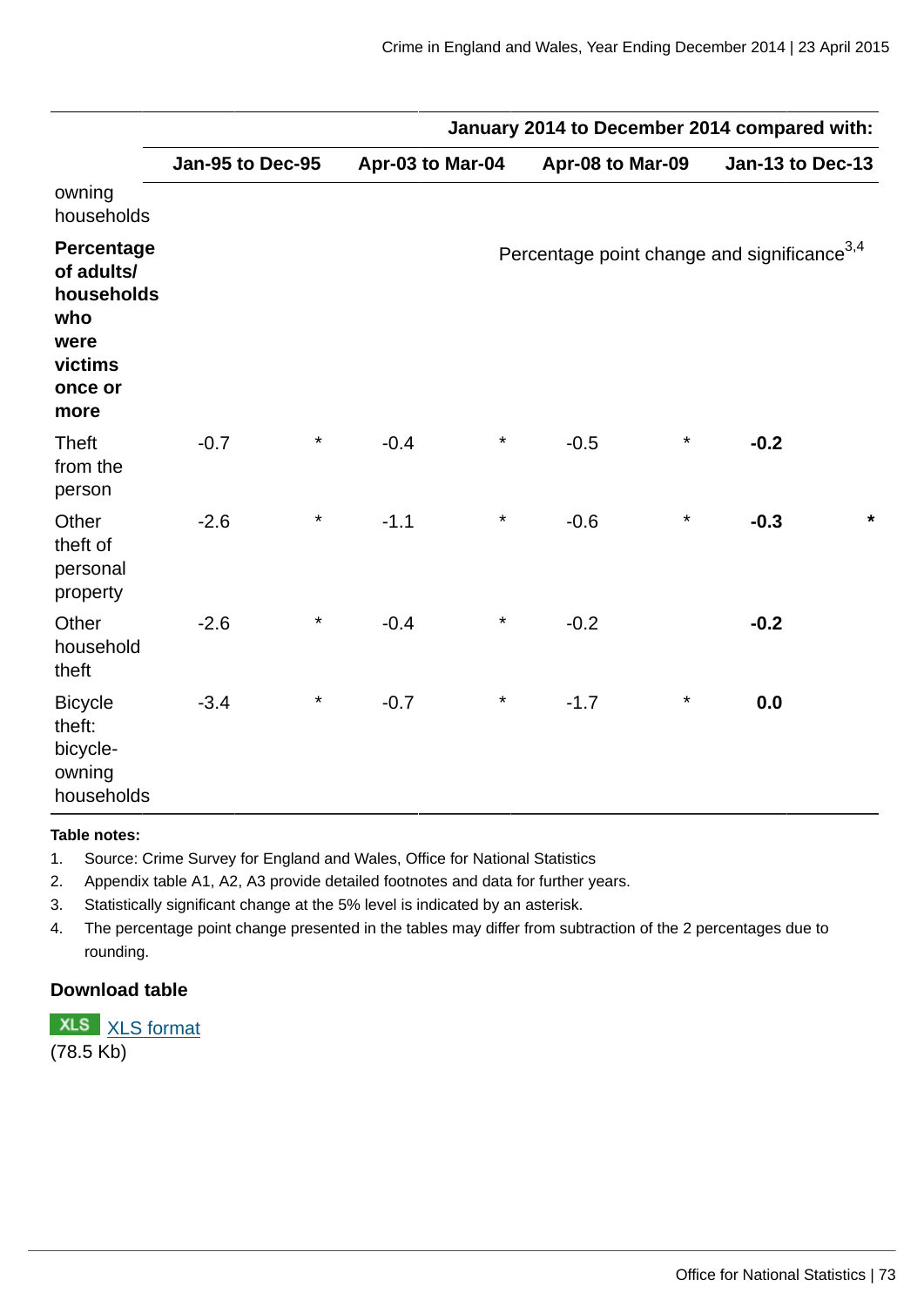| | January 2014 to December 2014 compared with: | | | | | | | |
|---|---|---|---|---|---|---|---|---|
| | Jan-95 to Dec-95 | | Apr-03 to Mar-04 | | Apr-08 to Mar-09 | | Jan-13 to Dec-13 | |
| owning households | | | | | | | | |
| **Percentage of adults/ households who were victims once or more** | Percentage point change and significance[3,4] | | | | | | | |
| Theft from the person | -0.7 | * | -0.4 | * | -0.5 | * | **-0.2** | |
| Other theft of personal property | -2.6 | * | -1.1 | * | -0.6 | * | **-0.3** | * |
| Other household theft | -2.6 | * | -0.4 | * | -0.2 | | **-0.2** | |
| Bicycle theft: bicycle-owning households | -3.4 | * | -0.7 | * | -1.7 | * | **0.0** | |

**Table notes:**

1. Source: Crime Survey for England and Wales, Office for National Statistics
2. Appendix table A1, A2, A3 provide detailed footnotes and data for further years.
3. Statistically significant change at the 5% level is indicated by an asterisk.
4. The percentage point change presented in the tables may differ from subtraction of the 2 percentages due to rounding.

**Download table**

XLS [XLS format](XLS format)
(78.5 Kb)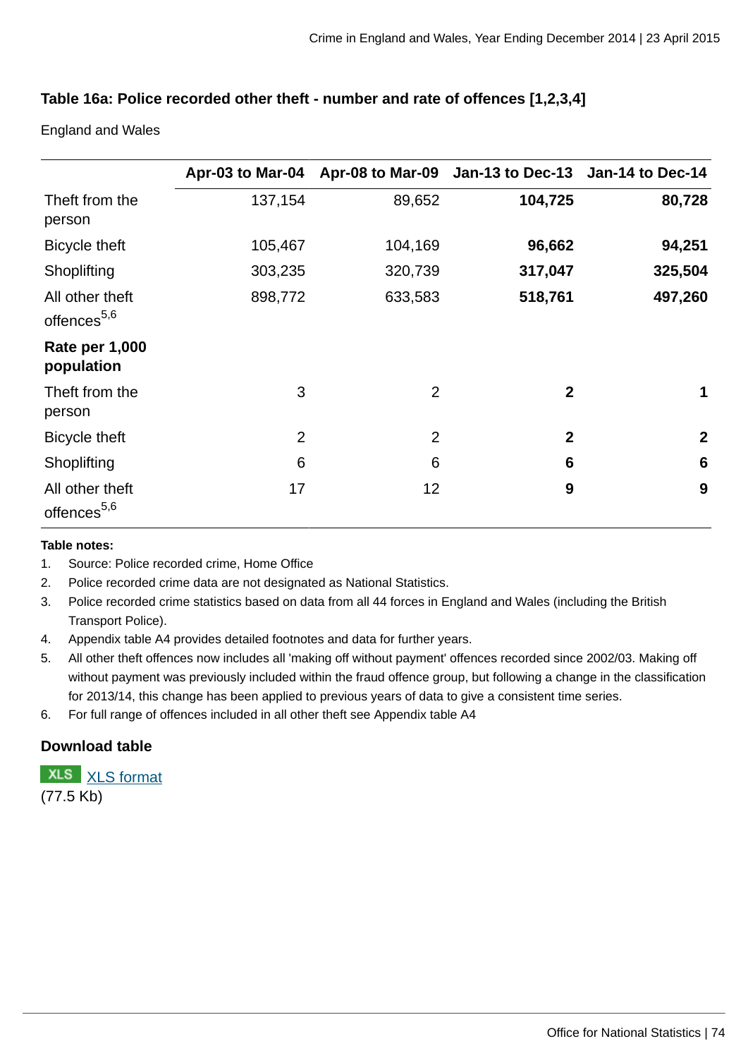### Table 16a: Police recorded other theft - number and rate of offences [1,2,3,4]

England and Wales

| | Apr-03 to Mar-04 | Apr-08 to Mar-09 | Jan-13 to Dec-13 | Jan-14 to Dec-14 |
|---|---|---|---|---|
| Theft from the person | 137,154 | 89,652 | **104,725** | **80,728** |
| Bicycle theft | 105,467 | 104,169 | **96,662** | **94,251** |
| Shoplifting | 303,235 | 320,739 | **317,047** | **325,504** |
| All other theft offences[5,6] | 898,772 | 633,583 | **518,761** | **497,260** |
| **Rate per 1,000 population** | | | | |
| Theft from the person | 3 | 2 | **2** | **1** |
| Bicycle theft | 2 | 2 | **2** | **2** |
| Shoplifting | 6 | 6 | **6** | **6** |
| All other theft offences[5,6] | 17 | 12 | **9** | **9** |

**Table notes:**

1. Source: Police recorded crime, Home Office
2. Police recorded crime data are not designated as National Statistics.
3. Police recorded crime statistics based on data from all 44 forces in England and Wales (including the British Transport Police).
4. Appendix table A4 provides detailed footnotes and data for further years.
5. All other theft offences now includes all 'making off without payment' offences recorded since 2002/03. Making off without payment was previously included within the fraud offence group, but following a change in the classification for 2013/14, this change has been applied to previous years of data to give a consistent time series.
6. For full range of offences included in all other theft see Appendix table A4

#### Download table

XLS XLS format
(77.5 Kb)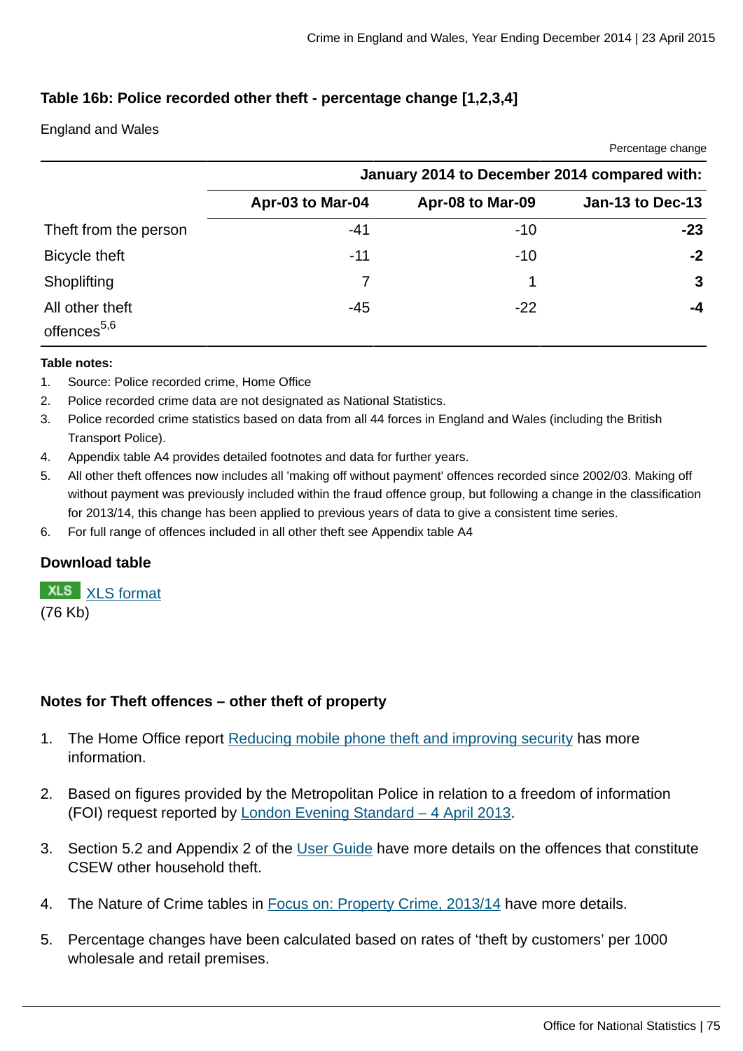### Table 16b: Police recorded other theft - percentage change [1,2,3,4]

England and Wales

Percentage change

| | January 2014 to December 2014 compared with: | | |
|---|---|---|---|
| | Apr-03 to Mar-04 | Apr-08 to Mar-09 | Jan-13 to Dec-13 |
| Theft from the person | -41 | -10 | **-23** |
| Bicycle theft | -11 | -10 | **-2** |
| Shoplifting | 7 | 1 | **3** |
| All other theft offences[5,6] | -45 | -22 | **-4** |

**Table notes:**

1. Source: Police recorded crime, Home Office
2. Police recorded crime data are not designated as National Statistics.
3. Police recorded crime statistics based on data from all 44 forces in England and Wales (including the British Transport Police).
4. Appendix table A4 provides detailed footnotes and data for further years.
5. All other theft offences now includes all 'making off without payment' offences recorded since 2002/03. Making off without payment was previously included within the fraud offence group, but following a change in the classification for 2013/14, this change has been applied to previous years of data to give a consistent time series.
6. For full range of offences included in all other theft see Appendix table A4

**Download table**

XLS XLS format
(76 Kb)

**Notes for Theft offences – other theft of property**

1. The Home Office report Reducing mobile phone theft and improving security has more information.
2. Based on figures provided by the Metropolitan Police in relation to a freedom of information (FOI) request reported by London Evening Standard – 4 April 2013.
3. Section 5.2 and Appendix 2 of the User Guide have more details on the offences that constitute CSEW other household theft.
4. The Nature of Crime tables in Focus on: Property Crime, 2013/14 have more details.
5. Percentage changes have been calculated based on rates of 'theft by customers' per 1000 wholesale and retail premises.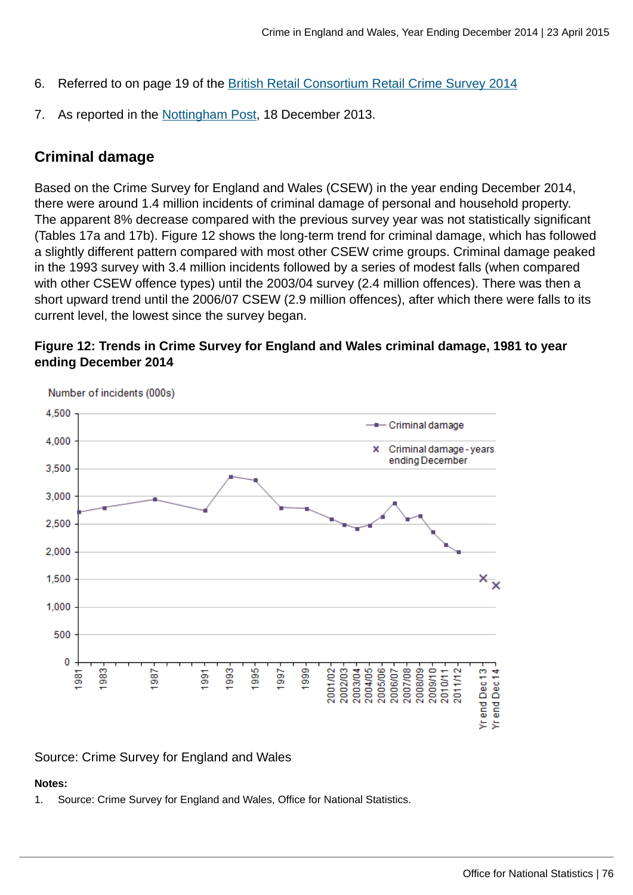6. Referred to on page 19 of the British Retail Consortium Retail Crime Survey 2014

7. As reported in the Nottingham Post, 18 December 2013.

## Criminal damage

Based on the Crime Survey for England and Wales (CSEW) in the year ending December 2014, there were around 1.4 million incidents of criminal damage of personal and household property. The apparent 8% decrease compared with the previous survey year was not statistically significant (Tables 17a and 17b). Figure 12 shows the long-term trend for criminal damage, which has followed a slightly different pattern compared with most other CSEW crime groups. Criminal damage peaked in the 1993 survey with 3.4 million incidents followed by a series of modest falls (when compared with other CSEW offence types) until the 2003/04 survey (2.4 million offences). There was then a short upward trend until the 2006/07 CSEW (2.9 million offences), after which there were falls to its current level, the lowest since the survey began.

**Figure 12: Trends in Crime Survey for England and Wales criminal damage, 1981 to year ending December 2014**

Source: Crime Survey for England and Wales

**Notes:**

1. Source: Crime Survey for England and Wales, Office for National Statistics.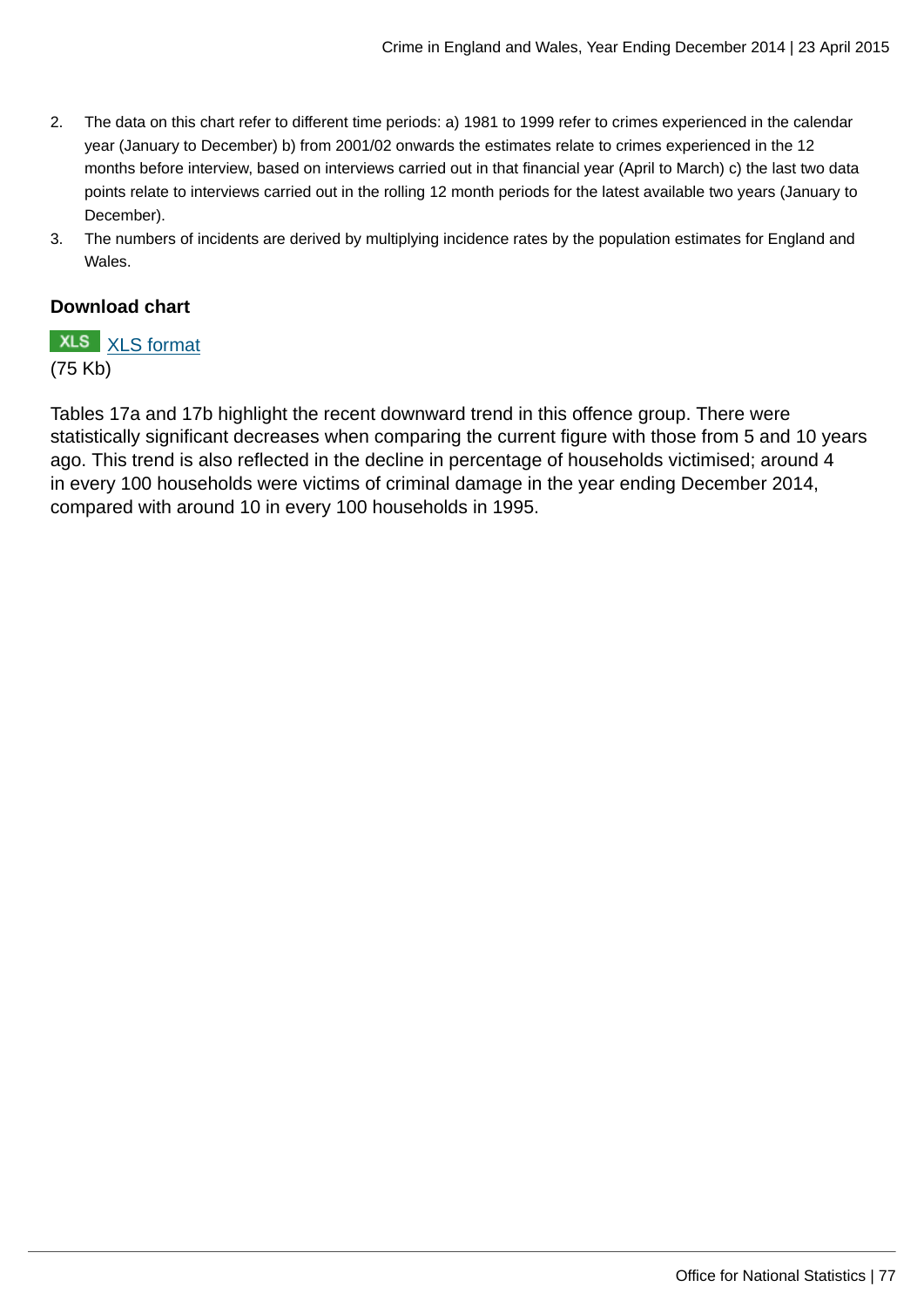2. The data on this chart refer to different time periods: a) 1981 to 1999 refer to crimes experienced in the calendar year (January to December) b) from 2001/02 onwards the estimates relate to crimes experienced in the 12 months before interview, based on interviews carried out in that financial year (April to March) c) the last two data points relate to interviews carried out in the rolling 12 month periods for the latest available two years (January to December).
3. The numbers of incidents are derived by multiplying incidence rates by the population estimates for England and Wales.

**Download chart**

XLS XLS format
(75 Kb)

Tables 17a and 17b highlight the recent downward trend in this offence group. There were statistically significant decreases when comparing the current figure with those from 5 and 10 years ago. This trend is also reflected in the decline in percentage of households victimised; around 4 in every 100 households were victims of criminal damage in the year ending December 2014, compared with around 10 in every 100 households in 1995.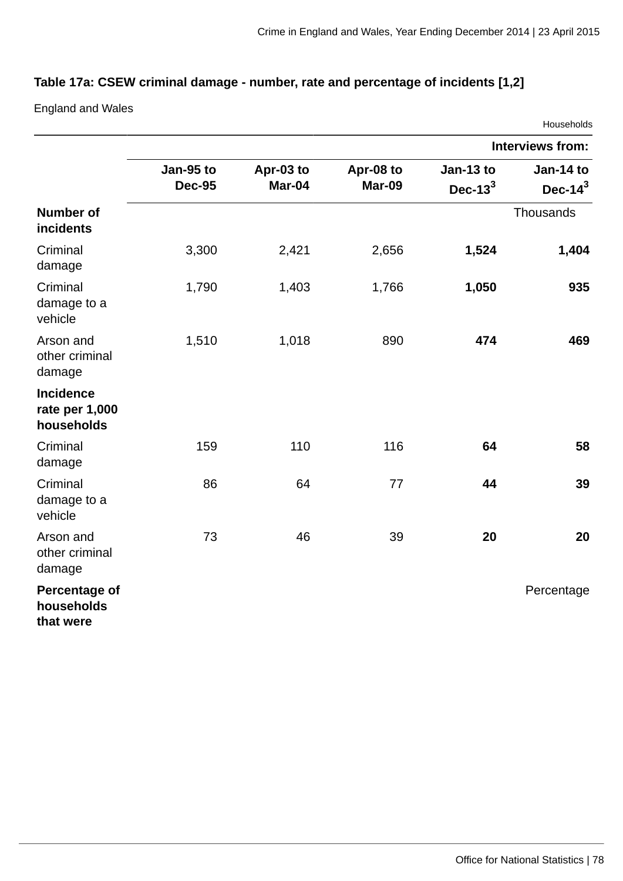### Table 17a: CSEW criminal damage - number, rate and percentage of incidents [1,2]

England and Wales

Households

| | Interviews from: | | | | |
|---|---|---|---|---|---|
| | Jan-95 to Dec-95 | Apr-03 to Mar-04 | Apr-08 to Mar-09 | Jan-13 to Dec-13[3] | Jan-14 to Dec-14[3] |
| **Number of incidents** | | | | | Thousands |
| Criminal damage | 3,300 | 2,421 | 2,656 | **1,524** | **1,404** |
| Criminal damage to a vehicle | 1,790 | 1,403 | 1,766 | **1,050** | **935** |
| Arson and other criminal damage | 1,510 | 1,018 | 890 | **474** | **469** |
| **Incidence rate per 1,000 households** | | | | | |
| Criminal damage | 159 | 110 | 116 | **64** | **58** |
| Criminal damage to a vehicle | 86 | 64 | 77 | **44** | **39** |
| Arson and other criminal damage | 73 | 46 | 39 | **20** | **20** |
| **Percentage of households that were** | | | | | Percentage |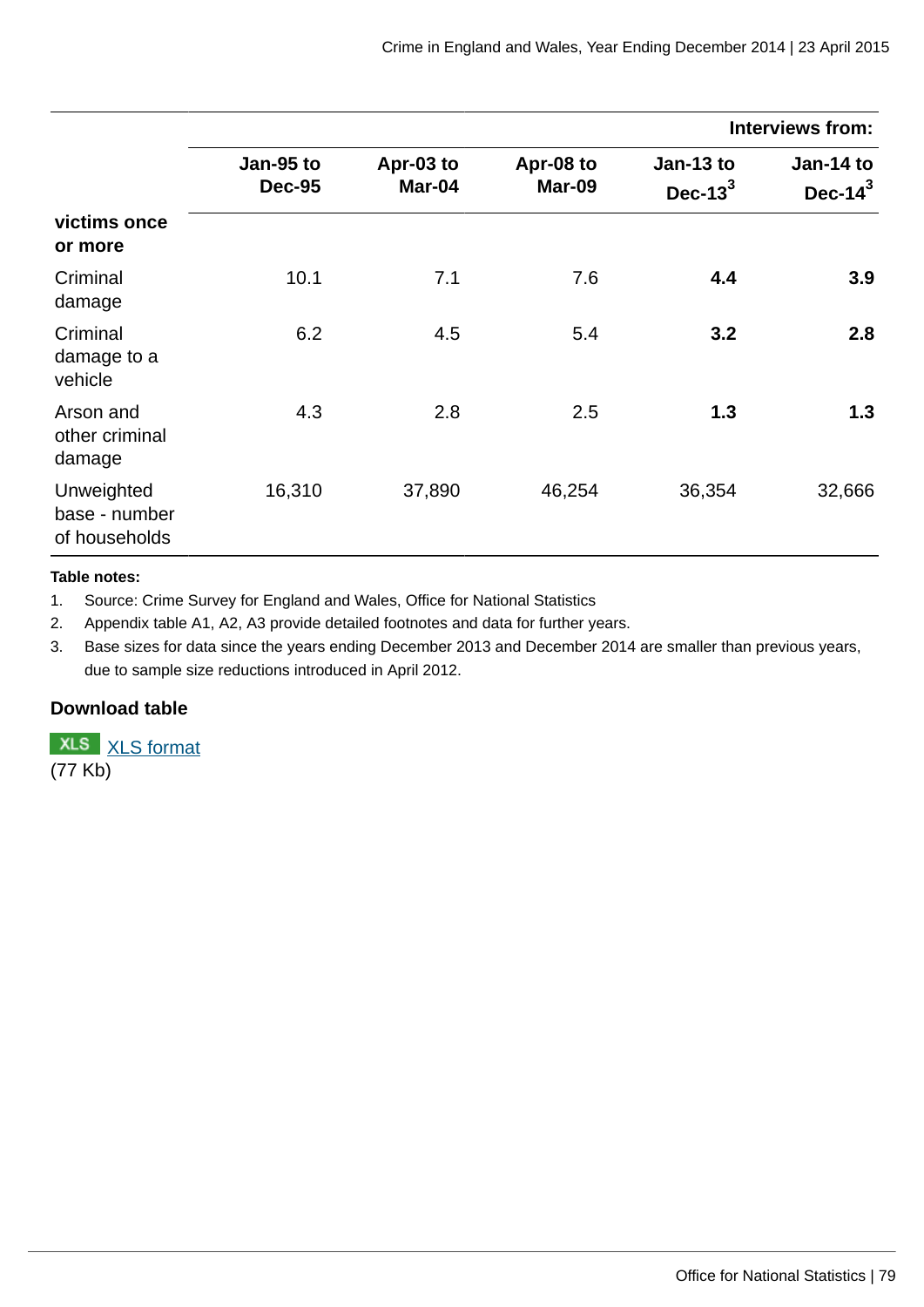| | Interviews from: | | | | |
|---|---|---|---|---|---|
| | Jan-95 to Dec-95 | Apr-03 to Mar-04 | Apr-08 to Mar-09 | Jan-13 to Dec-13[3] | Jan-14 to Dec-14[3] |
| **victims once or more** | | | | | |
| Criminal damage | 10.1 | 7.1 | 7.6 | **4.4** | **3.9** |
| Criminal damage to a vehicle | 6.2 | 4.5 | 5.4 | **3.2** | **2.8** |
| Arson and other criminal damage | 4.3 | 2.8 | 2.5 | **1.3** | **1.3** |
| Unweighted base - number of households | 16,310 | 37,890 | 46,254 | 36,354 | 32,666 |

**Table notes:**

1. Source: Crime Survey for England and Wales, Office for National Statistics
2. Appendix table A1, A2, A3 provide detailed footnotes and data for further years.
3. Base sizes for data since the years ending December 2013 and December 2014 are smaller than previous years, due to sample size reductions introduced in April 2012.

**Download table**

XLS XLS format
(77 Kb)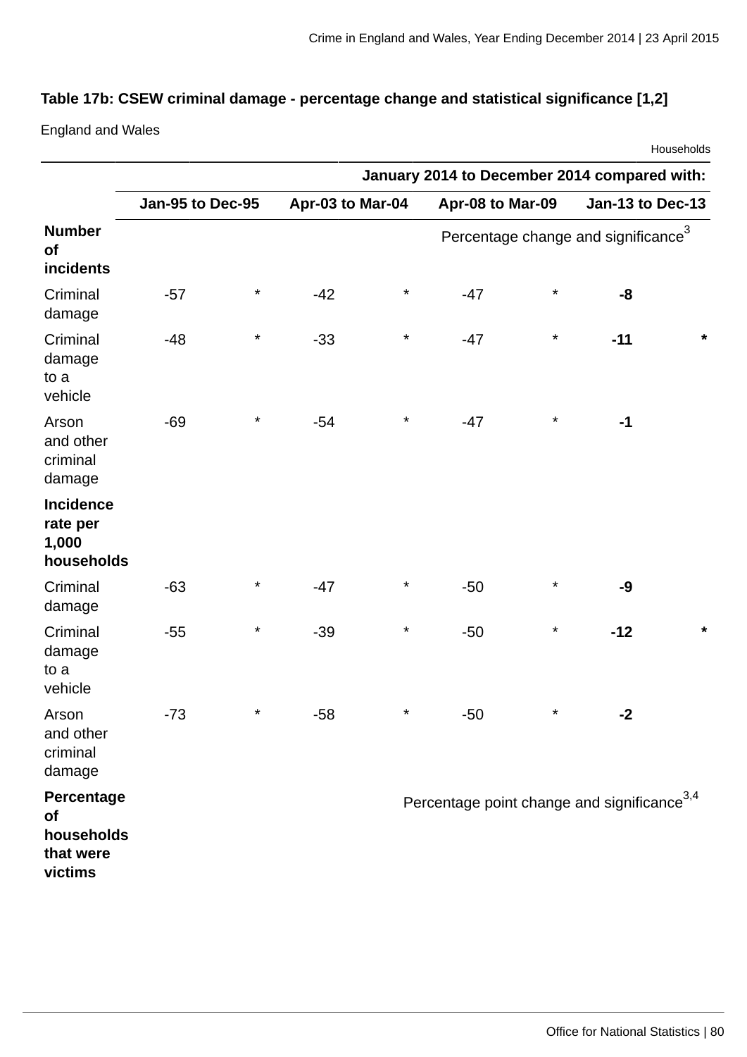**Table 17b: CSEW criminal damage - percentage change and statistical significance [1,2]**

England and Wales

Households

| | January 2014 to December 2014 compared with: | | | | | | | |
|---|---|---|---|---|---|---|---|---|
| | Jan-95 to Dec-95 | | Apr-03 to Mar-04 | | Apr-08 to Mar-09 | | Jan-13 to Dec-13 | |
| **Number of incidents** | Percentage change and significance[3] | | | | | | | |
| Criminal damage | -57 | * | -42 | * | -47 | * | **-8** | |
| Criminal damage to a vehicle | -48 | * | -33 | * | -47 | * | **-11** | **\*** |
| Arson and other criminal damage | -69 | * | -54 | * | -47 | * | **-1** | |
| **Incidence rate per 1,000 households** | | | | | | | | |
| Criminal damage | -63 | * | -47 | * | -50 | * | **-9** | |
| Criminal damage to a vehicle | -55 | * | -39 | * | -50 | * | **-12** | **\*** |
| Arson and other criminal damage | -73 | * | -58 | * | -50 | * | **-2** | |
| **Percentage of households that were victims** | Percentage point change and significance[3,4] | | | | | | | |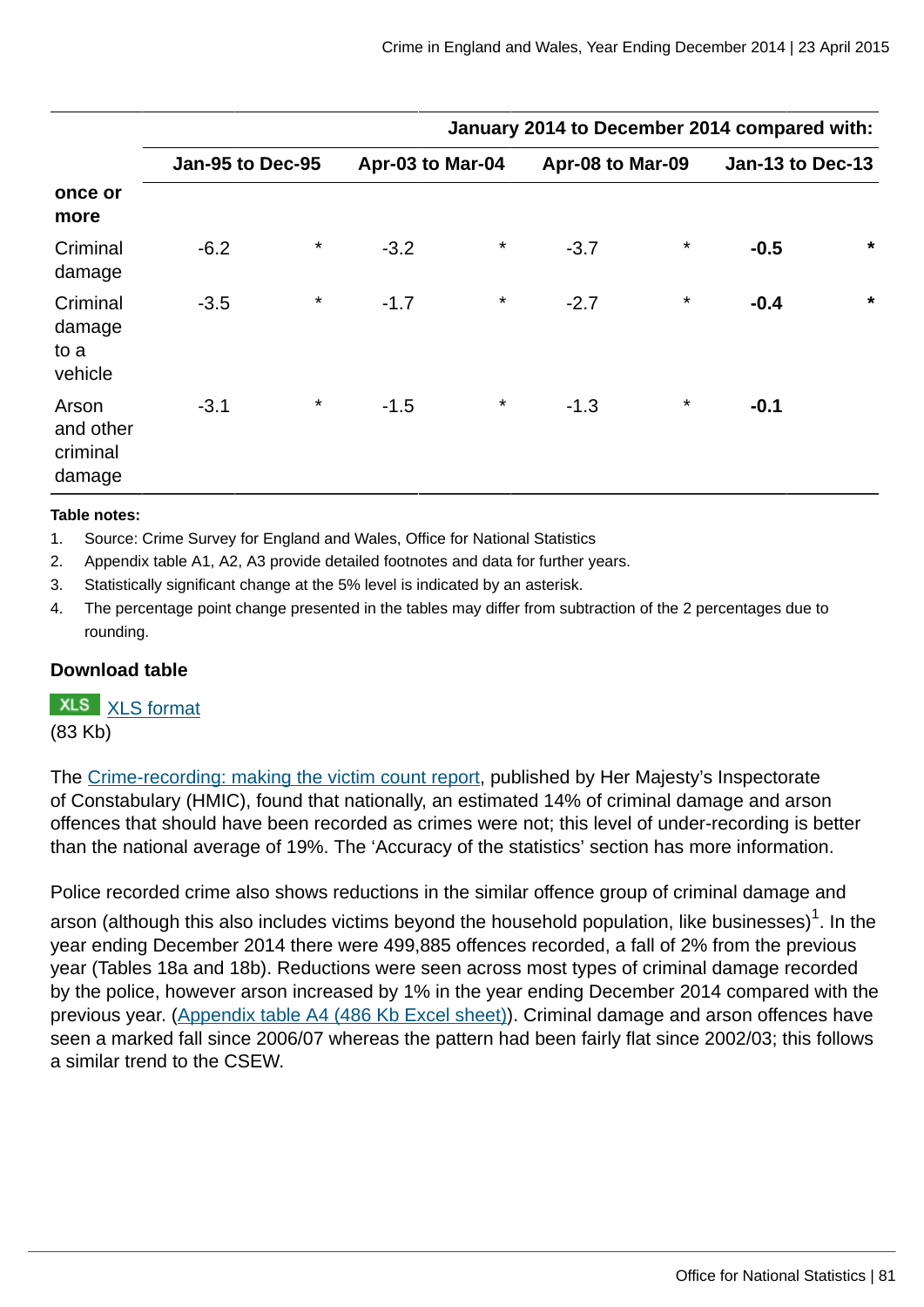| | January 2014 to December 2014 compared with: | | | | | | | |
|---|---|---|---|---|---|---|---|---|
| | Jan-95 to Dec-95 | | Apr-03 to Mar-04 | | Apr-08 to Mar-09 | | Jan-13 to Dec-13 | |
| **once or more** | | | | | | | | |
| Criminal damage | -6.2 | * | -3.2 | * | -3.7 | * | **-0.5** | * |
| Criminal damage to a vehicle | -3.5 | * | -1.7 | * | -2.7 | * | **-0.4** | * |
| Arson and other criminal damage | -3.1 | * | -1.5 | * | -1.3 | * | **-0.1** | |

**Table notes:**

1. Source: Crime Survey for England and Wales, Office for National Statistics
2. Appendix table A1, A2, A3 provide detailed footnotes and data for further years.
3. Statistically significant change at the 5% level is indicated by an asterisk.
4. The percentage point change presented in the tables may differ from subtraction of the 2 percentages due to rounding.

**Download table**

XLS [XLS format](#)
(83 Kb)

The [Crime-recording: making the victim count report](#), published by Her Majesty's Inspectorate of Constabulary (HMIC), found that nationally, an estimated 14% of criminal damage and arson offences that should have been recorded as crimes were not; this level of under-recording is better than the national average of 19%. The 'Accuracy of the statistics' section has more information.

Police recorded crime also shows reductions in the similar offence group of criminal damage and arson (although this also includes victims beyond the household population, like businesses)[1]. In the year ending December 2014 there were 499,885 offences recorded, a fall of 2% from the previous year (Tables 18a and 18b). Reductions were seen across most types of criminal damage recorded by the police, however arson increased by 1% in the year ending December 2014 compared with the previous year. ([Appendix table A4 (486 Kb Excel sheet)](#)). Criminal damage and arson offences have seen a marked fall since 2006/07 whereas the pattern had been fairly flat since 2002/03; this follows a similar trend to the CSEW.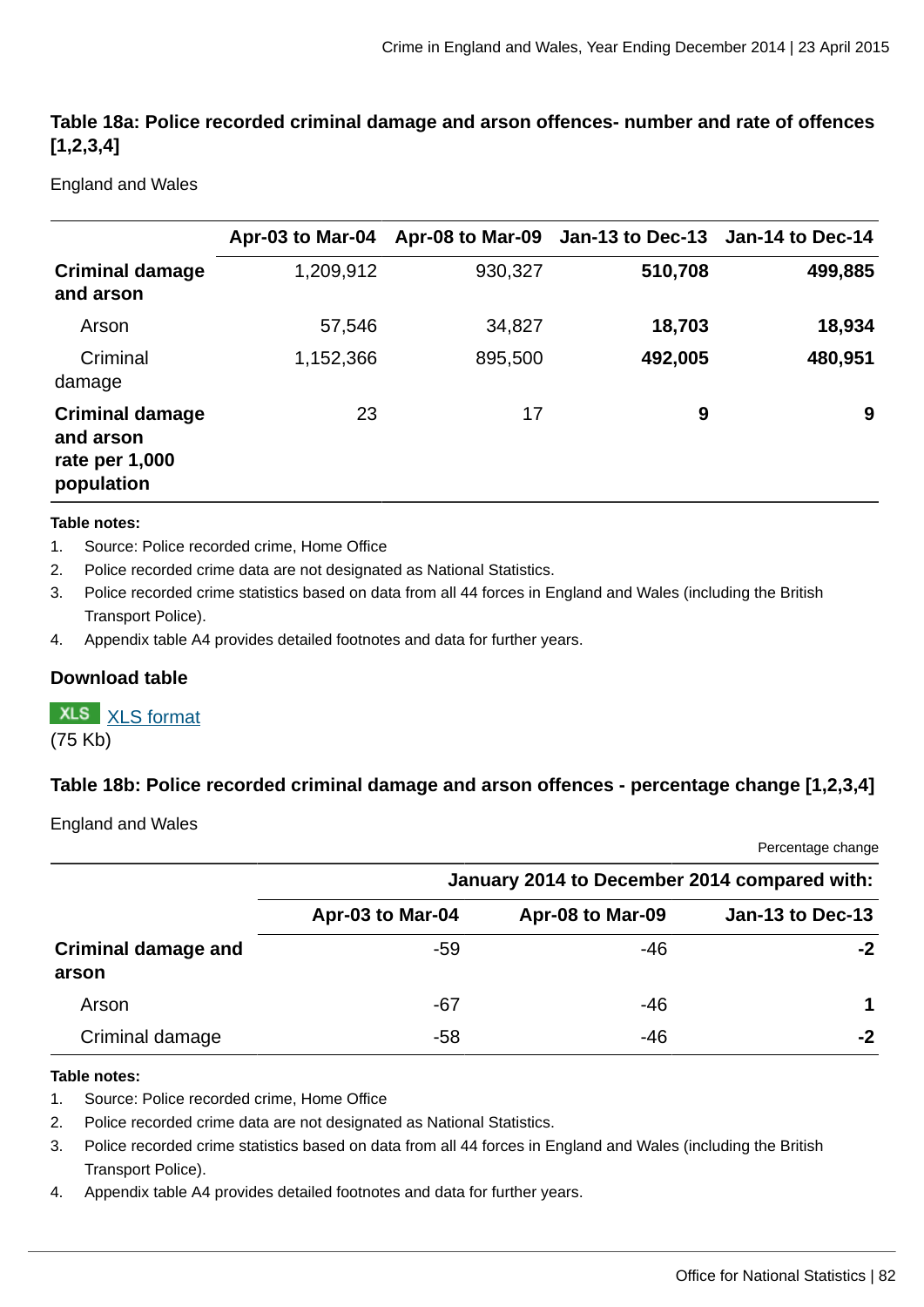### Table 18a: Police recorded criminal damage and arson offences- number and rate of offences [1,2,3,4]

England and Wales

| | Apr-03 to Mar-04 | Apr-08 to Mar-09 | Jan-13 to Dec-13 | Jan-14 to Dec-14 |
|---|---|---|---|---|
| **Criminal damage and arson** | 1,209,912 | 930,327 | **510,708** | **499,885** |
| Arson | 57,546 | 34,827 | **18,703** | **18,934** |
| Criminal damage | 1,152,366 | 895,500 | **492,005** | **480,951** |
| **Criminal damage and arson rate per 1,000 population** | 23 | 17 | **9** | **9** |

**Table notes:**

1. Source: Police recorded crime, Home Office
2. Police recorded crime data are not designated as National Statistics.
3. Police recorded crime statistics based on data from all 44 forces in England and Wales (including the British Transport Police).
4. Appendix table A4 provides detailed footnotes and data for further years.

#### Download table

XLS [XLS format]
(75 Kb)

### Table 18b: Police recorded criminal damage and arson offences - percentage change [1,2,3,4]

England and Wales

Percentage change

| | January 2014 to December 2014 compared with: | | |
|---|---|---|---|
| | Apr-03 to Mar-04 | Apr-08 to Mar-09 | Jan-13 to Dec-13 |
| **Criminal damage and arson** | -59 | -46 | **-2** |
| Arson | -67 | -46 | **1** |
| Criminal damage | -58 | -46 | **-2** |

**Table notes:**

1. Source: Police recorded crime, Home Office
2. Police recorded crime data are not designated as National Statistics.
3. Police recorded crime statistics based on data from all 44 forces in England and Wales (including the British Transport Police).
4. Appendix table A4 provides detailed footnotes and data for further years.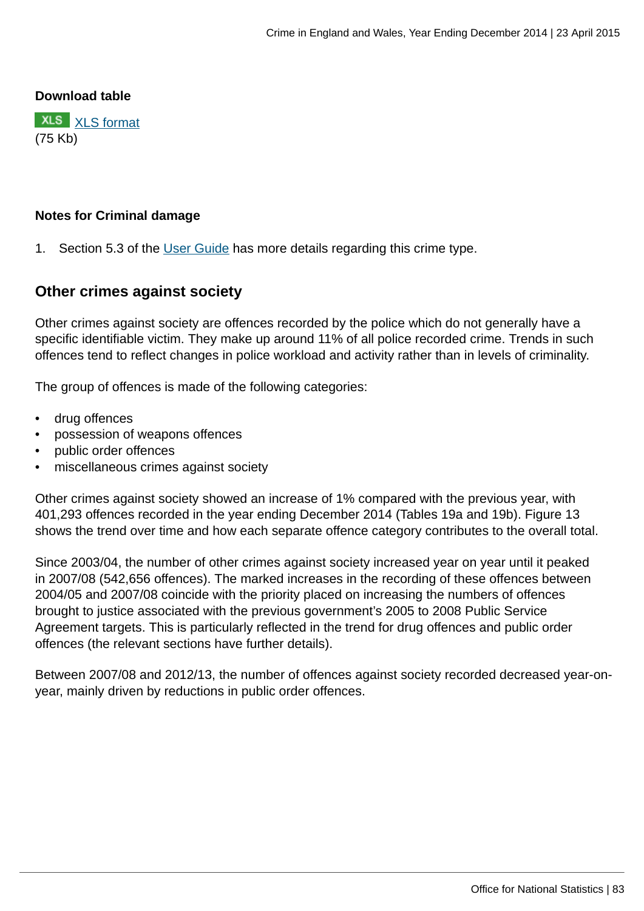**Download table**

XLS [XLS format](#)
(75 Kb)

**Notes for Criminal damage**

1. Section 5.3 of the [User Guide](#) has more details regarding this crime type.

## Other crimes against society

Other crimes against society are offences recorded by the police which do not generally have a specific identifiable victim. They make up around 11% of all police recorded crime. Trends in such offences tend to reflect changes in police workload and activity rather than in levels of criminality.

The group of offences is made of the following categories:

- drug offences
- possession of weapons offences
- public order offences
- miscellaneous crimes against society

Other crimes against society showed an increase of 1% compared with the previous year, with 401,293 offences recorded in the year ending December 2014 (Tables 19a and 19b). Figure 13 shows the trend over time and how each separate offence category contributes to the overall total.

Since 2003/04, the number of other crimes against society increased year on year until it peaked in 2007/08 (542,656 offences). The marked increases in the recording of these offences between 2004/05 and 2007/08 coincide with the priority placed on increasing the numbers of offences brought to justice associated with the previous government's 2005 to 2008 Public Service Agreement targets. This is particularly reflected in the trend for drug offences and public order offences (the relevant sections have further details).

Between 2007/08 and 2012/13, the number of offences against society recorded decreased year-on-year, mainly driven by reductions in public order offences.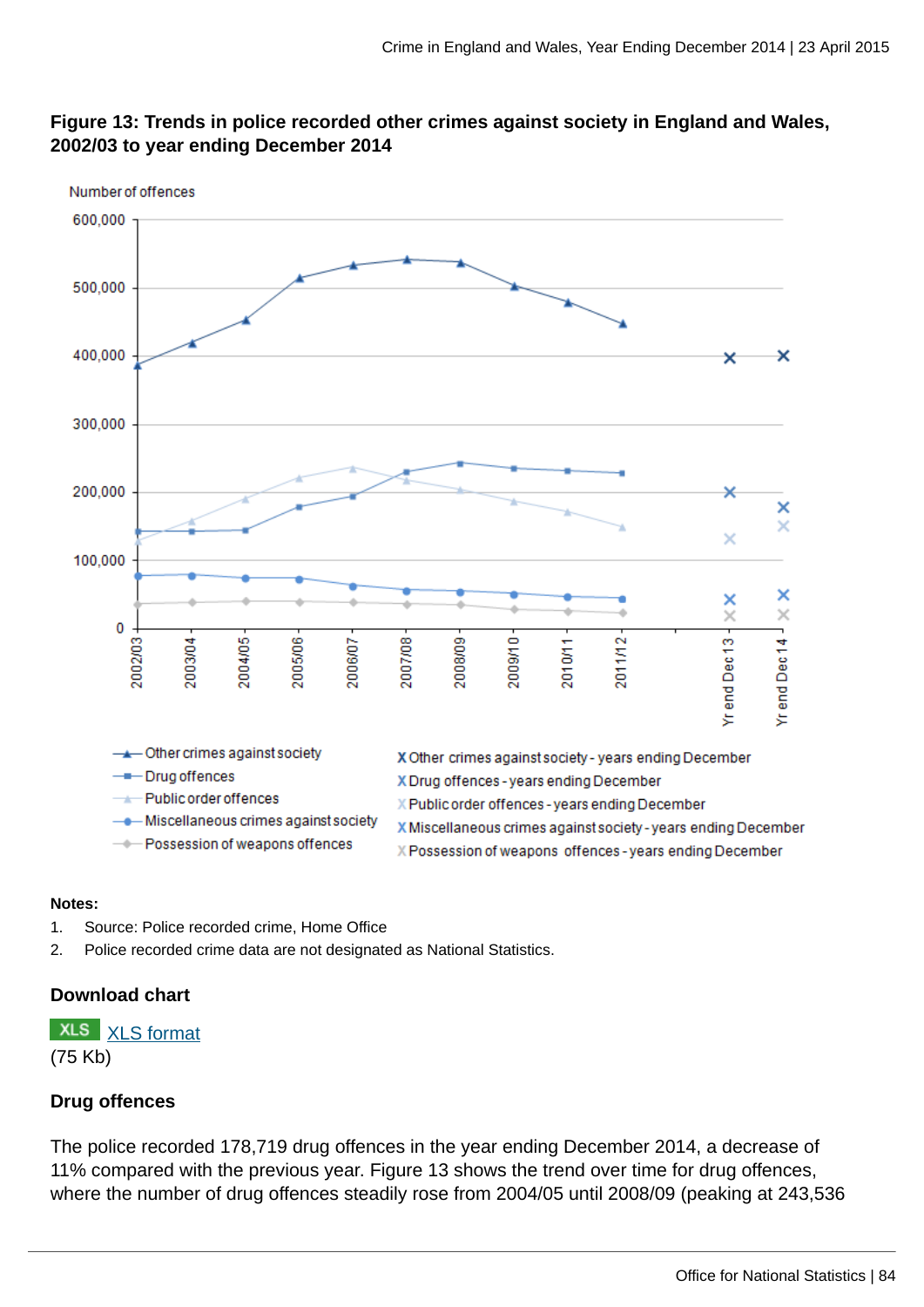**Figure 13: Trends in police recorded other crimes against society in England and Wales, 2002/03 to year ending December 2014**

**Notes:**

1. Source: Police recorded crime, Home Office
2. Police recorded crime data are not designated as National Statistics.

### Download chart

XLS XLS format
(75 Kb)

### Drug offences

The police recorded 178,719 drug offences in the year ending December 2014, a decrease of 11% compared with the previous year. Figure 13 shows the trend over time for drug offences, where the number of drug offences steadily rose from 2004/05 until 2008/09 (peaking at 243,536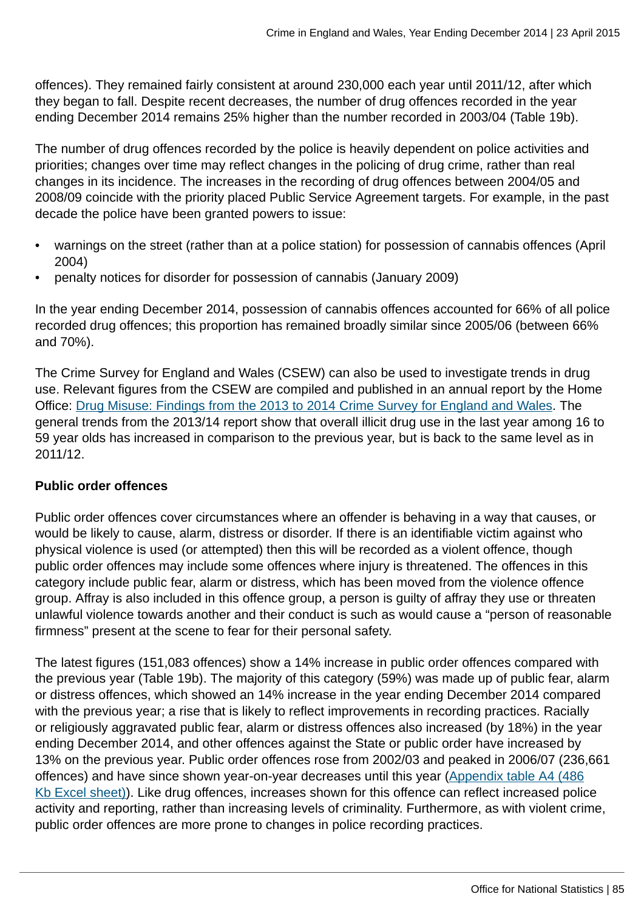offences). They remained fairly consistent at around 230,000 each year until 2011/12, after which they began to fall. Despite recent decreases, the number of drug offences recorded in the year ending December 2014 remains 25% higher than the number recorded in 2003/04 (Table 19b).

The number of drug offences recorded by the police is heavily dependent on police activities and priorities; changes over time may reflect changes in the policing of drug crime, rather than real changes in its incidence. The increases in the recording of drug offences between 2004/05 and 2008/09 coincide with the priority placed Public Service Agreement targets. For example, in the past decade the police have been granted powers to issue:

- warnings on the street (rather than at a police station) for possession of cannabis offences (April 2004)
- penalty notices for disorder for possession of cannabis (January 2009)

In the year ending December 2014, possession of cannabis offences accounted for 66% of all police recorded drug offences; this proportion has remained broadly similar since 2005/06 (between 66% and 70%).

The Crime Survey for England and Wales (CSEW) can also be used to investigate trends in drug use. Relevant figures from the CSEW are compiled and published in an annual report by the Home Office: [Drug Misuse: Findings from the 2013 to 2014 Crime Survey for England and Wales](). The general trends from the 2013/14 report show that overall illicit drug use in the last year among 16 to 59 year olds has increased in comparison to the previous year, but is back to the same level as in 2011/12.

**Public order offences**

Public order offences cover circumstances where an offender is behaving in a way that causes, or would be likely to cause, alarm, distress or disorder. If there is an identifiable victim against who physical violence is used (or attempted) then this will be recorded as a violent offence, though public order offences may include some offences where injury is threatened. The offences in this category include public fear, alarm or distress, which has been moved from the violence offence group. Affray is also included in this offence group, a person is guilty of affray they use or threaten unlawful violence towards another and their conduct is such as would cause a "person of reasonable firmness" present at the scene to fear for their personal safety.

The latest figures (151,083 offences) show a 14% increase in public order offences compared with the previous year (Table 19b). The majority of this category (59%) was made up of public fear, alarm or distress offences, which showed an 14% increase in the year ending December 2014 compared with the previous year; a rise that is likely to reflect improvements in recording practices. Racially or religiously aggravated public fear, alarm or distress offences also increased (by 18%) in the year ending December 2014, and other offences against the State or public order have increased by 13% on the previous year. Public order offences rose from 2002/03 and peaked in 2006/07 (236,661 offences) and have since shown year-on-year decreases until this year ([Appendix table A4 (486 Kb Excel sheet)]()). Like drug offences, increases shown for this offence can reflect increased police activity and reporting, rather than increasing levels of criminality. Furthermore, as with violent crime, public order offences are more prone to changes in police recording practices.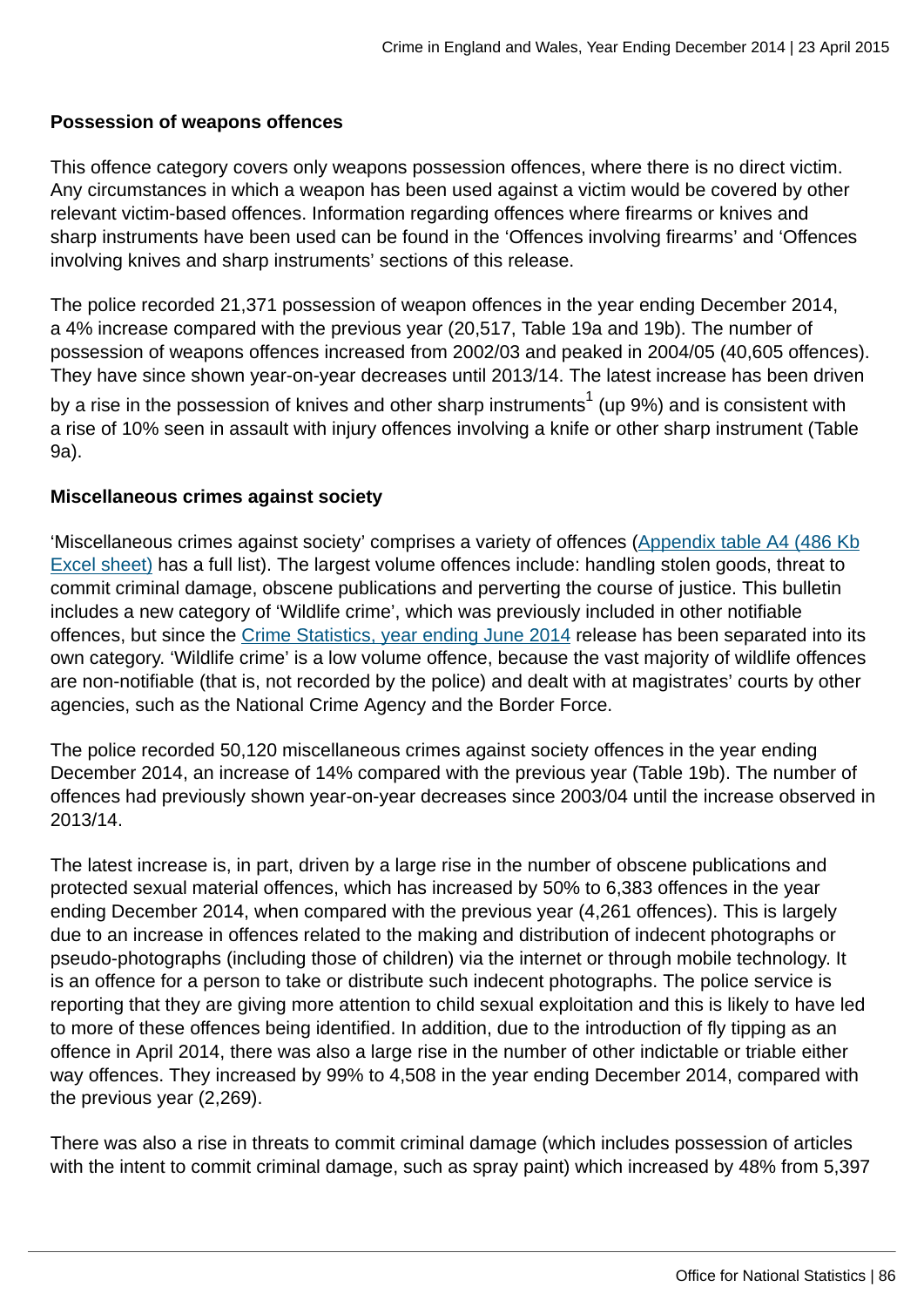**Possession of weapons offences**

This offence category covers only weapons possession offences, where there is no direct victim. Any circumstances in which a weapon has been used against a victim would be covered by other relevant victim-based offences. Information regarding offences where firearms or knives and sharp instruments have been used can be found in the 'Offences involving firearms' and 'Offences involving knives and sharp instruments' sections of this release.

The police recorded 21,371 possession of weapon offences in the year ending December 2014, a 4% increase compared with the previous year (20,517, Table 19a and 19b). The number of possession of weapons offences increased from 2002/03 and peaked in 2004/05 (40,605 offences). They have since shown year-on-year decreases until 2013/14. The latest increase has been driven by a rise in the possession of knives and other sharp instruments[1] (up 9%) and is consistent with a rise of 10% seen in assault with injury offences involving a knife or other sharp instrument (Table 9a).

**Miscellaneous crimes against society**

'Miscellaneous crimes against society' comprises a variety of offences (Appendix table A4 (486 Kb Excel sheet) has a full list). The largest volume offences include: handling stolen goods, threat to commit criminal damage, obscene publications and perverting the course of justice. This bulletin includes a new category of 'Wildlife crime', which was previously included in other notifiable offences, but since the Crime Statistics, year ending June 2014 release has been separated into its own category. 'Wildlife crime' is a low volume offence, because the vast majority of wildlife offences are non-notifiable (that is, not recorded by the police) and dealt with at magistrates' courts by other agencies, such as the National Crime Agency and the Border Force.

The police recorded 50,120 miscellaneous crimes against society offences in the year ending December 2014, an increase of 14% compared with the previous year (Table 19b). The number of offences had previously shown year-on-year decreases since 2003/04 until the increase observed in 2013/14.

The latest increase is, in part, driven by a large rise in the number of obscene publications and protected sexual material offences, which has increased by 50% to 6,383 offences in the year ending December 2014, when compared with the previous year (4,261 offences). This is largely due to an increase in offences related to the making and distribution of indecent photographs or pseudo-photographs (including those of children) via the internet or through mobile technology. It is an offence for a person to take or distribute such indecent photographs. The police service is reporting that they are giving more attention to child sexual exploitation and this is likely to have led to more of these offences being identified. In addition, due to the introduction of fly tipping as an offence in April 2014, there was also a large rise in the number of other indictable or triable either way offences. They increased by 99% to 4,508 in the year ending December 2014, compared with the previous year (2,269).

There was also a rise in threats to commit criminal damage (which includes possession of articles with the intent to commit criminal damage, such as spray paint) which increased by 48% from 5,397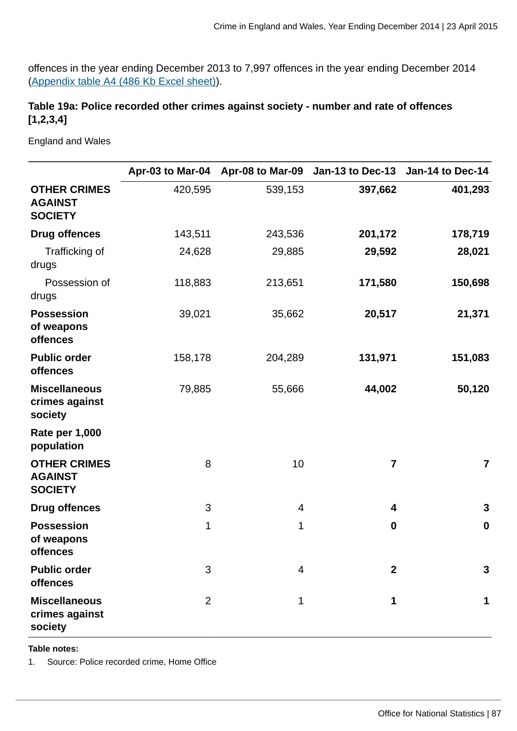offences in the year ending December 2013 to 7,997 offences in the year ending December 2014 (Appendix table A4 (486 Kb Excel sheet)).

### Table 19a: Police recorded other crimes against society - number and rate of offences [1,2,3,4]

England and Wales

| | Apr-03 to Mar-04 | Apr-08 to Mar-09 | Jan-13 to Dec-13 | Jan-14 to Dec-14 |
|---|---|---|---|---|
| **OTHER CRIMES AGAINST SOCIETY** | 420,595 | 539,153 | **397,662** | **401,293** |
| **Drug offences** | 143,511 | 243,536 | **201,172** | **178,719** |
| Trafficking of drugs | 24,628 | 29,885 | **29,592** | **28,021** |
| Possession of drugs | 118,883 | 213,651 | **171,580** | **150,698** |
| **Possession of weapons offences** | 39,021 | 35,662 | **20,517** | **21,371** |
| **Public order offences** | 158,178 | 204,289 | **131,971** | **151,083** |
| **Miscellaneous crimes against society** | 79,885 | 55,666 | **44,002** | **50,120** |
| **Rate per 1,000 population** | | | | |
| **OTHER CRIMES AGAINST SOCIETY** | 8 | 10 | **7** | **7** |
| **Drug offences** | 3 | 4 | **4** | **3** |
| **Possession of weapons offences** | 1 | 1 | **0** | **0** |
| **Public order offences** | 3 | 4 | **2** | **3** |
| **Miscellaneous crimes against society** | 2 | 1 | **1** | **1** |

**Table notes:**

1. Source: Police recorded crime, Home Office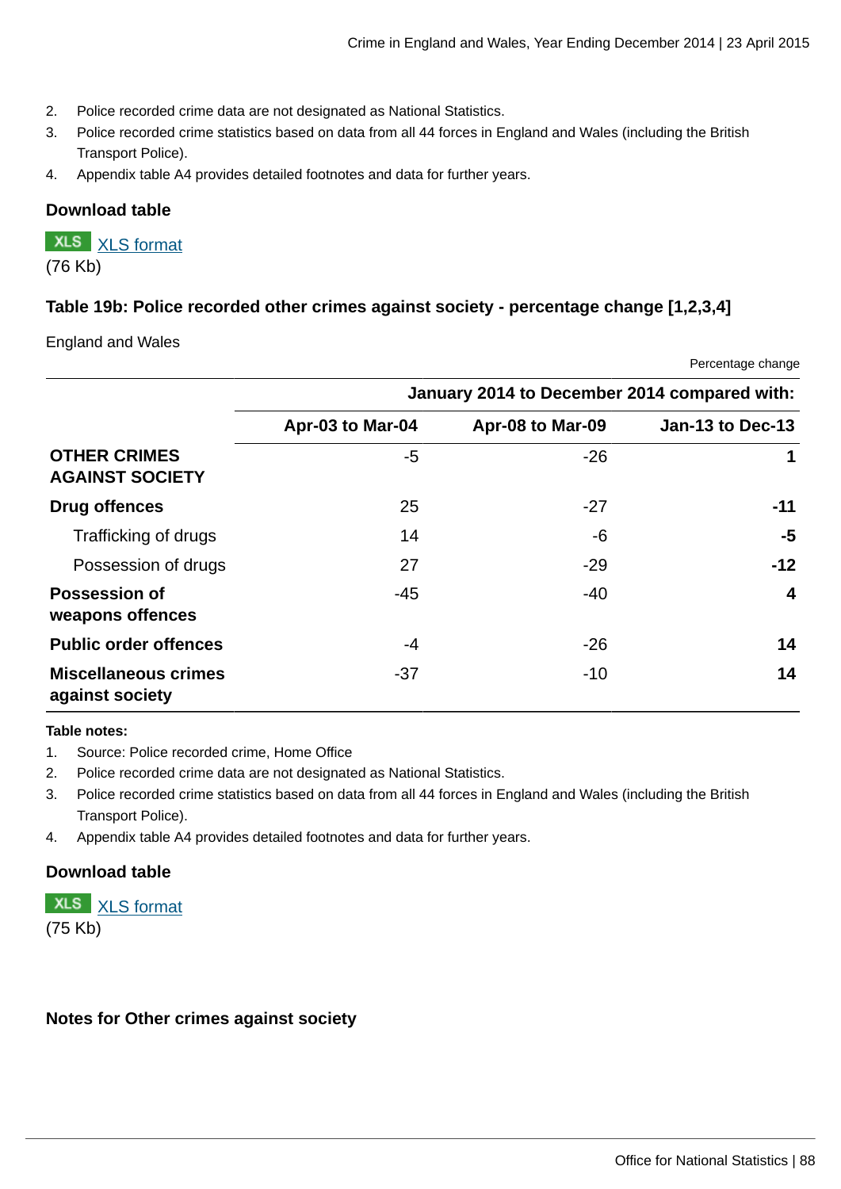2. Police recorded crime data are not designated as National Statistics.
3. Police recorded crime statistics based on data from all 44 forces in England and Wales (including the British Transport Police).
4. Appendix table A4 provides detailed footnotes and data for further years.

### Download table

XLS [XLS format](#)
(76 Kb)

### Table 19b: Police recorded other crimes against society - percentage change [1,2,3,4]

England and Wales

Percentage change

| | January 2014 to December 2014 compared with: | | |
|---|---|---|---|
| | Apr-03 to Mar-04 | Apr-08 to Mar-09 | Jan-13 to Dec-13 |
| **OTHER CRIMES AGAINST SOCIETY** | -5 | -26 | **1** |
| **Drug offences** | 25 | -27 | **-11** |
| Trafficking of drugs | 14 | -6 | **-5** |
| Possession of drugs | 27 | -29 | **-12** |
| **Possession of weapons offences** | -45 | -40 | **4** |
| **Public order offences** | -4 | -26 | **14** |
| **Miscellaneous crimes against society** | -37 | -10 | **14** |

**Table notes:**

1. Source: Police recorded crime, Home Office
2. Police recorded crime data are not designated as National Statistics.
3. Police recorded crime statistics based on data from all 44 forces in England and Wales (including the British Transport Police).
4. Appendix table A4 provides detailed footnotes and data for further years.

### Download table

XLS [XLS format](#)
(75 Kb)

### Notes for Other crimes against society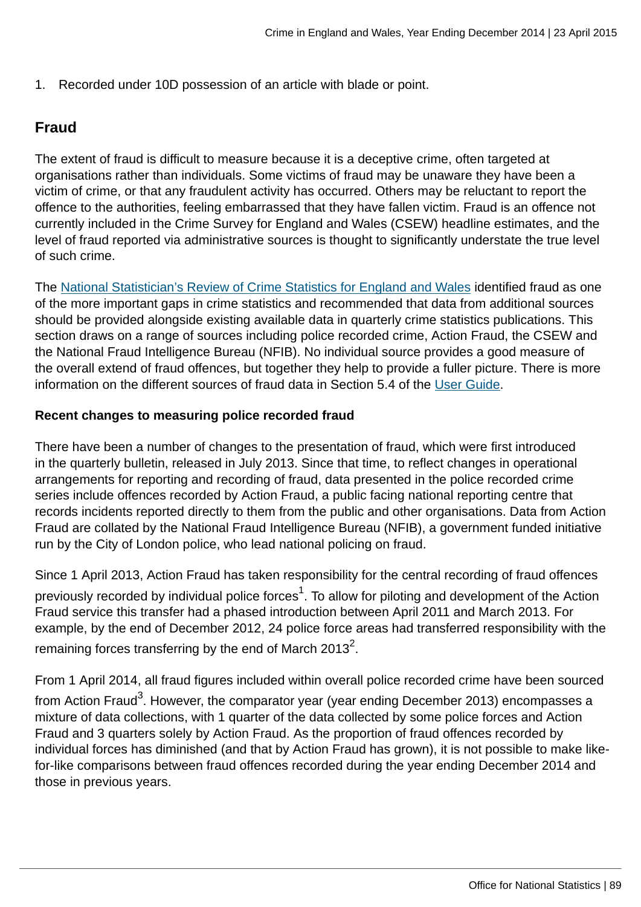1. Recorded under 10D possession of an article with blade or point.

## Fraud

The extent of fraud is difficult to measure because it is a deceptive crime, often targeted at organisations rather than individuals. Some victims of fraud may be unaware they have been a victim of crime, or that any fraudulent activity has occurred. Others may be reluctant to report the offence to the authorities, feeling embarrassed that they have fallen victim. Fraud is an offence not currently included in the Crime Survey for England and Wales (CSEW) headline estimates, and the level of fraud reported via administrative sources is thought to significantly understate the true level of such crime.

The National Statistician's Review of Crime Statistics for England and Wales identified fraud as one of the more important gaps in crime statistics and recommended that data from additional sources should be provided alongside existing available data in quarterly crime statistics publications. This section draws on a range of sources including police recorded crime, Action Fraud, the CSEW and the National Fraud Intelligence Bureau (NFIB). No individual source provides a good measure of the overall extend of fraud offences, but together they help to provide a fuller picture. There is more information on the different sources of fraud data in Section 5.4 of the User Guide.

**Recent changes to measuring police recorded fraud**

There have been a number of changes to the presentation of fraud, which were first introduced in the quarterly bulletin, released in July 2013. Since that time, to reflect changes in operational arrangements for reporting and recording of fraud, data presented in the police recorded crime series include offences recorded by Action Fraud, a public facing national reporting centre that records incidents reported directly to them from the public and other organisations. Data from Action Fraud are collated by the National Fraud Intelligence Bureau (NFIB), a government funded initiative run by the City of London police, who lead national policing on fraud.

Since 1 April 2013, Action Fraud has taken responsibility for the central recording of fraud offences previously recorded by individual police forces[1]. To allow for piloting and development of the Action Fraud service this transfer had a phased introduction between April 2011 and March 2013. For example, by the end of December 2012, 24 police force areas had transferred responsibility with the remaining forces transferring by the end of March 2013[2].

From 1 April 2014, all fraud figures included within overall police recorded crime have been sourced from Action Fraud[3]. However, the comparator year (year ending December 2013) encompasses a mixture of data collections, with 1 quarter of the data collected by some police forces and Action Fraud and 3 quarters solely by Action Fraud. As the proportion of fraud offences recorded by individual forces has diminished (and that by Action Fraud has grown), it is not possible to make like-for-like comparisons between fraud offences recorded during the year ending December 2014 and those in previous years.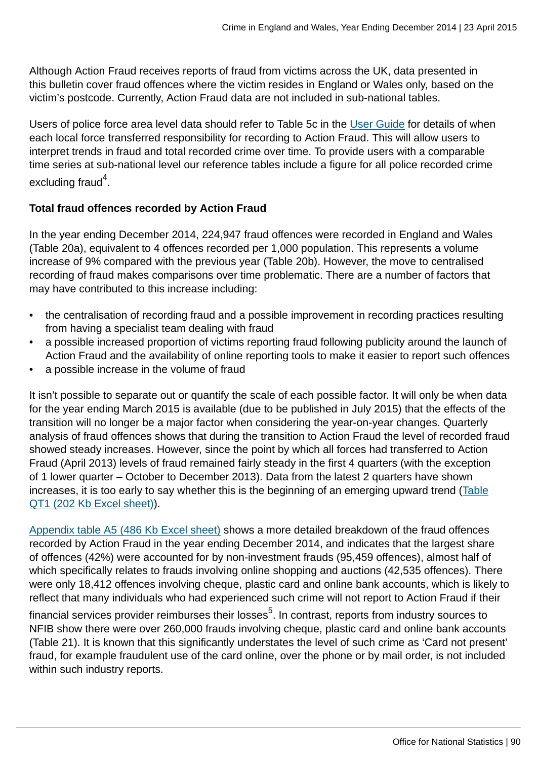Although Action Fraud receives reports of fraud from victims across the UK, data presented in this bulletin cover fraud offences where the victim resides in England or Wales only, based on the victim's postcode. Currently, Action Fraud data are not included in sub-national tables.

Users of police force area level data should refer to Table 5c in the User Guide for details of when each local force transferred responsibility for recording to Action Fraud. This will allow users to interpret trends in fraud and total recorded crime over time. To provide users with a comparable time series at sub-national level our reference tables include a figure for all police recorded crime excluding fraud[4].

**Total fraud offences recorded by Action Fraud**

In the year ending December 2014, 224,947 fraud offences were recorded in England and Wales (Table 20a), equivalent to 4 offences recorded per 1,000 population. This represents a volume increase of 9% compared with the previous year (Table 20b). However, the move to centralised recording of fraud makes comparisons over time problematic. There are a number of factors that may have contributed to this increase including:

- the centralisation of recording fraud and a possible improvement in recording practices resulting from having a specialist team dealing with fraud
- a possible increased proportion of victims reporting fraud following publicity around the launch of Action Fraud and the availability of online reporting tools to make it easier to report such offences
- a possible increase in the volume of fraud

It isn't possible to separate out or quantify the scale of each possible factor. It will only be when data for the year ending March 2015 is available (due to be published in July 2015) that the effects of the transition will no longer be a major factor when considering the year-on-year changes. Quarterly analysis of fraud offences shows that during the transition to Action Fraud the level of recorded fraud showed steady increases. However, since the point by which all forces had transferred to Action Fraud (April 2013) levels of fraud remained fairly steady in the first 4 quarters (with the exception of 1 lower quarter – October to December 2013). Data from the latest 2 quarters have shown increases, it is too early to say whether this is the beginning of an emerging upward trend (Table QT1 (202 Kb Excel sheet)).

Appendix table A5 (486 Kb Excel sheet) shows a more detailed breakdown of the fraud offences recorded by Action Fraud in the year ending December 2014, and indicates that the largest share of offences (42%) were accounted for by non-investment frauds (95,459 offences), almost half of which specifically relates to frauds involving online shopping and auctions (42,535 offences). There were only 18,412 offences involving cheque, plastic card and online bank accounts, which is likely to reflect that many individuals who had experienced such crime will not report to Action Fraud if their financial services provider reimburses their losses[5]. In contrast, reports from industry sources to NFIB show there were over 260,000 frauds involving cheque, plastic card and online bank accounts (Table 21). It is known that this significantly understates the level of such crime as 'Card not present' fraud, for example fraudulent use of the card online, over the phone or by mail order, is not included within such industry reports.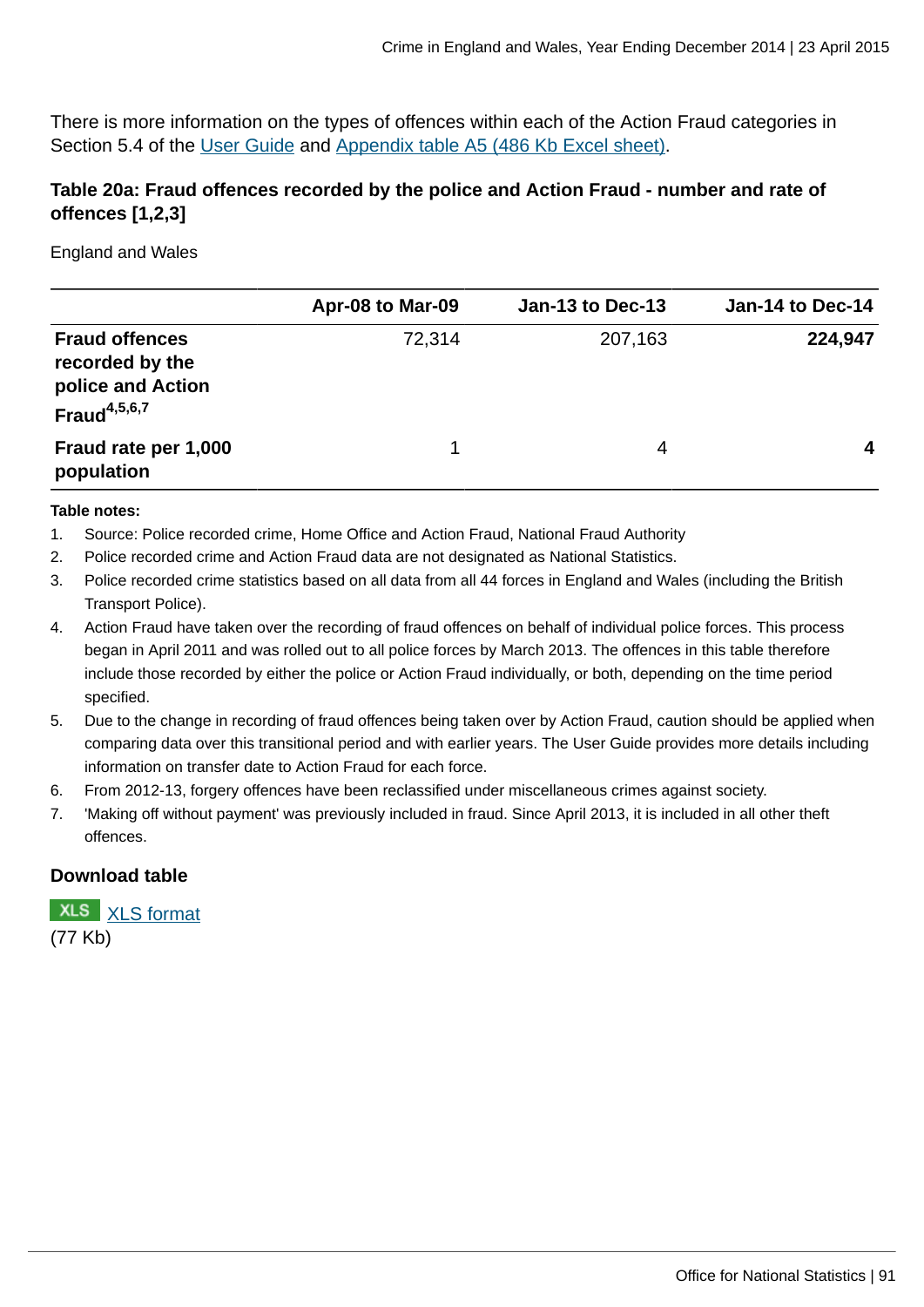There is more information on the types of offences within each of the Action Fraud categories in Section 5.4 of the User Guide and Appendix table A5 (486 Kb Excel sheet).

### Table 20a: Fraud offences recorded by the police and Action Fraud - number and rate of offences [1,2,3]

England and Wales

| | Apr-08 to Mar-09 | Jan-13 to Dec-13 | Jan-14 to Dec-14 |
|---|---|---|---|
| **Fraud offences recorded by the police and Action Fraud[4,5,6,7]** | 72,314 | 207,163 | **224,947** |
| **Fraud rate per 1,000 population** | 1 | 4 | **4** |

**Table notes:**

1. Source: Police recorded crime, Home Office and Action Fraud, National Fraud Authority
2. Police recorded crime and Action Fraud data are not designated as National Statistics.
3. Police recorded crime statistics based on all data from all 44 forces in England and Wales (including the British Transport Police).
4. Action Fraud have taken over the recording of fraud offences on behalf of individual police forces. This process began in April 2011 and was rolled out to all police forces by March 2013. The offences in this table therefore include those recorded by either the police or Action Fraud individually, or both, depending on the time period specified.
5. Due to the change in recording of fraud offences being taken over by Action Fraud, caution should be applied when comparing data over this transitional period and with earlier years. The User Guide provides more details including information on transfer date to Action Fraud for each force.
6. From 2012-13, forgery offences have been reclassified under miscellaneous crimes against society.
7. 'Making off without payment' was previously included in fraud. Since April 2013, it is included in all other theft offences.

### Download table

XLS XLS format
(77 Kb)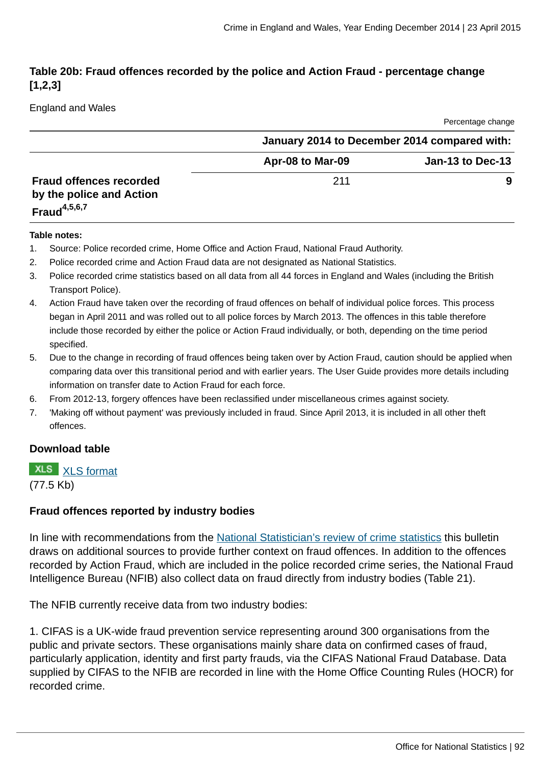### Table 20b: Fraud offences recorded by the police and Action Fraud - percentage change [1,2,3]

England and Wales

Percentage change

| | January 2014 to December 2014 compared with: | |
|---|---|---|
| | Apr-08 to Mar-09 | Jan-13 to Dec-13 |
| **Fraud offences recorded by the police and Action Fraud[4,5,6,7]** | 211 | **9** |

**Table notes:**

1. Source: Police recorded crime, Home Office and Action Fraud, National Fraud Authority.
2. Police recorded crime and Action Fraud data are not designated as National Statistics.
3. Police recorded crime statistics based on all data from all 44 forces in England and Wales (including the British Transport Police).
4. Action Fraud have taken over the recording of fraud offences on behalf of individual police forces. This process began in April 2011 and was rolled out to all police forces by March 2013. The offences in this table therefore include those recorded by either the police or Action Fraud individually, or both, depending on the time period specified.
5. Due to the change in recording of fraud offences being taken over by Action Fraud, caution should be applied when comparing data over this transitional period and with earlier years. The User Guide provides more details including information on transfer date to Action Fraud for each force.
6. From 2012-13, forgery offences have been reclassified under miscellaneous crimes against society.
7. 'Making off without payment' was previously included in fraud. Since April 2013, it is included in all other theft offences.

**Download table**

XLS [XLS format](#)
(77.5 Kb)

### Fraud offences reported by industry bodies

In line with recommendations from the [National Statistician's review of crime statistics](#) this bulletin draws on additional sources to provide further context on fraud offences. In addition to the offences recorded by Action Fraud, which are included in the police recorded crime series, the National Fraud Intelligence Bureau (NFIB) also collect data on fraud directly from industry bodies (Table 21).

The NFIB currently receive data from two industry bodies:

1. CIFAS is a UK-wide fraud prevention service representing around 300 organisations from the public and private sectors. These organisations mainly share data on confirmed cases of fraud, particularly application, identity and first party frauds, via the CIFAS National Fraud Database. Data supplied by CIFAS to the NFIB are recorded in line with the Home Office Counting Rules (HOCR) for recorded crime.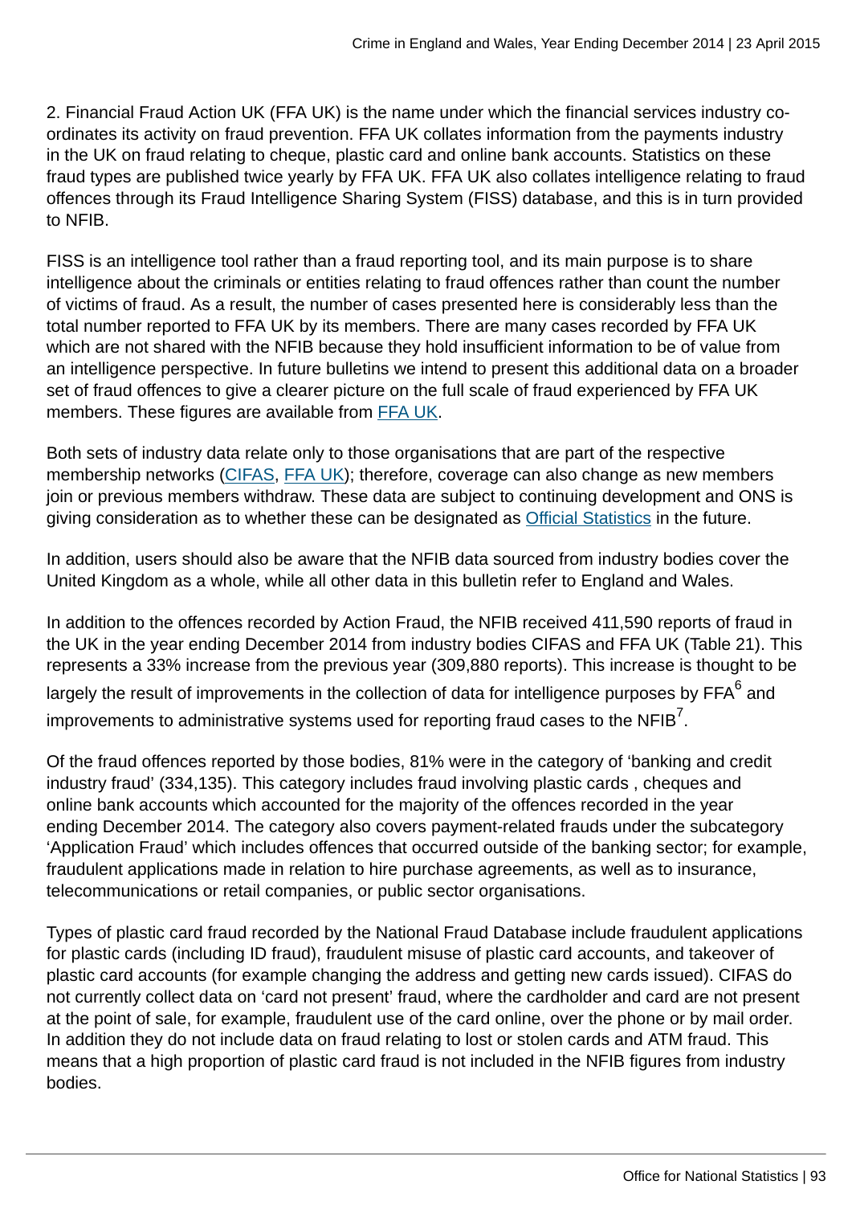2. Financial Fraud Action UK (FFA UK) is the name under which the financial services industry co-ordinates its activity on fraud prevention. FFA UK collates information from the payments industry in the UK on fraud relating to cheque, plastic card and online bank accounts. Statistics on these fraud types are published twice yearly by FFA UK. FFA UK also collates intelligence relating to fraud offences through its Fraud Intelligence Sharing System (FISS) database, and this is in turn provided to NFIB.

FISS is an intelligence tool rather than a fraud reporting tool, and its main purpose is to share intelligence about the criminals or entities relating to fraud offences rather than count the number of victims of fraud. As a result, the number of cases presented here is considerably less than the total number reported to FFA UK by its members. There are many cases recorded by FFA UK which are not shared with the NFIB because they hold insufficient information to be of value from an intelligence perspective. In future bulletins we intend to present this additional data on a broader set of fraud offences to give a clearer picture on the full scale of fraud experienced by FFA UK members. These figures are available from FFA UK.

Both sets of industry data relate only to those organisations that are part of the respective membership networks (CIFAS, FFA UK); therefore, coverage can also change as new members join or previous members withdraw. These data are subject to continuing development and ONS is giving consideration as to whether these can be designated as Official Statistics in the future.

In addition, users should also be aware that the NFIB data sourced from industry bodies cover the United Kingdom as a whole, while all other data in this bulletin refer to England and Wales.

In addition to the offences recorded by Action Fraud, the NFIB received 411,590 reports of fraud in the UK in the year ending December 2014 from industry bodies CIFAS and FFA UK (Table 21). This represents a 33% increase from the previous year (309,880 reports). This increase is thought to be largely the result of improvements in the collection of data for intelligence purposes by FFA[6] and improvements to administrative systems used for reporting fraud cases to the NFIB[7].

Of the fraud offences reported by those bodies, 81% were in the category of 'banking and credit industry fraud' (334,135). This category includes fraud involving plastic cards , cheques and online bank accounts which accounted for the majority of the offences recorded in the year ending December 2014. The category also covers payment-related frauds under the subcategory 'Application Fraud' which includes offences that occurred outside of the banking sector; for example, fraudulent applications made in relation to hire purchase agreements, as well as to insurance, telecommunications or retail companies, or public sector organisations.

Types of plastic card fraud recorded by the National Fraud Database include fraudulent applications for plastic cards (including ID fraud), fraudulent misuse of plastic card accounts, and takeover of plastic card accounts (for example changing the address and getting new cards issued). CIFAS do not currently collect data on 'card not present' fraud, where the cardholder and card are not present at the point of sale, for example, fraudulent use of the card online, over the phone or by mail order. In addition they do not include data on fraud relating to lost or stolen cards and ATM fraud. This means that a high proportion of plastic card fraud is not included in the NFIB figures from industry bodies.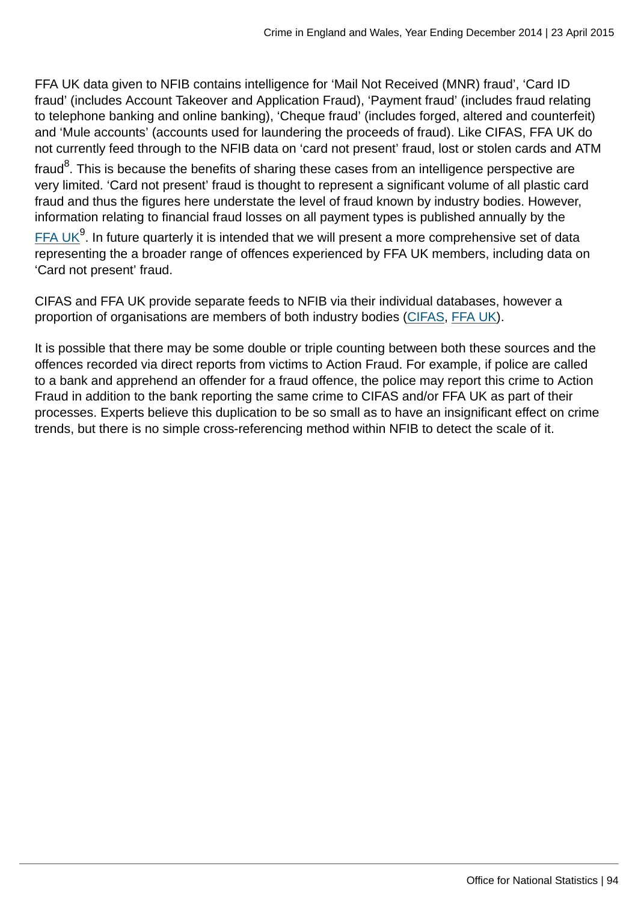FFA UK data given to NFIB contains intelligence for ‘Mail Not Received (MNR) fraud’, ‘Card ID fraud’ (includes Account Takeover and Application Fraud), ‘Payment fraud’ (includes fraud relating to telephone banking and online banking), ‘Cheque fraud’ (includes forged, altered and counterfeit) and ‘Mule accounts’ (accounts used for laundering the proceeds of fraud). Like CIFAS, FFA UK do not currently feed through to the NFIB data on ‘card not present’ fraud, lost or stolen cards and ATM fraud[8]. This is because the benefits of sharing these cases from an intelligence perspective are very limited. ‘Card not present’ fraud is thought to represent a significant volume of all plastic card fraud and thus the figures here understate the level of fraud known by industry bodies. However, information relating to financial fraud losses on all payment types is published annually by the FFA UK[9]. In future quarterly it is intended that we will present a more comprehensive set of data representing the a broader range of offences experienced by FFA UK members, including data on ‘Card not present’ fraud.

CIFAS and FFA UK provide separate feeds to NFIB via their individual databases, however a proportion of organisations are members of both industry bodies (CIFAS, FFA UK).

It is possible that there may be some double or triple counting between both these sources and the offences recorded via direct reports from victims to Action Fraud. For example, if police are called to a bank and apprehend an offender for a fraud offence, the police may report this crime to Action Fraud in addition to the bank reporting the same crime to CIFAS and/or FFA UK as part of their processes. Experts believe this duplication to be so small as to have an insignificant effect on crime trends, but there is no simple cross-referencing method within NFIB to detect the scale of it.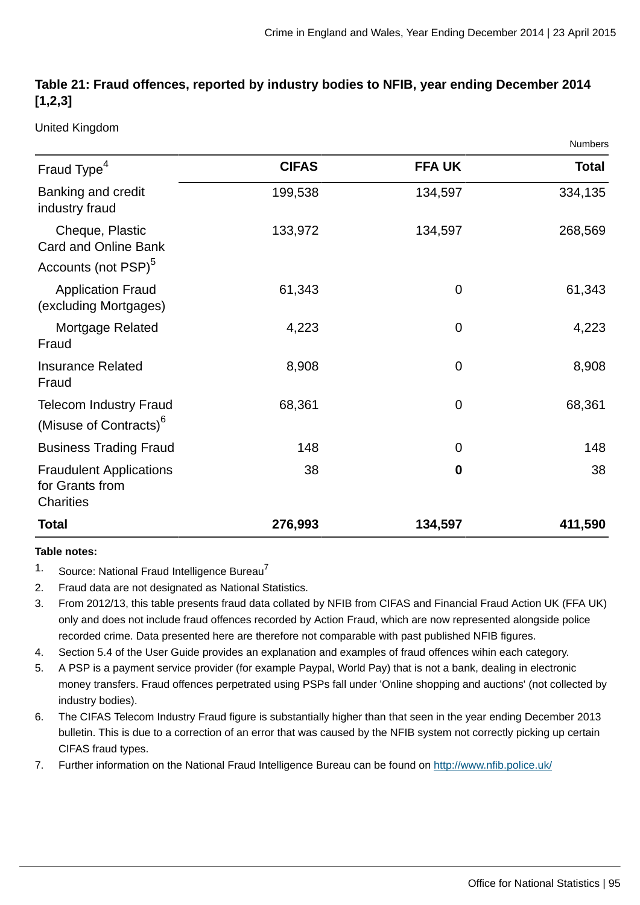### Table 21: Fraud offences, reported by industry bodies to NFIB, year ending December 2014 [1,2,3]

United Kingdom

Numbers

| Fraud Type[4] | CIFAS | FFA UK | Total |
|---|---|---|---|
| Banking and credit industry fraud | 199,538 | 134,597 | 334,135 |
| Cheque, Plastic Card and Online Bank Accounts (not PSP)[5] | 133,972 | 134,597 | 268,569 |
| Application Fraud (excluding Mortgages) | 61,343 | 0 | 61,343 |
| Mortgage Related Fraud | 4,223 | 0 | 4,223 |
| Insurance Related Fraud | 8,908 | 0 | 8,908 |
| Telecom Industry Fraud (Misuse of Contracts)[6] | 68,361 | 0 | 68,361 |
| Business Trading Fraud | 148 | 0 | 148 |
| Fraudulent Applications for Grants from Charities | 38 | **0** | 38 |
| **Total** | **276,993** | **134,597** | **411,590** |

**Table notes:**

1. Source: National Fraud Intelligence Bureau[7]
2. Fraud data are not designated as National Statistics.
3. From 2012/13, this table presents fraud data collated by NFIB from CIFAS and Financial Fraud Action UK (FFA UK) only and does not include fraud offences recorded by Action Fraud, which are now represented alongside police recorded crime. Data presented here are therefore not comparable with past published NFIB figures.
4. Section 5.4 of the User Guide provides an explanation and examples of fraud offences wihin each category.
5. A PSP is a payment service provider (for example Paypal, World Pay) that is not a bank, dealing in electronic money transfers. Fraud offences perpetrated using PSPs fall under 'Online shopping and auctions' (not collected by industry bodies).
6. The CIFAS Telecom Industry Fraud figure is substantially higher than that seen in the year ending December 2013 bulletin. This is due to a correction of an error that was caused by the NFIB system not correctly picking up certain CIFAS fraud types.
7. Further information on the National Fraud Intelligence Bureau can be found on http://www.nfib.police.uk/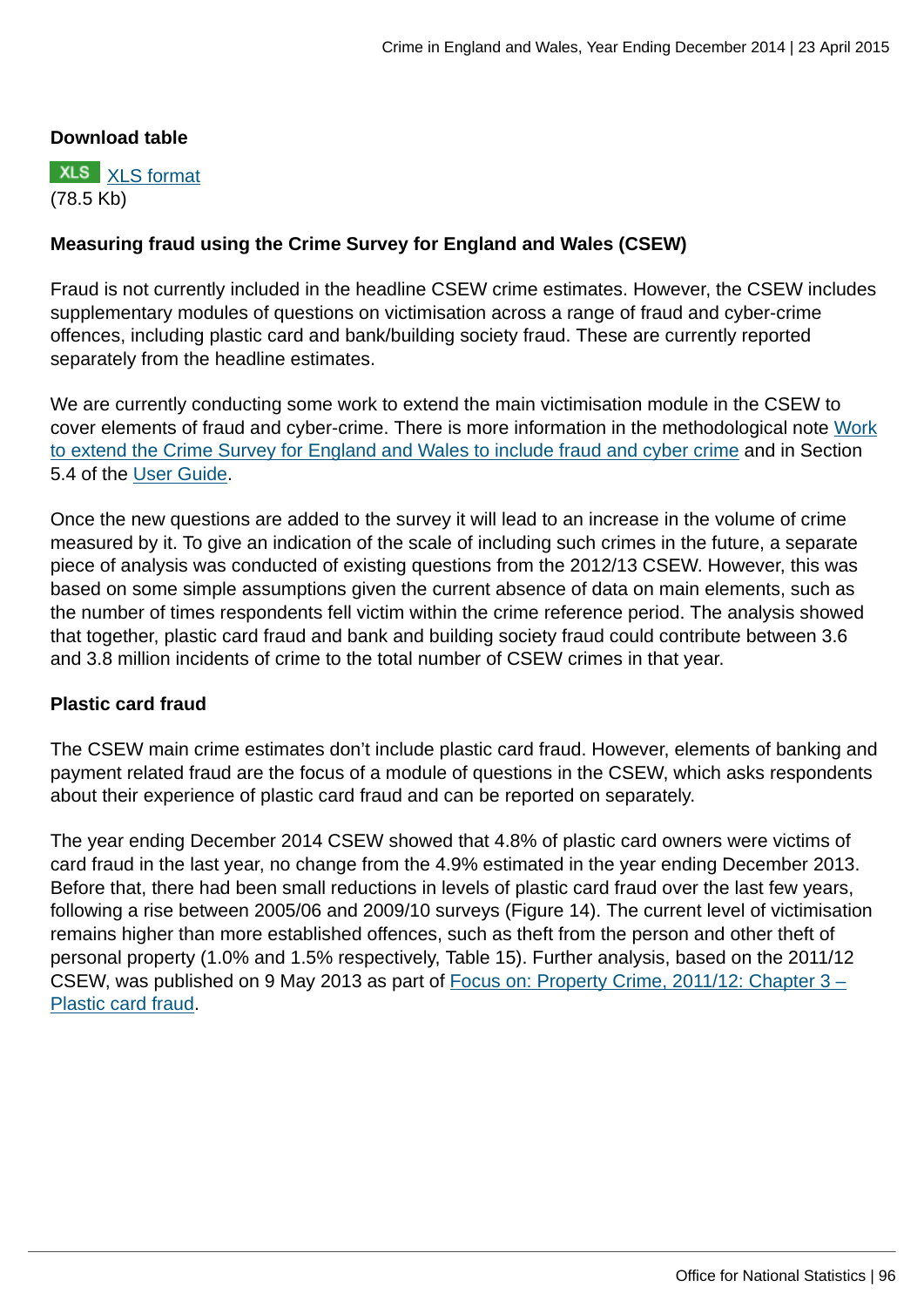**Download table**

XLS [XLS format](#)
(78.5 Kb)

**Measuring fraud using the Crime Survey for England and Wales (CSEW)**

Fraud is not currently included in the headline CSEW crime estimates. However, the CSEW includes supplementary modules of questions on victimisation across a range of fraud and cyber-crime offences, including plastic card and bank/building society fraud. These are currently reported separately from the headline estimates.

We are currently conducting some work to extend the main victimisation module in the CSEW to cover elements of fraud and cyber-crime. There is more information in the methodological note [Work to extend the Crime Survey for England and Wales to include fraud and cyber crime](#) and in Section 5.4 of the [User Guide](#).

Once the new questions are added to the survey it will lead to an increase in the volume of crime measured by it. To give an indication of the scale of including such crimes in the future, a separate piece of analysis was conducted of existing questions from the 2012/13 CSEW. However, this was based on some simple assumptions given the current absence of data on main elements, such as the number of times respondents fell victim within the crime reference period. The analysis showed that together, plastic card fraud and bank and building society fraud could contribute between 3.6 and 3.8 million incidents of crime to the total number of CSEW crimes in that year.

**Plastic card fraud**

The CSEW main crime estimates don't include plastic card fraud. However, elements of banking and payment related fraud are the focus of a module of questions in the CSEW, which asks respondents about their experience of plastic card fraud and can be reported on separately.

The year ending December 2014 CSEW showed that 4.8% of plastic card owners were victims of card fraud in the last year, no change from the 4.9% estimated in the year ending December 2013. Before that, there had been small reductions in levels of plastic card fraud over the last few years, following a rise between 2005/06 and 2009/10 surveys (Figure 14). The current level of victimisation remains higher than more established offences, such as theft from the person and other theft of personal property (1.0% and 1.5% respectively, Table 15). Further analysis, based on the 2011/12 CSEW, was published on 9 May 2013 as part of [Focus on: Property Crime, 2011/12: Chapter 3 – Plastic card fraud](#).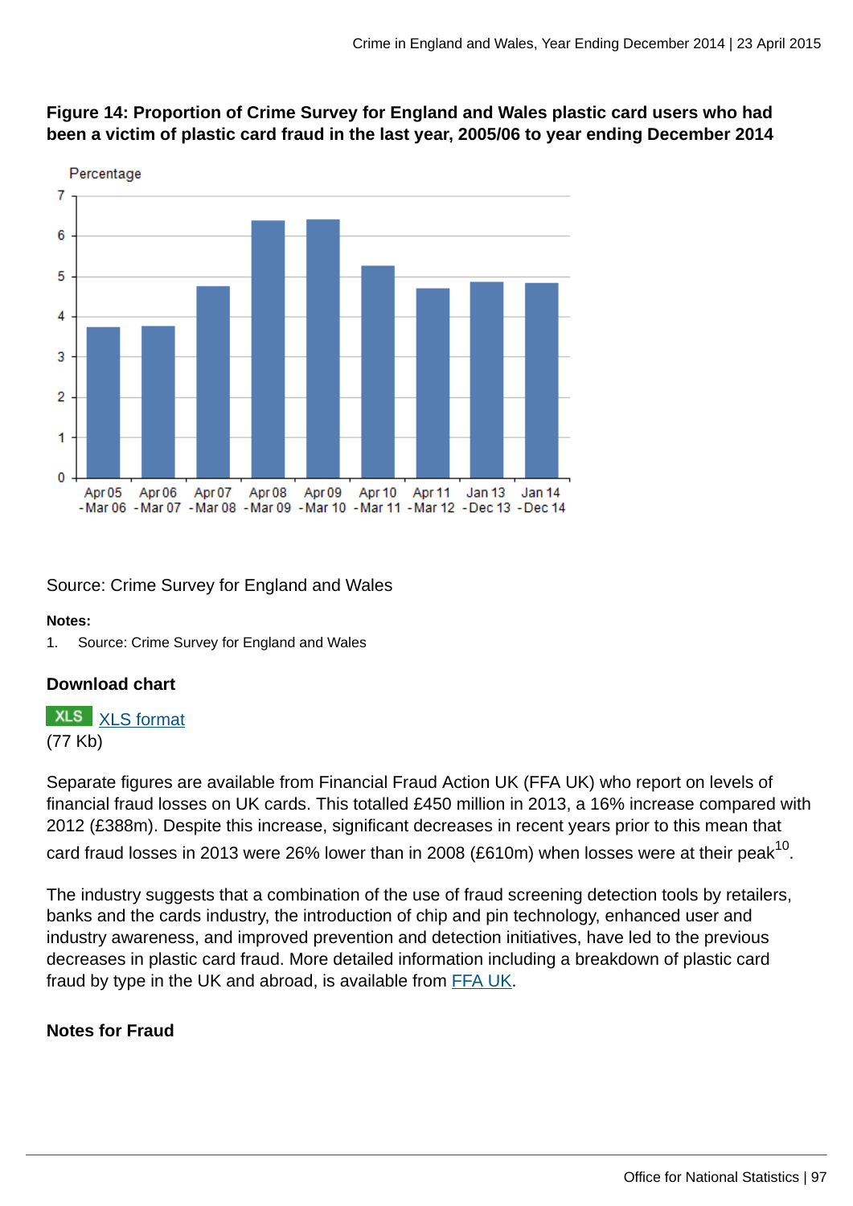**Figure 14: Proportion of Crime Survey for England and Wales plastic card users who had been a victim of plastic card fraud in the last year, 2005/06 to year ending December 2014**

Source: Crime Survey for England and Wales

**Notes:**

1. Source: Crime Survey for England and Wales

**Download chart**

XLS [XLS format](#)
(77 Kb)

Separate figures are available from Financial Fraud Action UK (FFA UK) who report on levels of financial fraud losses on UK cards. This totalled £450 million in 2013, a 16% increase compared with 2012 (£388m). Despite this increase, significant decreases in recent years prior to this mean that card fraud losses in 2013 were 26% lower than in 2008 (£610m) when losses were at their peak[10].

The industry suggests that a combination of the use of fraud screening detection tools by retailers, banks and the cards industry, the introduction of chip and pin technology, enhanced user and industry awareness, and improved prevention and detection initiatives, have led to the previous decreases in plastic card fraud. More detailed information including a breakdown of plastic card fraud by type in the UK and abroad, is available from [FFA UK](#).

**Notes for Fraud**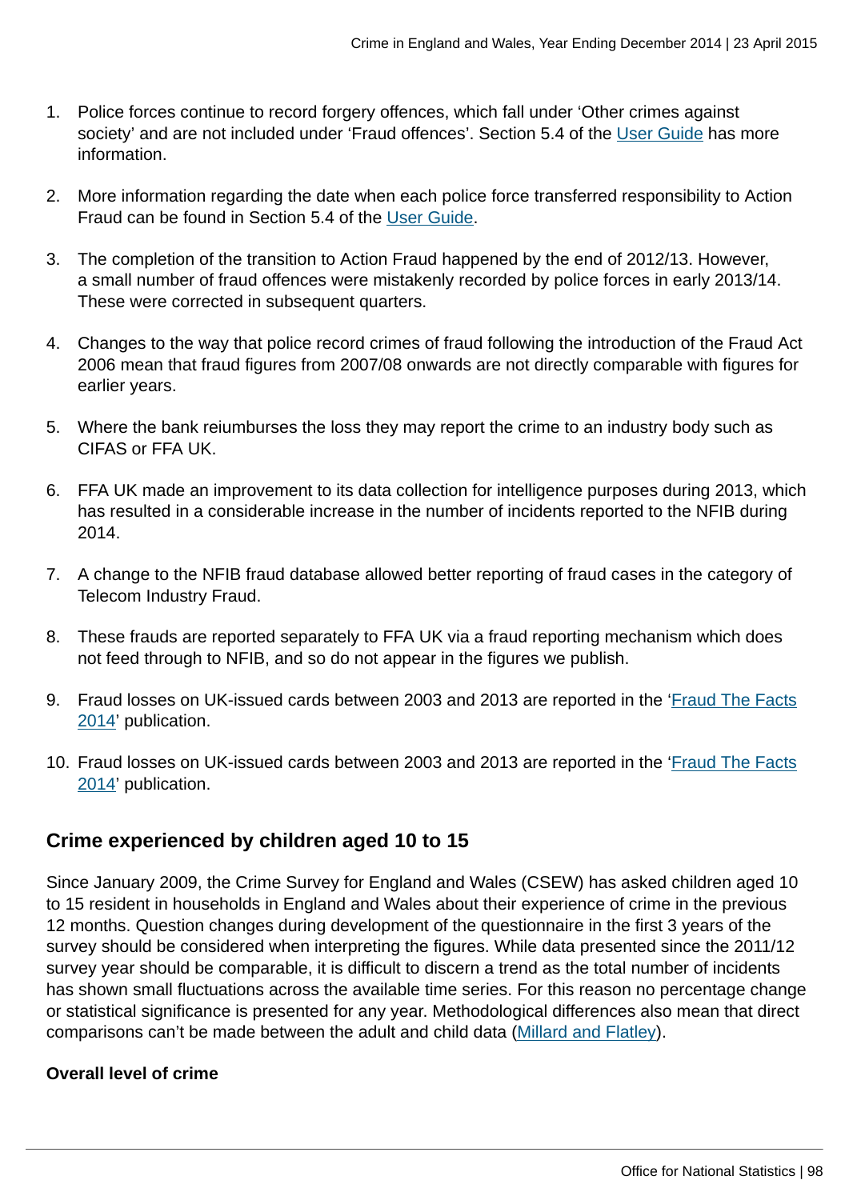1. Police forces continue to record forgery offences, which fall under 'Other crimes against society' and are not included under 'Fraud offences'. Section 5.4 of the User Guide has more information.

2. More information regarding the date when each police force transferred responsibility to Action Fraud can be found in Section 5.4 of the User Guide.

3. The completion of the transition to Action Fraud happened by the end of 2012/13. However, a small number of fraud offences were mistakenly recorded by police forces in early 2013/14. These were corrected in subsequent quarters.

4. Changes to the way that police record crimes of fraud following the introduction of the Fraud Act 2006 mean that fraud figures from 2007/08 onwards are not directly comparable with figures for earlier years.

5. Where the bank reiumburses the loss they may report the crime to an industry body such as CIFAS or FFA UK.

6. FFA UK made an improvement to its data collection for intelligence purposes during 2013, which has resulted in a considerable increase in the number of incidents reported to the NFIB during 2014.

7. A change to the NFIB fraud database allowed better reporting of fraud cases in the category of Telecom Industry Fraud.

8. These frauds are reported separately to FFA UK via a fraud reporting mechanism which does not feed through to NFIB, and so do not appear in the figures we publish.

9. Fraud losses on UK-issued cards between 2003 and 2013 are reported in the 'Fraud The Facts 2014' publication.

10. Fraud losses on UK-issued cards between 2003 and 2013 are reported in the 'Fraud The Facts 2014' publication.

## Crime experienced by children aged 10 to 15

Since January 2009, the Crime Survey for England and Wales (CSEW) has asked children aged 10 to 15 resident in households in England and Wales about their experience of crime in the previous 12 months. Question changes during development of the questionnaire in the first 3 years of the survey should be considered when interpreting the figures. While data presented since the 2011/12 survey year should be comparable, it is difficult to discern a trend as the total number of incidents has shown small fluctuations across the available time series. For this reason no percentage change or statistical significance is presented for any year. Methodological differences also mean that direct comparisons can't be made between the adult and child data (Millard and Flatley).

### Overall level of crime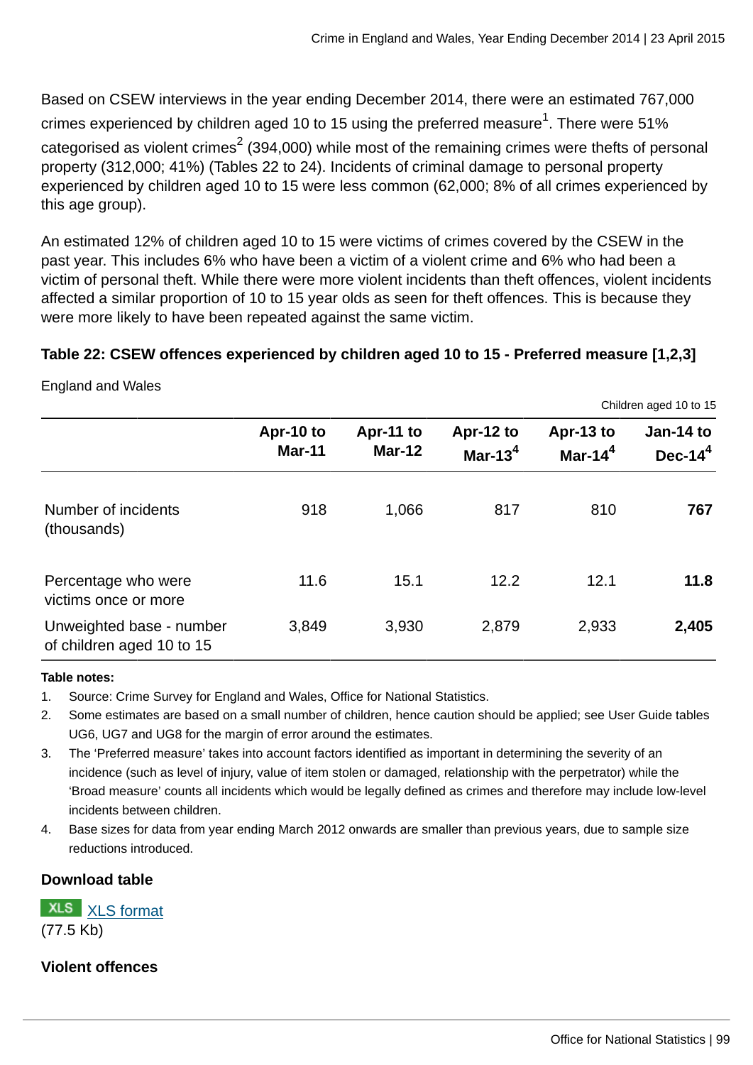Based on CSEW interviews in the year ending December 2014, there were an estimated 767,000 crimes experienced by children aged 10 to 15 using the preferred measure[1]. There were 51% categorised as violent crimes[2] (394,000) while most of the remaining crimes were thefts of personal property (312,000; 41%) (Tables 22 to 24). Incidents of criminal damage to personal property experienced by children aged 10 to 15 were less common (62,000; 8% of all crimes experienced by this age group).

An estimated 12% of children aged 10 to 15 were victims of crimes covered by the CSEW in the past year. This includes 6% who have been a victim of a violent crime and 6% who had been a victim of personal theft. While there were more violent incidents than theft offences, violent incidents affected a similar proportion of 10 to 15 year olds as seen for theft offences. This is because they were more likely to have been repeated against the same victim.

**Table 22: CSEW offences experienced by children aged 10 to 15 - Preferred measure [1,2,3]**

England and Wales

Children aged 10 to 15

| | Apr-10 to Mar-11 | Apr-11 to Mar-12 | Apr-12 to Mar-13[4] | Apr-13 to Mar-14[4] | Jan-14 to Dec-14[4] |
|---|---|---|---|---|---|
| Number of incidents (thousands) | 918 | 1,066 | 817 | 810 | **767** |
| Percentage who were victims once or more | 11.6 | 15.1 | 12.2 | 12.1 | **11.8** |
| Unweighted base - number of children aged 10 to 15 | 3,849 | 3,930 | 2,879 | 2,933 | **2,405** |

**Table notes:**

1. Source: Crime Survey for England and Wales, Office for National Statistics.
2. Some estimates are based on a small number of children, hence caution should be applied; see User Guide tables UG6, UG7 and UG8 for the margin of error around the estimates.
3. The 'Preferred measure' takes into account factors identified as important in determining the severity of an incidence (such as level of injury, value of item stolen or damaged, relationship with the perpetrator) while the 'Broad measure' counts all incidents which would be legally defined as crimes and therefore may include low-level incidents between children.
4. Base sizes for data from year ending March 2012 onwards are smaller than previous years, due to sample size reductions introduced.

**Download table**

XLS [XLS format](XLS format)
(77.5 Kb)

**Violent offences**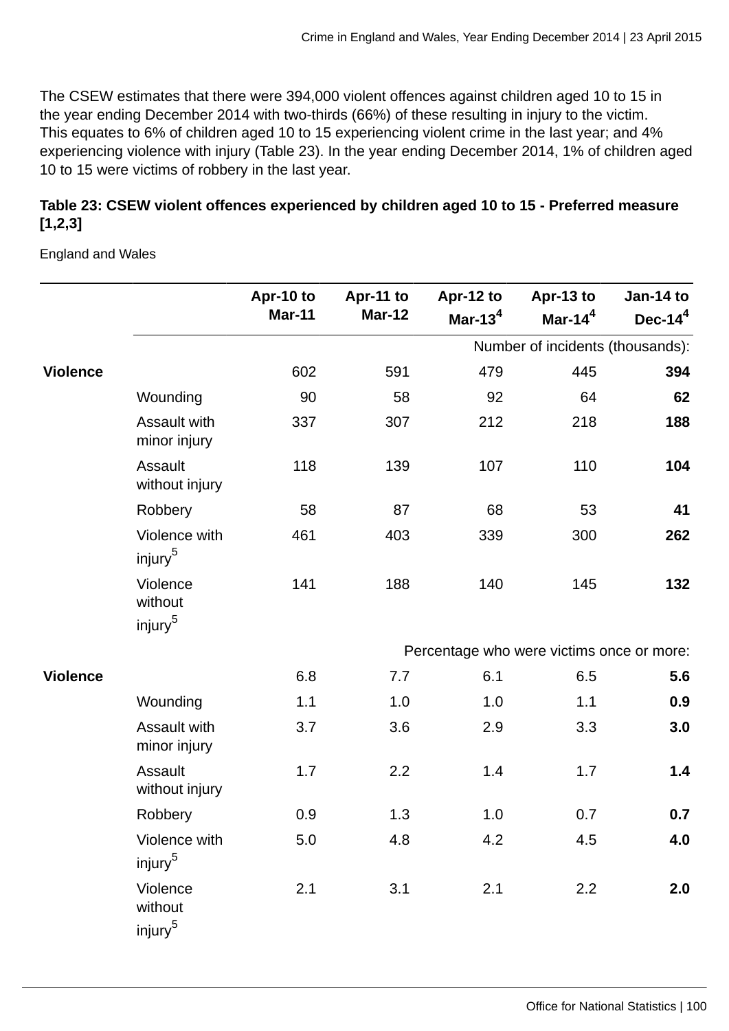The CSEW estimates that there were 394,000 violent offences against children aged 10 to 15 in the year ending December 2014 with two-thirds (66%) of these resulting in injury to the victim. This equates to 6% of children aged 10 to 15 experiencing violent crime in the last year; and 4% experiencing violence with injury (Table 23). In the year ending December 2014, 1% of children aged 10 to 15 were victims of robbery in the last year.

**Table 23: CSEW violent offences experienced by children aged 10 to 15 - Preferred measure [1,2,3]**

England and Wales

| | | Apr-10 to Mar-11 | Apr-11 to Mar-12 | Apr-12 to Mar-13[4] | Apr-13 to Mar-14[4] | Jan-14 to Dec-14[4] |
|---|---|---|---|---|---|---|
| | | | | Number of incidents (thousands): | | |
| **Violence** | | 602 | 591 | 479 | 445 | **394** |
| | Wounding | 90 | 58 | 92 | 64 | **62** |
| | Assault with minor injury | 337 | 307 | 212 | 218 | **188** |
| | Assault without injury | 118 | 139 | 107 | 110 | **104** |
| | Robbery | 58 | 87 | 68 | 53 | **41** |
| | Violence with injury[5] | 461 | 403 | 339 | 300 | **262** |
| | Violence without injury[5] | 141 | 188 | 140 | 145 | **132** |
| | | | | Percentage who were victims once or more: | | |
| **Violence** | | 6.8 | 7.7 | 6.1 | 6.5 | **5.6** |
| | Wounding | 1.1 | 1.0 | 1.0 | 1.1 | **0.9** |
| | Assault with minor injury | 3.7 | 3.6 | 2.9 | 3.3 | **3.0** |
| | Assault without injury | 1.7 | 2.2 | 1.4 | 1.7 | **1.4** |
| | Robbery | 0.9 | 1.3 | 1.0 | 0.7 | **0.7** |
| | Violence with injury[5] | 5.0 | 4.8 | 4.2 | 4.5 | **4.0** |
| | Violence without injury[5] | 2.1 | 3.1 | 2.1 | 2.2 | **2.0** |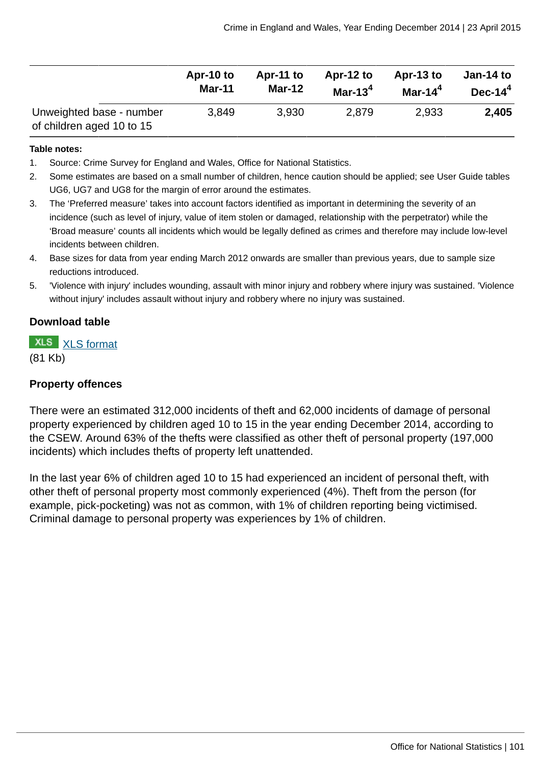| | Apr-10 to Mar-11 | Apr-11 to Mar-12 | Apr-12 to Mar-13[4] | Apr-13 to Mar-14[4] | Jan-14 to Dec-14[4] |
|---|---|---|---|---|---|
| Unweighted base - number of children aged 10 to 15 | 3,849 | 3,930 | 2,879 | 2,933 | **2,405** |

**Table notes:**

1. Source: Crime Survey for England and Wales, Office for National Statistics.
2. Some estimates are based on a small number of children, hence caution should be applied; see User Guide tables UG6, UG7 and UG8 for the margin of error around the estimates.
3. The 'Preferred measure' takes into account factors identified as important in determining the severity of an incidence (such as level of injury, value of item stolen or damaged, relationship with the perpetrator) while the 'Broad measure' counts all incidents which would be legally defined as crimes and therefore may include low-level incidents between children.
4. Base sizes for data from year ending March 2012 onwards are smaller than previous years, due to sample size reductions introduced.
5. 'Violence with injury' includes wounding, assault with minor injury and robbery where injury was sustained. 'Violence without injury' includes assault without injury and robbery where no injury was sustained.

**Download table**

XLS XLS format
(81 Kb)

### Property offences

There were an estimated 312,000 incidents of theft and 62,000 incidents of damage of personal property experienced by children aged 10 to 15 in the year ending December 2014, according to the CSEW. Around 63% of the thefts were classified as other theft of personal property (197,000 incidents) which includes thefts of property left unattended.

In the last year 6% of children aged 10 to 15 had experienced an incident of personal theft, with other theft of personal property most commonly experienced (4%). Theft from the person (for example, pick-pocketing) was not as common, with 1% of children reporting being victimised. Criminal damage to personal property was experiences by 1% of children.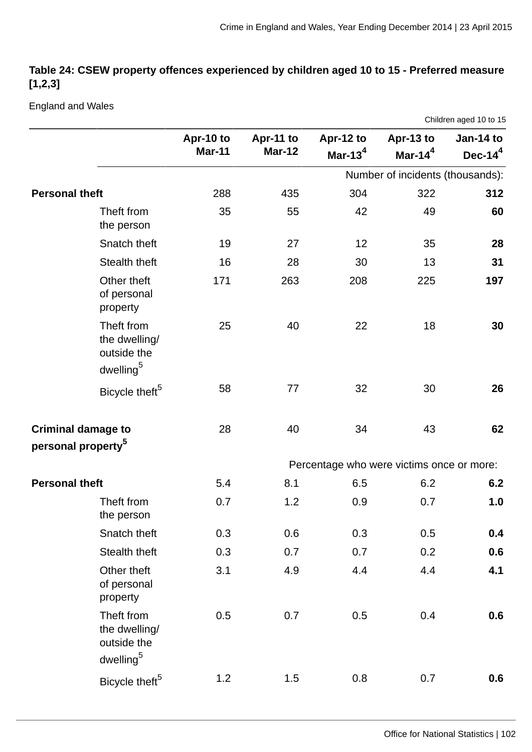**Table 24: CSEW property offences experienced by children aged 10 to 15 - Preferred measure [1,2,3]**

England and Wales

Children aged 10 to 15

| | | Apr-10 to Mar-11 | Apr-11 to Mar-12 | Apr-12 to Mar-13[4] | Apr-13 to Mar-14[4] | Jan-14 to Dec-14[4] |
|---|---|---|---|---|---|---|
| | | Number of incidents (thousands): | | | | |
| **Personal theft** | | 288 | 435 | 304 | 322 | **312** |
| | Theft from the person | 35 | 55 | 42 | 49 | **60** |
| | Snatch theft | 19 | 27 | 12 | 35 | **28** |
| | Stealth theft | 16 | 28 | 30 | 13 | **31** |
| | Other theft of personal property | 171 | 263 | 208 | 225 | **197** |
| | Theft from the dwelling/ outside the dwelling[5] | 25 | 40 | 22 | 18 | **30** |
| | Bicycle theft[5] | 58 | 77 | 32 | 30 | **26** |
| **Criminal damage to personal property[5]** | | 28 | 40 | 34 | 43 | **62** |
| | | Percentage who were victims once or more: | | | | |
| **Personal theft** | | 5.4 | 8.1 | 6.5 | 6.2 | **6.2** |
| | Theft from the person | 0.7 | 1.2 | 0.9 | 0.7 | **1.0** |
| | Snatch theft | 0.3 | 0.6 | 0.3 | 0.5 | **0.4** |
| | Stealth theft | 0.3 | 0.7 | 0.7 | 0.2 | **0.6** |
| | Other theft of personal property | 3.1 | 4.9 | 4.4 | 4.4 | **4.1** |
| | Theft from the dwelling/ outside the dwelling[5] | 0.5 | 0.7 | 0.5 | 0.4 | **0.6** |
| | Bicycle theft[5] | 1.2 | 1.5 | 0.8 | 0.7 | **0.6** |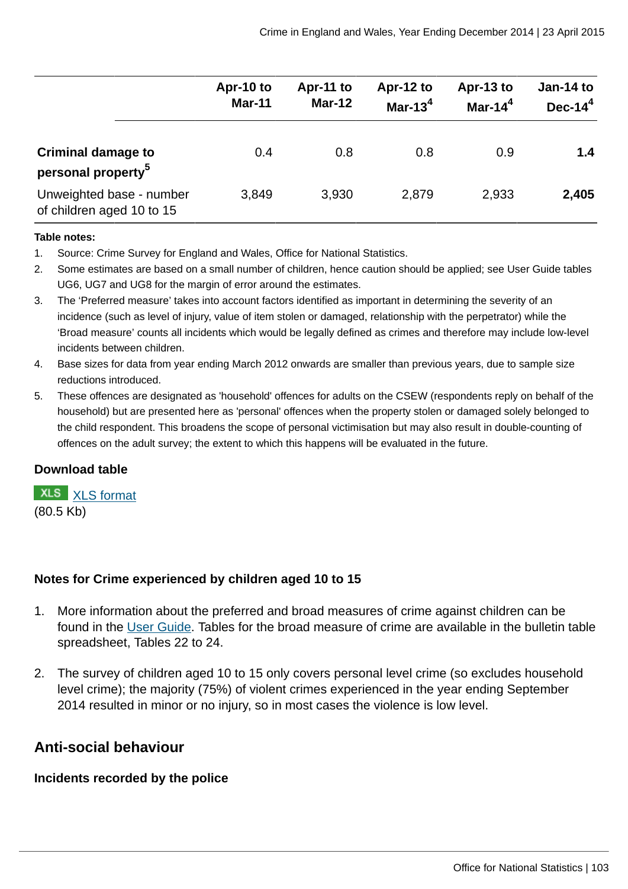| | Apr-10 to Mar-11 | Apr-11 to Mar-12 | Apr-12 to Mar-13[4] | Apr-13 to Mar-14[4] | Jan-14 to Dec-14[4] |
|---|---|---|---|---|---|
| **Criminal damage to personal property[5]** | 0.4 | 0.8 | 0.8 | 0.9 | **1.4** |
| Unweighted base - number of children aged 10 to 15 | 3,849 | 3,930 | 2,879 | 2,933 | **2,405** |

**Table notes:**

1. Source: Crime Survey for England and Wales, Office for National Statistics.
2. Some estimates are based on a small number of children, hence caution should be applied; see User Guide tables UG6, UG7 and UG8 for the margin of error around the estimates.
3. The 'Preferred measure' takes into account factors identified as important in determining the severity of an incidence (such as level of injury, value of item stolen or damaged, relationship with the perpetrator) while the 'Broad measure' counts all incidents which would be legally defined as crimes and therefore may include low-level incidents between children.
4. Base sizes for data from year ending March 2012 onwards are smaller than previous years, due to sample size reductions introduced.
5. These offences are designated as 'household' offences for adults on the CSEW (respondents reply on behalf of the household) but are presented here as 'personal' offences when the property stolen or damaged solely belonged to the child respondent. This broadens the scope of personal victimisation but may also result in double-counting of offences on the adult survey; the extent to which this happens will be evaluated in the future.

**Download table**

XLS [XLS format](XLS format)
(80.5 Kb)

**Notes for Crime experienced by children aged 10 to 15**

1. More information about the preferred and broad measures of crime against children can be found in the User Guide. Tables for the broad measure of crime are available in the bulletin table spreadsheet, Tables 22 to 24.
2. The survey of children aged 10 to 15 only covers personal level crime (so excludes household level crime); the majority (75%) of violent crimes experienced in the year ending September 2014 resulted in minor or no injury, so in most cases the violence is low level.

## Anti-social behaviour

### Incidents recorded by the police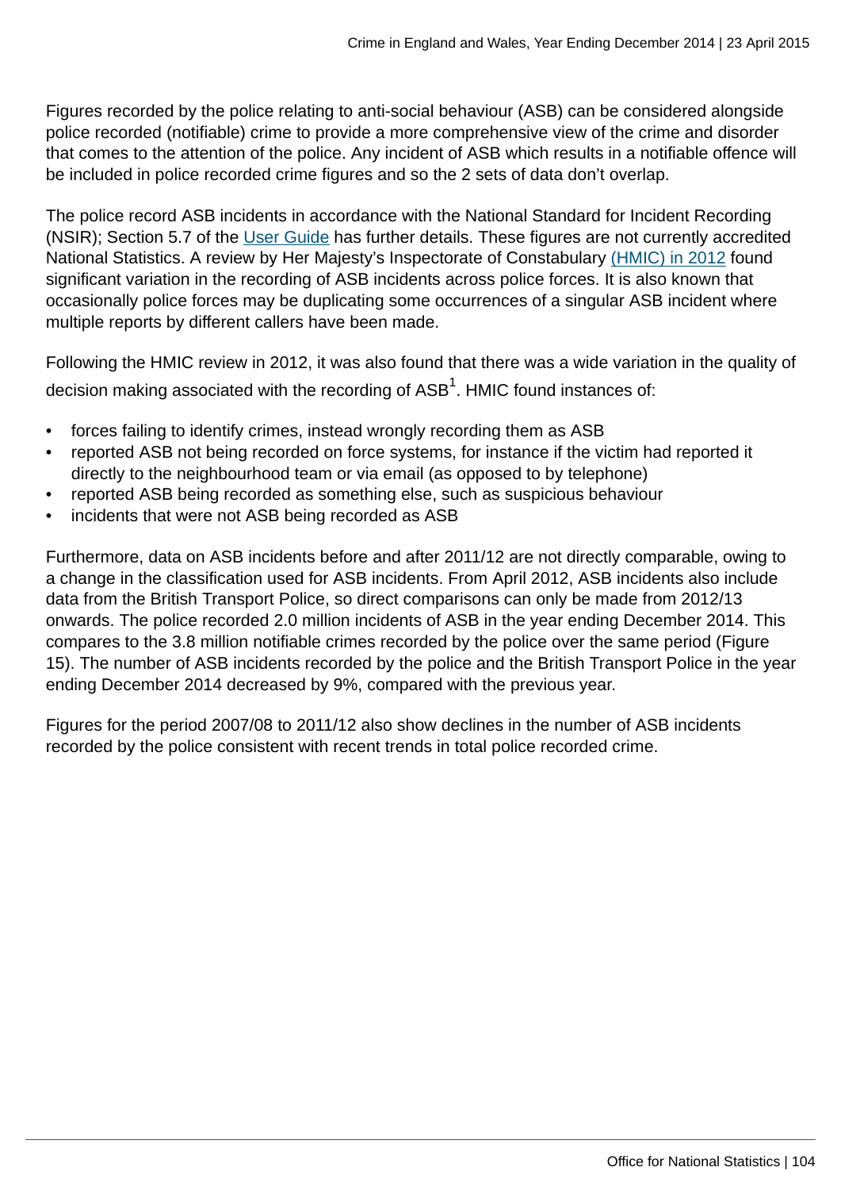Figures recorded by the police relating to anti-social behaviour (ASB) can be considered alongside police recorded (notifiable) crime to provide a more comprehensive view of the crime and disorder that comes to the attention of the police. Any incident of ASB which results in a notifiable offence will be included in police recorded crime figures and so the 2 sets of data don't overlap.

The police record ASB incidents in accordance with the National Standard for Incident Recording (NSIR); Section 5.7 of the User Guide has further details. These figures are not currently accredited National Statistics. A review by Her Majesty's Inspectorate of Constabulary (HMIC) in 2012 found significant variation in the recording of ASB incidents across police forces. It is also known that occasionally police forces may be duplicating some occurrences of a singular ASB incident where multiple reports by different callers have been made.

Following the HMIC review in 2012, it was also found that there was a wide variation in the quality of decision making associated with the recording of ASB[1]. HMIC found instances of:

- forces failing to identify crimes, instead wrongly recording them as ASB
- reported ASB not being recorded on force systems, for instance if the victim had reported it directly to the neighbourhood team or via email (as opposed to by telephone)
- reported ASB being recorded as something else, such as suspicious behaviour
- incidents that were not ASB being recorded as ASB

Furthermore, data on ASB incidents before and after 2011/12 are not directly comparable, owing to a change in the classification used for ASB incidents. From April 2012, ASB incidents also include data from the British Transport Police, so direct comparisons can only be made from 2012/13 onwards. The police recorded 2.0 million incidents of ASB in the year ending December 2014. This compares to the 3.8 million notifiable crimes recorded by the police over the same period (Figure 15). The number of ASB incidents recorded by the police and the British Transport Police in the year ending December 2014 decreased by 9%, compared with the previous year.

Figures for the period 2007/08 to 2011/12 also show declines in the number of ASB incidents recorded by the police consistent with recent trends in total police recorded crime.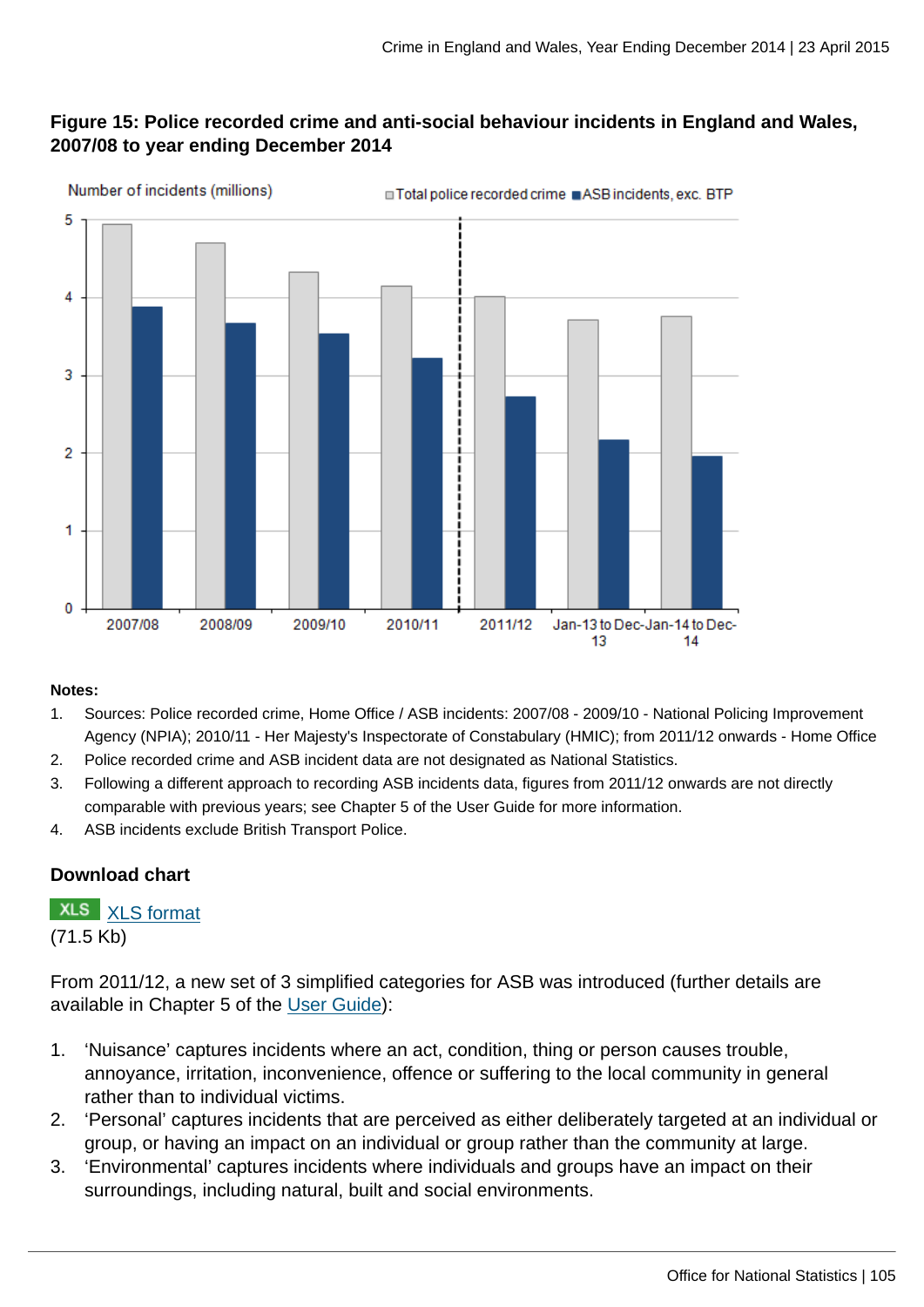### Figure 15: Police recorded crime and anti-social behaviour incidents in England and Wales, 2007/08 to year ending December 2014

**Notes:**

1. Sources: Police recorded crime, Home Office / ASB incidents: 2007/08 - 2009/10 - National Policing Improvement Agency (NPIA); 2010/11 - Her Majesty's Inspectorate of Constabulary (HMIC); from 2011/12 onwards - Home Office
2. Police recorded crime and ASB incident data are not designated as National Statistics.
3. Following a different approach to recording ASB incidents data, figures from 2011/12 onwards are not directly comparable with previous years; see Chapter 5 of the User Guide for more information.
4. ASB incidents exclude British Transport Police.

#### Download chart

XLS [XLS format](#)
(71.5 Kb)

From 2011/12, a new set of 3 simplified categories for ASB was introduced (further details are available in Chapter 5 of the [User Guide](#)):

1. 'Nuisance' captures incidents where an act, condition, thing or person causes trouble, annoyance, irritation, inconvenience, offence or suffering to the local community in general rather than to individual victims.
2. 'Personal' captures incidents that are perceived as either deliberately targeted at an individual or group, or having an impact on an individual or group rather than the community at large.
3. 'Environmental' captures incidents where individuals and groups have an impact on their surroundings, including natural, built and social environments.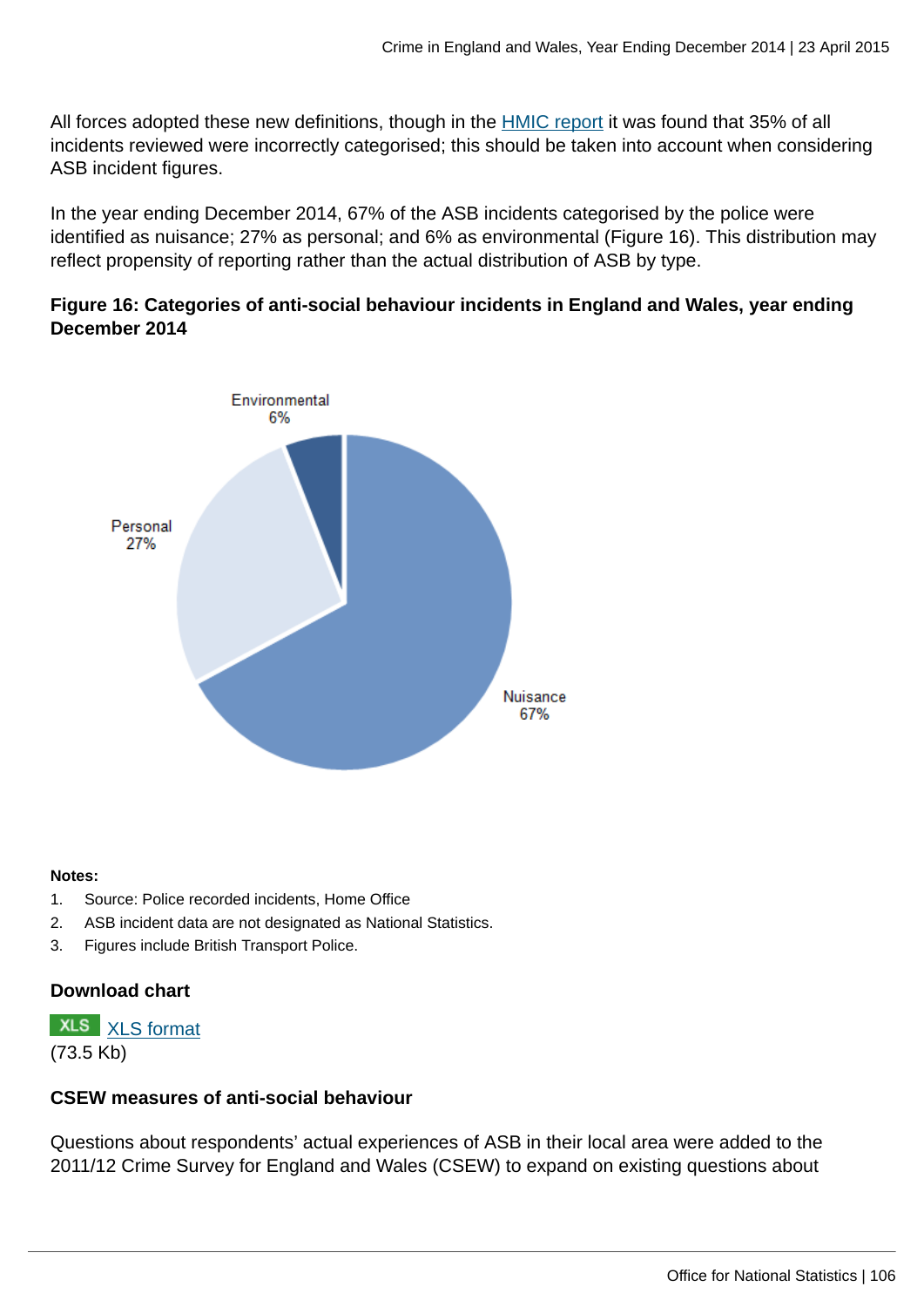All forces adopted these new definitions, though in the HMIC report it was found that 35% of all incidents reviewed were incorrectly categorised; this should be taken into account when considering ASB incident figures.

In the year ending December 2014, 67% of the ASB incidents categorised by the police were identified as nuisance; 27% as personal; and 6% as environmental (Figure 16). This distribution may reflect propensity of reporting rather than the actual distribution of ASB by type.

**Figure 16: Categories of anti-social behaviour incidents in England and Wales, year ending December 2014**

Environmental 6%

Personal 27%

Nuisance 67%

**Notes:**

1. Source: Police recorded incidents, Home Office
2. ASB incident data are not designated as National Statistics.
3. Figures include British Transport Police.

**Download chart**

XLS XLS format
(73.5 Kb)

**CSEW measures of anti-social behaviour**

Questions about respondents' actual experiences of ASB in their local area were added to the 2011/12 Crime Survey for England and Wales (CSEW) to expand on existing questions about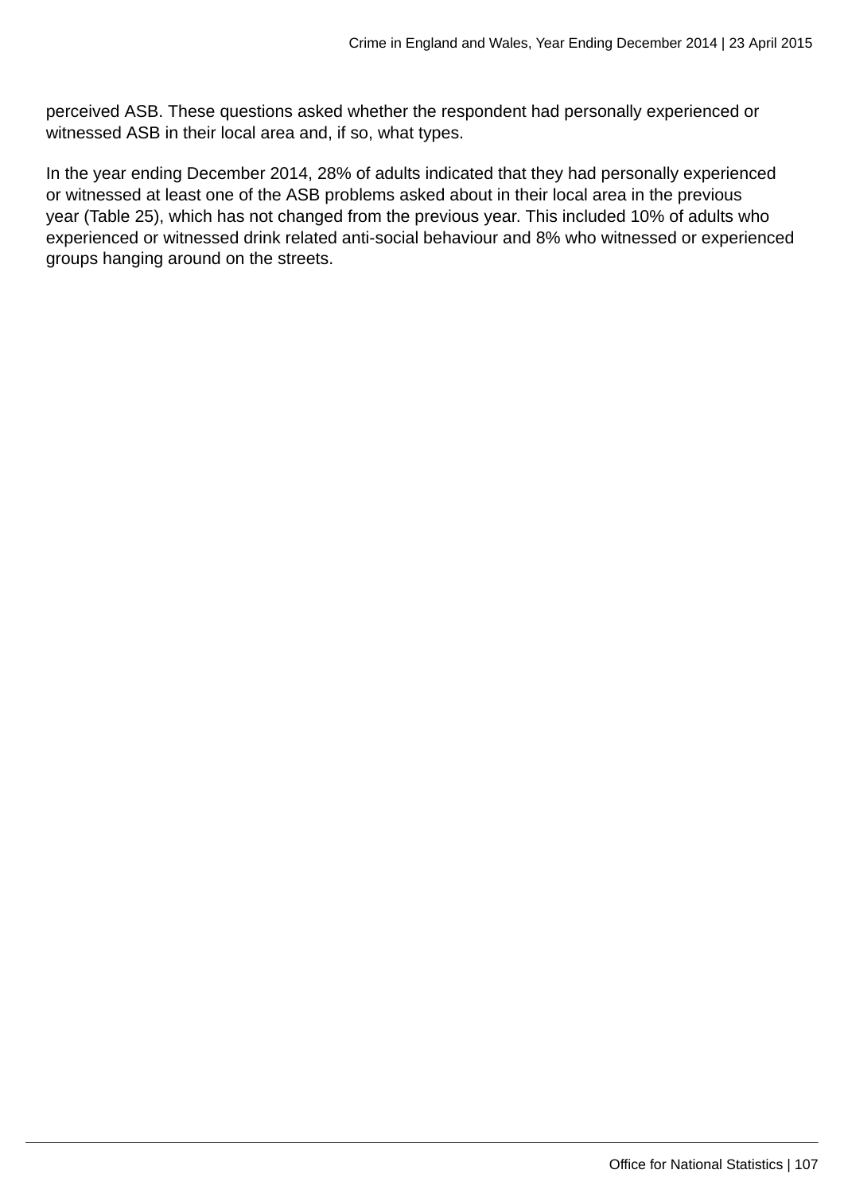perceived ASB. These questions asked whether the respondent had personally experienced or witnessed ASB in their local area and, if so, what types.

In the year ending December 2014, 28% of adults indicated that they had personally experienced or witnessed at least one of the ASB problems asked about in their local area in the previous year (Table 25), which has not changed from the previous year. This included 10% of adults who experienced or witnessed drink related anti-social behaviour and 8% who witnessed or experienced groups hanging around on the streets.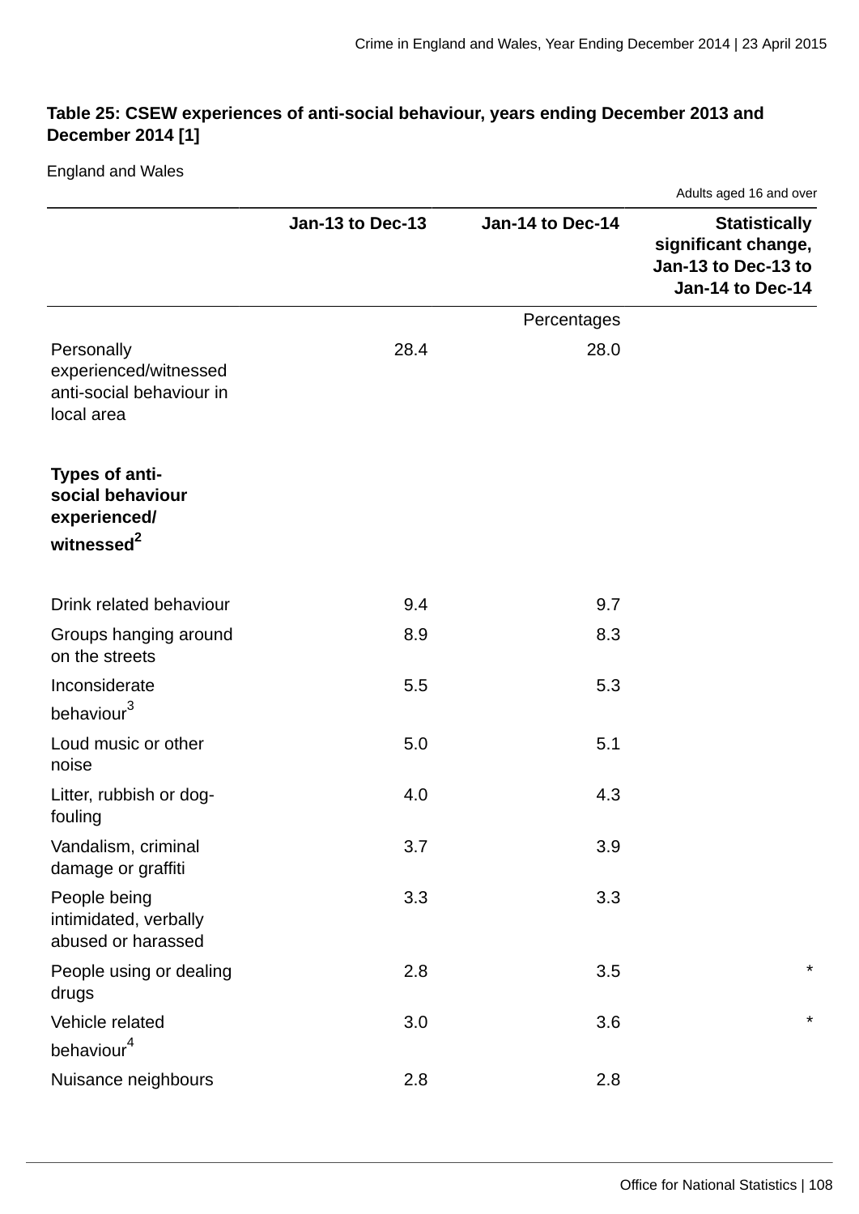**Table 25: CSEW experiences of anti-social behaviour, years ending December 2013 and December 2014 [1]**

England and Wales

Adults aged 16 and over

| | Jan-13 to Dec-13 | Jan-14 to Dec-14 | Statistically significant change, Jan-13 to Dec-13 to Jan-14 to Dec-14 |
|---|---|---|---|
| | | Percentages | |
| Personally experienced/witnessed anti-social behaviour in local area | 28.4 | 28.0 | |
| **Types of anti-social behaviour experienced/ witnessed[2]** | | | |
| Drink related behaviour | 9.4 | 9.7 | |
| Groups hanging around on the streets | 8.9 | 8.3 | |
| Inconsiderate behaviour[3] | 5.5 | 5.3 | |
| Loud music or other noise | 5.0 | 5.1 | |
| Litter, rubbish or dog-fouling | 4.0 | 4.3 | |
| Vandalism, criminal damage or graffiti | 3.7 | 3.9 | |
| People being intimidated, verbally abused or harassed | 3.3 | 3.3 | |
| People using or dealing drugs | 2.8 | 3.5 | * |
| Vehicle related behaviour[4] | 3.0 | 3.6 | * |
| Nuisance neighbours | 2.8 | 2.8 | |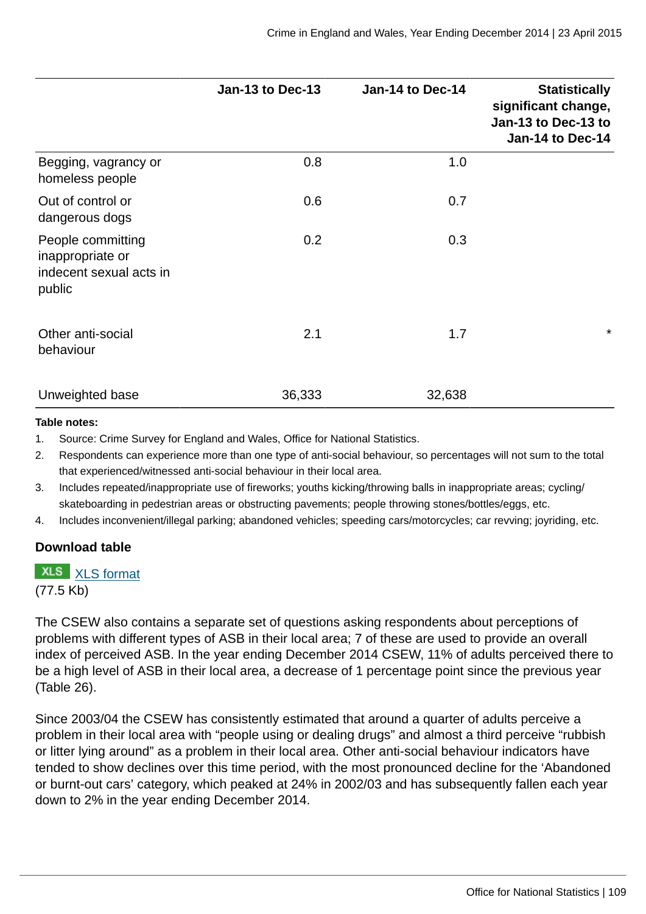| | Jan-13 to Dec-13 | Jan-14 to Dec-14 | Statistically significant change, Jan-13 to Dec-13 to Jan-14 to Dec-14 |
|---|---|---|---|
| Begging, vagrancy or homeless people | 0.8 | 1.0 | |
| Out of control or dangerous dogs | 0.6 | 0.7 | |
| People committing inappropriate or indecent sexual acts in public | 0.2 | 0.3 | |
| Other anti-social behaviour | 2.1 | 1.7 | * |
| Unweighted base | 36,333 | 32,638 | |

**Table notes:**

1. Source: Crime Survey for England and Wales, Office for National Statistics.
2. Respondents can experience more than one type of anti-social behaviour, so percentages will not sum to the total that experienced/witnessed anti-social behaviour in their local area.
3. Includes repeated/inappropriate use of fireworks; youths kicking/throwing balls in inappropriate areas; cycling/skateboarding in pedestrian areas or obstructing pavements; people throwing stones/bottles/eggs, etc.
4. Includes inconvenient/illegal parking; abandoned vehicles; speeding cars/motorcycles; car revving; joyriding, etc.

**Download table**

XLS [XLS format]
(77.5 Kb)

The CSEW also contains a separate set of questions asking respondents about perceptions of problems with different types of ASB in their local area; 7 of these are used to provide an overall index of perceived ASB. In the year ending December 2014 CSEW, 11% of adults perceived there to be a high level of ASB in their local area, a decrease of 1 percentage point since the previous year (Table 26).

Since 2003/04 the CSEW has consistently estimated that around a quarter of adults perceive a problem in their local area with "people using or dealing drugs" and almost a third perceive "rubbish or litter lying around" as a problem in their local area. Other anti-social behaviour indicators have tended to show declines over this time period, with the most pronounced decline for the 'Abandoned or burnt-out cars' category, which peaked at 24% in 2002/03 and has subsequently fallen each year down to 2% in the year ending December 2014.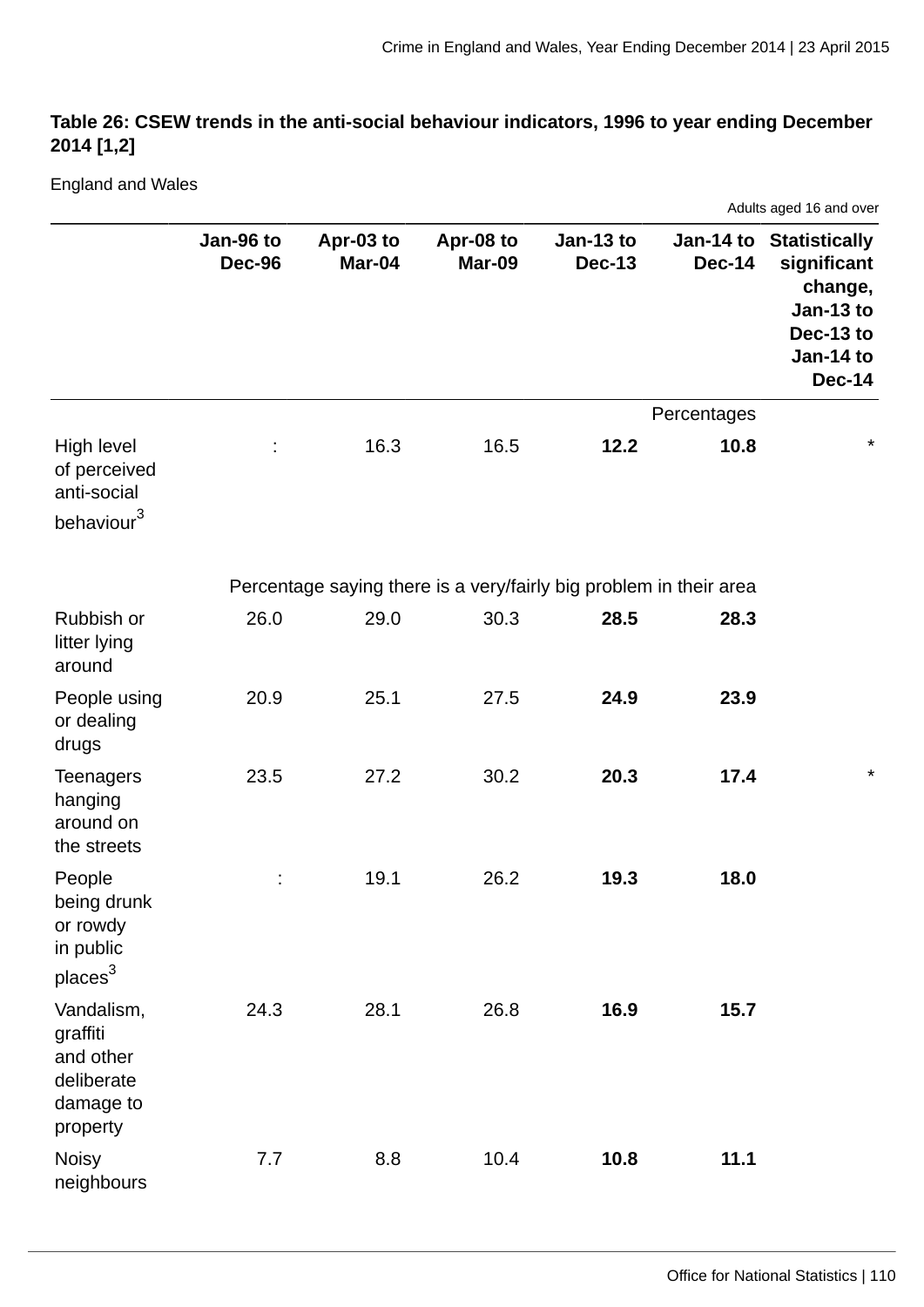**Table 26: CSEW trends in the anti-social behaviour indicators, 1996 to year ending December 2014 [1,2]**

England and Wales

Adults aged 16 and over

| | Jan-96 to Dec-96 | Apr-03 to Mar-04 | Apr-08 to Mar-09 | Jan-13 to Dec-13 | Jan-14 to Dec-14 | Statistically significant change, Jan-13 to Dec-13 to Jan-14 to Dec-14 |
|---|---|---|---|---|---|---|
| | | | | | Percentages | |
| High level of perceived anti-social behaviour[3] | : | 16.3 | 16.5 | **12.2** | **10.8** | * |
| | Percentage saying there is a very/fairly big problem in their area | | | | | |
| Rubbish or litter lying around | 26.0 | 29.0 | 30.3 | **28.5** | **28.3** | |
| People using or dealing drugs | 20.9 | 25.1 | 27.5 | **24.9** | **23.9** | |
| Teenagers hanging around on the streets | 23.5 | 27.2 | 30.2 | **20.3** | **17.4** | * |
| People being drunk or rowdy in public places[3] | : | 19.1 | 26.2 | **19.3** | **18.0** | |
| Vandalism, graffiti and other deliberate damage to property | 24.3 | 28.1 | 26.8 | **16.9** | **15.7** | |
| Noisy neighbours | 7.7 | 8.8 | 10.4 | **10.8** | **11.1** | |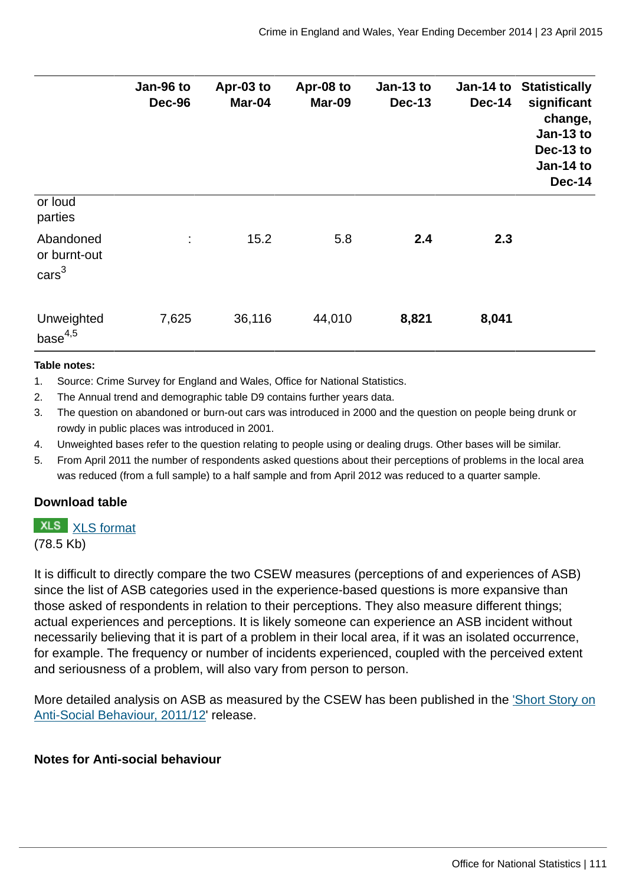| | Jan-96 to Dec-96 | Apr-03 to Mar-04 | Apr-08 to Mar-09 | Jan-13 to Dec-13 | Jan-14 to Dec-14 | Statistically significant change, Jan-13 to Dec-13 to Jan-14 to Dec-14 |
|---|---|---|---|---|---|---|
| or loud parties | | | | | | |
| Abandoned or burnt-out cars[3] | : | 15.2 | 5.8 | **2.4** | **2.3** | |
| Unweighted base[4,5] | 7,625 | 36,116 | 44,010 | **8,821** | **8,041** | |

**Table notes:**

1. Source: Crime Survey for England and Wales, Office for National Statistics.
2. The Annual trend and demographic table D9 contains further years data.
3. The question on abandoned or burn-out cars was introduced in 2000 and the question on people being drunk or rowdy in public places was introduced in 2001.
4. Unweighted bases refer to the question relating to people using or dealing drugs. Other bases will be similar.
5. From April 2011 the number of respondents asked questions about their perceptions of problems in the local area was reduced (from a full sample) to a half sample and from April 2012 was reduced to a quarter sample.

**Download table**

XLS [XLS format](#)
(78.5 Kb)

It is difficult to directly compare the two CSEW measures (perceptions of and experiences of ASB) since the list of ASB categories used in the experience-based questions is more expansive than those asked of respondents in relation to their perceptions. They also measure different things; actual experiences and perceptions. It is likely someone can experience an ASB incident without necessarily believing that it is part of a problem in their local area, if it was an isolated occurrence, for example. The frequency or number of incidents experienced, coupled with the perceived extent and seriousness of a problem, will also vary from person to person.

More detailed analysis on ASB as measured by the CSEW has been published in the ['Short Story on Anti-Social Behaviour, 2011/12'](#) release.

**Notes for Anti-social behaviour**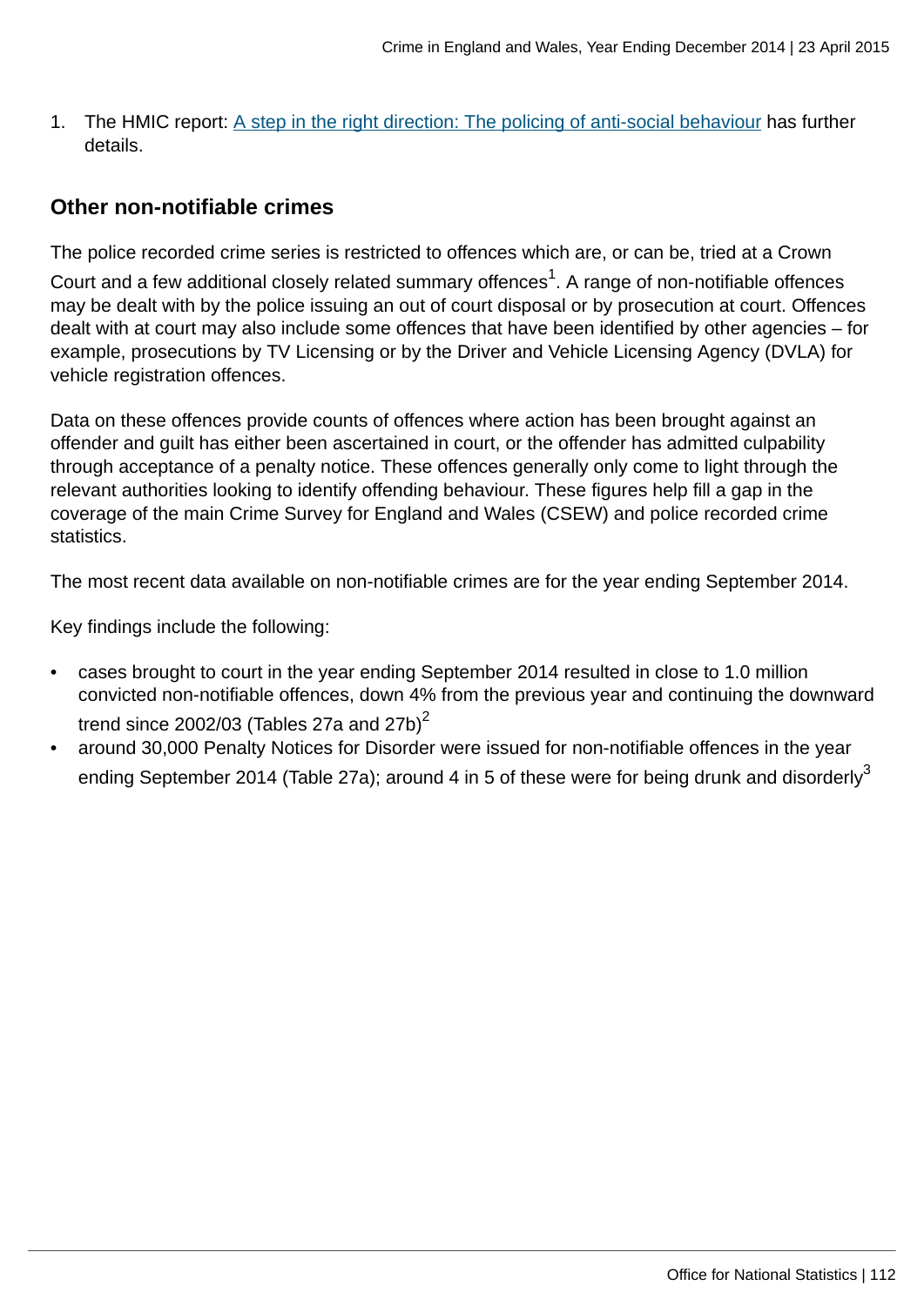1. The HMIC report: A step in the right direction: The policing of anti-social behaviour has further details.

### Other non-notifiable crimes

The police recorded crime series is restricted to offences which are, or can be, tried at a Crown Court and a few additional closely related summary offences[1]. A range of non-notifiable offences may be dealt with by the police issuing an out of court disposal or by prosecution at court. Offences dealt with at court may also include some offences that have been identified by other agencies – for example, prosecutions by TV Licensing or by the Driver and Vehicle Licensing Agency (DVLA) for vehicle registration offences.

Data on these offences provide counts of offences where action has been brought against an offender and guilt has either been ascertained in court, or the offender has admitted culpability through acceptance of a penalty notice. These offences generally only come to light through the relevant authorities looking to identify offending behaviour. These figures help fill a gap in the coverage of the main Crime Survey for England and Wales (CSEW) and police recorded crime statistics.

The most recent data available on non-notifiable crimes are for the year ending September 2014.

Key findings include the following:

- cases brought to court in the year ending September 2014 resulted in close to 1.0 million convicted non-notifiable offences, down 4% from the previous year and continuing the downward trend since 2002/03 (Tables 27a and 27b)[2]
- around 30,000 Penalty Notices for Disorder were issued for non-notifiable offences in the year ending September 2014 (Table 27a); around 4 in 5 of these were for being drunk and disorderly[3]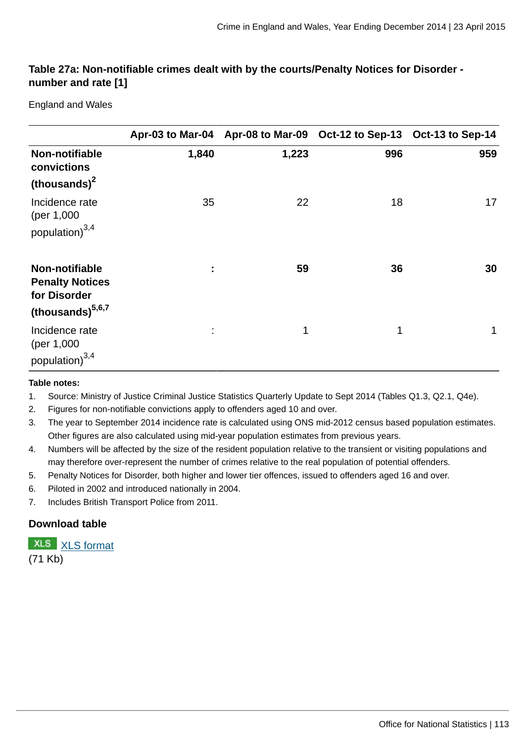### Table 27a: Non-notifiable crimes dealt with by the courts/Penalty Notices for Disorder - number and rate [1]

England and Wales

| | Apr-03 to Mar-04 | Apr-08 to Mar-09 | Oct-12 to Sep-13 | Oct-13 to Sep-14 |
|---|---|---|---|---|
| **Non-notifiable convictions (thousands)[2]** | **1,840** | **1,223** | **996** | **959** |
| Incidence rate (per 1,000 population)[3,4] | 35 | 22 | 18 | 17 |
| **Non-notifiable Penalty Notices for Disorder (thousands)[5,6,7]** | **:** | **59** | **36** | **30** |
| Incidence rate (per 1,000 population)[3,4] | : | 1 | 1 | 1 |

**Table notes:**

1. Source: Ministry of Justice Criminal Justice Statistics Quarterly Update to Sept 2014 (Tables Q1.3, Q2.1, Q4e).
2. Figures for non-notifiable convictions apply to offenders aged 10 and over.
3. The year to September 2014 incidence rate is calculated using ONS mid-2012 census based population estimates. Other figures are also calculated using mid-year population estimates from previous years.
4. Numbers will be affected by the size of the resident population relative to the transient or visiting populations and may therefore over-represent the number of crimes relative to the real population of potential offenders.
5. Penalty Notices for Disorder, both higher and lower tier offences, issued to offenders aged 16 and over.
6. Piloted in 2002 and introduced nationally in 2004.
7. Includes British Transport Police from 2011.

#### Download table

XLS XLS format
(71 Kb)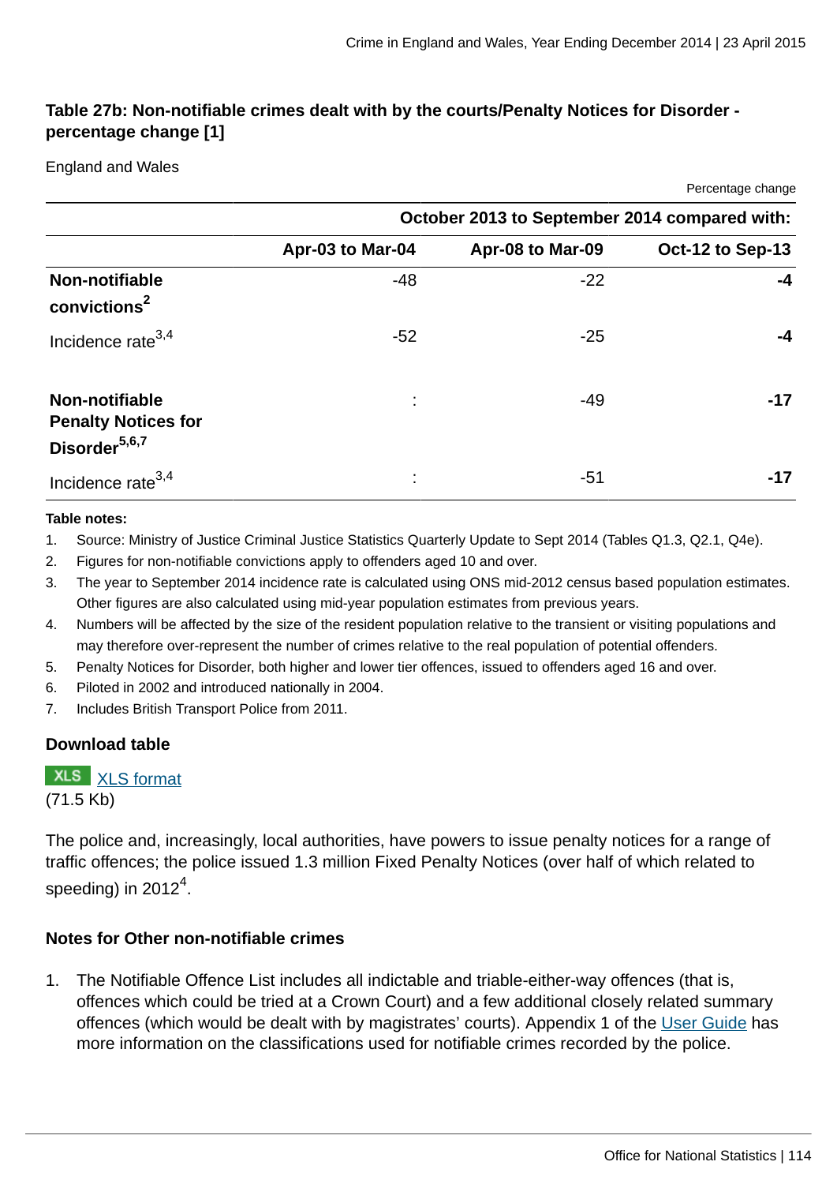### Table 27b: Non-notifiable crimes dealt with by the courts/Penalty Notices for Disorder - percentage change [1]

England and Wales

Percentage change

| | October 2013 to September 2014 compared with: | | |
|---|---|---|---|
| | Apr-03 to Mar-04 | Apr-08 to Mar-09 | Oct-12 to Sep-13 |
| **Non-notifiable convictions[2]** | -48 | -22 | **-4** |
| Incidence rate[3,4] | -52 | -25 | **-4** |
| **Non-notifiable Penalty Notices for Disorder[5,6,7]** | : | -49 | **-17** |
| Incidence rate[3,4] | : | -51 | **-17** |

**Table notes:**

1. Source: Ministry of Justice Criminal Justice Statistics Quarterly Update to Sept 2014 (Tables Q1.3, Q2.1, Q4e).
2. Figures for non-notifiable convictions apply to offenders aged 10 and over.
3. The year to September 2014 incidence rate is calculated using ONS mid-2012 census based population estimates. Other figures are also calculated using mid-year population estimates from previous years.
4. Numbers will be affected by the size of the resident population relative to the transient or visiting populations and may therefore over-represent the number of crimes relative to the real population of potential offenders.
5. Penalty Notices for Disorder, both higher and lower tier offences, issued to offenders aged 16 and over.
6. Piloted in 2002 and introduced nationally in 2004.
7. Includes British Transport Police from 2011.

**Download table**

XLS format
(71.5 Kb)

The police and, increasingly, local authorities, have powers to issue penalty notices for a range of traffic offences; the police issued 1.3 million Fixed Penalty Notices (over half of which related to speeding) in 2012[4].

### Notes for Other non-notifiable crimes

1. The Notifiable Offence List includes all indictable and triable-either-way offences (that is, offences which could be tried at a Crown Court) and a few additional closely related summary offences (which would be dealt with by magistrates' courts). Appendix 1 of the User Guide has more information on the classifications used for notifiable crimes recorded by the police.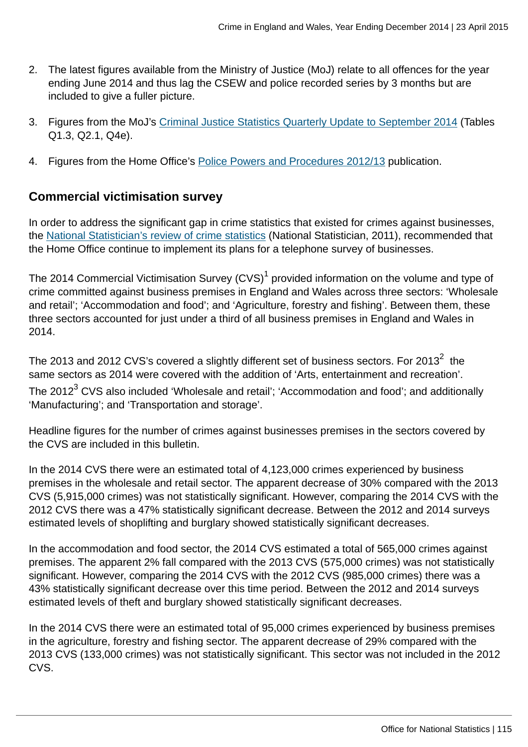2. The latest figures available from the Ministry of Justice (MoJ) relate to all offences for the year ending June 2014 and thus lag the CSEW and police recorded series by 3 months but are included to give a fuller picture.

3. Figures from the MoJ's Criminal Justice Statistics Quarterly Update to September 2014 (Tables Q1.3, Q2.1, Q4e).

4. Figures from the Home Office's Police Powers and Procedures 2012/13 publication.

## Commercial victimisation survey

In order to address the significant gap in crime statistics that existed for crimes against businesses, the National Statistician's review of crime statistics (National Statistician, 2011), recommended that the Home Office continue to implement its plans for a telephone survey of businesses.

The 2014 Commercial Victimisation Survey (CVS)[1] provided information on the volume and type of crime committed against business premises in England and Wales across three sectors: 'Wholesale and retail'; 'Accommodation and food'; and 'Agriculture, forestry and fishing'. Between them, these three sectors accounted for just under a third of all business premises in England and Wales in 2014.

The 2013 and 2012 CVS's covered a slightly different set of business sectors. For 2013[2] the same sectors as 2014 were covered with the addition of 'Arts, entertainment and recreation'. The 2012[3] CVS also included 'Wholesale and retail'; 'Accommodation and food'; and additionally 'Manufacturing'; and 'Transportation and storage'.

Headline figures for the number of crimes against businesses premises in the sectors covered by the CVS are included in this bulletin.

In the 2014 CVS there were an estimated total of 4,123,000 crimes experienced by business premises in the wholesale and retail sector. The apparent decrease of 30% compared with the 2013 CVS (5,915,000 crimes) was not statistically significant. However, comparing the 2014 CVS with the 2012 CVS there was a 47% statistically significant decrease. Between the 2012 and 2014 surveys estimated levels of shoplifting and burglary showed statistically significant decreases.

In the accommodation and food sector, the 2014 CVS estimated a total of 565,000 crimes against premises. The apparent 2% fall compared with the 2013 CVS (575,000 crimes) was not statistically significant. However, comparing the 2014 CVS with the 2012 CVS (985,000 crimes) there was a 43% statistically significant decrease over this time period. Between the 2012 and 2014 surveys estimated levels of theft and burglary showed statistically significant decreases.

In the 2014 CVS there were an estimated total of 95,000 crimes experienced by business premises in the agriculture, forestry and fishing sector. The apparent decrease of 29% compared with the 2013 CVS (133,000 crimes) was not statistically significant. This sector was not included in the 2012 CVS.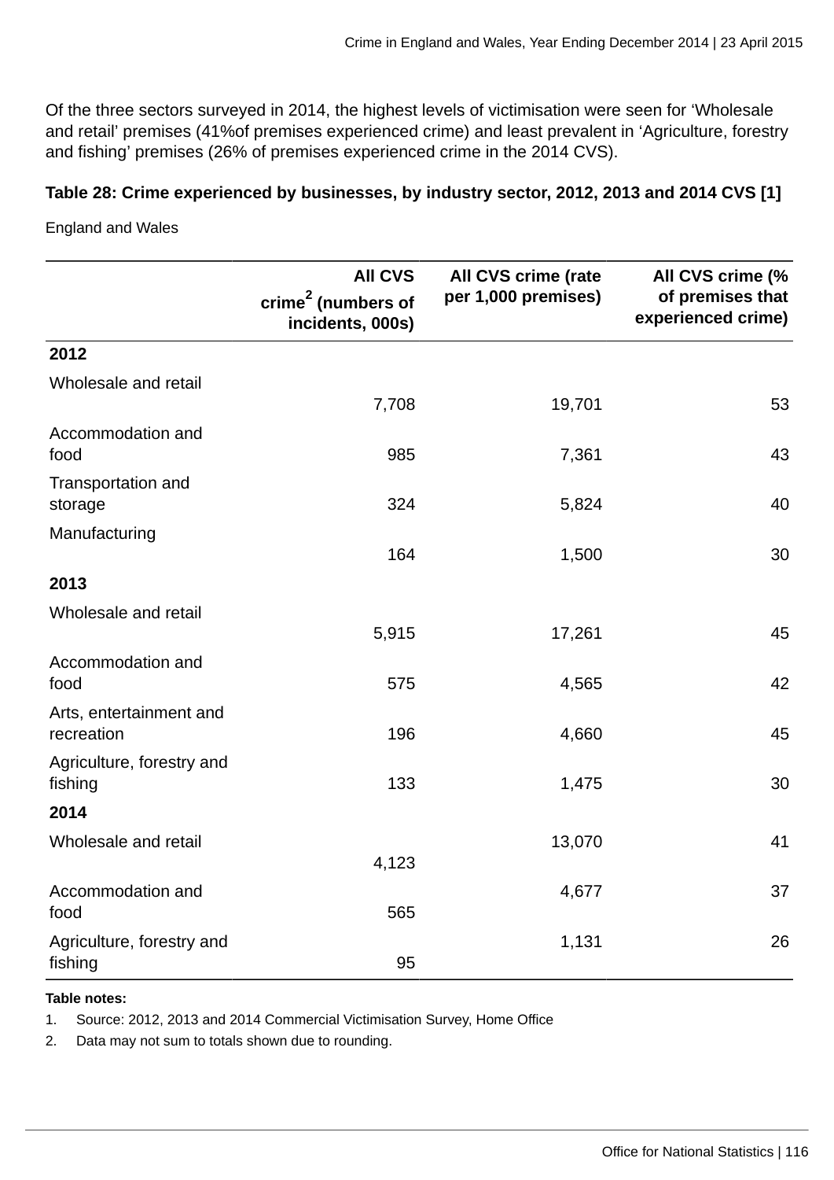Of the three sectors surveyed in 2014, the highest levels of victimisation were seen for 'Wholesale and retail' premises (41%of premises experienced crime) and least prevalent in 'Agriculture, forestry and fishing' premises (26% of premises experienced crime in the 2014 CVS).

**Table 28: Crime experienced by businesses, by industry sector, 2012, 2013 and 2014 CVS [1]**

England and Wales

| | All CVS crime[2] (numbers of incidents, 000s) | All CVS crime (rate per 1,000 premises) | All CVS crime (% of premises that experienced crime) |
|---|---|---|---|
| **2012** | | | |
| Wholesale and retail | 7,708 | 19,701 | 53 |
| Accommodation and food | 985 | 7,361 | 43 |
| Transportation and storage | 324 | 5,824 | 40 |
| Manufacturing | 164 | 1,500 | 30 |
| **2013** | | | |
| Wholesale and retail | 5,915 | 17,261 | 45 |
| Accommodation and food | 575 | 4,565 | 42 |
| Arts, entertainment and recreation | 196 | 4,660 | 45 |
| Agriculture, forestry and fishing | 133 | 1,475 | 30 |
| **2014** | | | |
| Wholesale and retail | 4,123 | 13,070 | 41 |
| Accommodation and food | 565 | 4,677 | 37 |
| Agriculture, forestry and fishing | 95 | 1,131 | 26 |

**Table notes:**

1. Source: 2012, 2013 and 2014 Commercial Victimisation Survey, Home Office
2. Data may not sum to totals shown due to rounding.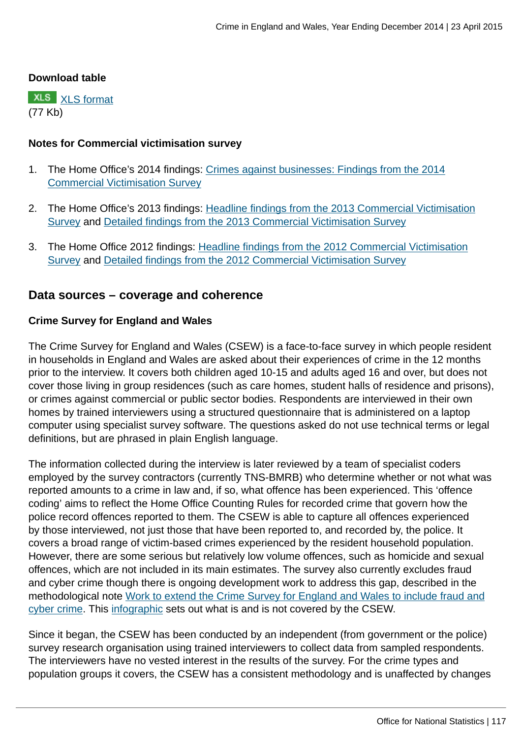**Download table**

XLS [XLS format](#)
(77 Kb)

**Notes for Commercial victimisation survey**

1. The Home Office's 2014 findings: [Crimes against businesses: Findings from the 2014 Commercial Victimisation Survey](#)
2. The Home Office's 2013 findings: [Headline findings from the 2013 Commercial Victimisation Survey](#) and [Detailed findings from the 2013 Commercial Victimisation Survey](#)
3. The Home Office 2012 findings: [Headline findings from the 2012 Commercial Victimisation Survey](#) and [Detailed findings from the 2012 Commercial Victimisation Survey](#)

## Data sources – coverage and coherence

### Crime Survey for England and Wales

The Crime Survey for England and Wales (CSEW) is a face-to-face survey in which people resident in households in England and Wales are asked about their experiences of crime in the 12 months prior to the interview. It covers both children aged 10-15 and adults aged 16 and over, but does not cover those living in group residences (such as care homes, student halls of residence and prisons), or crimes against commercial or public sector bodies. Respondents are interviewed in their own homes by trained interviewers using a structured questionnaire that is administered on a laptop computer using specialist survey software. The questions asked do not use technical terms or legal definitions, but are phrased in plain English language.

The information collected during the interview is later reviewed by a team of specialist coders employed by the survey contractors (currently TNS-BMRB) who determine whether or not what was reported amounts to a crime in law and, if so, what offence has been experienced. This 'offence coding' aims to reflect the Home Office Counting Rules for recorded crime that govern how the police record offences reported to them. The CSEW is able to capture all offences experienced by those interviewed, not just those that have been reported to, and recorded by, the police. It covers a broad range of victim-based crimes experienced by the resident household population. However, there are some serious but relatively low volume offences, such as homicide and sexual offences, which are not included in its main estimates. The survey also currently excludes fraud and cyber crime though there is ongoing development work to address this gap, described in the methodological note [Work to extend the Crime Survey for England and Wales to include fraud and cyber crime](#). This [infographic](#) sets out what is and is not covered by the CSEW.

Since it began, the CSEW has been conducted by an independent (from government or the police) survey research organisation using trained interviewers to collect data from sampled respondents. The interviewers have no vested interest in the results of the survey. For the crime types and population groups it covers, the CSEW has a consistent methodology and is unaffected by changes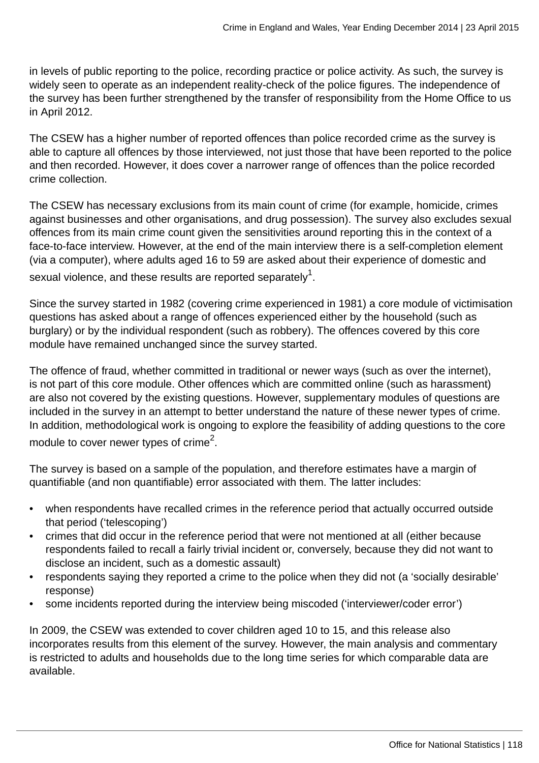in levels of public reporting to the police, recording practice or police activity. As such, the survey is widely seen to operate as an independent reality-check of the police figures. The independence of the survey has been further strengthened by the transfer of responsibility from the Home Office to us in April 2012.

The CSEW has a higher number of reported offences than police recorded crime as the survey is able to capture all offences by those interviewed, not just those that have been reported to the police and then recorded. However, it does cover a narrower range of offences than the police recorded crime collection.

The CSEW has necessary exclusions from its main count of crime (for example, homicide, crimes against businesses and other organisations, and drug possession). The survey also excludes sexual offences from its main crime count given the sensitivities around reporting this in the context of a face-to-face interview. However, at the end of the main interview there is a self-completion element (via a computer), where adults aged 16 to 59 are asked about their experience of domestic and sexual violence, and these results are reported separately[1].

Since the survey started in 1982 (covering crime experienced in 1981) a core module of victimisation questions has asked about a range of offences experienced either by the household (such as burglary) or by the individual respondent (such as robbery). The offences covered by this core module have remained unchanged since the survey started.

The offence of fraud, whether committed in traditional or newer ways (such as over the internet), is not part of this core module. Other offences which are committed online (such as harassment) are also not covered by the existing questions. However, supplementary modules of questions are included in the survey in an attempt to better understand the nature of these newer types of crime. In addition, methodological work is ongoing to explore the feasibility of adding questions to the core module to cover newer types of crime[2].

The survey is based on a sample of the population, and therefore estimates have a margin of quantifiable (and non quantifiable) error associated with them. The latter includes:

- when respondents have recalled crimes in the reference period that actually occurred outside that period (‘telescoping’)
- crimes that did occur in the reference period that were not mentioned at all (either because respondents failed to recall a fairly trivial incident or, conversely, because they did not want to disclose an incident, such as a domestic assault)
- respondents saying they reported a crime to the police when they did not (a ‘socially desirable’ response)
- some incidents reported during the interview being miscoded (‘interviewer/coder error’)

In 2009, the CSEW was extended to cover children aged 10 to 15, and this release also incorporates results from this element of the survey. However, the main analysis and commentary is restricted to adults and households due to the long time series for which comparable data are available.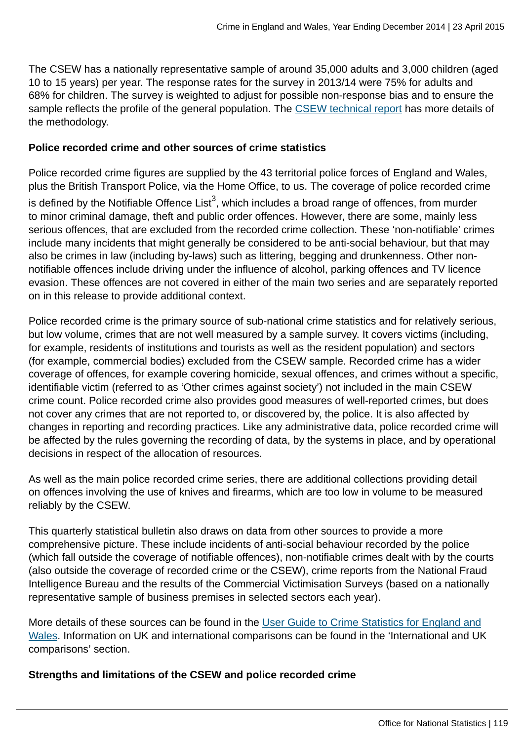The CSEW has a nationally representative sample of around 35,000 adults and 3,000 children (aged 10 to 15 years) per year. The response rates for the survey in 2013/14 were 75% for adults and 68% for children. The survey is weighted to adjust for possible non-response bias and to ensure the sample reflects the profile of the general population. The CSEW technical report has more details of the methodology.

**Police recorded crime and other sources of crime statistics**

Police recorded crime figures are supplied by the 43 territorial police forces of England and Wales, plus the British Transport Police, via the Home Office, to us. The coverage of police recorded crime is defined by the Notifiable Offence List[3], which includes a broad range of offences, from murder to minor criminal damage, theft and public order offences. However, there are some, mainly less serious offences, that are excluded from the recorded crime collection. These 'non-notifiable' crimes include many incidents that might generally be considered to be anti-social behaviour, but that may also be crimes in law (including by-laws) such as littering, begging and drunkenness. Other non-notifiable offences include driving under the influence of alcohol, parking offences and TV licence evasion. These offences are not covered in either of the main two series and are separately reported on in this release to provide additional context.

Police recorded crime is the primary source of sub-national crime statistics and for relatively serious, but low volume, crimes that are not well measured by a sample survey. It covers victims (including, for example, residents of institutions and tourists as well as the resident population) and sectors (for example, commercial bodies) excluded from the CSEW sample. Recorded crime has a wider coverage of offences, for example covering homicide, sexual offences, and crimes without a specific, identifiable victim (referred to as 'Other crimes against society') not included in the main CSEW crime count. Police recorded crime also provides good measures of well-reported crimes, but does not cover any crimes that are not reported to, or discovered by, the police. It is also affected by changes in reporting and recording practices. Like any administrative data, police recorded crime will be affected by the rules governing the recording of data, by the systems in place, and by operational decisions in respect of the allocation of resources.

As well as the main police recorded crime series, there are additional collections providing detail on offences involving the use of knives and firearms, which are too low in volume to be measured reliably by the CSEW.

This quarterly statistical bulletin also draws on data from other sources to provide a more comprehensive picture. These include incidents of anti-social behaviour recorded by the police (which fall outside the coverage of notifiable offences), non-notifiable crimes dealt with by the courts (also outside the coverage of recorded crime or the CSEW), crime reports from the National Fraud Intelligence Bureau and the results of the Commercial Victimisation Surveys (based on a nationally representative sample of business premises in selected sectors each year).

More details of these sources can be found in the User Guide to Crime Statistics for England and Wales. Information on UK and international comparisons can be found in the 'International and UK comparisons' section.

**Strengths and limitations of the CSEW and police recorded crime**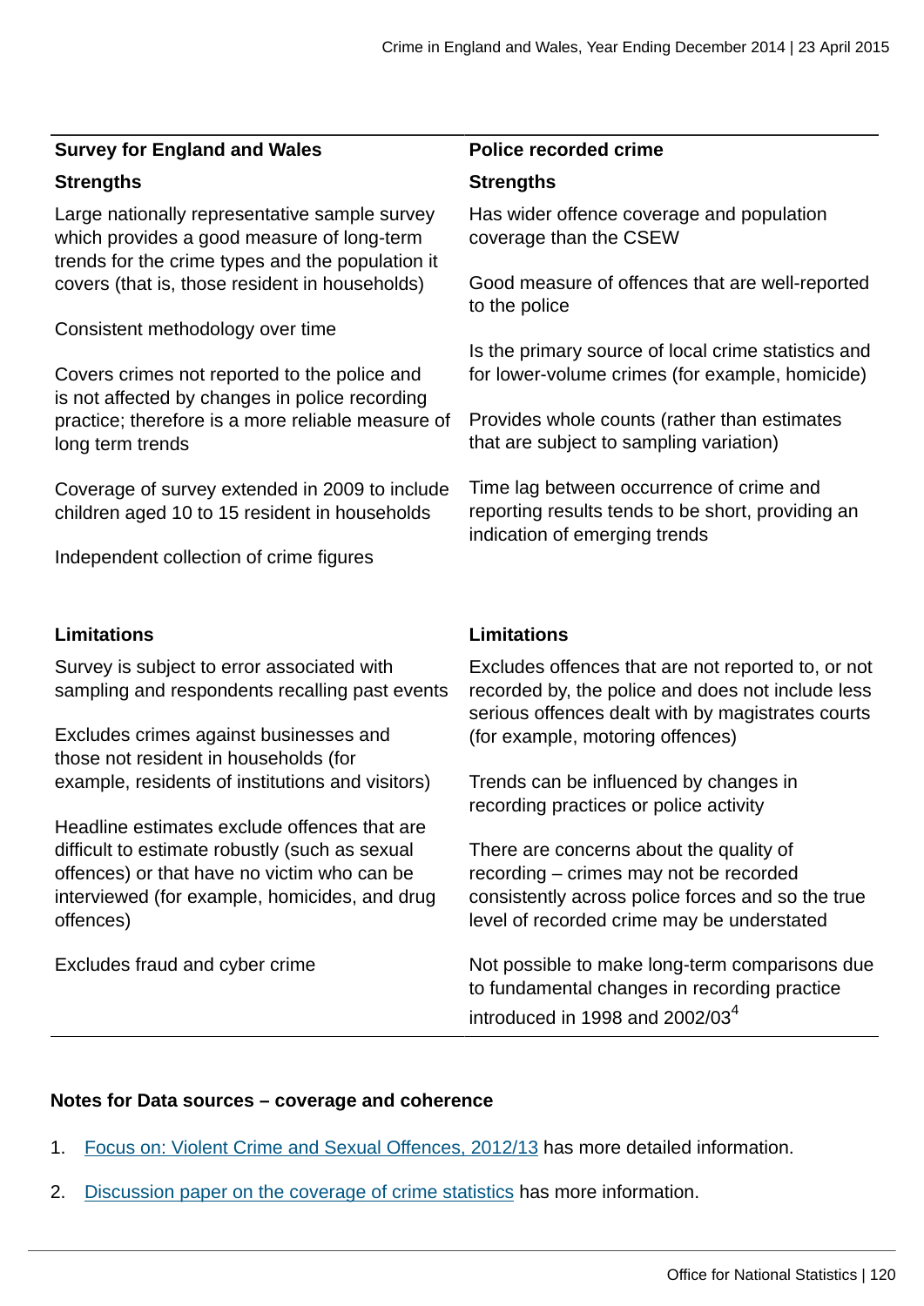| Survey for England and Wales | Police recorded crime |
|---|---|
| **Strengths** | **Strengths** |
| Large nationally representative sample survey which provides a good measure of long-term trends for the crime types and the population it covers (that is, those resident in households) | Has wider offence coverage and population coverage than the CSEW |
| Consistent methodology over time | Good measure of offences that are well-reported to the police |
| Covers crimes not reported to the police and is not affected by changes in police recording practice; therefore is a more reliable measure of long term trends | Is the primary source of local crime statistics and for lower-volume crimes (for example, homicide) |
| Coverage of survey extended in 2009 to include children aged 10 to 15 resident in households | Provides whole counts (rather than estimates that are subject to sampling variation) |
| Independent collection of crime figures | Time lag between occurrence of crime and reporting results tends to be short, providing an indication of emerging trends |
| **Limitations** | **Limitations** |
| Survey is subject to error associated with sampling and respondents recalling past events | Excludes offences that are not reported to, or not recorded by, the police and does not include less serious offences dealt with by magistrates courts (for example, motoring offences) |
| Excludes crimes against businesses and those not resident in households (for example, residents of institutions and visitors) | Trends can be influenced by changes in recording practices or police activity |
| Headline estimates exclude offences that are difficult to estimate robustly (such as sexual offences) or that have no victim who can be interviewed (for example, homicides, and drug offences) | There are concerns about the quality of recording – crimes may not be recorded consistently across police forces and so the true level of recorded crime may be understated |
| Excludes fraud and cyber crime | Not possible to make long-term comparisons due to fundamental changes in recording practice introduced in 1998 and 2002/03[4] |

### Notes for Data sources – coverage and coherence

1. Focus on: Violent Crime and Sexual Offences, 2012/13 has more detailed information.
2. Discussion paper on the coverage of crime statistics has more information.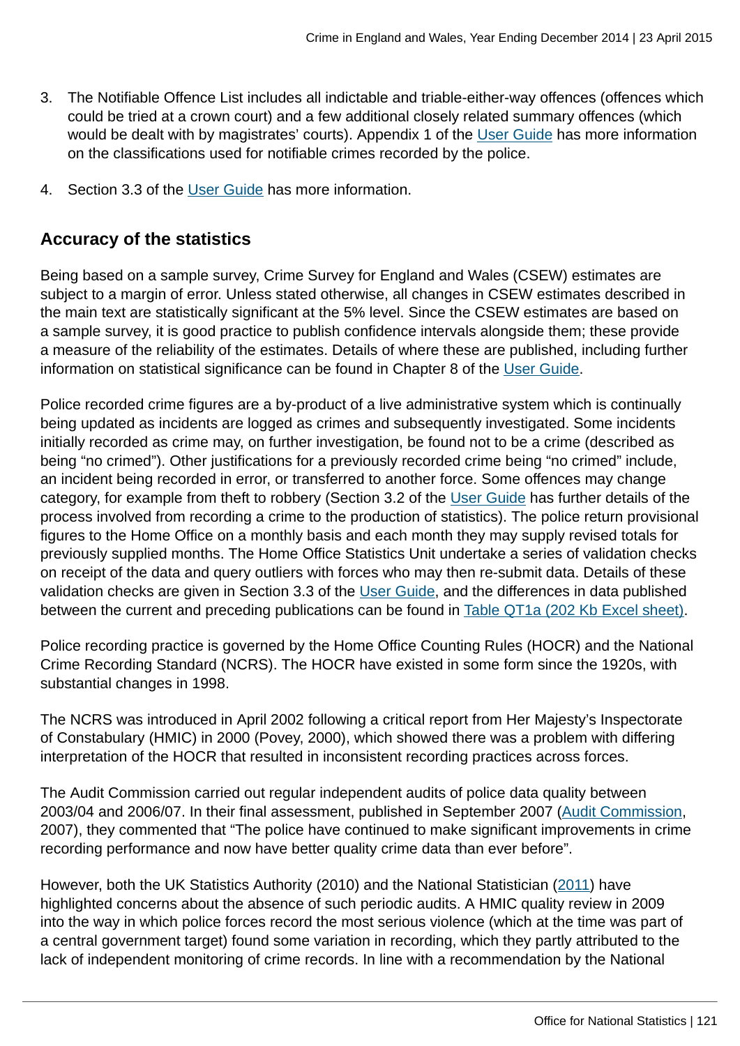3. The Notifiable Offence List includes all indictable and triable-either-way offences (offences which could be tried at a crown court) and a few additional closely related summary offences (which would be dealt with by magistrates' courts). Appendix 1 of the User Guide has more information on the classifications used for notifiable crimes recorded by the police.

4. Section 3.3 of the User Guide has more information.

## Accuracy of the statistics

Being based on a sample survey, Crime Survey for England and Wales (CSEW) estimates are subject to a margin of error. Unless stated otherwise, all changes in CSEW estimates described in the main text are statistically significant at the 5% level. Since the CSEW estimates are based on a sample survey, it is good practice to publish confidence intervals alongside them; these provide a measure of the reliability of the estimates. Details of where these are published, including further information on statistical significance can be found in Chapter 8 of the User Guide.

Police recorded crime figures are a by-product of a live administrative system which is continually being updated as incidents are logged as crimes and subsequently investigated. Some incidents initially recorded as crime may, on further investigation, be found not to be a crime (described as being "no crimed"). Other justifications for a previously recorded crime being "no crimed" include, an incident being recorded in error, or transferred to another force. Some offences may change category, for example from theft to robbery (Section 3.2 of the User Guide has further details of the process involved from recording a crime to the production of statistics). The police return provisional figures to the Home Office on a monthly basis and each month they may supply revised totals for previously supplied months. The Home Office Statistics Unit undertake a series of validation checks on receipt of the data and query outliers with forces who may then re-submit data. Details of these validation checks are given in Section 3.3 of the User Guide, and the differences in data published between the current and preceding publications can be found in Table QT1a (202 Kb Excel sheet).

Police recording practice is governed by the Home Office Counting Rules (HOCR) and the National Crime Recording Standard (NCRS). The HOCR have existed in some form since the 1920s, with substantial changes in 1998.

The NCRS was introduced in April 2002 following a critical report from Her Majesty's Inspectorate of Constabulary (HMIC) in 2000 (Povey, 2000), which showed there was a problem with differing interpretation of the HOCR that resulted in inconsistent recording practices across forces.

The Audit Commission carried out regular independent audits of police data quality between 2003/04 and 2006/07. In their final assessment, published in September 2007 (Audit Commission, 2007), they commented that "The police have continued to make significant improvements in crime recording performance and now have better quality crime data than ever before".

However, both the UK Statistics Authority (2010) and the National Statistician (2011) have highlighted concerns about the absence of such periodic audits. A HMIC quality review in 2009 into the way in which police forces record the most serious violence (which at the time was part of a central government target) found some variation in recording, which they partly attributed to the lack of independent monitoring of crime records. In line with a recommendation by the National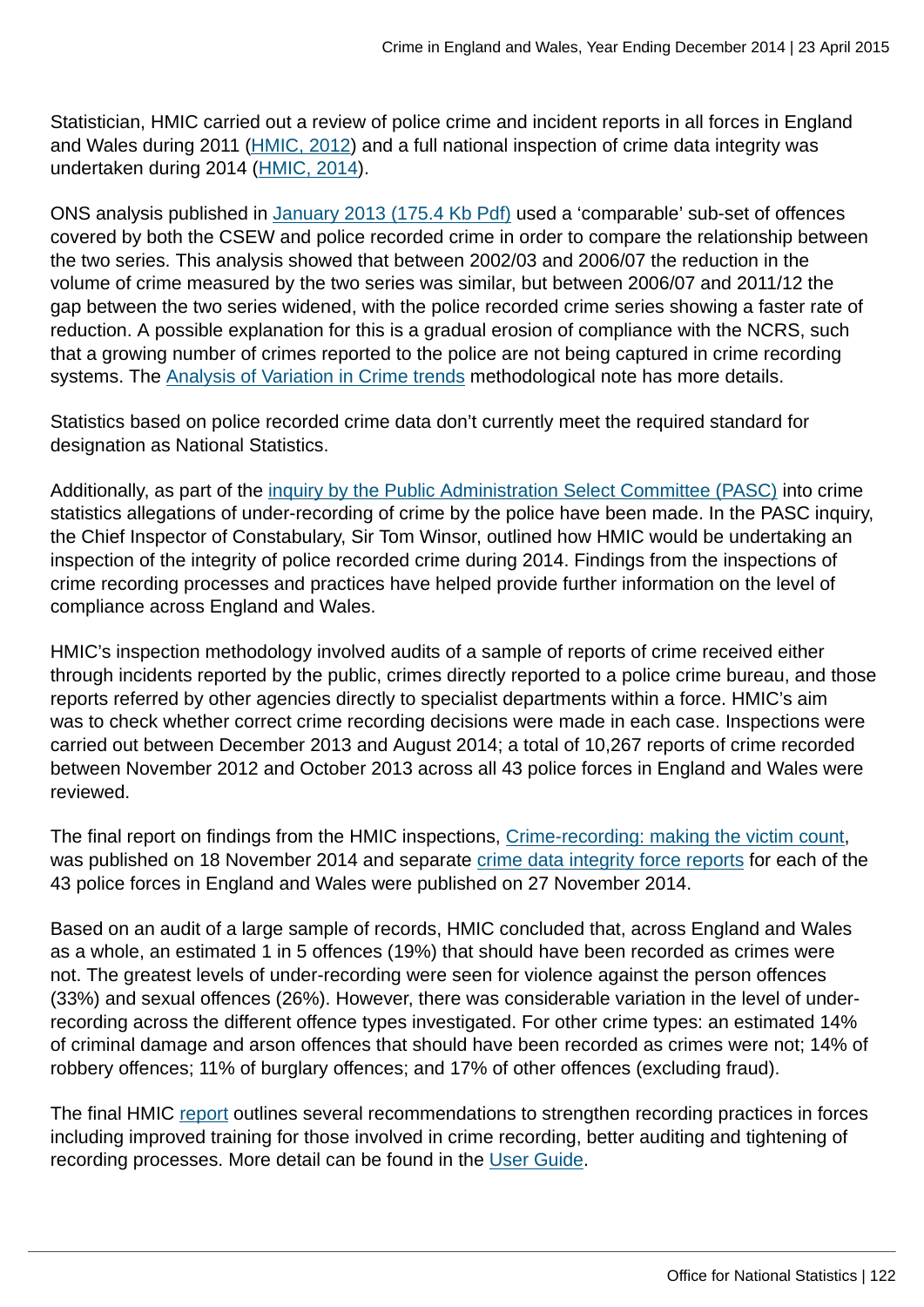Statistician, HMIC carried out a review of police crime and incident reports in all forces in England and Wales during 2011 (HMIC, 2012) and a full national inspection of crime data integrity was undertaken during 2014 (HMIC, 2014).

ONS analysis published in January 2013 (175.4 Kb Pdf) used a 'comparable' sub-set of offences covered by both the CSEW and police recorded crime in order to compare the relationship between the two series. This analysis showed that between 2002/03 and 2006/07 the reduction in the volume of crime measured by the two series was similar, but between 2006/07 and 2011/12 the gap between the two series widened, with the police recorded crime series showing a faster rate of reduction. A possible explanation for this is a gradual erosion of compliance with the NCRS, such that a growing number of crimes reported to the police are not being captured in crime recording systems. The Analysis of Variation in Crime trends methodological note has more details.

Statistics based on police recorded crime data don't currently meet the required standard for designation as National Statistics.

Additionally, as part of the inquiry by the Public Administration Select Committee (PASC) into crime statistics allegations of under-recording of crime by the police have been made. In the PASC inquiry, the Chief Inspector of Constabulary, Sir Tom Winsor, outlined how HMIC would be undertaking an inspection of the integrity of police recorded crime during 2014. Findings from the inspections of crime recording processes and practices have helped provide further information on the level of compliance across England and Wales.

HMIC's inspection methodology involved audits of a sample of reports of crime received either through incidents reported by the public, crimes directly reported to a police crime bureau, and those reports referred by other agencies directly to specialist departments within a force. HMIC's aim was to check whether correct crime recording decisions were made in each case. Inspections were carried out between December 2013 and August 2014; a total of 10,267 reports of crime recorded between November 2012 and October 2013 across all 43 police forces in England and Wales were reviewed.

The final report on findings from the HMIC inspections, Crime-recording: making the victim count, was published on 18 November 2014 and separate crime data integrity force reports for each of the 43 police forces in England and Wales were published on 27 November 2014.

Based on an audit of a large sample of records, HMIC concluded that, across England and Wales as a whole, an estimated 1 in 5 offences (19%) that should have been recorded as crimes were not. The greatest levels of under-recording were seen for violence against the person offences (33%) and sexual offences (26%). However, there was considerable variation in the level of under-recording across the different offence types investigated. For other crime types: an estimated 14% of criminal damage and arson offences that should have been recorded as crimes were not; 14% of robbery offences; 11% of burglary offences; and 17% of other offences (excluding fraud).

The final HMIC report outlines several recommendations to strengthen recording practices in forces including improved training for those involved in crime recording, better auditing and tightening of recording processes. More detail can be found in the User Guide.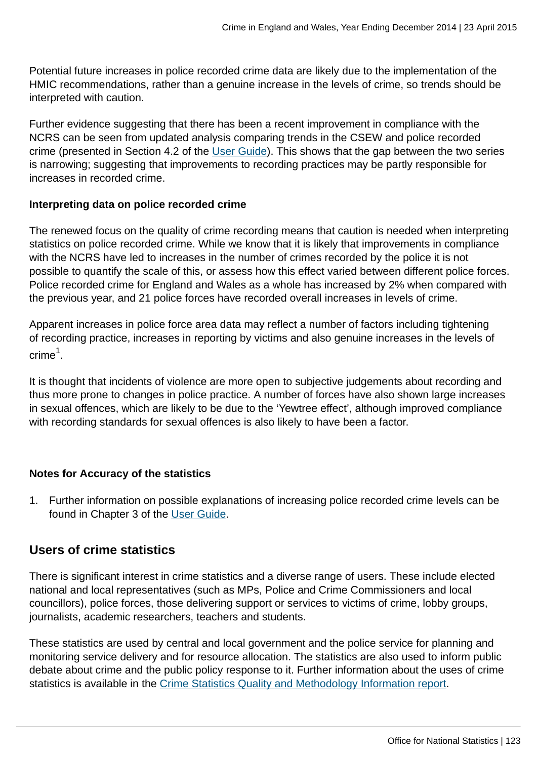Potential future increases in police recorded crime data are likely due to the implementation of the HMIC recommendations, rather than a genuine increase in the levels of crime, so trends should be interpreted with caution.

Further evidence suggesting that there has been a recent improvement in compliance with the NCRS can be seen from updated analysis comparing trends in the CSEW and police recorded crime (presented in Section 4.2 of the User Guide). This shows that the gap between the two series is narrowing; suggesting that improvements to recording practices may be partly responsible for increases in recorded crime.

**Interpreting data on police recorded crime**

The renewed focus on the quality of crime recording means that caution is needed when interpreting statistics on police recorded crime. While we know that it is likely that improvements in compliance with the NCRS have led to increases in the number of crimes recorded by the police it is not possible to quantify the scale of this, or assess how this effect varied between different police forces. Police recorded crime for England and Wales as a whole has increased by 2% when compared with the previous year, and 21 police forces have recorded overall increases in levels of crime.

Apparent increases in police force area data may reflect a number of factors including tightening of recording practice, increases in reporting by victims and also genuine increases in the levels of crime[1].

It is thought that incidents of violence are more open to subjective judgements about recording and thus more prone to changes in police practice. A number of forces have also shown large increases in sexual offences, which are likely to be due to the 'Yewtree effect', although improved compliance with recording standards for sexual offences is also likely to have been a factor.

**Notes for Accuracy of the statistics**

1. Further information on possible explanations of increasing police recorded crime levels can be found in Chapter 3 of the User Guide.

## Users of crime statistics

There is significant interest in crime statistics and a diverse range of users. These include elected national and local representatives (such as MPs, Police and Crime Commissioners and local councillors), police forces, those delivering support or services to victims of crime, lobby groups, journalists, academic researchers, teachers and students.

These statistics are used by central and local government and the police service for planning and monitoring service delivery and for resource allocation. The statistics are also used to inform public debate about crime and the public policy response to it. Further information about the uses of crime statistics is available in the Crime Statistics Quality and Methodology Information report.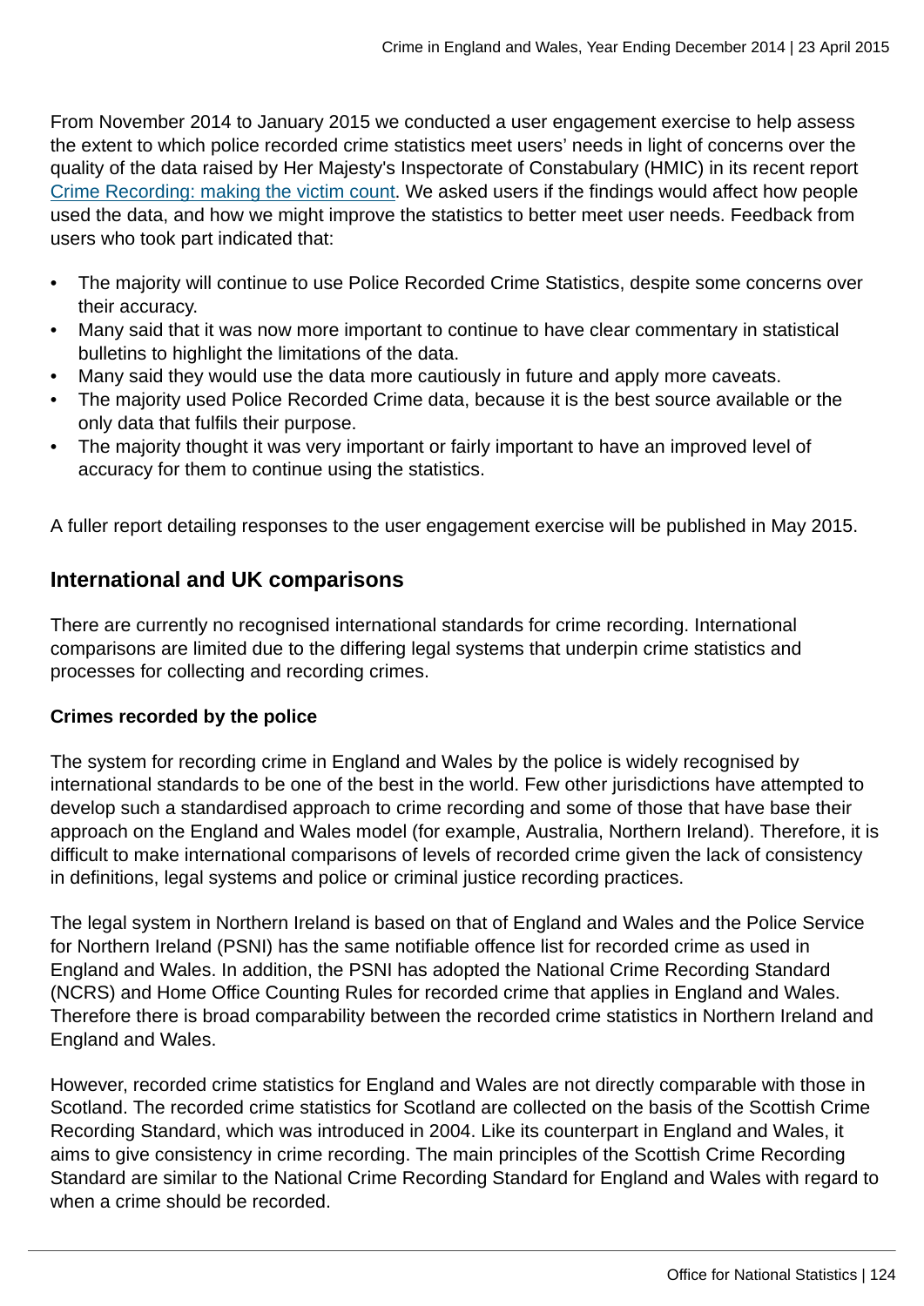From November 2014 to January 2015 we conducted a user engagement exercise to help assess the extent to which police recorded crime statistics meet users' needs in light of concerns over the quality of the data raised by Her Majesty's Inspectorate of Constabulary (HMIC) in its recent report [Crime Recording: making the victim count](). We asked users if the findings would affect how people used the data, and how we might improve the statistics to better meet user needs. Feedback from users who took part indicated that:

- The majority will continue to use Police Recorded Crime Statistics, despite some concerns over their accuracy.
- Many said that it was now more important to continue to have clear commentary in statistical bulletins to highlight the limitations of the data.
- Many said they would use the data more cautiously in future and apply more caveats.
- The majority used Police Recorded Crime data, because it is the best source available or the only data that fulfils their purpose.
- The majority thought it was very important or fairly important to have an improved level of accuracy for them to continue using the statistics.

A fuller report detailing responses to the user engagement exercise will be published in May 2015.

## International and UK comparisons

There are currently no recognised international standards for crime recording. International comparisons are limited due to the differing legal systems that underpin crime statistics and processes for collecting and recording crimes.

**Crimes recorded by the police**

The system for recording crime in England and Wales by the police is widely recognised by international standards to be one of the best in the world. Few other jurisdictions have attempted to develop such a standardised approach to crime recording and some of those that have base their approach on the England and Wales model (for example, Australia, Northern Ireland). Therefore, it is difficult to make international comparisons of levels of recorded crime given the lack of consistency in definitions, legal systems and police or criminal justice recording practices.

The legal system in Northern Ireland is based on that of England and Wales and the Police Service for Northern Ireland (PSNI) has the same notifiable offence list for recorded crime as used in England and Wales. In addition, the PSNI has adopted the National Crime Recording Standard (NCRS) and Home Office Counting Rules for recorded crime that applies in England and Wales. Therefore there is broad comparability between the recorded crime statistics in Northern Ireland and England and Wales.

However, recorded crime statistics for England and Wales are not directly comparable with those in Scotland. The recorded crime statistics for Scotland are collected on the basis of the Scottish Crime Recording Standard, which was introduced in 2004. Like its counterpart in England and Wales, it aims to give consistency in crime recording. The main principles of the Scottish Crime Recording Standard are similar to the National Crime Recording Standard for England and Wales with regard to when a crime should be recorded.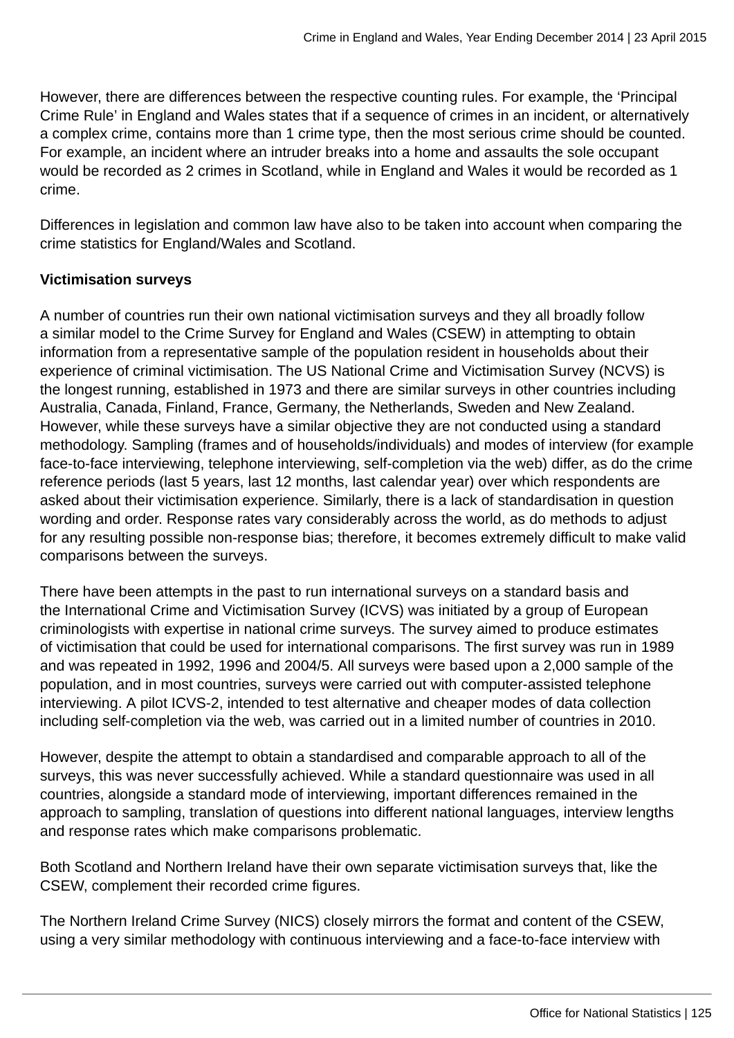However, there are differences between the respective counting rules. For example, the 'Principal Crime Rule' in England and Wales states that if a sequence of crimes in an incident, or alternatively a complex crime, contains more than 1 crime type, then the most serious crime should be counted. For example, an incident where an intruder breaks into a home and assaults the sole occupant would be recorded as 2 crimes in Scotland, while in England and Wales it would be recorded as 1 crime.

Differences in legislation and common law have also to be taken into account when comparing the crime statistics for England/Wales and Scotland.

**Victimisation surveys**

A number of countries run their own national victimisation surveys and they all broadly follow a similar model to the Crime Survey for England and Wales (CSEW) in attempting to obtain information from a representative sample of the population resident in households about their experience of criminal victimisation. The US National Crime and Victimisation Survey (NCVS) is the longest running, established in 1973 and there are similar surveys in other countries including Australia, Canada, Finland, France, Germany, the Netherlands, Sweden and New Zealand. However, while these surveys have a similar objective they are not conducted using a standard methodology. Sampling (frames and of households/individuals) and modes of interview (for example face-to-face interviewing, telephone interviewing, self-completion via the web) differ, as do the crime reference periods (last 5 years, last 12 months, last calendar year) over which respondents are asked about their victimisation experience. Similarly, there is a lack of standardisation in question wording and order. Response rates vary considerably across the world, as do methods to adjust for any resulting possible non-response bias; therefore, it becomes extremely difficult to make valid comparisons between the surveys.

There have been attempts in the past to run international surveys on a standard basis and the International Crime and Victimisation Survey (ICVS) was initiated by a group of European criminologists with expertise in national crime surveys. The survey aimed to produce estimates of victimisation that could be used for international comparisons. The first survey was run in 1989 and was repeated in 1992, 1996 and 2004/5. All surveys were based upon a 2,000 sample of the population, and in most countries, surveys were carried out with computer-assisted telephone interviewing. A pilot ICVS-2, intended to test alternative and cheaper modes of data collection including self-completion via the web, was carried out in a limited number of countries in 2010.

However, despite the attempt to obtain a standardised and comparable approach to all of the surveys, this was never successfully achieved. While a standard questionnaire was used in all countries, alongside a standard mode of interviewing, important differences remained in the approach to sampling, translation of questions into different national languages, interview lengths and response rates which make comparisons problematic.

Both Scotland and Northern Ireland have their own separate victimisation surveys that, like the CSEW, complement their recorded crime figures.

The Northern Ireland Crime Survey (NICS) closely mirrors the format and content of the CSEW, using a very similar methodology with continuous interviewing and a face-to-face interview with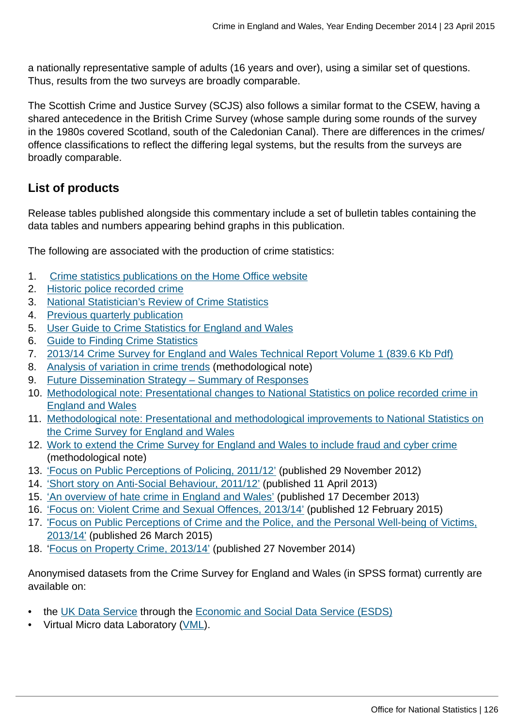a nationally representative sample of adults (16 years and over), using a similar set of questions. Thus, results from the two surveys are broadly comparable.

The Scottish Crime and Justice Survey (SCJS) also follows a similar format to the CSEW, having a shared antecedence in the British Crime Survey (whose sample during some rounds of the survey in the 1980s covered Scotland, south of the Caledonian Canal). There are differences in the crimes/offence classifications to reflect the differing legal systems, but the results from the surveys are broadly comparable.

## List of products

Release tables published alongside this commentary include a set of bulletin tables containing the data tables and numbers appearing behind graphs in this publication.

The following are associated with the production of crime statistics:

1. Crime statistics publications on the Home Office website
2. Historic police recorded crime
3. National Statistician's Review of Crime Statistics
4. Previous quarterly publication
5. User Guide to Crime Statistics for England and Wales
6. Guide to Finding Crime Statistics
7. 2013/14 Crime Survey for England and Wales Technical Report Volume 1 (839.6 Kb Pdf)
8. Analysis of variation in crime trends (methodological note)
9. Future Dissemination Strategy – Summary of Responses
10. Methodological note: Presentational changes to National Statistics on police recorded crime in England and Wales
11. Methodological note: Presentational and methodological improvements to National Statistics on the Crime Survey for England and Wales
12. Work to extend the Crime Survey for England and Wales to include fraud and cyber crime (methodological note)
13. 'Focus on Public Perceptions of Policing, 2011/12' (published 29 November 2012)
14. 'Short story on Anti-Social Behaviour, 2011/12' (published 11 April 2013)
15. 'An overview of hate crime in England and Wales' (published 17 December 2013)
16. 'Focus on: Violent Crime and Sexual Offences, 2013/14' (published 12 February 2015)
17. 'Focus on Public Perceptions of Crime and the Police, and the Personal Well-being of Victims, 2013/14' (published 26 March 2015)
18. 'Focus on Property Crime, 2013/14' (published 27 November 2014)

Anonymised datasets from the Crime Survey for England and Wales (in SPSS format) currently are available on:

- the UK Data Service through the Economic and Social Data Service (ESDS)
- Virtual Micro data Laboratory (VML).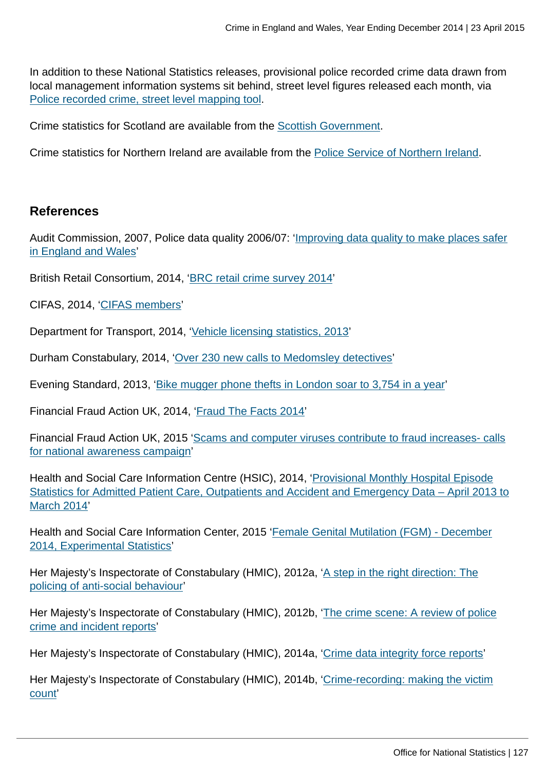In addition to these National Statistics releases, provisional police recorded crime data drawn from local management information systems sit behind, street level figures released each month, via Police recorded crime, street level mapping tool.

Crime statistics for Scotland are available from the Scottish Government.

Crime statistics for Northern Ireland are available from the Police Service of Northern Ireland.

## References

Audit Commission, 2007, Police data quality 2006/07: 'Improving data quality to make places safer in England and Wales'

British Retail Consortium, 2014, 'BRC retail crime survey 2014'

CIFAS, 2014, 'CIFAS members'

Department for Transport, 2014, 'Vehicle licensing statistics, 2013'

Durham Constabulary, 2014, 'Over 230 new calls to Medomsley detectives'

Evening Standard, 2013, 'Bike mugger phone thefts in London soar to 3,754 in a year'

Financial Fraud Action UK, 2014, 'Fraud The Facts 2014'

Financial Fraud Action UK, 2015 'Scams and computer viruses contribute to fraud increases- calls for national awareness campaign'

Health and Social Care Information Centre (HSIC), 2014, 'Provisional Monthly Hospital Episode Statistics for Admitted Patient Care, Outpatients and Accident and Emergency Data – April 2013 to March 2014'

Health and Social Care Information Center, 2015 'Female Genital Mutilation (FGM) - December 2014, Experimental Statistics'

Her Majesty's Inspectorate of Constabulary (HMIC), 2012a, 'A step in the right direction: The policing of anti-social behaviour'

Her Majesty's Inspectorate of Constabulary (HMIC), 2012b, 'The crime scene: A review of police crime and incident reports'

Her Majesty's Inspectorate of Constabulary (HMIC), 2014a, 'Crime data integrity force reports'

Her Majesty's Inspectorate of Constabulary (HMIC), 2014b, 'Crime-recording: making the victim count'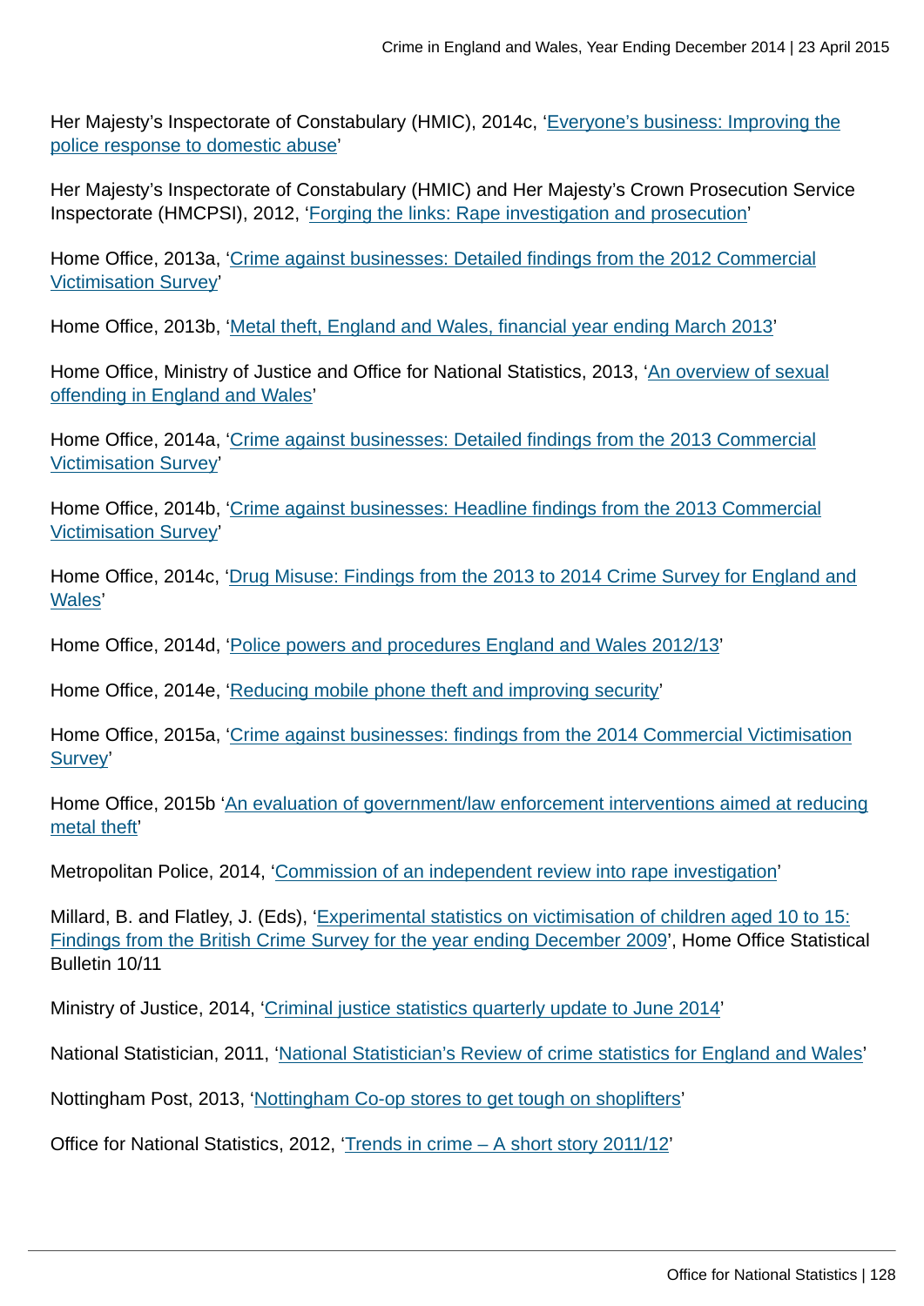Her Majesty's Inspectorate of Constabulary (HMIC), 2014c, 'Everyone's business: Improving the police response to domestic abuse'

Her Majesty's Inspectorate of Constabulary (HMIC) and Her Majesty's Crown Prosecution Service Inspectorate (HMCPSI), 2012, 'Forging the links: Rape investigation and prosecution'

Home Office, 2013a, 'Crime against businesses: Detailed findings from the 2012 Commercial Victimisation Survey'

Home Office, 2013b, 'Metal theft, England and Wales, financial year ending March 2013'

Home Office, Ministry of Justice and Office for National Statistics, 2013, 'An overview of sexual offending in England and Wales'

Home Office, 2014a, 'Crime against businesses: Detailed findings from the 2013 Commercial Victimisation Survey'

Home Office, 2014b, 'Crime against businesses: Headline findings from the 2013 Commercial Victimisation Survey'

Home Office, 2014c, 'Drug Misuse: Findings from the 2013 to 2014 Crime Survey for England and Wales'

Home Office, 2014d, 'Police powers and procedures England and Wales 2012/13'

Home Office, 2014e, 'Reducing mobile phone theft and improving security'

Home Office, 2015a, 'Crime against businesses: findings from the 2014 Commercial Victimisation Survey'

Home Office, 2015b 'An evaluation of government/law enforcement interventions aimed at reducing metal theft'

Metropolitan Police, 2014, 'Commission of an independent review into rape investigation'

Millard, B. and Flatley, J. (Eds), 'Experimental statistics on victimisation of children aged 10 to 15: Findings from the British Crime Survey for the year ending December 2009', Home Office Statistical Bulletin 10/11

Ministry of Justice, 2014, 'Criminal justice statistics quarterly update to June 2014'

National Statistician, 2011, 'National Statistician's Review of crime statistics for England and Wales'

Nottingham Post, 2013, 'Nottingham Co-op stores to get tough on shoplifters'

Office for National Statistics, 2012, 'Trends in crime – A short story 2011/12'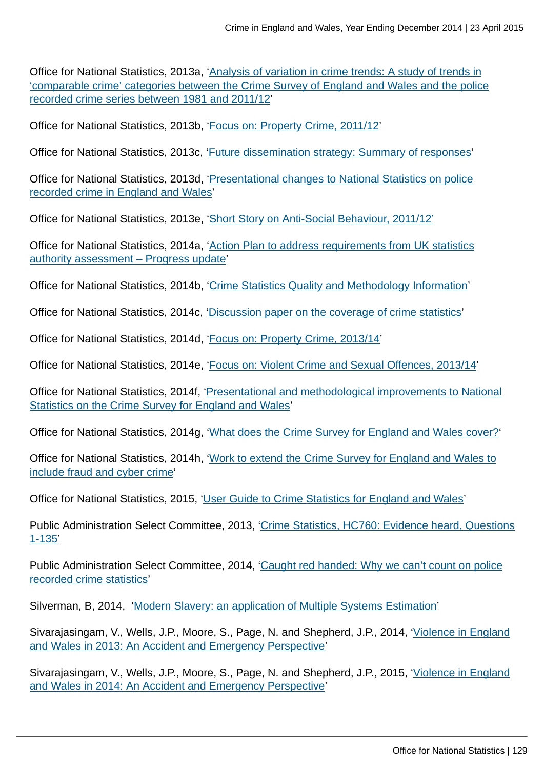Office for National Statistics, 2013a, 'Analysis of variation in crime trends: A study of trends in 'comparable crime' categories between the Crime Survey of England and Wales and the police recorded crime series between 1981 and 2011/12'

Office for National Statistics, 2013b, 'Focus on: Property Crime, 2011/12'

Office for National Statistics, 2013c, 'Future dissemination strategy: Summary of responses'

Office for National Statistics, 2013d, 'Presentational changes to National Statistics on police recorded crime in England and Wales'

Office for National Statistics, 2013e, 'Short Story on Anti-Social Behaviour, 2011/12'

Office for National Statistics, 2014a, 'Action Plan to address requirements from UK statistics authority assessment – Progress update'

Office for National Statistics, 2014b, 'Crime Statistics Quality and Methodology Information'

Office for National Statistics, 2014c, 'Discussion paper on the coverage of crime statistics'

Office for National Statistics, 2014d, 'Focus on: Property Crime, 2013/14'

Office for National Statistics, 2014e, 'Focus on: Violent Crime and Sexual Offences, 2013/14'

Office for National Statistics, 2014f, 'Presentational and methodological improvements to National Statistics on the Crime Survey for England and Wales'

Office for National Statistics, 2014g, 'What does the Crime Survey for England and Wales cover?'

Office for National Statistics, 2014h, 'Work to extend the Crime Survey for England and Wales to include fraud and cyber crime'

Office for National Statistics, 2015, 'User Guide to Crime Statistics for England and Wales'

Public Administration Select Committee, 2013, 'Crime Statistics, HC760: Evidence heard, Questions 1-135'

Public Administration Select Committee, 2014, 'Caught red handed: Why we can't count on police recorded crime statistics'

Silverman, B, 2014, 'Modern Slavery: an application of Multiple Systems Estimation'

Sivarajasingam, V., Wells, J.P., Moore, S., Page, N. and Shepherd, J.P., 2014, 'Violence in England and Wales in 2013: An Accident and Emergency Perspective'

Sivarajasingam, V., Wells, J.P., Moore, S., Page, N. and Shepherd, J.P., 2015, 'Violence in England and Wales in 2014: An Accident and Emergency Perspective'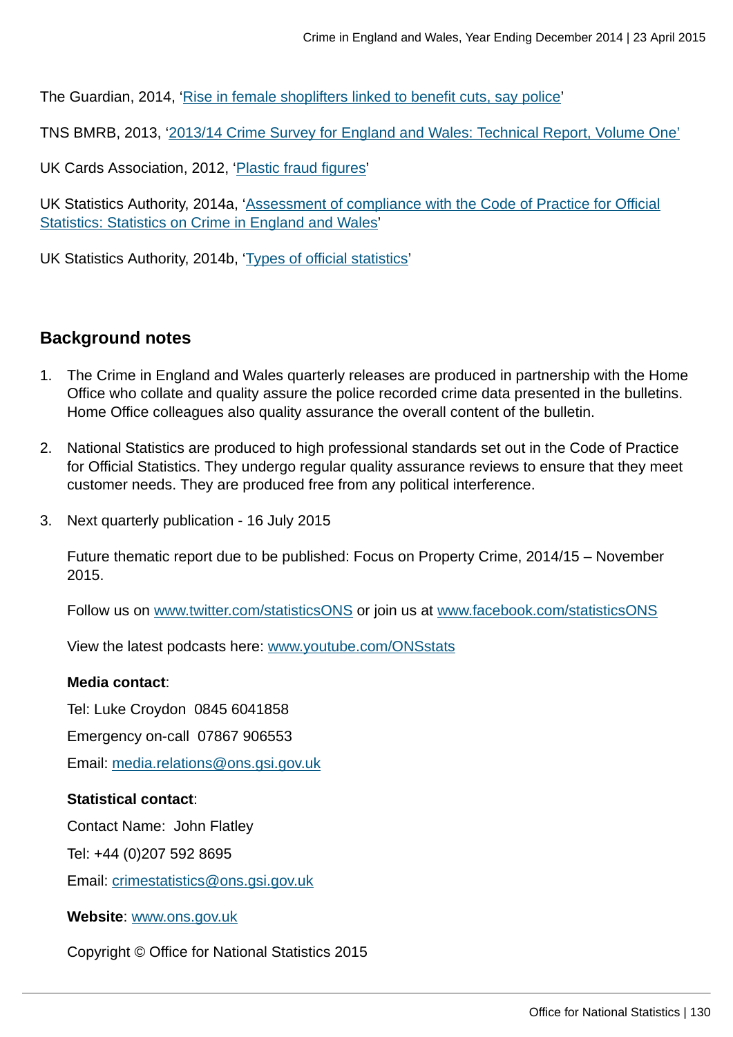The Guardian, 2014, 'Rise in female shoplifters linked to benefit cuts, say police'

TNS BMRB, 2013, '2013/14 Crime Survey for England and Wales: Technical Report, Volume One'

UK Cards Association, 2012, 'Plastic fraud figures'

UK Statistics Authority, 2014a, 'Assessment of compliance with the Code of Practice for Official Statistics: Statistics on Crime in England and Wales'

UK Statistics Authority, 2014b, 'Types of official statistics'

## Background notes

1. The Crime in England and Wales quarterly releases are produced in partnership with the Home Office who collate and quality assure the police recorded crime data presented in the bulletins. Home Office colleagues also quality assurance the overall content of the bulletin.

2. National Statistics are produced to high professional standards set out in the Code of Practice for Official Statistics. They undergo regular quality assurance reviews to ensure that they meet customer needs. They are produced free from any political interference.

3. Next quarterly publication - 16 July 2015

   Future thematic report due to be published: Focus on Property Crime, 2014/15 – November 2015.

   Follow us on www.twitter.com/statisticsONS or join us at www.facebook.com/statisticsONS

   View the latest podcasts here: www.youtube.com/ONSstats

   **Media contact**:

   Tel: Luke Croydon 0845 6041858

   Emergency on-call 07867 906553

   Email: media.relations@ons.gsi.gov.uk

   **Statistical contact**:

   Contact Name: John Flatley

   Tel: +44 (0)207 592 8695

   Email: crimestatistics@ons.gsi.gov.uk

   **Website**: www.ons.gov.uk

   Copyright © Office for National Statistics 2015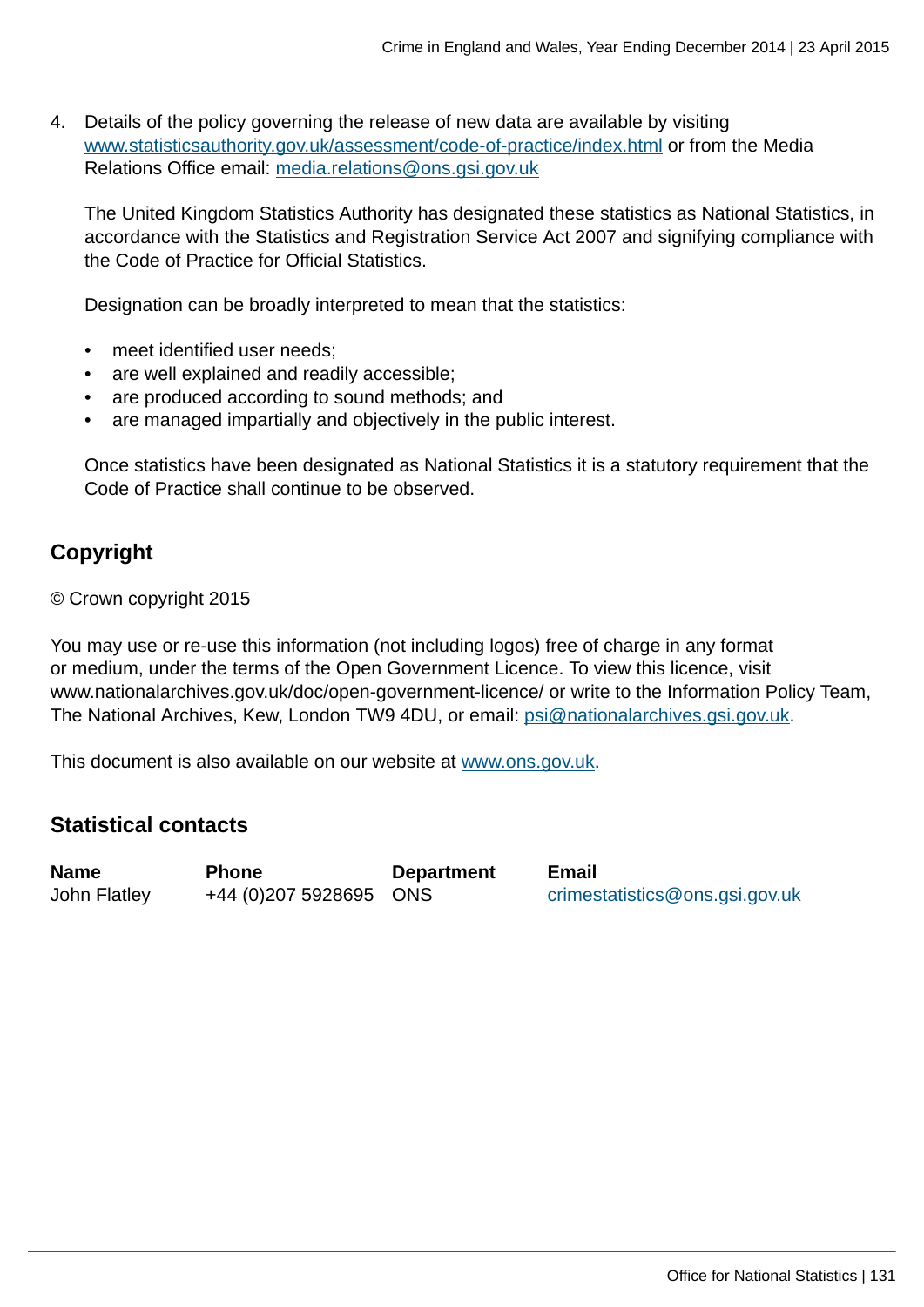4. Details of the policy governing the release of new data are available by visiting www.statisticsauthority.gov.uk/assessment/code-of-practice/index.html or from the Media Relations Office email: media.relations@ons.gsi.gov.uk

   The United Kingdom Statistics Authority has designated these statistics as National Statistics, in accordance with the Statistics and Registration Service Act 2007 and signifying compliance with the Code of Practice for Official Statistics.

   Designation can be broadly interpreted to mean that the statistics:

   - meet identified user needs;
   - are well explained and readily accessible;
   - are produced according to sound methods; and
   - are managed impartially and objectively in the public interest.

   Once statistics have been designated as National Statistics it is a statutory requirement that the Code of Practice shall continue to be observed.

## Copyright

© Crown copyright 2015

You may use or re-use this information (not including logos) free of charge in any format or medium, under the terms of the Open Government Licence. To view this licence, visit www.nationalarchives.gov.uk/doc/open-government-licence/ or write to the Information Policy Team, The National Archives, Kew, London TW9 4DU, or email: psi@nationalarchives.gsi.gov.uk.

This document is also available on our website at www.ons.gov.uk.

## Statistical contacts

| Name | Phone | Department | Email |
|---|---|---|---|
| John Flatley | +44 (0)207 5928695 | ONS | crimestatistics@ons.gsi.gov.uk |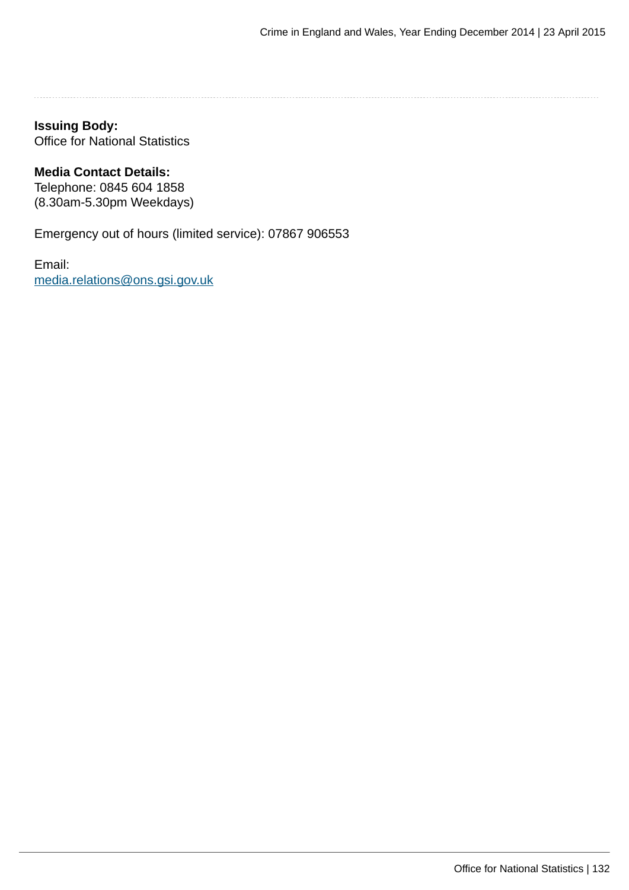**Issuing Body:**
Office for National Statistics

**Media Contact Details:**
Telephone: 0845 604 1858
(8.30am-5.30pm Weekdays)

Emergency out of hours (limited service): 07867 906553

Email:
media.relations@ons.gsi.gov.uk